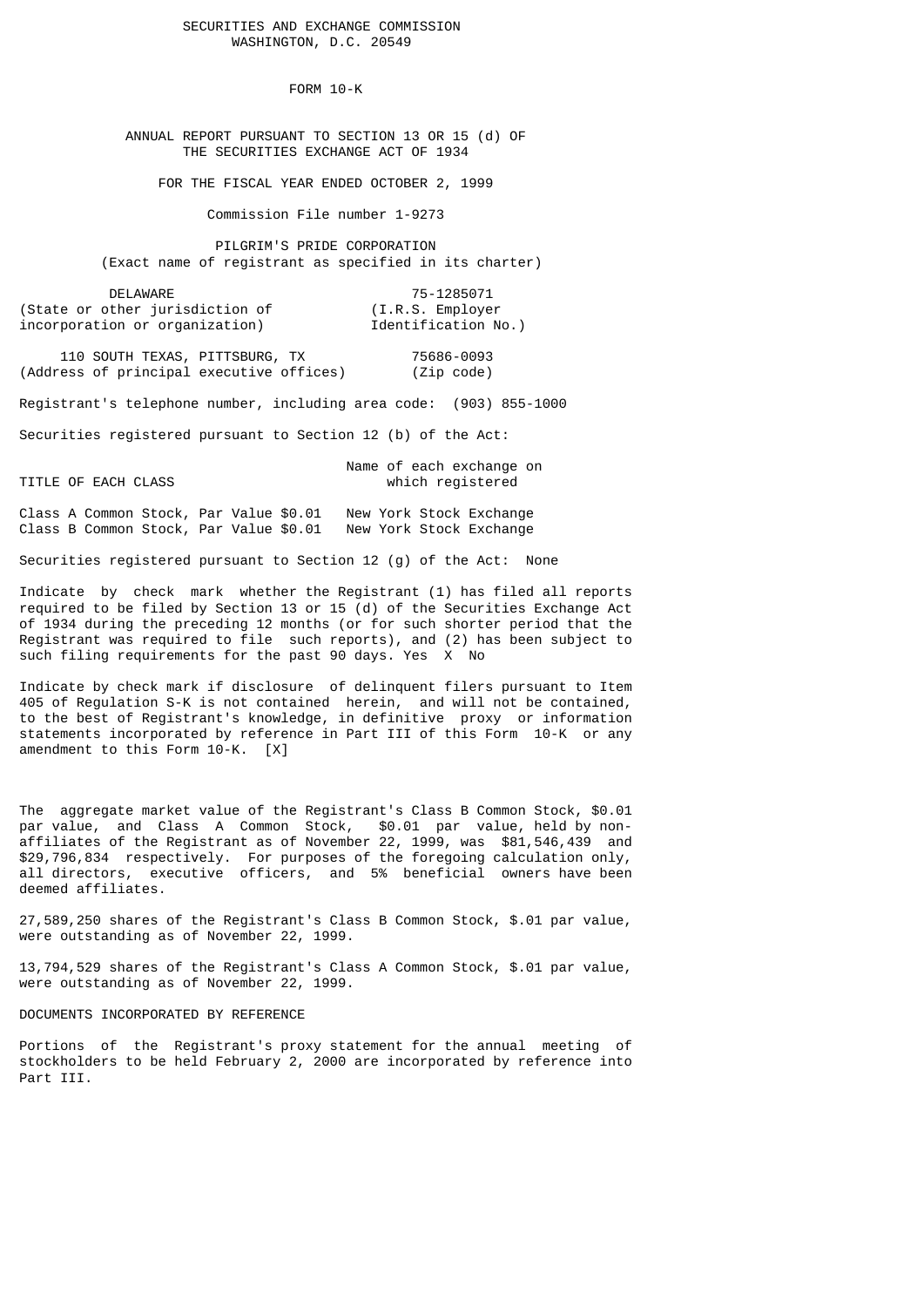SECURITIES AND EXCHANGE COMMISSION
WASHINGTON, D.C. 20549

# FORM 10-K

ANNUAL REPORT PURSUANT TO SECTION 13 OR 15 (d) OF
THE SECURITIES EXCHANGE ACT OF 1934

FOR THE FISCAL YEAR ENDED OCTOBER 2, 1999

Commission File number 1-9273

## PILGRIM'S PRIDE CORPORATION

(Exact name of registrant as specified in its charter)

| | |
|---|---|
| DELAWARE | 75-1285071 |
| (State or other jurisdiction of incorporation or organization) | (I.R.S. Employer Identification No.) |
| 110 SOUTH TEXAS, PITTSBURG, TX | 75686-0093 |
| (Address of principal executive offices) | (Zip code) |

Registrant's telephone number, including area code: (903) 855-1000

Securities registered pursuant to Section 12 (b) of the Act:

| TITLE OF EACH CLASS | Name of each exchange on which registered |
|---|---|
| Class A Common Stock, Par Value $0.01 | New York Stock Exchange |
| Class B Common Stock, Par Value $0.01 | New York Stock Exchange |

Securities registered pursuant to Section 12 (g) of the Act: None

Indicate by check mark whether the Registrant (1) has filed all reports required to be filed by Section 13 or 15 (d) of the Securities Exchange Act of 1934 during the preceding 12 months (or for such shorter period that the Registrant was required to file such reports), and (2) has been subject to such filing requirements for the past 90 days. Yes X No

Indicate by check mark if disclosure of delinquent filers pursuant to Item 405 of Regulation S-K is not contained herein, and will not be contained, to the best of Registrant's knowledge, in definitive proxy or information statements incorporated by reference in Part III of this Form 10-K or any amendment to this Form 10-K. [X]

The aggregate market value of the Registrant's Class B Common Stock, $0.01 par value, and Class A Common Stock, $0.01 par value, held by non-affiliates of the Registrant as of November 22, 1999, was $81,546,439 and $29,796,834 respectively. For purposes of the foregoing calculation only, all directors, executive officers, and 5% beneficial owners have been deemed affiliates.

27,589,250 shares of the Registrant's Class B Common Stock, $.01 par value, were outstanding as of November 22, 1999.

13,794,529 shares of the Registrant's Class A Common Stock, $.01 par value, were outstanding as of November 22, 1999.

DOCUMENTS INCORPORATED BY REFERENCE

Portions of the Registrant's proxy statement for the annual meeting of stockholders to be held February 2, 2000 are incorporated by reference into Part III.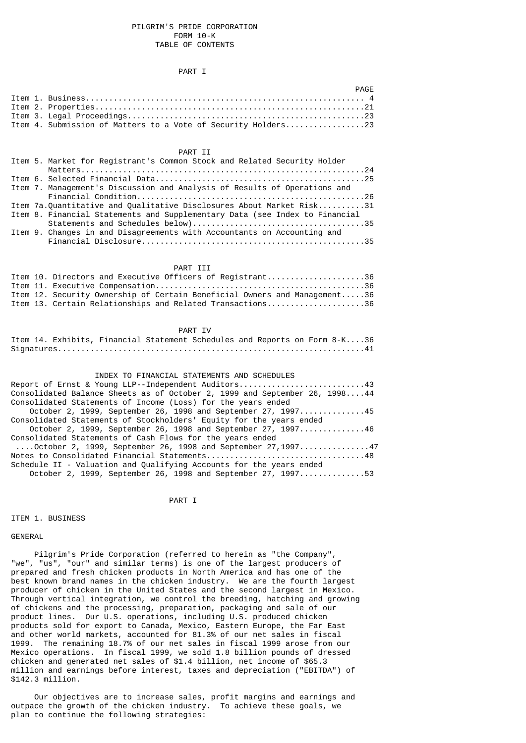# PILGRIM'S PRIDE CORPORATION
## FORM 10-K
## TABLE OF CONTENTS

### PART I

| | PAGE |
|---|---|
| Item 1. Business | 4 |
| Item 2. Properties | 21 |
| Item 3. Legal Proceedings | 23 |
| Item 4. Submission of Matters to a Vote of Security Holders | 23 |

### PART II

| | |
|---|---|
| Item 5. Market for Registrant's Common Stock and Related Security Holder Matters | 24 |
| Item 6. Selected Financial Data | 25 |
| Item 7. Management's Discussion and Analysis of Results of Operations and Financial Condition | 26 |
| Item 7a. Quantitative and Qualitative Disclosures About Market Risk | 31 |
| Item 8. Financial Statements and Supplementary Data (see Index to Financial Statements and Schedules below) | 35 |
| Item 9. Changes in and Disagreements with Accountants on Accounting and Financial Disclosure | 35 |

### PART III

| | |
|---|---|
| Item 10. Directors and Executive Officers of Registrant | 36 |
| Item 11. Executive Compensation | 36 |
| Item 12. Security Ownership of Certain Beneficial Owners and Management | 36 |
| Item 13. Certain Relationships and Related Transactions | 36 |

### PART IV

| | |
|---|---|
| Item 14. Exhibits, Financial Statement Schedules and Reports on Form 8-K | 36 |
| Signatures | 41 |

### INDEX TO FINANCIAL STATEMENTS AND SCHEDULES

| | |
|---|---|
| Report of Ernst & Young LLP--Independent Auditors | 43 |
| Consolidated Balance Sheets as of October 2, 1999 and September 26, 1998 | 44 |
| Consolidated Statements of Income (Loss) for the years ended October 2, 1999, September 26, 1998 and September 27, 1997 | 45 |
| Consolidated Statements of Stockholders' Equity for the years ended October 2, 1999, September 26, 1998 and September 27, 1997 | 46 |
| Consolidated Statements of Cash Flows for the years ended October 2, 1999, September 26, 1998 and September 27,1997 | 47 |
| Notes to Consolidated Financial Statements | 48 |
| Schedule II - Valuation and Qualifying Accounts for the years ended October 2, 1999, September 26, 1998 and September 27, 1997 | 53 |

# PART I

## ITEM 1. BUSINESS

### GENERAL

Pilgrim's Pride Corporation (referred to herein as "the Company", "we", "us", "our" and similar terms) is one of the largest producers of prepared and fresh chicken products in North America and has one of the best known brand names in the chicken industry. We are the fourth largest producer of chicken in the United States and the second largest in Mexico. Through vertical integration, we control the breeding, hatching and growing of chickens and the processing, preparation, packaging and sale of our product lines. Our U.S. operations, including U.S. produced chicken products sold for export to Canada, Mexico, Eastern Europe, the Far East and other world markets, accounted for 81.3% of our net sales in fiscal 1999. The remaining 18.7% of our net sales in fiscal 1999 arose from our Mexico operations. In fiscal 1999, we sold 1.8 billion pounds of dressed chicken and generated net sales of $1.4 billion, net income of $65.3 million and earnings before interest, taxes and depreciation ("EBITDA") of $142.3 million.

Our objectives are to increase sales, profit margins and earnings and outpace the growth of the chicken industry. To achieve these goals, we plan to continue the following strategies: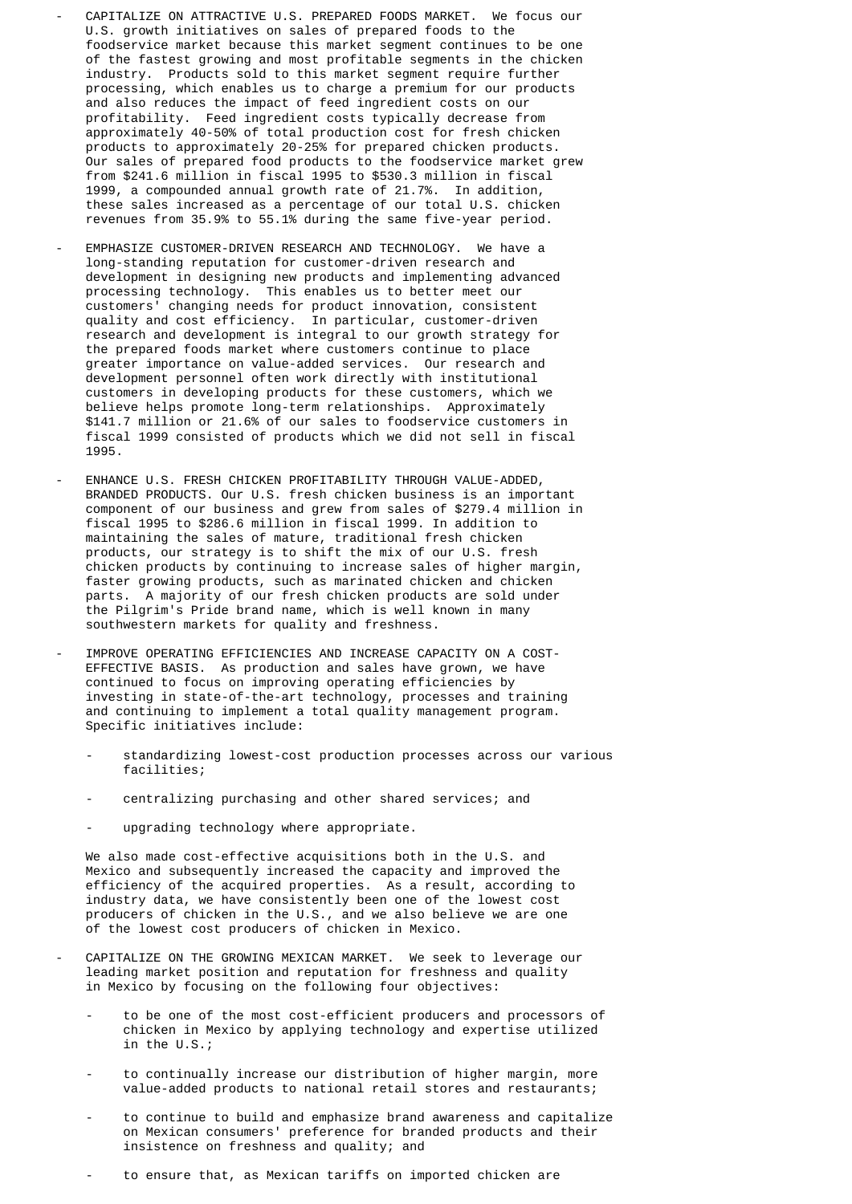- CAPITALIZE ON ATTRACTIVE U.S. PREPARED FOODS MARKET. We focus our U.S. growth initiatives on sales of prepared foods to the foodservice market because this market segment continues to be one of the fastest growing and most profitable segments in the chicken industry. Products sold to this market segment require further processing, which enables us to charge a premium for our products and also reduces the impact of feed ingredient costs on our profitability. Feed ingredient costs typically decrease from approximately 40-50% of total production cost for fresh chicken products to approximately 20-25% for prepared chicken products. Our sales of prepared food products to the foodservice market grew from $241.6 million in fiscal 1995 to $530.3 million in fiscal 1999, a compounded annual growth rate of 21.7%. In addition, these sales increased as a percentage of our total U.S. chicken revenues from 35.9% to 55.1% during the same five-year period.

- EMPHASIZE CUSTOMER-DRIVEN RESEARCH AND TECHNOLOGY. We have a long-standing reputation for customer-driven research and development in designing new products and implementing advanced processing technology. This enables us to better meet our customers' changing needs for product innovation, consistent quality and cost efficiency. In particular, customer-driven research and development is integral to our growth strategy for the prepared foods market where customers continue to place greater importance on value-added services. Our research and development personnel often work directly with institutional customers in developing products for these customers, which we believe helps promote long-term relationships. Approximately $141.7 million or 21.6% of our sales to foodservice customers in fiscal 1999 consisted of products which we did not sell in fiscal 1995.

- ENHANCE U.S. FRESH CHICKEN PROFITABILITY THROUGH VALUE-ADDED, BRANDED PRODUCTS. Our U.S. fresh chicken business is an important component of our business and grew from sales of $279.4 million in fiscal 1995 to $286.6 million in fiscal 1999. In addition to maintaining the sales of mature, traditional fresh chicken products, our strategy is to shift the mix of our U.S. fresh chicken products by continuing to increase sales of higher margin, faster growing products, such as marinated chicken and chicken parts. A majority of our fresh chicken products are sold under the Pilgrim's Pride brand name, which is well known in many southwestern markets for quality and freshness.

- IMPROVE OPERATING EFFICIENCIES AND INCREASE CAPACITY ON A COST-EFFECTIVE BASIS. As production and sales have grown, we have continued to focus on improving operating efficiencies by investing in state-of-the-art technology, processes and training and continuing to implement a total quality management program. Specific initiatives include:

  - standardizing lowest-cost production processes across our various facilities;
  - centralizing purchasing and other shared services; and
  - upgrading technology where appropriate.

  We also made cost-effective acquisitions both in the U.S. and Mexico and subsequently increased the capacity and improved the efficiency of the acquired properties. As a result, according to industry data, we have consistently been one of the lowest cost producers of chicken in the U.S., and we also believe we are one of the lowest cost producers of chicken in Mexico.

- CAPITALIZE ON THE GROWING MEXICAN MARKET. We seek to leverage our leading market position and reputation for freshness and quality in Mexico by focusing on the following four objectives:

  - to be one of the most cost-efficient producers and processors of chicken in Mexico by applying technology and expertise utilized in the U.S.;
  - to continually increase our distribution of higher margin, more value-added products to national retail stores and restaurants;
  - to continue to build and emphasize brand awareness and capitalize on Mexican consumers' preference for branded products and their insistence on freshness and quality; and
  - to ensure that, as Mexican tariffs on imported chicken are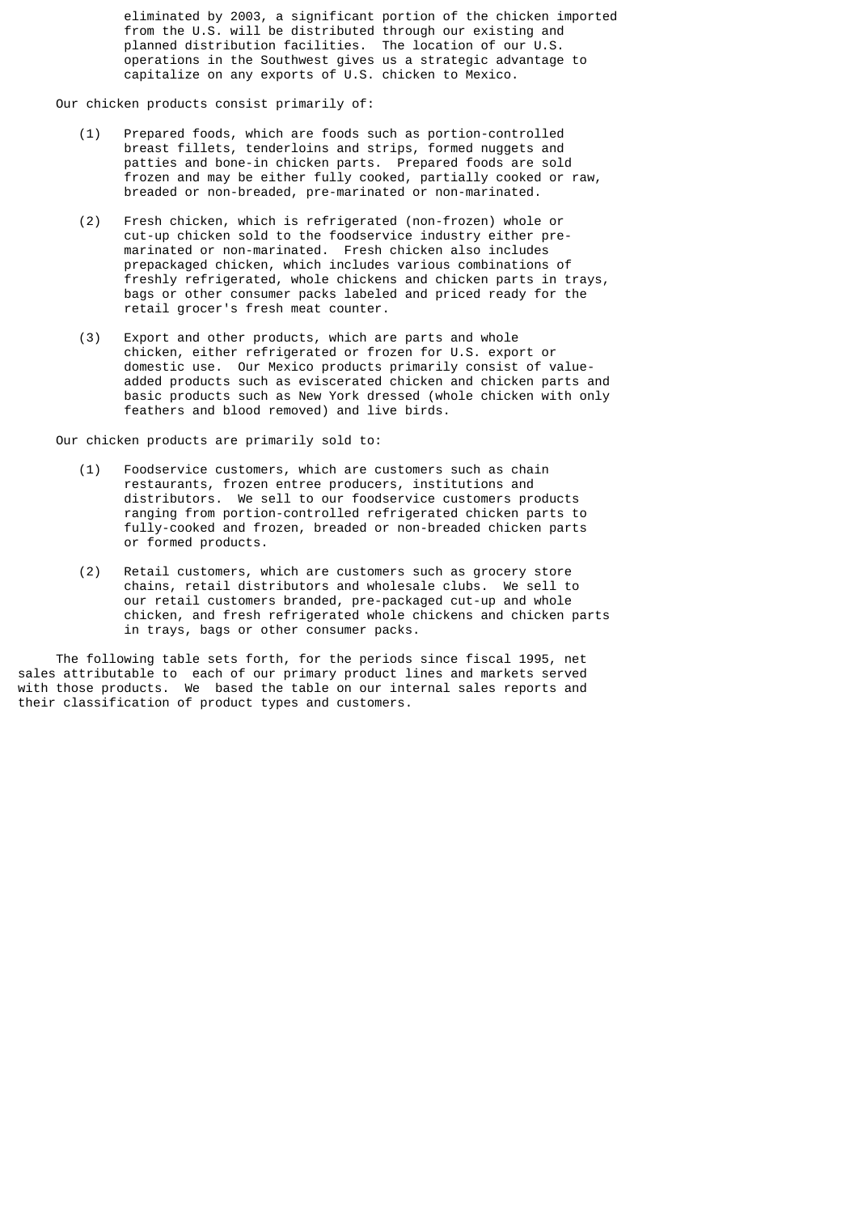eliminated by 2003, a significant portion of the chicken imported from the U.S. will be distributed through our existing and planned distribution facilities. The location of our U.S. operations in the Southwest gives us a strategic advantage to capitalize on any exports of U.S. chicken to Mexico.

Our chicken products consist primarily of:

(1) Prepared foods, which are foods such as portion-controlled breast fillets, tenderloins and strips, formed nuggets and patties and bone-in chicken parts. Prepared foods are sold frozen and may be either fully cooked, partially cooked or raw, breaded or non-breaded, pre-marinated or non-marinated.

(2) Fresh chicken, which is refrigerated (non-frozen) whole or cut-up chicken sold to the foodservice industry either pre-marinated or non-marinated. Fresh chicken also includes prepackaged chicken, which includes various combinations of freshly refrigerated, whole chickens and chicken parts in trays, bags or other consumer packs labeled and priced ready for the retail grocer's fresh meat counter.

(3) Export and other products, which are parts and whole chicken, either refrigerated or frozen for U.S. export or domestic use. Our Mexico products primarily consist of value-added products such as eviscerated chicken and chicken parts and basic products such as New York dressed (whole chicken with only feathers and blood removed) and live birds.

Our chicken products are primarily sold to:

(1) Foodservice customers, which are customers such as chain restaurants, frozen entree producers, institutions and distributors. We sell to our foodservice customers products ranging from portion-controlled refrigerated chicken parts to fully-cooked and frozen, breaded or non-breaded chicken parts or formed products.

(2) Retail customers, which are customers such as grocery store chains, retail distributors and wholesale clubs. We sell to our retail customers branded, pre-packaged cut-up and whole chicken, and fresh refrigerated whole chickens and chicken parts in trays, bags or other consumer packs.

The following table sets forth, for the periods since fiscal 1995, net sales attributable to each of our primary product lines and markets served with those products. We based the table on our internal sales reports and their classification of product types and customers.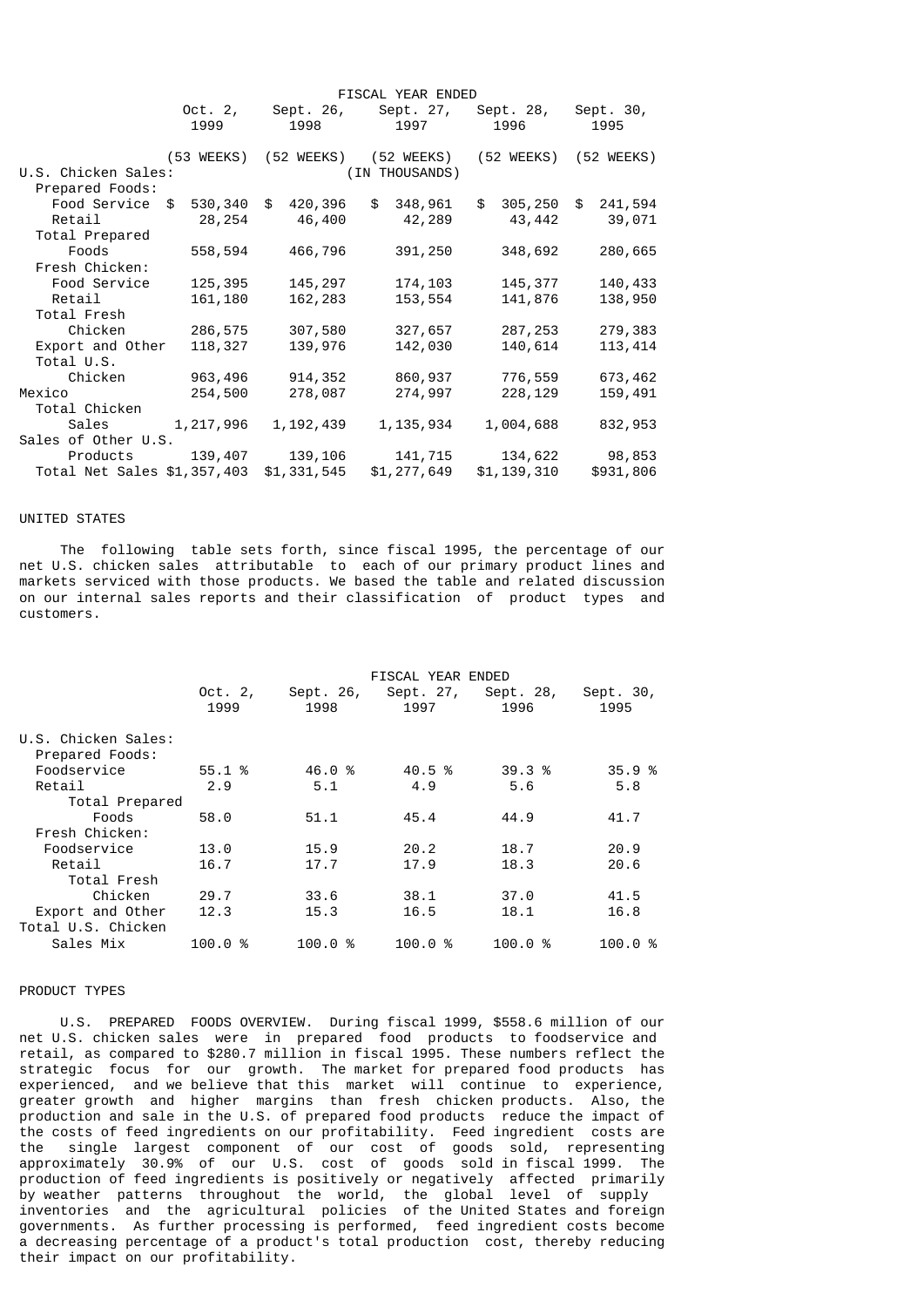| | FISCAL YEAR ENDED | | | | |
|---|---|---|---|---|---|
| | Oct. 2, 1999 | Sept. 26, 1998 | Sept. 27, 1997 | Sept. 28, 1996 | Sept. 30, 1995 |
| | (53 WEEKS) | (52 WEEKS) | (52 WEEKS) | (52 WEEKS) | (52 WEEKS) |
| U.S. Chicken Sales: | | | (IN THOUSANDS) | | |
| Prepared Foods: | | | | | |
| Food Service | $ 530,340 | $ 420,396 | $ 348,961 | $ 305,250 | $ 241,594 |
| Retail | 28,254 | 46,400 | 42,289 | 43,442 | 39,071 |
| Total Prepared Foods | 558,594 | 466,796 | 391,250 | 348,692 | 280,665 |
| Fresh Chicken: | | | | | |
| Food Service | 125,395 | 145,297 | 174,103 | 145,377 | 140,433 |
| Retail | 161,180 | 162,283 | 153,554 | 141,876 | 138,950 |
| Total Fresh Chicken | 286,575 | 307,580 | 327,657 | 287,253 | 279,383 |
| Export and Other | 118,327 | 139,976 | 142,030 | 140,614 | 113,414 |
| Total U.S. Chicken | 963,496 | 914,352 | 860,937 | 776,559 | 673,462 |
| Mexico | 254,500 | 278,087 | 274,997 | 228,129 | 159,491 |
| Total Chicken Sales | 1,217,996 | 1,192,439 | 1,135,934 | 1,004,688 | 832,953 |
| Sales of Other U.S. Products | 139,407 | 139,106 | 141,715 | 134,622 | 98,853 |
| Total Net Sales | $1,357,403 | $1,331,545 | $1,277,649 | $1,139,310 | $931,806 |

UNITED STATES

The following table sets forth, since fiscal 1995, the percentage of our net U.S. chicken sales attributable to each of our primary product lines and markets serviced with those products. We based the table and related discussion on our internal sales reports and their classification of product types and customers.

| | FISCAL YEAR ENDED | | | | |
|---|---|---|---|---|---|
| | Oct. 2, 1999 | Sept. 26, 1998 | Sept. 27, 1997 | Sept. 28, 1996 | Sept. 30, 1995 |
| U.S. Chicken Sales: | | | | | |
| Prepared Foods: | | | | | |
| Foodservice | 55.1 % | 46.0 % | 40.5 % | 39.3 % | 35.9 % |
| Retail | 2.9 | 5.1 | 4.9 | 5.6 | 5.8 |
| Total Prepared Foods | 58.0 | 51.1 | 45.4 | 44.9 | 41.7 |
| Fresh Chicken: | | | | | |
| Foodservice | 13.0 | 15.9 | 20.2 | 18.7 | 20.9 |
| Retail | 16.7 | 17.7 | 17.9 | 18.3 | 20.6 |
| Total Fresh Chicken | 29.7 | 33.6 | 38.1 | 37.0 | 41.5 |
| Export and Other | 12.3 | 15.3 | 16.5 | 18.1 | 16.8 |
| Total U.S. Chicken Sales Mix | 100.0 % | 100.0 % | 100.0 % | 100.0 % | 100.0 % |

PRODUCT TYPES

U.S. PREPARED FOODS OVERVIEW. During fiscal 1999, $558.6 million of our net U.S. chicken sales were in prepared food products to foodservice and retail, as compared to $280.7 million in fiscal 1995. These numbers reflect the strategic focus for our growth. The market for prepared food products has experienced, and we believe that this market will continue to experience, greater growth and higher margins than fresh chicken products. Also, the production and sale in the U.S. of prepared food products reduce the impact of the costs of feed ingredients on our profitability. Feed ingredient costs are the single largest component of our cost of goods sold, representing approximately 30.9% of our U.S. cost of goods sold in fiscal 1999. The production of feed ingredients is positively or negatively affected primarily by weather patterns throughout the world, the global level of supply inventories and the agricultural policies of the United States and foreign governments. As further processing is performed, feed ingredient costs become a decreasing percentage of a product's total production cost, thereby reducing their impact on our profitability.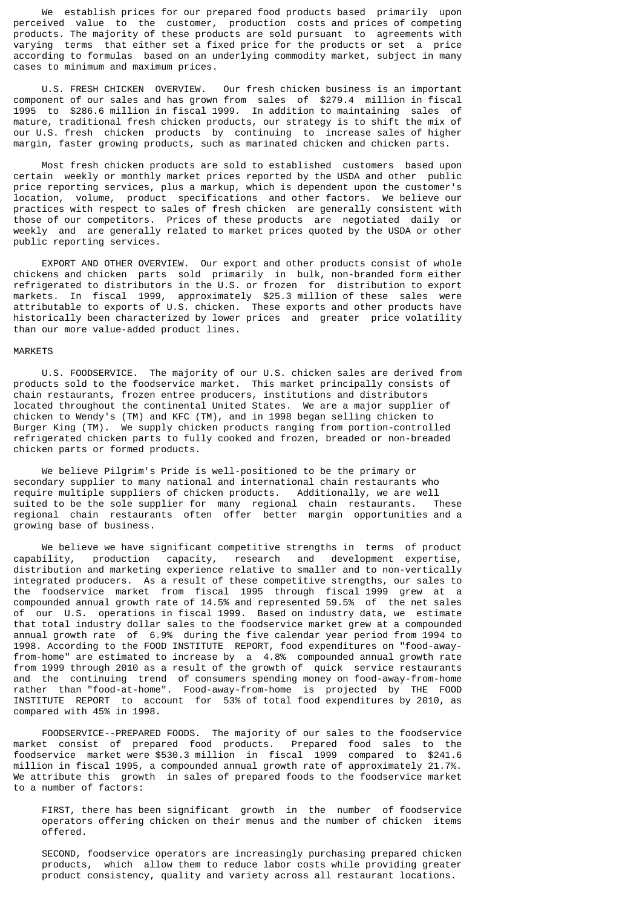We establish prices for our prepared food products based primarily upon perceived value to the customer, production costs and prices of competing products. The majority of these products are sold pursuant to agreements with varying terms that either set a fixed price for the products or set a price according to formulas based on an underlying commodity market, subject in many cases to minimum and maximum prices.

U.S. FRESH CHICKEN OVERVIEW. Our fresh chicken business is an important component of our sales and has grown from sales of $279.4 million in fiscal 1995 to $286.6 million in fiscal 1999. In addition to maintaining sales of mature, traditional fresh chicken products, our strategy is to shift the mix of our U.S. fresh chicken products by continuing to increase sales of higher margin, faster growing products, such as marinated chicken and chicken parts.

Most fresh chicken products are sold to established customers based upon certain weekly or monthly market prices reported by the USDA and other public price reporting services, plus a markup, which is dependent upon the customer's location, volume, product specifications and other factors. We believe our practices with respect to sales of fresh chicken are generally consistent with those of our competitors. Prices of these products are negotiated daily or weekly and are generally related to market prices quoted by the USDA or other public reporting services.

EXPORT AND OTHER OVERVIEW. Our export and other products consist of whole chickens and chicken parts sold primarily in bulk, non-branded form either refrigerated to distributors in the U.S. or frozen for distribution to export markets. In fiscal 1999, approximately $25.3 million of these sales were attributable to exports of U.S. chicken. These exports and other products have historically been characterized by lower prices and greater price volatility than our more value-added product lines.

MARKETS

U.S. FOODSERVICE. The majority of our U.S. chicken sales are derived from products sold to the foodservice market. This market principally consists of chain restaurants, frozen entree producers, institutions and distributors located throughout the continental United States. We are a major supplier of chicken to Wendy's (TM) and KFC (TM), and in 1998 began selling chicken to Burger King (TM). We supply chicken products ranging from portion-controlled refrigerated chicken parts to fully cooked and frozen, breaded or non-breaded chicken parts or formed products.

We believe Pilgrim's Pride is well-positioned to be the primary or secondary supplier to many national and international chain restaurants who require multiple suppliers of chicken products. Additionally, we are well suited to be the sole supplier for many regional chain restaurants. These regional chain restaurants often offer better margin opportunities and a growing base of business.

We believe we have significant competitive strengths in terms of product capability, production capacity, research and development expertise, distribution and marketing experience relative to smaller and to non-vertically integrated producers. As a result of these competitive strengths, our sales to the foodservice market from fiscal 1995 through fiscal 1999 grew at a compounded annual growth rate of 14.5% and represented 59.5% of the net sales of our U.S. operations in fiscal 1999. Based on industry data, we estimate that total industry dollar sales to the foodservice market grew at a compounded annual growth rate of 6.9% during the five calendar year period from 1994 to 1998. According to the FOOD INSTITUTE REPORT, food expenditures on "food-away-from-home" are estimated to increase by a 4.8% compounded annual growth rate from 1999 through 2010 as a result of the growth of quick service restaurants and the continuing trend of consumers spending money on food-away-from-home rather than "food-at-home". Food-away-from-home is projected by THE FOOD INSTITUTE REPORT to account for 53% of total food expenditures by 2010, as compared with 45% in 1998.

FOODSERVICE--PREPARED FOODS. The majority of our sales to the foodservice market consist of prepared food products. Prepared food sales to the foodservice market were $530.3 million in fiscal 1999 compared to $241.6 million in fiscal 1995, a compounded annual growth rate of approximately 21.7%. We attribute this growth in sales of prepared foods to the foodservice market to a number of factors:

FIRST, there has been significant growth in the number of foodservice operators offering chicken on their menus and the number of chicken items offered.

SECOND, foodservice operators are increasingly purchasing prepared chicken products, which allow them to reduce labor costs while providing greater product consistency, quality and variety across all restaurant locations.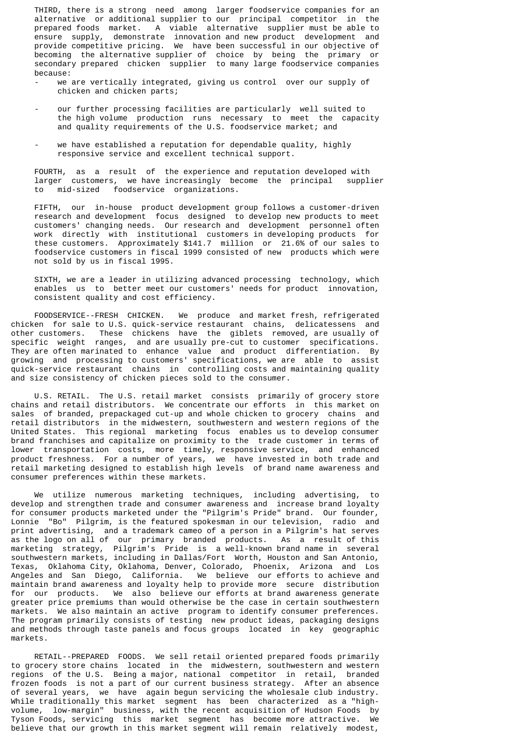THIRD, there is a strong need among larger foodservice companies for an alternative or additional supplier to our principal competitor in the prepared foods market. A viable alternative supplier must be able to ensure supply, demonstrate innovation and new product development and provide competitive pricing. We have been successful in our objective of becoming the alternative supplier of choice by being the primary or secondary prepared chicken supplier to many large foodservice companies because:

- we are vertically integrated, giving us control over our supply of chicken and chicken parts;

- our further processing facilities are particularly well suited to the high volume production runs necessary to meet the capacity and quality requirements of the U.S. foodservice market; and

- we have established a reputation for dependable quality, highly responsive service and excellent technical support.

FOURTH, as a result of the experience and reputation developed with larger customers, we have increasingly become the principal supplier to mid-sized foodservice organizations.

FIFTH, our in-house product development group follows a customer-driven research and development focus designed to develop new products to meet customers' changing needs. Our research and development personnel often work directly with institutional customers in developing products for these customers. Approximately $141.7 million or 21.6% of our sales to foodservice customers in fiscal 1999 consisted of new products which were not sold by us in fiscal 1995.

SIXTH, we are a leader in utilizing advanced processing technology, which enables us to better meet our customers' needs for product innovation, consistent quality and cost efficiency.

FOODSERVICE--FRESH CHICKEN. We produce and market fresh, refrigerated chicken for sale to U.S. quick-service restaurant chains, delicatessens and other customers. These chickens have the giblets removed, are usually of specific weight ranges, and are usually pre-cut to customer specifications. They are often marinated to enhance value and product differentiation. By growing and processing to customers' specifications, we are able to assist quick-service restaurant chains in controlling costs and maintaining quality and size consistency of chicken pieces sold to the consumer.

U.S. RETAIL. The U.S. retail market consists primarily of grocery store chains and retail distributors. We concentrate our efforts in this market on sales of branded, prepackaged cut-up and whole chicken to grocery chains and retail distributors in the midwestern, southwestern and western regions of the United States. This regional marketing focus enables us to develop consumer brand franchises and capitalize on proximity to the trade customer in terms of lower transportation costs, more timely, responsive service, and enhanced product freshness. For a number of years, we have invested in both trade and retail marketing designed to establish high levels of brand name awareness and consumer preferences within these markets.

We utilize numerous marketing techniques, including advertising, to develop and strengthen trade and consumer awareness and increase brand loyalty for consumer products marketed under the "Pilgrim's Pride" brand. Our founder, Lonnie "Bo" Pilgrim, is the featured spokesman in our television, radio and print advertising, and a trademark cameo of a person in a Pilgrim's hat serves as the logo on all of our primary branded products. As a result of this marketing strategy, Pilgrim's Pride is a well-known brand name in several southwestern markets, including in Dallas/Fort Worth, Houston and San Antonio, Texas, Oklahoma City, Oklahoma, Denver, Colorado, Phoenix, Arizona and Los Angeles and San Diego, California. We believe our efforts to achieve and maintain brand awareness and loyalty help to provide more secure distribution for our products. We also believe our efforts at brand awareness generate greater price premiums than would otherwise be the case in certain southwestern markets. We also maintain an active program to identify consumer preferences. The program primarily consists of testing new product ideas, packaging designs and methods through taste panels and focus groups located in key geographic markets.

RETAIL--PREPARED FOODS. We sell retail oriented prepared foods primarily to grocery store chains located in the midwestern, southwestern and western regions of the U.S. Being a major, national competitor in retail, branded frozen foods is not a part of our current business strategy. After an absence of several years, we have again begun servicing the wholesale club industry. While traditionally this market segment has been characterized as a "high-volume, low-margin" business, with the recent acquisition of Hudson Foods by Tyson Foods, servicing this market segment has become more attractive. We believe that our growth in this market segment will remain relatively modest,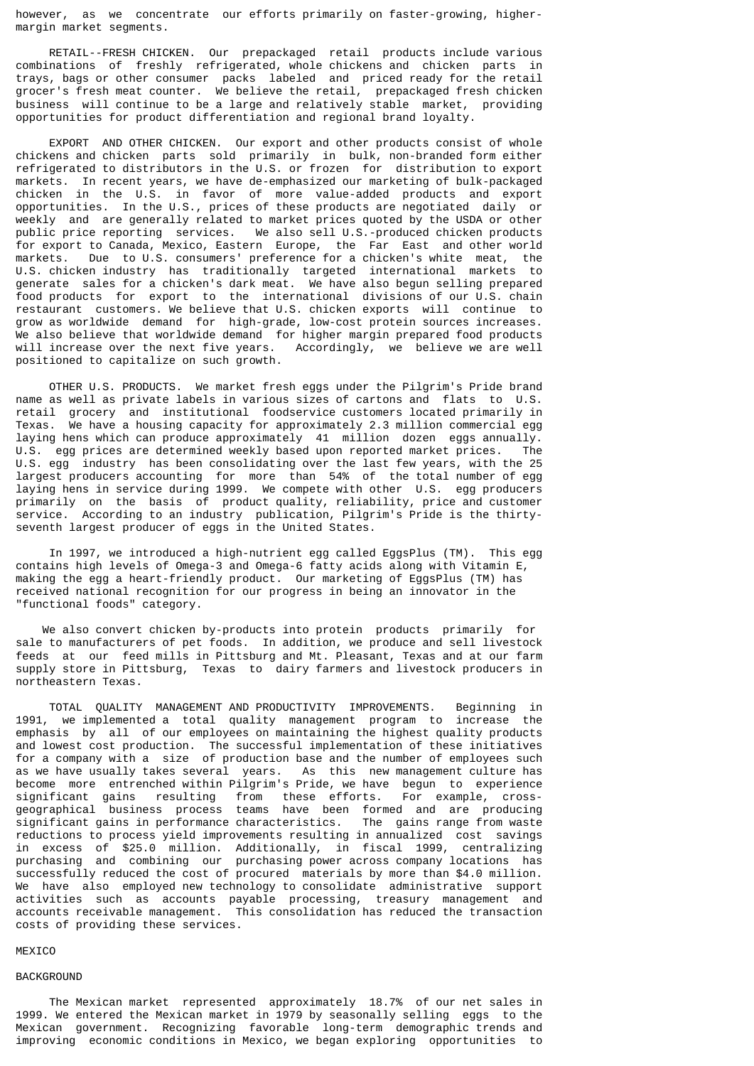however, as we concentrate our efforts primarily on faster-growing, higher-margin market segments.

**RETAIL--FRESH CHICKEN.** Our prepackaged retail products include various combinations of freshly refrigerated, whole chickens and chicken parts in trays, bags or other consumer packs labeled and priced ready for the retail grocer's fresh meat counter. We believe the retail, prepackaged fresh chicken business will continue to be a large and relatively stable market, providing opportunities for product differentiation and regional brand loyalty.

**EXPORT AND OTHER CHICKEN.** Our export and other products consist of whole chickens and chicken parts sold primarily in bulk, non-branded form either refrigerated to distributors in the U.S. or frozen for distribution to export markets. In recent years, we have de-emphasized our marketing of bulk-packaged chicken in the U.S. in favor of more value-added products and export opportunities. In the U.S., prices of these products are negotiated daily or weekly and are generally related to market prices quoted by the USDA or other public price reporting services. We also sell U.S.-produced chicken products for export to Canada, Mexico, Eastern Europe, the Far East and other world markets. Due to U.S. consumers' preference for a chicken's white meat, the U.S. chicken industry has traditionally targeted international markets to generate sales for a chicken's dark meat. We have also begun selling prepared food products for export to the international divisions of our U.S. chain restaurant customers. We believe that U.S. chicken exports will continue to grow as worldwide demand for high-grade, low-cost protein sources increases. We also believe that worldwide demand for higher margin prepared food products will increase over the next five years. Accordingly, we believe we are well positioned to capitalize on such growth.

**OTHER U.S. PRODUCTS.** We market fresh eggs under the Pilgrim's Pride brand name as well as private labels in various sizes of cartons and flats to U.S. retail grocery and institutional foodservice customers located primarily in Texas. We have a housing capacity for approximately 2.3 million commercial egg laying hens which can produce approximately 41 million dozen eggs annually. U.S. egg prices are determined weekly based upon reported market prices. The U.S. egg industry has been consolidating over the last few years, with the 25 largest producers accounting for more than 54% of the total number of egg laying hens in service during 1999. We compete with other U.S. egg producers primarily on the basis of product quality, reliability, price and customer service. According to an industry publication, Pilgrim's Pride is the thirty-seventh largest producer of eggs in the United States.

In 1997, we introduced a high-nutrient egg called EggsPlus (TM). This egg contains high levels of Omega-3 and Omega-6 fatty acids along with Vitamin E, making the egg a heart-friendly product. Our marketing of EggsPlus (TM) has received national recognition for our progress in being an innovator in the "functional foods" category.

We also convert chicken by-products into protein products primarily for sale to manufacturers of pet foods. In addition, we produce and sell livestock feeds at our feed mills in Pittsburg and Mt. Pleasant, Texas and at our farm supply store in Pittsburg, Texas to dairy farmers and livestock producers in northeastern Texas.

**TOTAL QUALITY MANAGEMENT AND PRODUCTIVITY IMPROVEMENTS.** Beginning in 1991, we implemented a total quality management program to increase the emphasis by all of our employees on maintaining the highest quality products and lowest cost production. The successful implementation of these initiatives for a company with a size of production base and the number of employees such as we have usually takes several years. As this new management culture has become more entrenched within Pilgrim's Pride, we have begun to experience significant gains resulting from these efforts. For example, cross-geographical business process teams have been formed and are producing significant gains in performance characteristics. The gains range from waste reductions to process yield improvements resulting in annualized cost savings in excess of $25.0 million. Additionally, in fiscal 1999, centralizing purchasing and combining our purchasing power across company locations has successfully reduced the cost of procured materials by more than $4.0 million. We have also employed new technology to consolidate administrative support activities such as accounts payable processing, treasury management and accounts receivable management. This consolidation has reduced the transaction costs of providing these services.

## MEXICO

### BACKGROUND

The Mexican market represented approximately 18.7% of our net sales in 1999. We entered the Mexican market in 1979 by seasonally selling eggs to the Mexican government. Recognizing favorable long-term demographic trends and improving economic conditions in Mexico, we began exploring opportunities to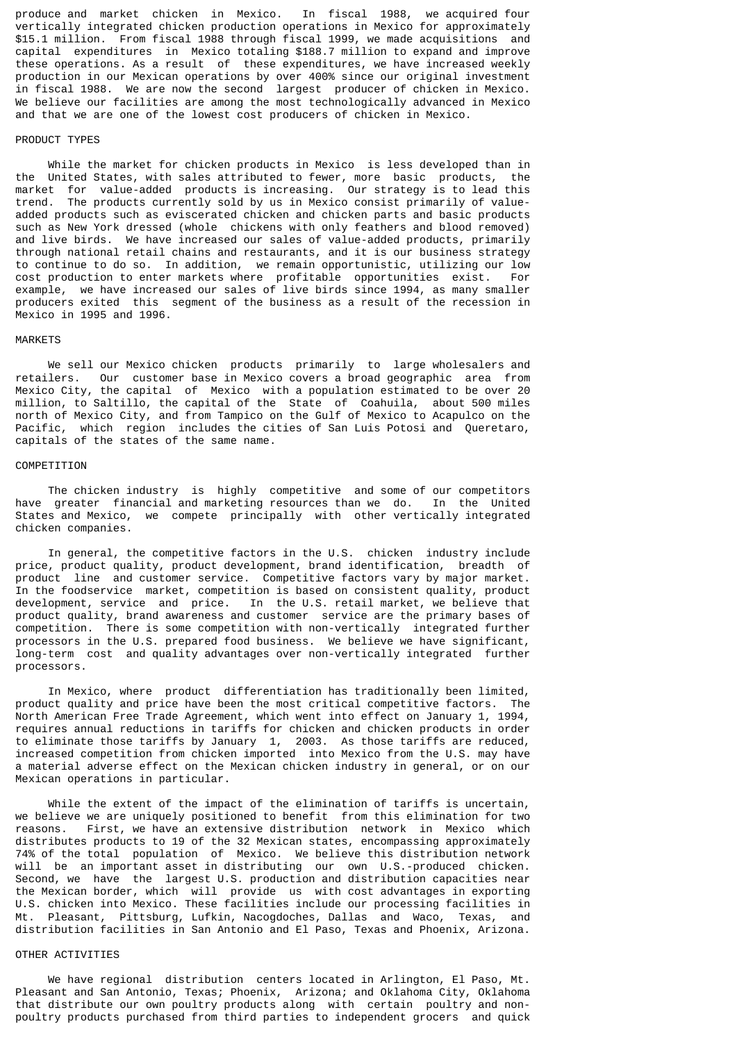produce and market chicken in Mexico. In fiscal 1988, we acquired four vertically integrated chicken production operations in Mexico for approximately $15.1 million. From fiscal 1988 through fiscal 1999, we made acquisitions and capital expenditures in Mexico totaling $188.7 million to expand and improve these operations. As a result of these expenditures, we have increased weekly production in our Mexican operations by over 400% since our original investment in fiscal 1988. We are now the second largest producer of chicken in Mexico. We believe our facilities are among the most technologically advanced in Mexico and that we are one of the lowest cost producers of chicken in Mexico.

## PRODUCT TYPES

While the market for chicken products in Mexico is less developed than in the United States, with sales attributed to fewer, more basic products, the market for value-added products is increasing. Our strategy is to lead this trend. The products currently sold by us in Mexico consist primarily of value-added products such as eviscerated chicken and chicken parts and basic products such as New York dressed (whole chickens with only feathers and blood removed) and live birds. We have increased our sales of value-added products, primarily through national retail chains and restaurants, and it is our business strategy to continue to do so. In addition, we remain opportunistic, utilizing our low cost production to enter markets where profitable opportunities exist. For example, we have increased our sales of live birds since 1994, as many smaller producers exited this segment of the business as a result of the recession in Mexico in 1995 and 1996.

## MARKETS

We sell our Mexico chicken products primarily to large wholesalers and retailers. Our customer base in Mexico covers a broad geographic area from Mexico City, the capital of Mexico with a population estimated to be over 20 million, to Saltillo, the capital of the State of Coahuila, about 500 miles north of Mexico City, and from Tampico on the Gulf of Mexico to Acapulco on the Pacific, which region includes the cities of San Luis Potosi and Queretaro, capitals of the states of the same name.

## COMPETITION

The chicken industry is highly competitive and some of our competitors have greater financial and marketing resources than we do. In the United States and Mexico, we compete principally with other vertically integrated chicken companies.

In general, the competitive factors in the U.S. chicken industry include price, product quality, product development, brand identification, breadth of product line and customer service. Competitive factors vary by major market. In the foodservice market, competition is based on consistent quality, product development, service and price. In the U.S. retail market, we believe that product quality, brand awareness and customer service are the primary bases of competition. There is some competition with non-vertically integrated further processors in the U.S. prepared food business. We believe we have significant, long-term cost and quality advantages over non-vertically integrated further processors.

In Mexico, where product differentiation has traditionally been limited, product quality and price have been the most critical competitive factors. The North American Free Trade Agreement, which went into effect on January 1, 1994, requires annual reductions in tariffs for chicken and chicken products in order to eliminate those tariffs by January 1, 2003. As those tariffs are reduced, increased competition from chicken imported into Mexico from the U.S. may have a material adverse effect on the Mexican chicken industry in general, or on our Mexican operations in particular.

While the extent of the impact of the elimination of tariffs is uncertain, we believe we are uniquely positioned to benefit from this elimination for two reasons. First, we have an extensive distribution network in Mexico which distributes products to 19 of the 32 Mexican states, encompassing approximately 74% of the total population of Mexico. We believe this distribution network will be an important asset in distributing our own U.S.-produced chicken. Second, we have the largest U.S. production and distribution capacities near the Mexican border, which will provide us with cost advantages in exporting U.S. chicken into Mexico. These facilities include our processing facilities in Mt. Pleasant, Pittsburg, Lufkin, Nacogdoches, Dallas and Waco, Texas, and distribution facilities in San Antonio and El Paso, Texas and Phoenix, Arizona.

## OTHER ACTIVITIES

We have regional distribution centers located in Arlington, El Paso, Mt. Pleasant and San Antonio, Texas; Phoenix, Arizona; and Oklahoma City, Oklahoma that distribute our own poultry products along with certain poultry and non-poultry products purchased from third parties to independent grocers and quick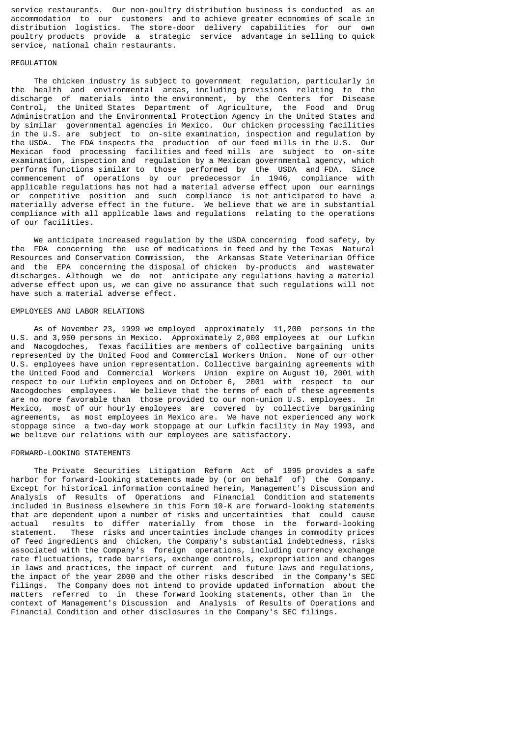service restaurants. Our non-poultry distribution business is conducted as an accommodation to our customers and to achieve greater economies of scale in distribution logistics. The store-door delivery capabilities for our own poultry products provide a strategic service advantage in selling to quick service, national chain restaurants.

## REGULATION

The chicken industry is subject to government regulation, particularly in the health and environmental areas, including provisions relating to the discharge of materials into the environment, by the Centers for Disease Control, the United States Department of Agriculture, the Food and Drug Administration and the Environmental Protection Agency in the United States and by similar governmental agencies in Mexico. Our chicken processing facilities in the U.S. are subject to on-site examination, inspection and regulation by the USDA. The FDA inspects the production of our feed mills in the U.S. Our Mexican food processing facilities and feed mills are subject to on-site examination, inspection and regulation by a Mexican governmental agency, which performs functions similar to those performed by the USDA and FDA. Since commencement of operations by our predecessor in 1946, compliance with applicable regulations has not had a material adverse effect upon our earnings or competitive position and such compliance is not anticipated to have a materially adverse effect in the future. We believe that we are in substantial compliance with all applicable laws and regulations relating to the operations of our facilities.

We anticipate increased regulation by the USDA concerning food safety, by the FDA concerning the use of medications in feed and by the Texas Natural Resources and Conservation Commission, the Arkansas State Veterinarian Office and the EPA concerning the disposal of chicken by-products and wastewater discharges. Although we do not anticipate any regulations having a material adverse effect upon us, we can give no assurance that such regulations will not have such a material adverse effect.

## EMPLOYEES AND LABOR RELATIONS

As of November 23, 1999 we employed approximately 11,200 persons in the U.S. and 3,950 persons in Mexico. Approximately 2,000 employees at our Lufkin and Nacogdoches, Texas facilities are members of collective bargaining units represented by the United Food and Commercial Workers Union. None of our other U.S. employees have union representation. Collective bargaining agreements with the United Food and Commercial Workers Union expire on August 10, 2001 with respect to our Lufkin employees and on October 6, 2001 with respect to our Nacogdoches employees. We believe that the terms of each of these agreements are no more favorable than those provided to our non-union U.S. employees. In Mexico, most of our hourly employees are covered by collective bargaining agreements, as most employees in Mexico are. We have not experienced any work stoppage since a two-day work stoppage at our Lufkin facility in May 1993, and we believe our relations with our employees are satisfactory.

## FORWARD-LOOKING STATEMENTS

The Private Securities Litigation Reform Act of 1995 provides a safe harbor for forward-looking statements made by (or on behalf of) the Company. Except for historical information contained herein, Management's Discussion and Analysis of Results of Operations and Financial Condition and statements included in Business elsewhere in this Form 10-K are forward-looking statements that are dependent upon a number of risks and uncertainties that could cause actual results to differ materially from those in the forward-looking statement. These risks and uncertainties include changes in commodity prices of feed ingredients and chicken, the Company's substantial indebtedness, risks associated with the Company's foreign operations, including currency exchange rate fluctuations, trade barriers, exchange controls, expropriation and changes in laws and practices, the impact of current and future laws and regulations, the impact of the year 2000 and the other risks described in the Company's SEC filings. The Company does not intend to provide updated information about the matters referred to in these forward looking statements, other than in the context of Management's Discussion and Analysis of Results of Operations and Financial Condition and other disclosures in the Company's SEC filings.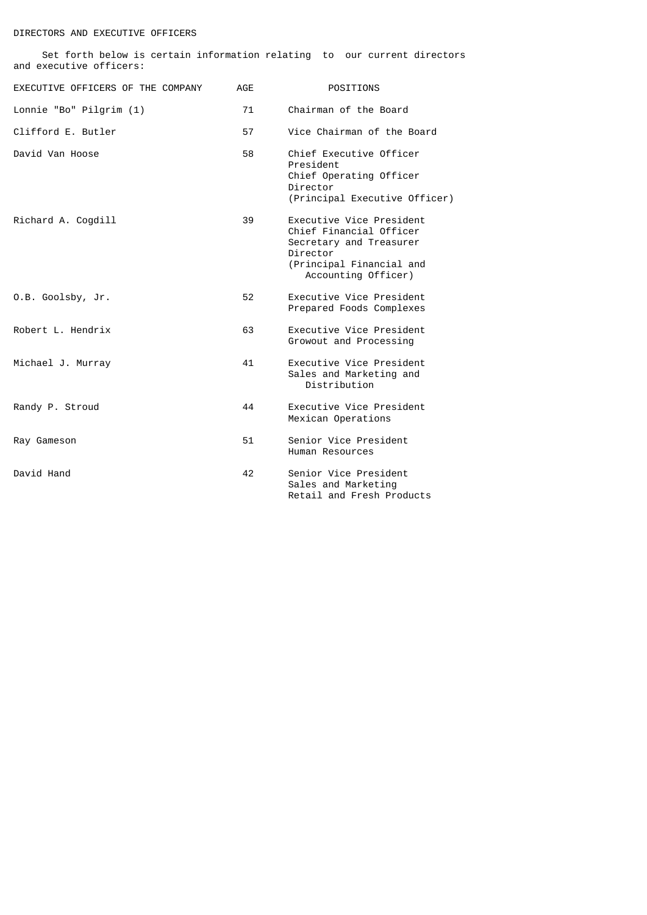## DIRECTORS AND EXECUTIVE OFFICERS

Set forth below is certain information relating to our current directors and executive officers:

| EXECUTIVE OFFICERS OF THE COMPANY | AGE | POSITIONS |
|---|---|---|
| Lonnie "Bo" Pilgrim (1) | 71 | Chairman of the Board |
| Clifford E. Butler | 57 | Vice Chairman of the Board |
| David Van Hoose | 58 | Chief Executive Officer<br>President<br>Chief Operating Officer<br>Director<br>(Principal Executive Officer) |
| Richard A. Cogdill | 39 | Executive Vice President<br>Chief Financial Officer<br>Secretary and Treasurer<br>Director<br>(Principal Financial and Accounting Officer) |
| O.B. Goolsby, Jr. | 52 | Executive Vice President<br>Prepared Foods Complexes |
| Robert L. Hendrix | 63 | Executive Vice President<br>Growout and Processing |
| Michael J. Murray | 41 | Executive Vice President<br>Sales and Marketing and Distribution |
| Randy P. Stroud | 44 | Executive Vice President<br>Mexican Operations |
| Ray Gameson | 51 | Senior Vice President<br>Human Resources |
| David Hand | 42 | Senior Vice President<br>Sales and Marketing<br>Retail and Fresh Products |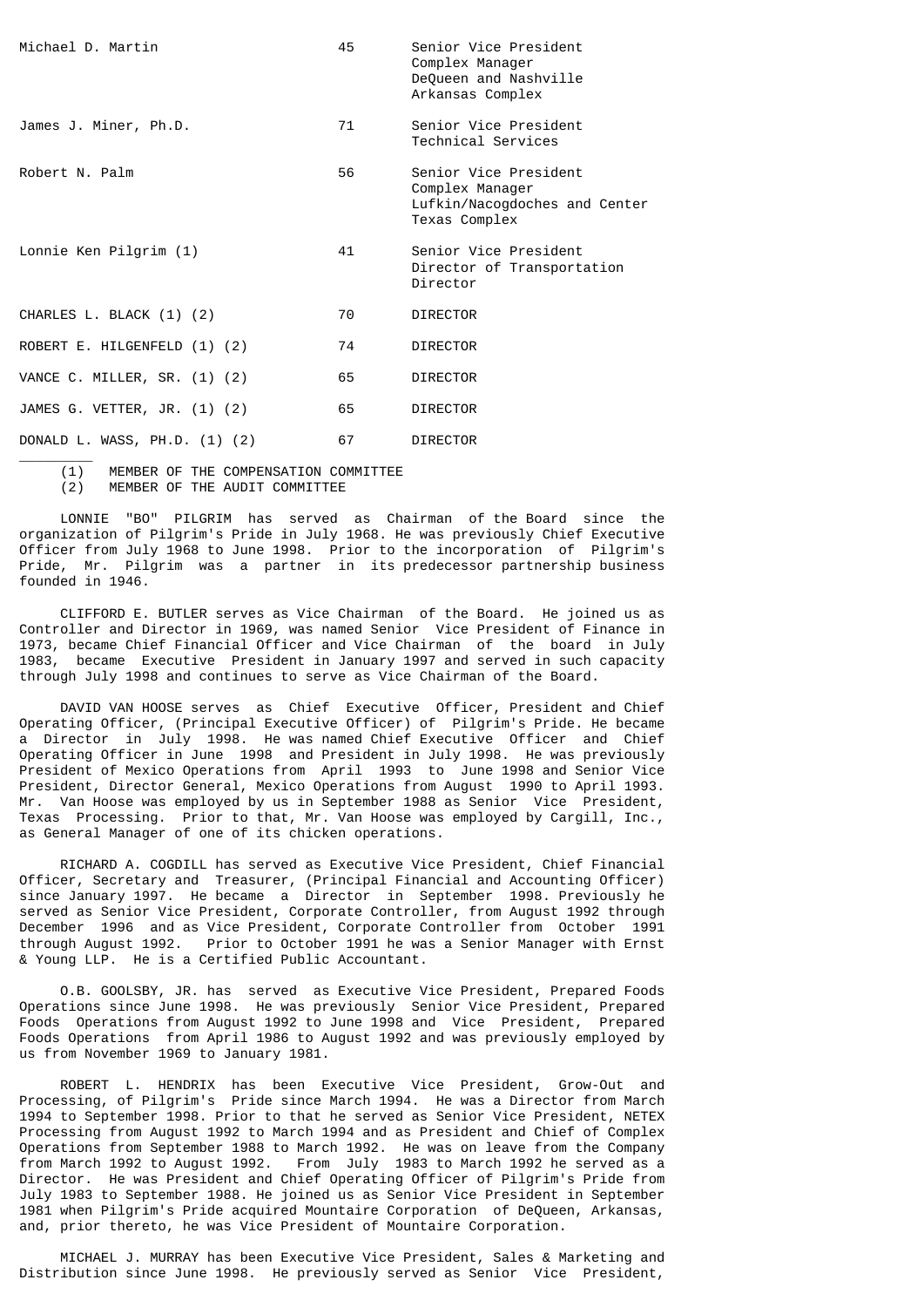| | | |
|---|---|---|
| Michael D. Martin | 45 | Senior Vice President<br>Complex Manager<br>DeQueen and Nashville<br>Arkansas Complex |
| James J. Miner, Ph.D. | 71 | Senior Vice President<br>Technical Services |
| Robert N. Palm | 56 | Senior Vice President<br>Complex Manager<br>Lufkin/Nacogdoches and Center<br>Texas Complex |
| Lonnie Ken Pilgrim (1) | 41 | Senior Vice President<br>Director of Transportation<br>Director |
| CHARLES L. BLACK (1) (2) | 70 | DIRECTOR |
| ROBERT E. HILGENFELD (1) (2) | 74 | DIRECTOR |
| VANCE C. MILLER, SR. (1) (2) | 65 | DIRECTOR |
| JAMES G. VETTER, JR. (1) (2) | 65 | DIRECTOR |
| DONALD L. WASS, PH.D. (1) (2) | 67 | DIRECTOR |

(1) MEMBER OF THE COMPENSATION COMMITTEE
(2) MEMBER OF THE AUDIT COMMITTEE

LONNIE "BO" PILGRIM has served as Chairman of the Board since the organization of Pilgrim's Pride in July 1968. He was previously Chief Executive Officer from July 1968 to June 1998. Prior to the incorporation of Pilgrim's Pride, Mr. Pilgrim was a partner in its predecessor partnership business founded in 1946.

CLIFFORD E. BUTLER serves as Vice Chairman of the Board. He joined us as Controller and Director in 1969, was named Senior Vice President of Finance in 1973, became Chief Financial Officer and Vice Chairman of the board in July 1983, became Executive President in January 1997 and served in such capacity through July 1998 and continues to serve as Vice Chairman of the Board.

DAVID VAN HOOSE serves as Chief Executive Officer, President and Chief Operating Officer, (Principal Executive Officer) of Pilgrim's Pride. He became a Director in July 1998. He was named Chief Executive Officer and Chief Operating Officer in June 1998 and President in July 1998. He was previously President of Mexico Operations from April 1993 to June 1998 and Senior Vice President, Director General, Mexico Operations from August 1990 to April 1993. Mr. Van Hoose was employed by us in September 1988 as Senior Vice President, Texas Processing. Prior to that, Mr. Van Hoose was employed by Cargill, Inc., as General Manager of one of its chicken operations.

RICHARD A. COGDILL has served as Executive Vice President, Chief Financial Officer, Secretary and Treasurer, (Principal Financial and Accounting Officer) since January 1997. He became a Director in September 1998. Previously he served as Senior Vice President, Corporate Controller, from August 1992 through December 1996 and as Vice President, Corporate Controller from October 1991 through August 1992. Prior to October 1991 he was a Senior Manager with Ernst & Young LLP. He is a Certified Public Accountant.

O.B. GOOLSBY, JR. has served as Executive Vice President, Prepared Foods Operations since June 1998. He was previously Senior Vice President, Prepared Foods Operations from August 1992 to June 1998 and Vice President, Prepared Foods Operations from April 1986 to August 1992 and was previously employed by us from November 1969 to January 1981.

ROBERT L. HENDRIX has been Executive Vice President, Grow-Out and Processing, of Pilgrim's Pride since March 1994. He was a Director from March 1994 to September 1998. Prior to that he served as Senior Vice President, NETEX Processing from August 1992 to March 1994 and as President and Chief of Complex Operations from September 1988 to March 1992. He was on leave from the Company from March 1992 to August 1992. From July 1983 to March 1992 he served as a Director. He was President and Chief Operating Officer of Pilgrim's Pride from July 1983 to September 1988. He joined us as Senior Vice President in September 1981 when Pilgrim's Pride acquired Mountaire Corporation of DeQueen, Arkansas, and, prior thereto, he was Vice President of Mountaire Corporation.

MICHAEL J. MURRAY has been Executive Vice President, Sales & Marketing and Distribution since June 1998. He previously served as Senior Vice President,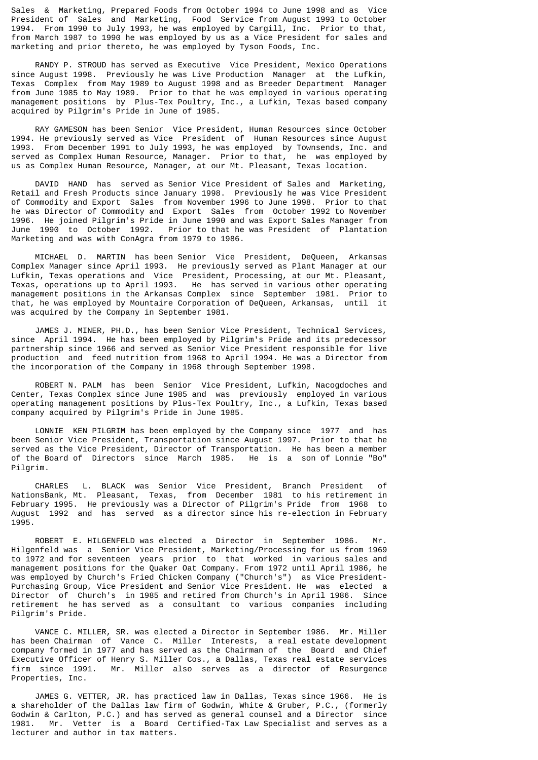Sales & Marketing, Prepared Foods from October 1994 to June 1998 and as Vice President of Sales and Marketing, Food Service from August 1993 to October 1994. From 1990 to July 1993, he was employed by Cargill, Inc. Prior to that, from March 1987 to 1990 he was employed by us as a Vice President for sales and marketing and prior thereto, he was employed by Tyson Foods, Inc.

RANDY P. STROUD has served as Executive Vice President, Mexico Operations since August 1998. Previously he was Live Production Manager at the Lufkin, Texas Complex from May 1989 to August 1998 and as Breeder Department Manager from June 1985 to May 1989. Prior to that he was employed in various operating management positions by Plus-Tex Poultry, Inc., a Lufkin, Texas based company acquired by Pilgrim's Pride in June of 1985.

RAY GAMESON has been Senior Vice President, Human Resources since October 1994. He previously served as Vice President of Human Resources since August 1993. From December 1991 to July 1993, he was employed by Townsends, Inc. and served as Complex Human Resource, Manager. Prior to that, he was employed by us as Complex Human Resource, Manager, at our Mt. Pleasant, Texas location.

DAVID HAND has served as Senior Vice President of Sales and Marketing, Retail and Fresh Products since January 1998. Previously he was Vice President of Commodity and Export Sales from November 1996 to June 1998. Prior to that he was Director of Commodity and Export Sales from October 1992 to November 1996. He joined Pilgrim's Pride in June 1990 and was Export Sales Manager from June 1990 to October 1992. Prior to that he was President of Plantation Marketing and was with ConAgra from 1979 to 1986.

MICHAEL D. MARTIN has been Senior Vice President, DeQueen, Arkansas Complex Manager since April 1993. He previously served as Plant Manager at our Lufkin, Texas operations and Vice President, Processing, at our Mt. Pleasant, Texas, operations up to April 1993. He has served in various other operating management positions in the Arkansas Complex since September 1981. Prior to that, he was employed by Mountaire Corporation of DeQueen, Arkansas, until it was acquired by the Company in September 1981.

JAMES J. MINER, PH.D., has been Senior Vice President, Technical Services, since April 1994. He has been employed by Pilgrim's Pride and its predecessor partnership since 1966 and served as Senior Vice President responsible for live production and feed nutrition from 1968 to April 1994. He was a Director from the incorporation of the Company in 1968 through September 1998.

ROBERT N. PALM has been Senior Vice President, Lufkin, Nacogdoches and Center, Texas Complex since June 1985 and was previously employed in various operating management positions by Plus-Tex Poultry, Inc., a Lufkin, Texas based company acquired by Pilgrim's Pride in June 1985.

LONNIE KEN PILGRIM has been employed by the Company since 1977 and has been Senior Vice President, Transportation since August 1997. Prior to that he served as the Vice President, Director of Transportation. He has been a member of the Board of Directors since March 1985. He is a son of Lonnie "Bo" Pilgrim.

CHARLES L. BLACK was Senior Vice President, Branch President of NationsBank, Mt. Pleasant, Texas, from December 1981 to his retirement in February 1995. He previously was a Director of Pilgrim's Pride from 1968 to August 1992 and has served as a director since his re-election in February 1995.

ROBERT E. HILGENFELD was elected a Director in September 1986. Mr. Hilgenfeld was a Senior Vice President, Marketing/Processing for us from 1969 to 1972 and for seventeen years prior to that worked in various sales and management positions for the Quaker Oat Company. From 1972 until April 1986, he was employed by Church's Fried Chicken Company ("Church's") as Vice President-Purchasing Group, Vice President and Senior Vice President. He was elected a Director of Church's in 1985 and retired from Church's in April 1986. Since retirement he has served as a consultant to various companies including Pilgrim's Pride.

VANCE C. MILLER, SR. was elected a Director in September 1986. Mr. Miller has been Chairman of Vance C. Miller Interests, a real estate development company formed in 1977 and has served as the Chairman of the Board and Chief Executive Officer of Henry S. Miller Cos., a Dallas, Texas real estate services firm since 1991. Mr. Miller also serves as a director of Resurgence Properties, Inc.

JAMES G. VETTER, JR. has practiced law in Dallas, Texas since 1966. He is a shareholder of the Dallas law firm of Godwin, White & Gruber, P.C., (formerly Godwin & Carlton, P.C.) and has served as general counsel and a Director since 1981. Mr. Vetter is a Board Certified-Tax Law Specialist and serves as a lecturer and author in tax matters.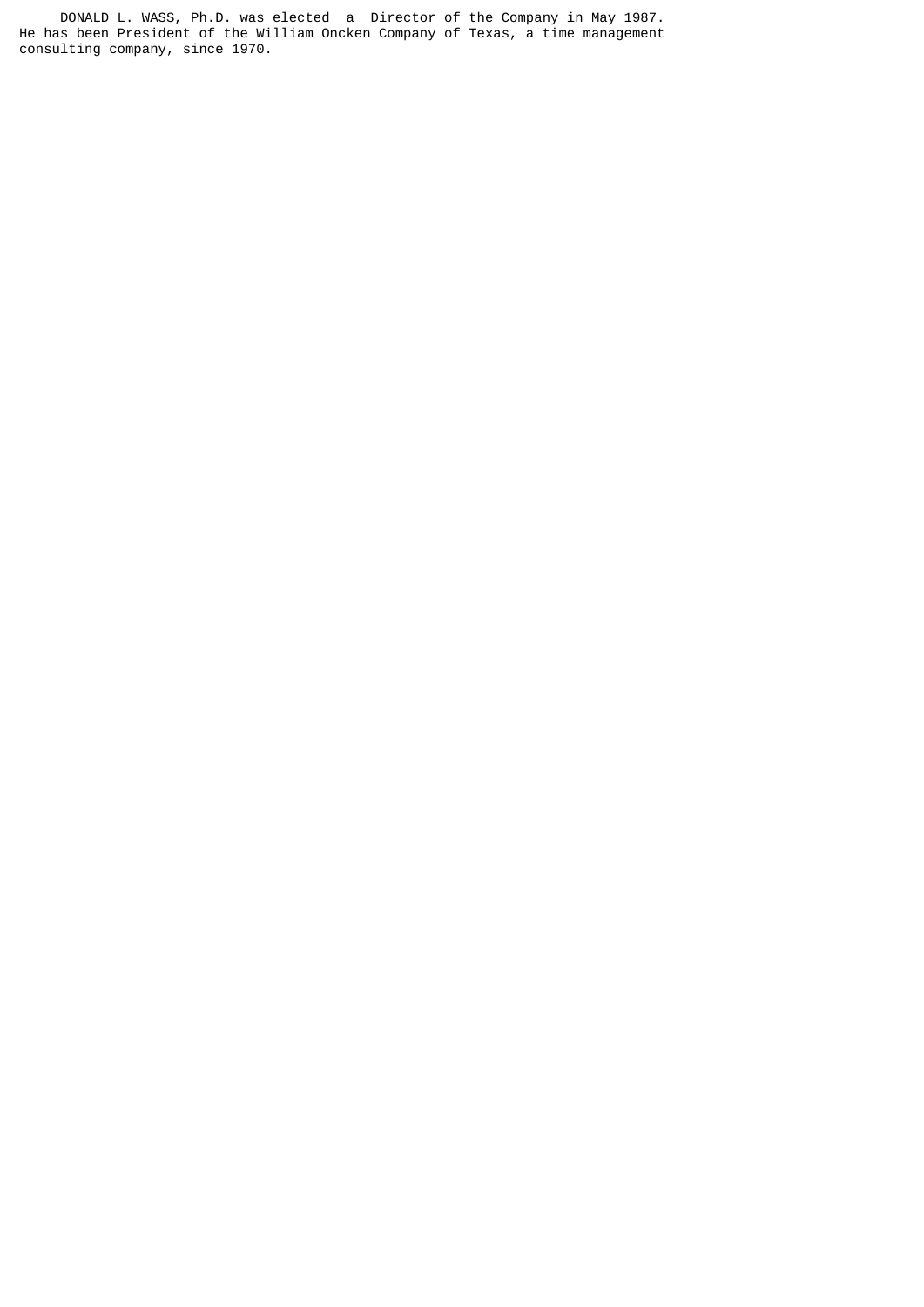DONALD L. WASS, Ph.D. was elected a Director of the Company in May 1987. He has been President of the William Oncken Company of Texas, a time management consulting company, since 1970.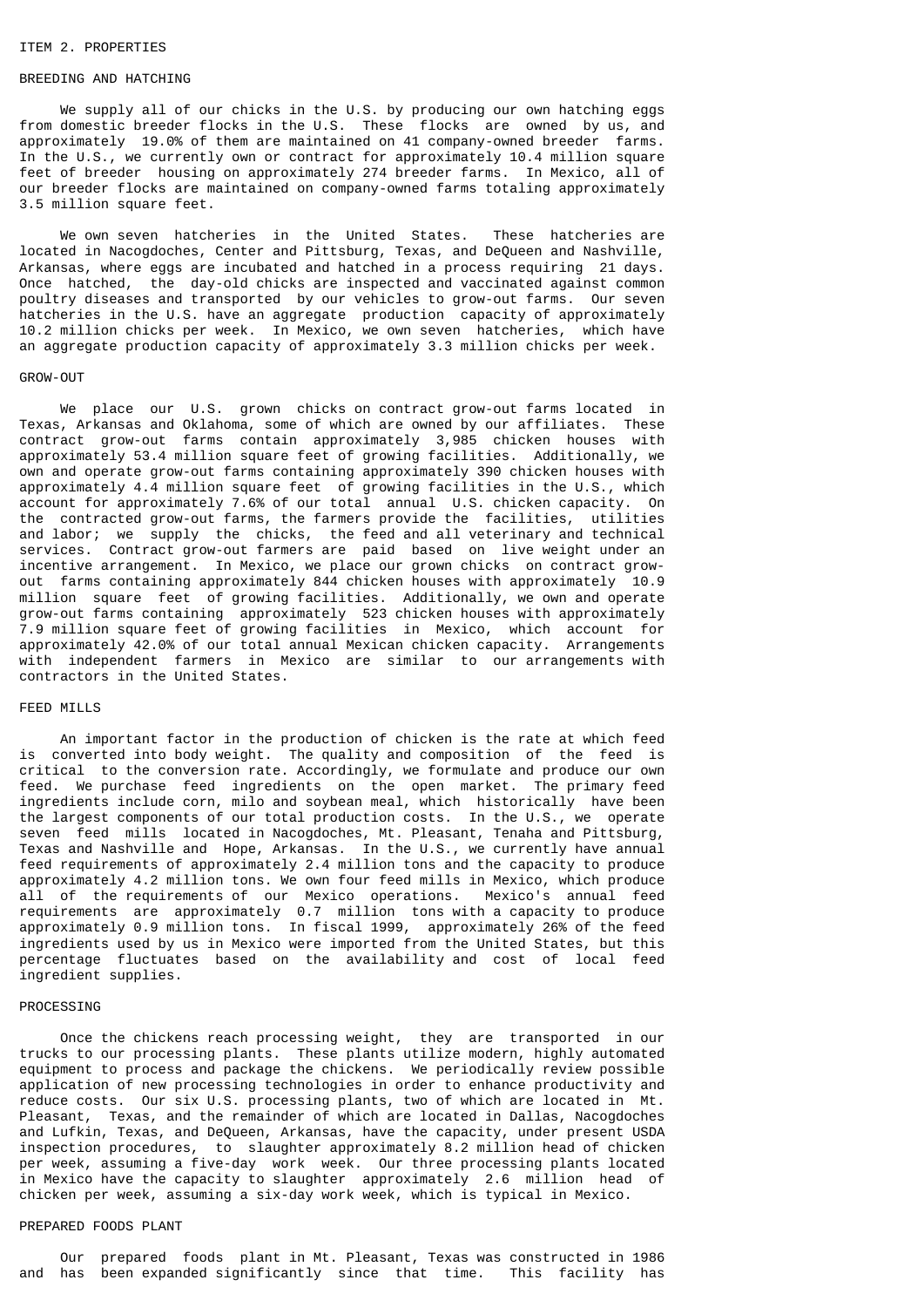## ITEM 2. PROPERTIES

### BREEDING AND HATCHING

We supply all of our chicks in the U.S. by producing our own hatching eggs from domestic breeder flocks in the U.S. These flocks are owned by us, and approximately 19.0% of them are maintained on 41 company-owned breeder farms. In the U.S., we currently own or contract for approximately 10.4 million square feet of breeder housing on approximately 274 breeder farms. In Mexico, all of our breeder flocks are maintained on company-owned farms totaling approximately 3.5 million square feet.

We own seven hatcheries in the United States. These hatcheries are located in Nacogdoches, Center and Pittsburg, Texas, and DeQueen and Nashville, Arkansas, where eggs are incubated and hatched in a process requiring 21 days. Once hatched, the day-old chicks are inspected and vaccinated against common poultry diseases and transported by our vehicles to grow-out farms. Our seven hatcheries in the U.S. have an aggregate production capacity of approximately 10.2 million chicks per week. In Mexico, we own seven hatcheries, which have an aggregate production capacity of approximately 3.3 million chicks per week.

### GROW-OUT

We place our U.S. grown chicks on contract grow-out farms located in Texas, Arkansas and Oklahoma, some of which are owned by our affiliates. These contract grow-out farms contain approximately 3,985 chicken houses with approximately 53.4 million square feet of growing facilities. Additionally, we own and operate grow-out farms containing approximately 390 chicken houses with approximately 4.4 million square feet of growing facilities in the U.S., which account for approximately 7.6% of our total annual U.S. chicken capacity. On the contracted grow-out farms, the farmers provide the facilities, utilities and labor; we supply the chicks, the feed and all veterinary and technical services. Contract grow-out farmers are paid based on live weight under an incentive arrangement. In Mexico, we place our grown chicks on contract grow-out farms containing approximately 844 chicken houses with approximately 10.9 million square feet of growing facilities. Additionally, we own and operate grow-out farms containing approximately 523 chicken houses with approximately 7.9 million square feet of growing facilities in Mexico, which account for approximately 42.0% of our total annual Mexican chicken capacity. Arrangements with independent farmers in Mexico are similar to our arrangements with contractors in the United States.

### FEED MILLS

An important factor in the production of chicken is the rate at which feed is converted into body weight. The quality and composition of the feed is critical to the conversion rate. Accordingly, we formulate and produce our own feed. We purchase feed ingredients on the open market. The primary feed ingredients include corn, milo and soybean meal, which historically have been the largest components of our total production costs. In the U.S., we operate seven feed mills located in Nacogdoches, Mt. Pleasant, Tenaha and Pittsburg, Texas and Nashville and Hope, Arkansas. In the U.S., we currently have annual feed requirements of approximately 2.4 million tons and the capacity to produce approximately 4.2 million tons. We own four feed mills in Mexico, which produce all of the requirements of our Mexico operations. Mexico's annual feed requirements are approximately 0.7 million tons with a capacity to produce approximately 0.9 million tons. In fiscal 1999, approximately 26% of the feed ingredients used by us in Mexico were imported from the United States, but this percentage fluctuates based on the availability and cost of local feed ingredient supplies.

### PROCESSING

Once the chickens reach processing weight, they are transported in our trucks to our processing plants. These plants utilize modern, highly automated equipment to process and package the chickens. We periodically review possible application of new processing technologies in order to enhance productivity and reduce costs. Our six U.S. processing plants, two of which are located in Mt. Pleasant, Texas, and the remainder of which are located in Dallas, Nacogdoches and Lufkin, Texas, and DeQueen, Arkansas, have the capacity, under present USDA inspection procedures, to slaughter approximately 8.2 million head of chicken per week, assuming a five-day work week. Our three processing plants located in Mexico have the capacity to slaughter approximately 2.6 million head of chicken per week, assuming a six-day work week, which is typical in Mexico.

### PREPARED FOODS PLANT

Our prepared foods plant in Mt. Pleasant, Texas was constructed in 1986 and has been expanded significantly since that time. This facility has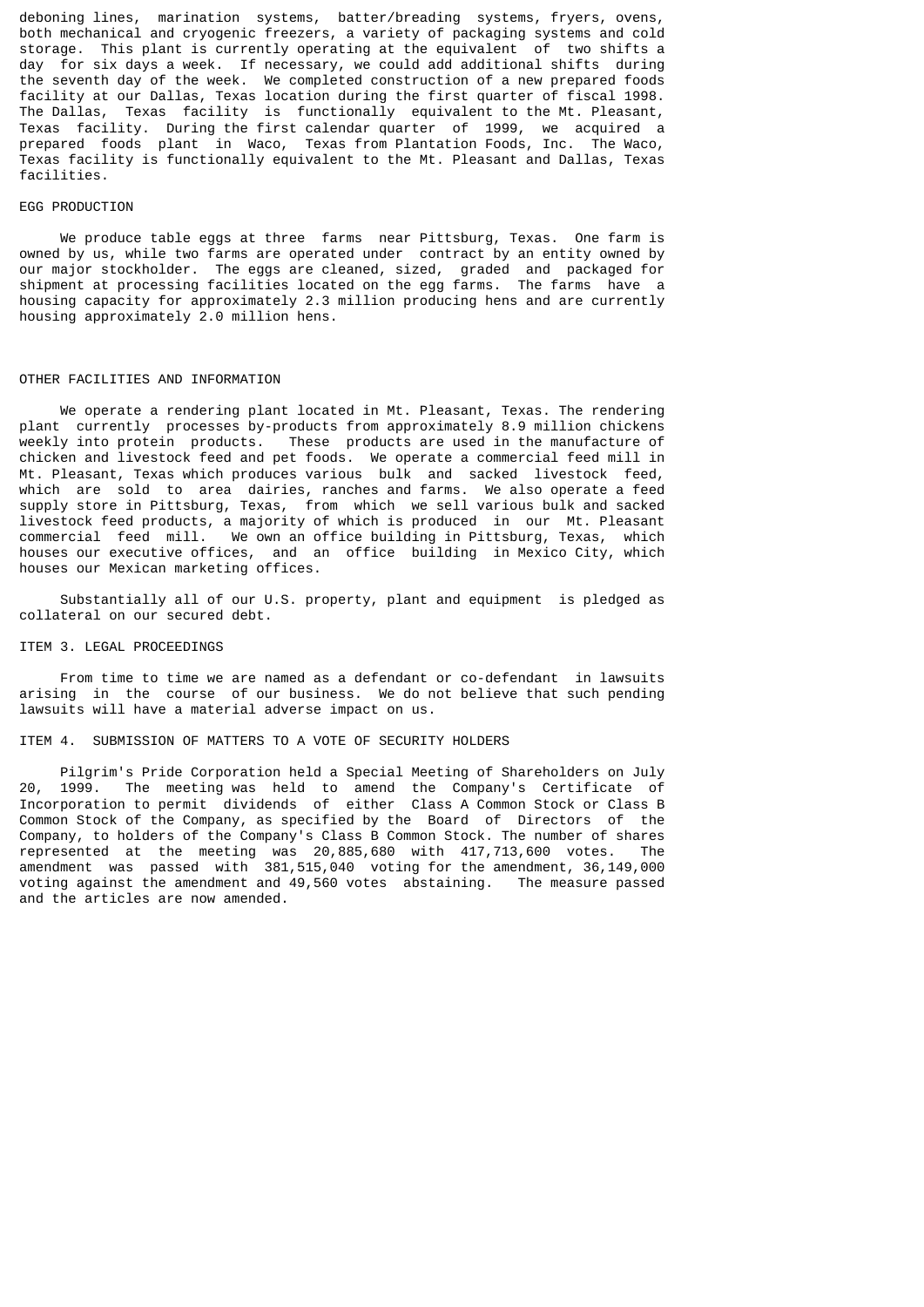deboning lines, marination systems, batter/breading systems, fryers, ovens, both mechanical and cryogenic freezers, a variety of packaging systems and cold storage. This plant is currently operating at the equivalent of two shifts a day for six days a week. If necessary, we could add additional shifts during the seventh day of the week. We completed construction of a new prepared foods facility at our Dallas, Texas location during the first quarter of fiscal 1998. The Dallas, Texas facility is functionally equivalent to the Mt. Pleasant, Texas facility. During the first calendar quarter of 1999, we acquired a prepared foods plant in Waco, Texas from Plantation Foods, Inc. The Waco, Texas facility is functionally equivalent to the Mt. Pleasant and Dallas, Texas facilities.

### EGG PRODUCTION

We produce table eggs at three farms near Pittsburg, Texas. One farm is owned by us, while two farms are operated under contract by an entity owned by our major stockholder. The eggs are cleaned, sized, graded and packaged for shipment at processing facilities located on the egg farms. The farms have a housing capacity for approximately 2.3 million producing hens and are currently housing approximately 2.0 million hens.

### OTHER FACILITIES AND INFORMATION

We operate a rendering plant located in Mt. Pleasant, Texas. The rendering plant currently processes by-products from approximately 8.9 million chickens weekly into protein products. These products are used in the manufacture of chicken and livestock feed and pet foods. We operate a commercial feed mill in Mt. Pleasant, Texas which produces various bulk and sacked livestock feed, which are sold to area dairies, ranches and farms. We also operate a feed supply store in Pittsburg, Texas, from which we sell various bulk and sacked livestock feed products, a majority of which is produced in our Mt. Pleasant commercial feed mill. We own an office building in Pittsburg, Texas, which houses our executive offices, and an office building in Mexico City, which houses our Mexican marketing offices.

Substantially all of our U.S. property, plant and equipment is pledged as collateral on our secured debt.

## ITEM 3. LEGAL PROCEEDINGS

From time to time we are named as a defendant or co-defendant in lawsuits arising in the course of our business. We do not believe that such pending lawsuits will have a material adverse impact on us.

## ITEM 4. SUBMISSION OF MATTERS TO A VOTE OF SECURITY HOLDERS

Pilgrim's Pride Corporation held a Special Meeting of Shareholders on July 20, 1999. The meeting was held to amend the Company's Certificate of Incorporation to permit dividends of either Class A Common Stock or Class B Common Stock of the Company, as specified by the Board of Directors of the Company, to holders of the Company's Class B Common Stock. The number of shares represented at the meeting was 20,885,680 with 417,713,600 votes. The amendment was passed with 381,515,040 voting for the amendment, 36,149,000 voting against the amendment and 49,560 votes abstaining. The measure passed and the articles are now amended.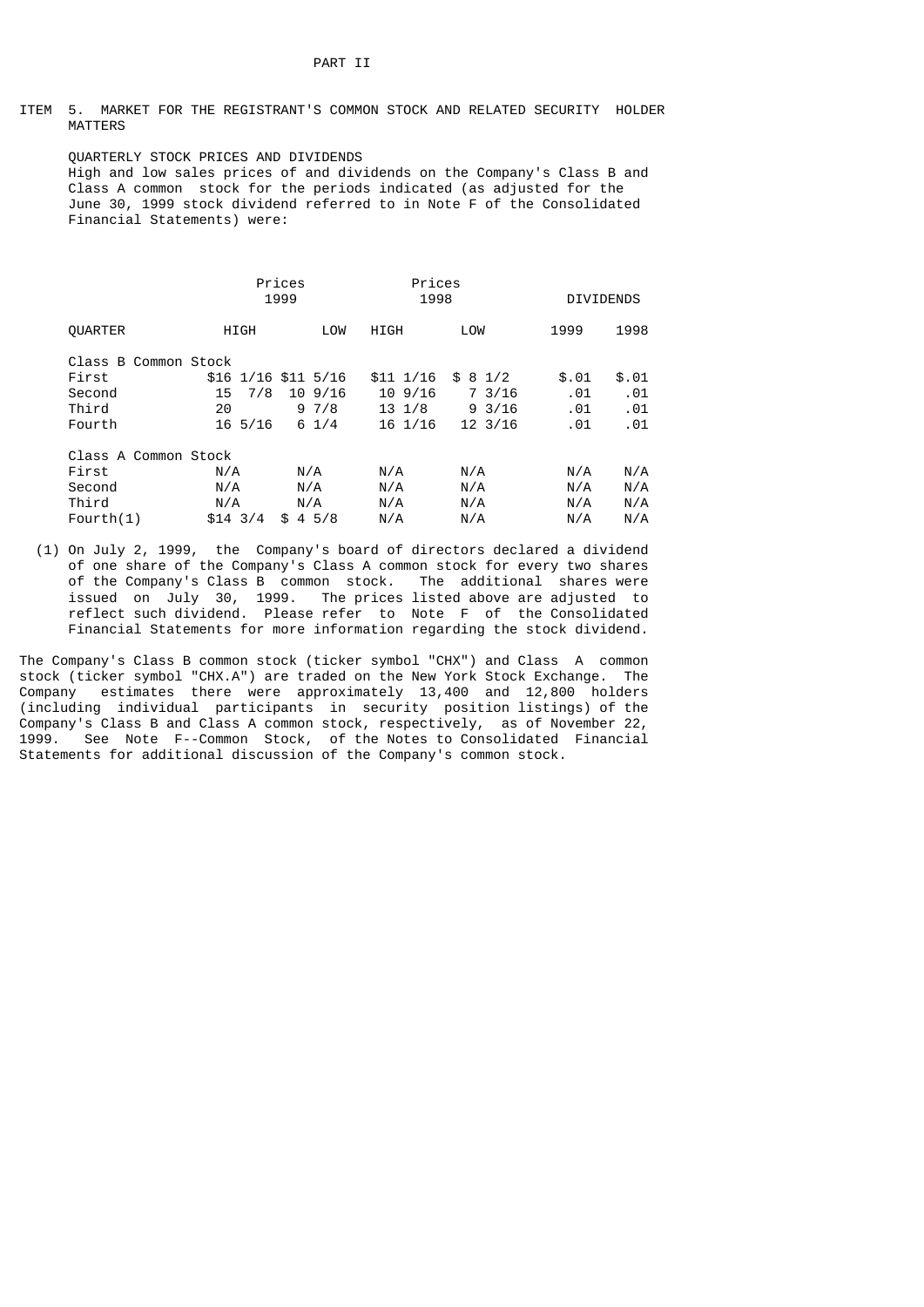PART II

## ITEM 5. MARKET FOR THE REGISTRANT'S COMMON STOCK AND RELATED SECURITY HOLDER MATTERS

QUARTERLY STOCK PRICES AND DIVIDENDS

High and low sales prices of and dividends on the Company's Class B and Class A common stock for the periods indicated (as adjusted for the June 30, 1999 stock dividend referred to in Note F of the Consolidated Financial Statements) were:

| | Prices 1999 | | Prices 1998 | | DIVIDENDS | |
|---|---|---|---|---|---|---|
| QUARTER | HIGH | LOW | HIGH | LOW | 1999 | 1998 |
| Class B Common Stock | | | | | | |
| First | $16 1/16 | $11 5/16 | $11 1/16 | $ 8 1/2 | $.01 | $.01 |
| Second | 15 7/8 | 10 9/16 | 10 9/16 | 7 3/16 | .01 | .01 |
| Third | 20 | 9 7/8 | 13 1/8 | 9 3/16 | .01 | .01 |
| Fourth | 16 5/16 | 6 1/4 | 16 1/16 | 12 3/16 | .01 | .01 |
| Class A Common Stock | | | | | | |
| First | N/A | N/A | N/A | N/A | N/A | N/A |
| Second | N/A | N/A | N/A | N/A | N/A | N/A |
| Third | N/A | N/A | N/A | N/A | N/A | N/A |
| Fourth(1) | $14 3/4 | $ 4 5/8 | N/A | N/A | N/A | N/A |

(1) On July 2, 1999, the Company's board of directors declared a dividend of one share of the Company's Class A common stock for every two shares of the Company's Class B common stock. The additional shares were issued on July 30, 1999. The prices listed above are adjusted to reflect such dividend. Please refer to Note F of the Consolidated Financial Statements for more information regarding the stock dividend.

The Company's Class B common stock (ticker symbol "CHX") and Class A common stock (ticker symbol "CHX.A") are traded on the New York Stock Exchange. The Company estimates there were approximately 13,400 and 12,800 holders (including individual participants in security position listings) of the Company's Class B and Class A common stock, respectively, as of November 22, 1999. See Note F--Common Stock, of the Notes to Consolidated Financial Statements for additional discussion of the Company's common stock.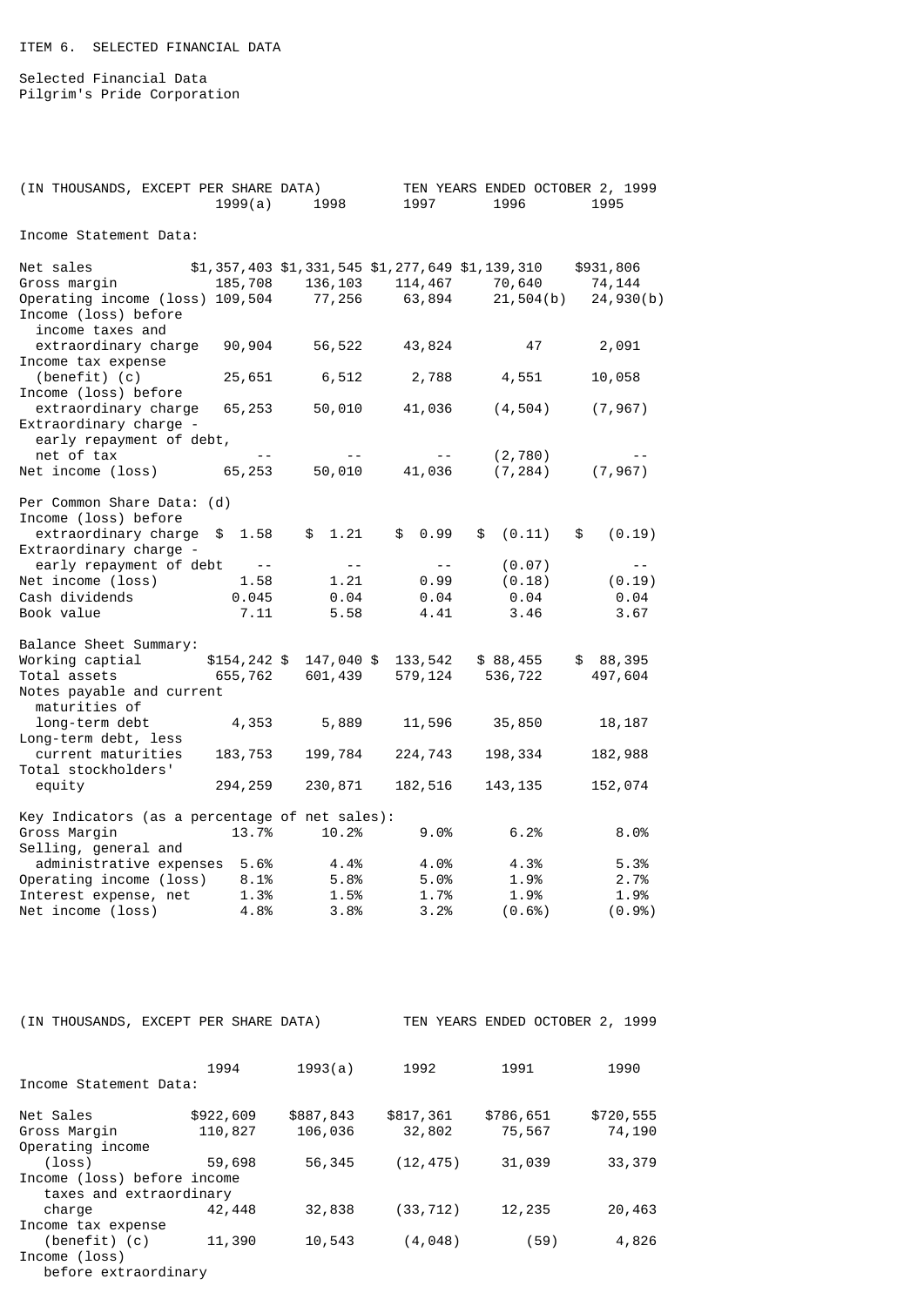ITEM 6. SELECTED FINANCIAL DATA

Selected Financial Data
Pilgrim's Pride Corporation

| (IN THOUSANDS, EXCEPT PER SHARE DATA) | TEN YEARS ENDED OCTOBER 2, 1999 | | | | |
|---|---|---|---|---|---|
| | 1999(a) | 1998 | 1997 | 1996 | 1995 |
| Income Statement Data: | | | | | |
| Net sales | $1,357,403 | $1,331,545 | $1,277,649 | $1,139,310 | $931,806 |
| Gross margin | 185,708 | 136,103 | 114,467 | 70,640 | 74,144 |
| Operating income (loss) | 109,504 | 77,256 | 63,894 | 21,504(b) | 24,930(b) |
| Income (loss) before income taxes and extraordinary charge | 90,904 | 56,522 | 43,824 | 47 | 2,091 |
| Income tax expense (benefit) (c) | 25,651 | 6,512 | 2,788 | 4,551 | 10,058 |
| Income (loss) before extraordinary charge | 65,253 | 50,010 | 41,036 | (4,504) | (7,967) |
| Extraordinary charge - early repayment of debt, net of tax | -- | -- | -- | (2,780) | -- |
| Net income (loss) | 65,253 | 50,010 | 41,036 | (7,284) | (7,967) |
| Per Common Share Data: (d) | | | | | |
| Income (loss) before extraordinary charge | $ 1.58 | $ 1.21 | $ 0.99 | $ (0.11) | $ (0.19) |
| Extraordinary charge - early repayment of debt | -- | -- | -- | (0.07) | -- |
| Net income (loss) | 1.58 | 1.21 | 0.99 | (0.18) | (0.19) |
| Cash dividends | 0.045 | 0.04 | 0.04 | 0.04 | 0.04 |
| Book value | 7.11 | 5.58 | 4.41 | 3.46 | 3.67 |
| Balance Sheet Summary: | | | | | |
| Working captial | $154,242 | $ 147,040 | $ 133,542 | $ 88,455 | $ 88,395 |
| Total assets | 655,762 | 601,439 | 579,124 | 536,722 | 497,604 |
| Notes payable and current maturities of long-term debt | 4,353 | 5,889 | 11,596 | 35,850 | 18,187 |
| Long-term debt, less current maturities | 183,753 | 199,784 | 224,743 | 198,334 | 182,988 |
| Total stockholders' equity | 294,259 | 230,871 | 182,516 | 143,135 | 152,074 |
| Key Indicators (as a percentage of net sales): | | | | | |
| Gross Margin | 13.7% | 10.2% | 9.0% | 6.2% | 8.0% |
| Selling, general and administrative expenses | 5.6% | 4.4% | 4.0% | 4.3% | 5.3% |
| Operating income (loss) | 8.1% | 5.8% | 5.0% | 1.9% | 2.7% |
| Interest expense, net | 1.3% | 1.5% | 1.7% | 1.9% | 1.9% |
| Net income (loss) | 4.8% | 3.8% | 3.2% | (0.6%) | (0.9%) |

| (IN THOUSANDS, EXCEPT PER SHARE DATA) | TEN YEARS ENDED OCTOBER 2, 1999 | | | | |
|---|---|---|---|---|---|
| | 1994 | 1993(a) | 1992 | 1991 | 1990 |
| Income Statement Data: | | | | | |
| Net Sales | $922,609 | $887,843 | $817,361 | $786,651 | $720,555 |
| Gross Margin | 110,827 | 106,036 | 32,802 | 75,567 | 74,190 |
| Operating income (loss) | 59,698 | 56,345 | (12,475) | 31,039 | 33,379 |
| Income (loss) before income taxes and extraordinary charge | 42,448 | 32,838 | (33,712) | 12,235 | 20,463 |
| Income tax expense (benefit) (c) | 11,390 | 10,543 | (4,048) | (59) | 4,826 |
| Income (loss) before extraordinary | | | | | |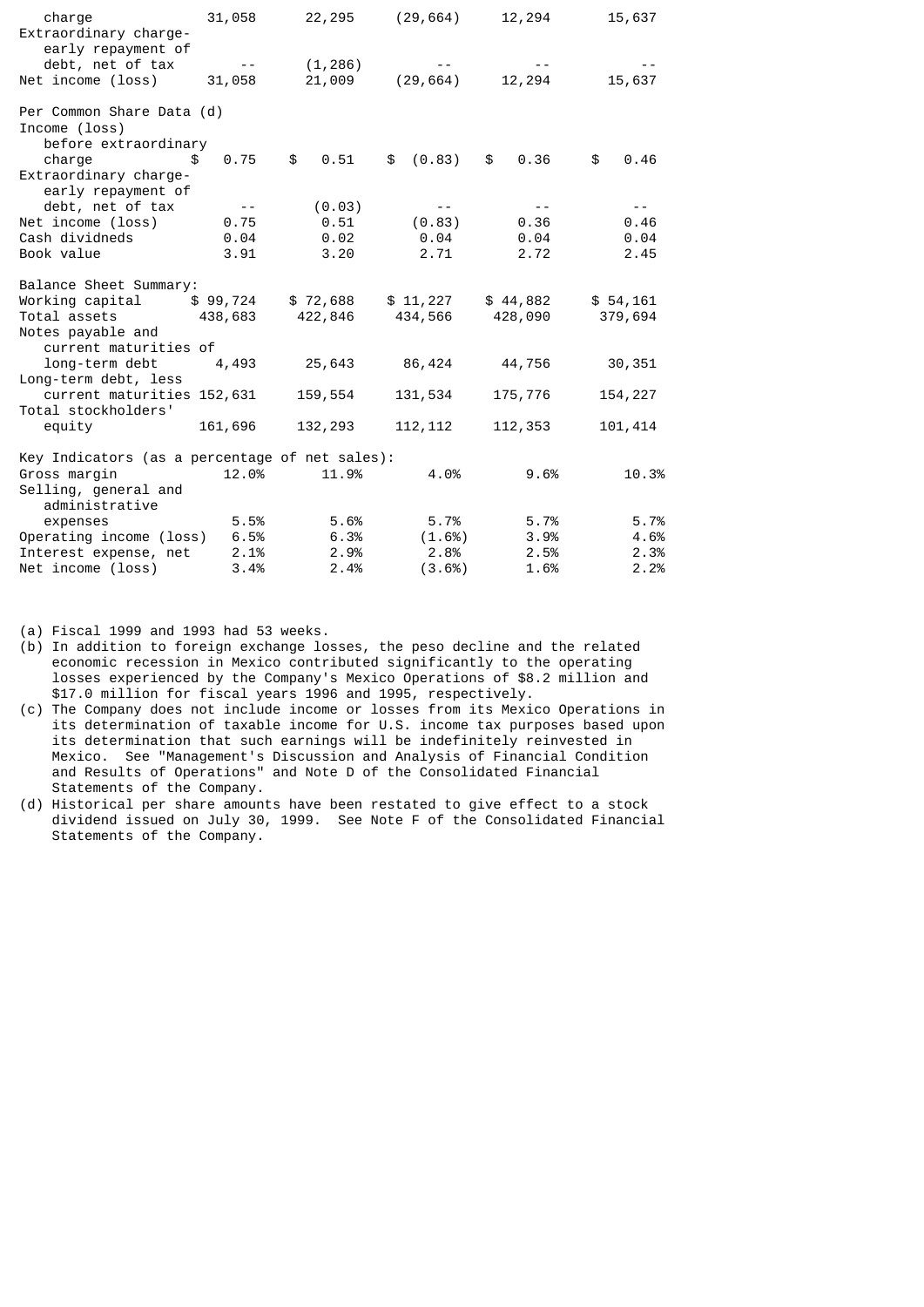| | | | | | |
|---|---|---|---|---|---|
| charge | 31,058 | 22,295 | (29,664) | 12,294 | 15,637 |
| Extraordinary charge-early repayment of debt, net of tax | -- | (1,286) | -- | -- | -- |
| Net income (loss) | 31,058 | 21,009 | (29,664) | 12,294 | 15,637 |
| | | | | | |
| Per Common Share Data (d) | | | | | |
| Income (loss) before extraordinary charge | $ 0.75 | $ 0.51 | $ (0.83) | $ 0.36 | $ 0.46 |
| Extraordinary charge-early repayment of debt, net of tax | -- | (0.03) | -- | -- | -- |
| Net income (loss) | 0.75 | 0.51 | (0.83) | 0.36 | 0.46 |
| Cash dividneds | 0.04 | 0.02 | 0.04 | 0.04 | 0.04 |
| Book value | 3.91 | 3.20 | 2.71 | 2.72 | 2.45 |
| | | | | | |
| Balance Sheet Summary: | | | | | |
| Working capital | $ 99,724 | $ 72,688 | $ 11,227 | $ 44,882 | $ 54,161 |
| Total assets | 438,683 | 422,846 | 434,566 | 428,090 | 379,694 |
| Notes payable and current maturities of long-term debt | 4,493 | 25,643 | 86,424 | 44,756 | 30,351 |
| Long-term debt, less current maturities | 152,631 | 159,554 | 131,534 | 175,776 | 154,227 |
| Total stockholders' equity | 161,696 | 132,293 | 112,112 | 112,353 | 101,414 |
| | | | | | |
| Key Indicators (as a percentage of net sales): | | | | | |
| Gross margin | 12.0% | 11.9% | 4.0% | 9.6% | 10.3% |
| Selling, general and administrative expenses | 5.5% | 5.6% | 5.7% | 5.7% | 5.7% |
| Operating income (loss) | 6.5% | 6.3% | (1.6%) | 3.9% | 4.6% |
| Interest expense, net | 2.1% | 2.9% | 2.8% | 2.5% | 2.3% |
| Net income (loss) | 3.4% | 2.4% | (3.6%) | 1.6% | 2.2% |

(a) Fiscal 1999 and 1993 had 53 weeks.

(b) In addition to foreign exchange losses, the peso decline and the related economic recession in Mexico contributed significantly to the operating losses experienced by the Company's Mexico Operations of $8.2 million and $17.0 million for fiscal years 1996 and 1995, respectively.

(c) The Company does not include income or losses from its Mexico Operations in its determination of taxable income for U.S. income tax purposes based upon its determination that such earnings will be indefinitely reinvested in Mexico. See "Management's Discussion and Analysis of Financial Condition and Results of Operations" and Note D of the Consolidated Financial Statements of the Company.

(d) Historical per share amounts have been restated to give effect to a stock dividend issued on July 30, 1999. See Note F of the Consolidated Financial Statements of the Company.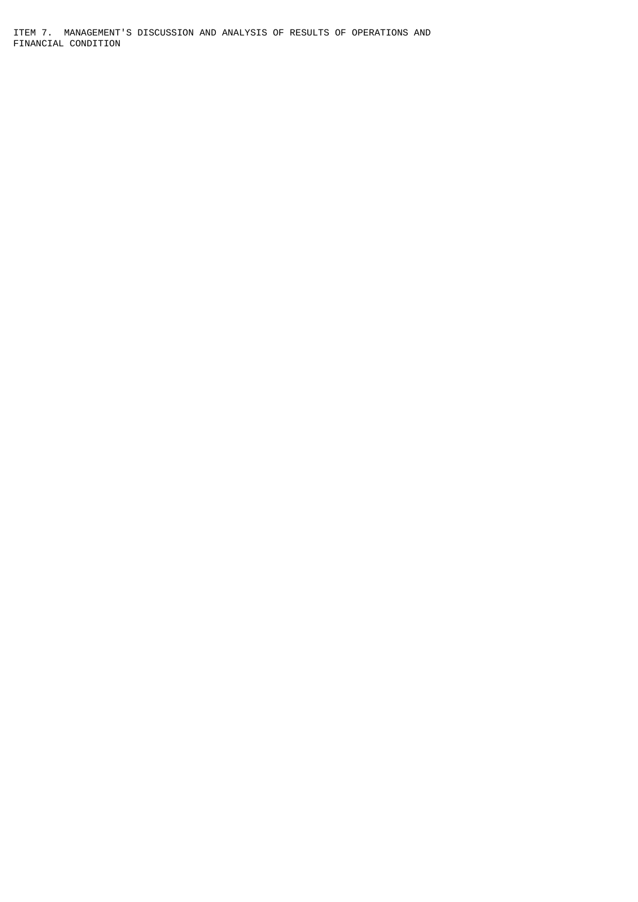## ITEM 7. MANAGEMENT'S DISCUSSION AND ANALYSIS OF RESULTS OF OPERATIONS AND FINANCIAL CONDITION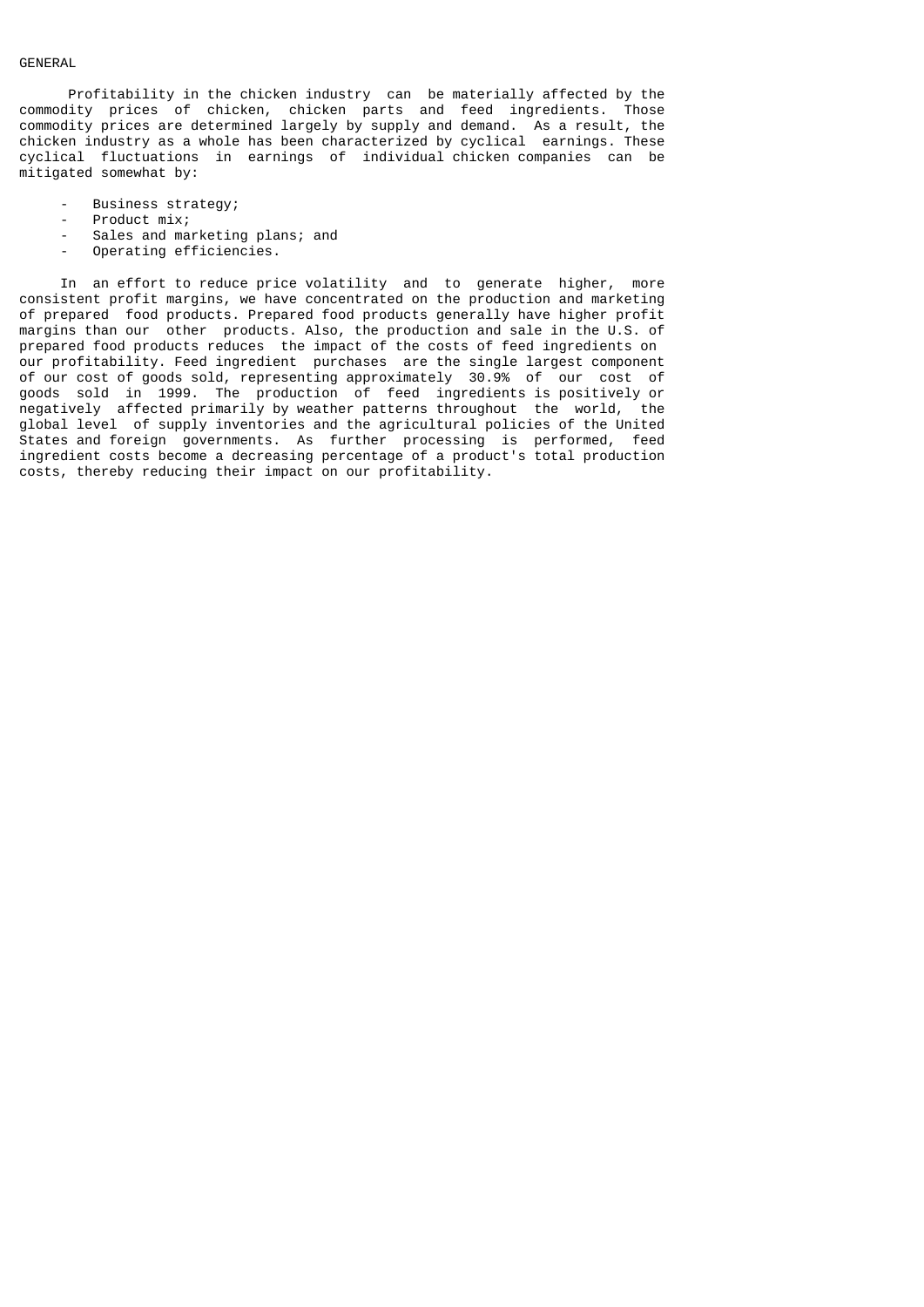## GENERAL

Profitability in the chicken industry can be materially affected by the commodity prices of chicken, chicken parts and feed ingredients. Those commodity prices are determined largely by supply and demand. As a result, the chicken industry as a whole has been characterized by cyclical earnings. These cyclical fluctuations in earnings of individual chicken companies can be mitigated somewhat by:

- Business strategy;
- Product mix;
- Sales and marketing plans; and
- Operating efficiencies.

In an effort to reduce price volatility and to generate higher, more consistent profit margins, we have concentrated on the production and marketing of prepared food products. Prepared food products generally have higher profit margins than our other products. Also, the production and sale in the U.S. of prepared food products reduces the impact of the costs of feed ingredients on our profitability. Feed ingredient purchases are the single largest component of our cost of goods sold, representing approximately 30.9% of our cost of goods sold in 1999. The production of feed ingredients is positively or negatively affected primarily by weather patterns throughout the world, the global level of supply inventories and the agricultural policies of the United States and foreign governments. As further processing is performed, feed ingredient costs become a decreasing percentage of a product's total production costs, thereby reducing their impact on our profitability.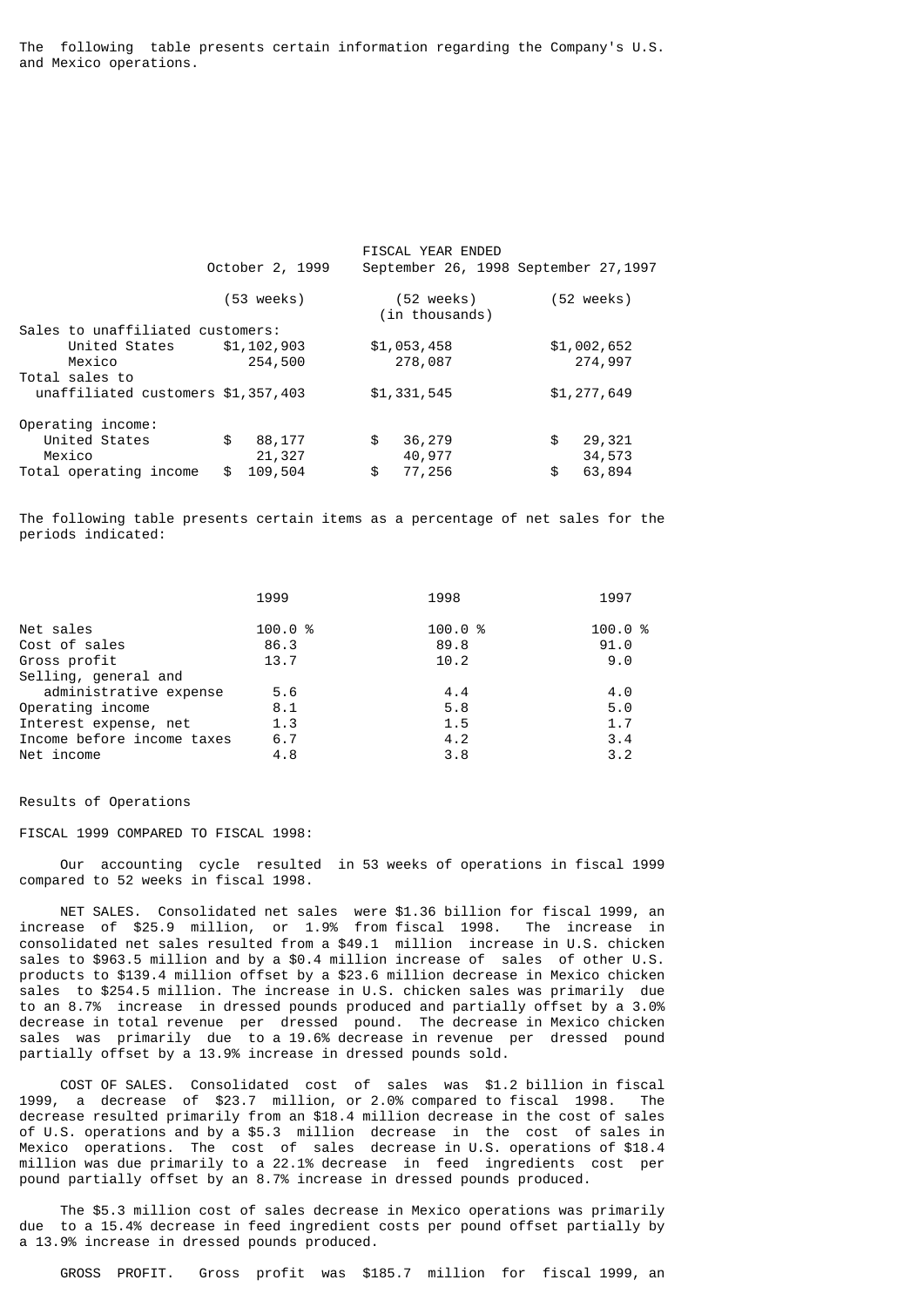The following table presents certain information regarding the Company's U.S. and Mexico operations.

| | FISCAL YEAR ENDED | | |
|---|---|---|---|
| | October 2, 1999 | September 26, 1998 | September 27,1997 |
| | (53 weeks) | (52 weeks) (in thousands) | (52 weeks) |
| Sales to unaffiliated customers: | | | |
| United States | $1,102,903 | $1,053,458 | $1,002,652 |
| Mexico | 254,500 | 278,087 | 274,997 |
| Total sales to unaffiliated customers | $1,357,403 | $1,331,545 | $1,277,649 |
| Operating income: | | | |
| United States | $ 88,177 | $ 36,279 | $ 29,321 |
| Mexico | 21,327 | 40,977 | 34,573 |
| Total operating income | $ 109,504 | $ 77,256 | $ 63,894 |

The following table presents certain items as a percentage of net sales for the periods indicated:

| | 1999 | 1998 | 1997 |
|---|---|---|---|
| Net sales | 100.0 % | 100.0 % | 100.0 % |
| Cost of sales | 86.3 | 89.8 | 91.0 |
| Gross profit | 13.7 | 10.2 | 9.0 |
| Selling, general and administrative expense | 5.6 | 4.4 | 4.0 |
| Operating income | 8.1 | 5.8 | 5.0 |
| Interest expense, net | 1.3 | 1.5 | 1.7 |
| Income before income taxes | 6.7 | 4.2 | 3.4 |
| Net income | 4.8 | 3.8 | 3.2 |

Results of Operations

FISCAL 1999 COMPARED TO FISCAL 1998:

Our accounting cycle resulted in 53 weeks of operations in fiscal 1999 compared to 52 weeks in fiscal 1998.

NET SALES. Consolidated net sales were $1.36 billion for fiscal 1999, an increase of $25.9 million, or 1.9% from fiscal 1998. The increase in consolidated net sales resulted from a $49.1 million increase in U.S. chicken sales to $963.5 million and by a $0.4 million increase of sales of other U.S. products to $139.4 million offset by a $23.6 million decrease in Mexico chicken sales to $254.5 million. The increase in U.S. chicken sales was primarily due to an 8.7% increase in dressed pounds produced and partially offset by a 3.0% decrease in total revenue per dressed pound. The decrease in Mexico chicken sales was primarily due to a 19.6% decrease in revenue per dressed pound partially offset by a 13.9% increase in dressed pounds sold.

COST OF SALES. Consolidated cost of sales was $1.2 billion in fiscal 1999, a decrease of $23.7 million, or 2.0% compared to fiscal 1998. The decrease resulted primarily from an $18.4 million decrease in the cost of sales of U.S. operations and by a $5.3 million decrease in the cost of sales in Mexico operations. The cost of sales decrease in U.S. operations of $18.4 million was due primarily to a 22.1% decrease in feed ingredients cost per pound partially offset by an 8.7% increase in dressed pounds produced.

The $5.3 million cost of sales decrease in Mexico operations was primarily due to a 15.4% decrease in feed ingredient costs per pound offset partially by a 13.9% increase in dressed pounds produced.

GROSS PROFIT. Gross profit was $185.7 million for fiscal 1999, an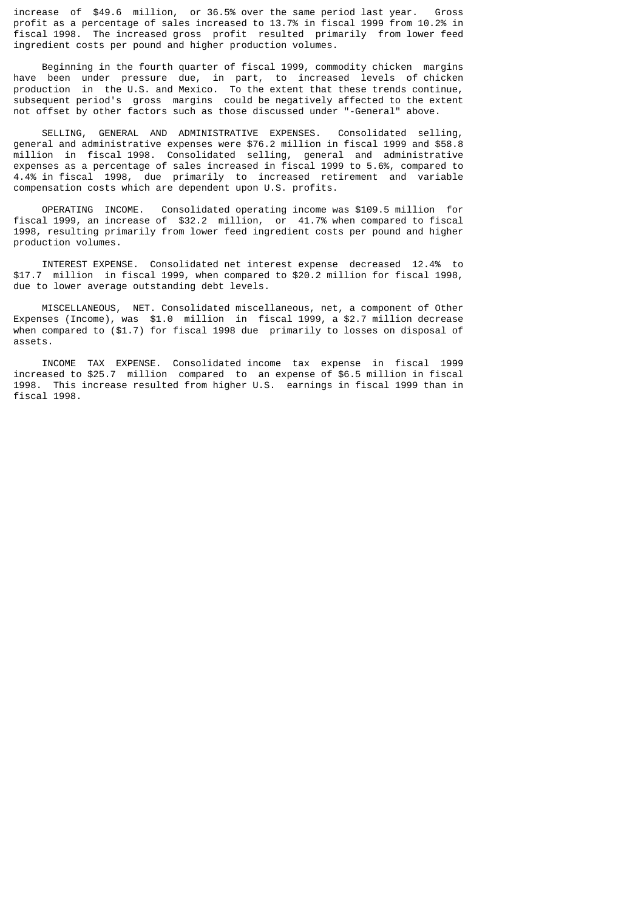increase of $49.6 million, or 36.5% over the same period last year. Gross profit as a percentage of sales increased to 13.7% in fiscal 1999 from 10.2% in fiscal 1998. The increased gross profit resulted primarily from lower feed ingredient costs per pound and higher production volumes.

Beginning in the fourth quarter of fiscal 1999, commodity chicken margins have been under pressure due, in part, to increased levels of chicken production in the U.S. and Mexico. To the extent that these trends continue, subsequent period's gross margins could be negatively affected to the extent not offset by other factors such as those discussed under "-General" above.

SELLING, GENERAL AND ADMINISTRATIVE EXPENSES. Consolidated selling, general and administrative expenses were $76.2 million in fiscal 1999 and $58.8 million in fiscal 1998. Consolidated selling, general and administrative expenses as a percentage of sales increased in fiscal 1999 to 5.6%, compared to 4.4% in fiscal 1998, due primarily to increased retirement and variable compensation costs which are dependent upon U.S. profits.

OPERATING INCOME. Consolidated operating income was $109.5 million for fiscal 1999, an increase of $32.2 million, or 41.7% when compared to fiscal 1998, resulting primarily from lower feed ingredient costs per pound and higher production volumes.

INTEREST EXPENSE. Consolidated net interest expense decreased 12.4% to $17.7 million in fiscal 1999, when compared to $20.2 million for fiscal 1998, due to lower average outstanding debt levels.

MISCELLANEOUS, NET. Consolidated miscellaneous, net, a component of Other Expenses (Income), was $1.0 million in fiscal 1999, a $2.7 million decrease when compared to ($1.7) for fiscal 1998 due primarily to losses on disposal of assets.

INCOME TAX EXPENSE. Consolidated income tax expense in fiscal 1999 increased to $25.7 million compared to an expense of $6.5 million in fiscal 1998. This increase resulted from higher U.S. earnings in fiscal 1999 than in fiscal 1998.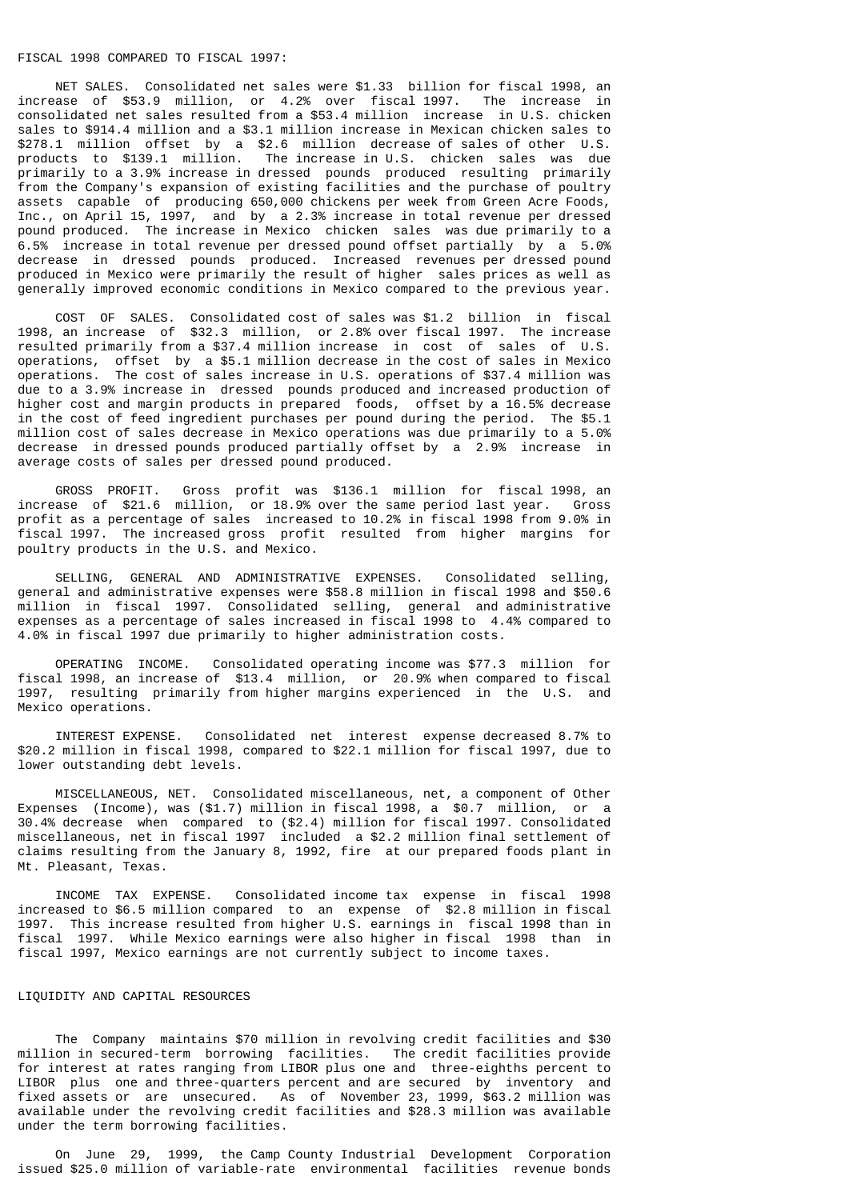FISCAL 1998 COMPARED TO FISCAL 1997:

NET SALES. Consolidated net sales were $1.33 billion for fiscal 1998, an increase of $53.9 million, or 4.2% over fiscal 1997. The increase in consolidated net sales resulted from a $53.4 million increase in U.S. chicken sales to $914.4 million and a $3.1 million increase in Mexican chicken sales to $278.1 million offset by a $2.6 million decrease of sales of other U.S. products to $139.1 million. The increase in U.S. chicken sales was due primarily to a 3.9% increase in dressed pounds produced resulting primarily from the Company's expansion of existing facilities and the purchase of poultry assets capable of producing 650,000 chickens per week from Green Acre Foods, Inc., on April 15, 1997, and by a 2.3% increase in total revenue per dressed pound produced. The increase in Mexico chicken sales was due primarily to a 6.5% increase in total revenue per dressed pound offset partially by a 5.0% decrease in dressed pounds produced. Increased revenues per dressed pound produced in Mexico were primarily the result of higher sales prices as well as generally improved economic conditions in Mexico compared to the previous year.

COST OF SALES. Consolidated cost of sales was $1.2 billion in fiscal 1998, an increase of $32.3 million, or 2.8% over fiscal 1997. The increase resulted primarily from a $37.4 million increase in cost of sales of U.S. operations, offset by a $5.1 million decrease in the cost of sales in Mexico operations. The cost of sales increase in U.S. operations of $37.4 million was due to a 3.9% increase in dressed pounds produced and increased production of higher cost and margin products in prepared foods, offset by a 16.5% decrease in the cost of feed ingredient purchases per pound during the period. The $5.1 million cost of sales decrease in Mexico operations was due primarily to a 5.0% decrease in dressed pounds produced partially offset by a 2.9% increase in average costs of sales per dressed pound produced.

GROSS PROFIT. Gross profit was $136.1 million for fiscal 1998, an increase of $21.6 million, or 18.9% over the same period last year. Gross profit as a percentage of sales increased to 10.2% in fiscal 1998 from 9.0% in fiscal 1997. The increased gross profit resulted from higher margins for poultry products in the U.S. and Mexico.

SELLING, GENERAL AND ADMINISTRATIVE EXPENSES. Consolidated selling, general and administrative expenses were $58.8 million in fiscal 1998 and $50.6 million in fiscal 1997. Consolidated selling, general and administrative expenses as a percentage of sales increased in fiscal 1998 to 4.4% compared to 4.0% in fiscal 1997 due primarily to higher administration costs.

OPERATING INCOME. Consolidated operating income was $77.3 million for fiscal 1998, an increase of $13.4 million, or 20.9% when compared to fiscal 1997, resulting primarily from higher margins experienced in the U.S. and Mexico operations.

INTEREST EXPENSE. Consolidated net interest expense decreased 8.7% to $20.2 million in fiscal 1998, compared to $22.1 million for fiscal 1997, due to lower outstanding debt levels.

MISCELLANEOUS, NET. Consolidated miscellaneous, net, a component of Other Expenses (Income), was ($1.7) million in fiscal 1998, a $0.7 million, or a 30.4% decrease when compared to ($2.4) million for fiscal 1997. Consolidated miscellaneous, net in fiscal 1997 included a $2.2 million final settlement of claims resulting from the January 8, 1992, fire at our prepared foods plant in Mt. Pleasant, Texas.

INCOME TAX EXPENSE. Consolidated income tax expense in fiscal 1998 increased to $6.5 million compared to an expense of $2.8 million in fiscal 1997. This increase resulted from higher U.S. earnings in fiscal 1998 than in fiscal 1997. While Mexico earnings were also higher in fiscal 1998 than in fiscal 1997, Mexico earnings are not currently subject to income taxes.

LIQUIDITY AND CAPITAL RESOURCES

The Company maintains $70 million in revolving credit facilities and $30 million in secured-term borrowing facilities. The credit facilities provide for interest at rates ranging from LIBOR plus one and three-eighths percent to LIBOR plus one and three-quarters percent and are secured by inventory and fixed assets or are unsecured. As of November 23, 1999, $63.2 million was available under the revolving credit facilities and $28.3 million was available under the term borrowing facilities.

On June 29, 1999, the Camp County Industrial Development Corporation issued $25.0 million of variable-rate environmental facilities revenue bonds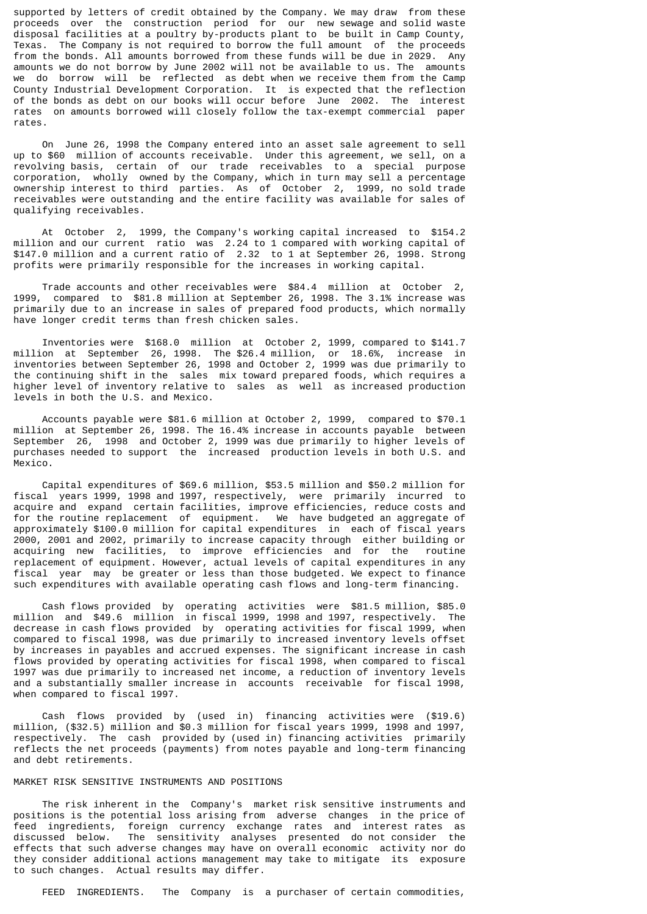supported by letters of credit obtained by the Company. We may draw from these proceeds over the construction period for our new sewage and solid waste disposal facilities at a poultry by-products plant to be built in Camp County, Texas. The Company is not required to borrow the full amount of the proceeds from the bonds. All amounts borrowed from these funds will be due in 2029. Any amounts we do not borrow by June 2002 will not be available to us. The amounts we do borrow will be reflected as debt when we receive them from the Camp County Industrial Development Corporation. It is expected that the reflection of the bonds as debt on our books will occur before June 2002. The interest rates on amounts borrowed will closely follow the tax-exempt commercial paper rates.

On June 26, 1998 the Company entered into an asset sale agreement to sell up to $60 million of accounts receivable. Under this agreement, we sell, on a revolving basis, certain of our trade receivables to a special purpose corporation, wholly owned by the Company, which in turn may sell a percentage ownership interest to third parties. As of October 2, 1999, no sold trade receivables were outstanding and the entire facility was available for sales of qualifying receivables.

At October 2, 1999, the Company's working capital increased to $154.2 million and our current ratio was 2.24 to 1 compared with working capital of $147.0 million and a current ratio of 2.32 to 1 at September 26, 1998. Strong profits were primarily responsible for the increases in working capital.

Trade accounts and other receivables were $84.4 million at October 2, 1999, compared to $81.8 million at September 26, 1998. The 3.1% increase was primarily due to an increase in sales of prepared food products, which normally have longer credit terms than fresh chicken sales.

Inventories were $168.0 million at October 2, 1999, compared to $141.7 million at September 26, 1998. The $26.4 million, or 18.6%, increase in inventories between September 26, 1998 and October 2, 1999 was due primarily to the continuing shift in the sales mix toward prepared foods, which requires a higher level of inventory relative to sales as well as increased production levels in both the U.S. and Mexico.

Accounts payable were $81.6 million at October 2, 1999, compared to $70.1 million at September 26, 1998. The 16.4% increase in accounts payable between September 26, 1998 and October 2, 1999 was due primarily to higher levels of purchases needed to support the increased production levels in both U.S. and Mexico.

Capital expenditures of $69.6 million, $53.5 million and $50.2 million for fiscal years 1999, 1998 and 1997, respectively, were primarily incurred to acquire and expand certain facilities, improve efficiencies, reduce costs and for the routine replacement of equipment. We have budgeted an aggregate of approximately $100.0 million for capital expenditures in each of fiscal years 2000, 2001 and 2002, primarily to increase capacity through either building or acquiring new facilities, to improve efficiencies and for the routine replacement of equipment. However, actual levels of capital expenditures in any fiscal year may be greater or less than those budgeted. We expect to finance such expenditures with available operating cash flows and long-term financing.

Cash flows provided by operating activities were $81.5 million, $85.0 million and $49.6 million in fiscal 1999, 1998 and 1997, respectively. The decrease in cash flows provided by operating activities for fiscal 1999, when compared to fiscal 1998, was due primarily to increased inventory levels offset by increases in payables and accrued expenses. The significant increase in cash flows provided by operating activities for fiscal 1998, when compared to fiscal 1997 was due primarily to increased net income, a reduction of inventory levels and a substantially smaller increase in accounts receivable for fiscal 1998, when compared to fiscal 1997.

Cash flows provided by (used in) financing activities were ($19.6) million, ($32.5) million and $0.3 million for fiscal years 1999, 1998 and 1997, respectively. The cash provided by (used in) financing activities primarily reflects the net proceeds (payments) from notes payable and long-term financing and debt retirements.

## MARKET RISK SENSITIVE INSTRUMENTS AND POSITIONS

The risk inherent in the Company's market risk sensitive instruments and positions is the potential loss arising from adverse changes in the price of feed ingredients, foreign currency exchange rates and interest rates as discussed below. The sensitivity analyses presented do not consider the effects that such adverse changes may have on overall economic activity nor do they consider additional actions management may take to mitigate its exposure to such changes. Actual results may differ.

FEED INGREDIENTS. The Company is a purchaser of certain commodities,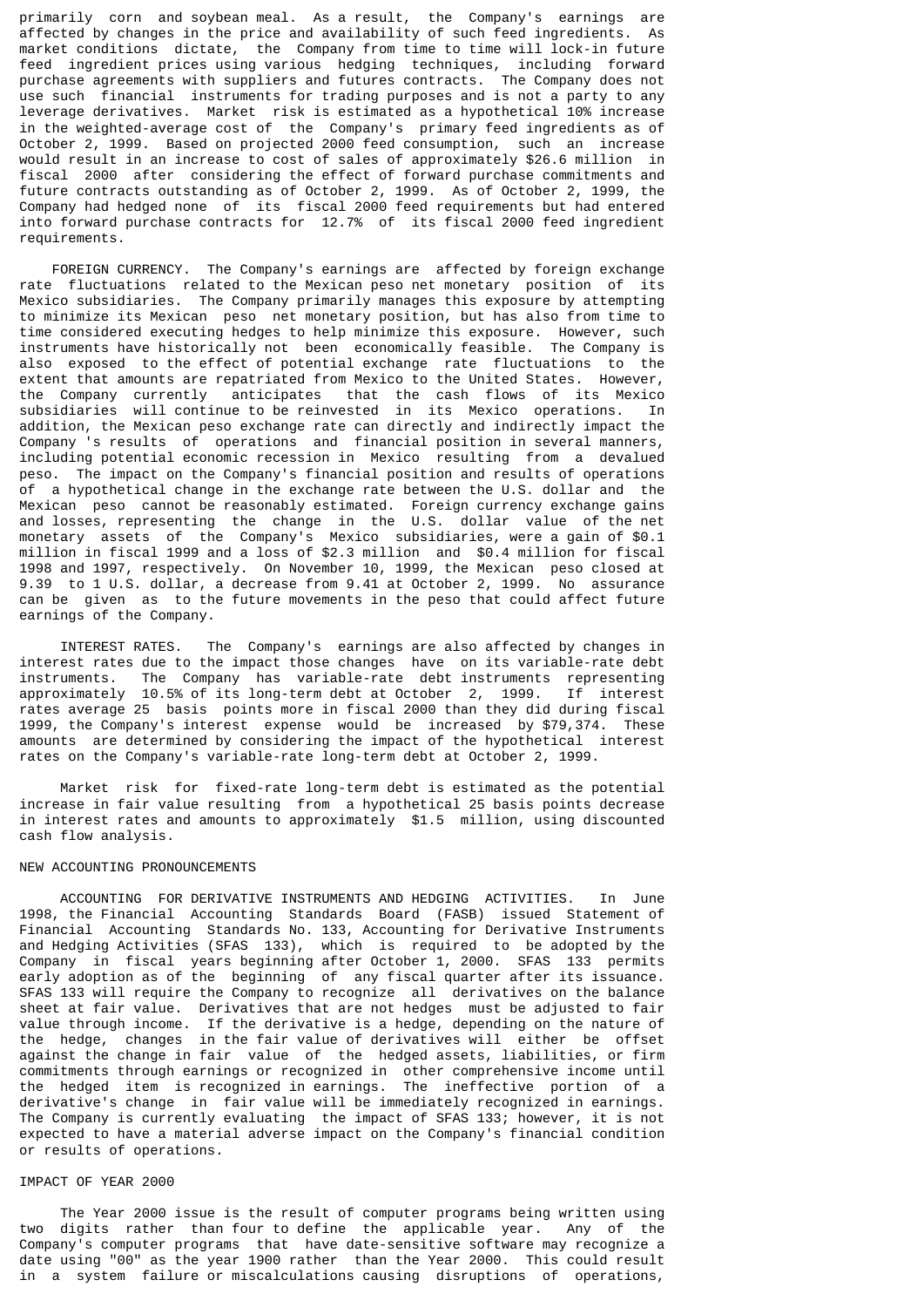primarily corn and soybean meal. As a result, the Company's earnings are affected by changes in the price and availability of such feed ingredients. As market conditions dictate, the Company from time to time will lock-in future feed ingredient prices using various hedging techniques, including forward purchase agreements with suppliers and futures contracts. The Company does not use such financial instruments for trading purposes and is not a party to any leverage derivatives. Market risk is estimated as a hypothetical 10% increase in the weighted-average cost of the Company's primary feed ingredients as of October 2, 1999. Based on projected 2000 feed consumption, such an increase would result in an increase to cost of sales of approximately $26.6 million in fiscal 2000 after considering the effect of forward purchase commitments and future contracts outstanding as of October 2, 1999. As of October 2, 1999, the Company had hedged none of its fiscal 2000 feed requirements but had entered into forward purchase contracts for 12.7% of its fiscal 2000 feed ingredient requirements.

FOREIGN CURRENCY. The Company's earnings are affected by foreign exchange rate fluctuations related to the Mexican peso net monetary position of its Mexico subsidiaries. The Company primarily manages this exposure by attempting to minimize its Mexican peso net monetary position, but has also from time to time considered executing hedges to help minimize this exposure. However, such instruments have historically not been economically feasible. The Company is also exposed to the effect of potential exchange rate fluctuations to the extent that amounts are repatriated from Mexico to the United States. However, the Company currently anticipates that the cash flows of its Mexico subsidiaries will continue to be reinvested in its Mexico operations. In addition, the Mexican peso exchange rate can directly and indirectly impact the Company 's results of operations and financial position in several manners, including potential economic recession in Mexico resulting from a devalued peso. The impact on the Company's financial position and results of operations of a hypothetical change in the exchange rate between the U.S. dollar and the Mexican peso cannot be reasonably estimated. Foreign currency exchange gains and losses, representing the change in the U.S. dollar value of the net monetary assets of the Company's Mexico subsidiaries, were a gain of $0.1 million in fiscal 1999 and a loss of $2.3 million and $0.4 million for fiscal 1998 and 1997, respectively. On November 10, 1999, the Mexican peso closed at 9.39 to 1 U.S. dollar, a decrease from 9.41 at October 2, 1999. No assurance can be given as to the future movements in the peso that could affect future earnings of the Company.

INTEREST RATES. The Company's earnings are also affected by changes in interest rates due to the impact those changes have on its variable-rate debt instruments. The Company has variable-rate debt instruments representing approximately 10.5% of its long-term debt at October 2, 1999. If interest rates average 25 basis points more in fiscal 2000 than they did during fiscal 1999, the Company's interest expense would be increased by $79,374. These amounts are determined by considering the impact of the hypothetical interest rates on the Company's variable-rate long-term debt at October 2, 1999.

Market risk for fixed-rate long-term debt is estimated as the potential increase in fair value resulting from a hypothetical 25 basis points decrease in interest rates and amounts to approximately $1.5 million, using discounted cash flow analysis.

## NEW ACCOUNTING PRONOUNCEMENTS

ACCOUNTING FOR DERIVATIVE INSTRUMENTS AND HEDGING ACTIVITIES. In June 1998, the Financial Accounting Standards Board (FASB) issued Statement of Financial Accounting Standards No. 133, Accounting for Derivative Instruments and Hedging Activities (SFAS 133), which is required to be adopted by the Company in fiscal years beginning after October 1, 2000. SFAS 133 permits early adoption as of the beginning of any fiscal quarter after its issuance. SFAS 133 will require the Company to recognize all derivatives on the balance sheet at fair value. Derivatives that are not hedges must be adjusted to fair value through income. If the derivative is a hedge, depending on the nature of the hedge, changes in the fair value of derivatives will either be offset against the change in fair value of the hedged assets, liabilities, or firm commitments through earnings or recognized in other comprehensive income until the hedged item is recognized in earnings. The ineffective portion of a derivative's change in fair value will be immediately recognized in earnings. The Company is currently evaluating the impact of SFAS 133; however, it is not expected to have a material adverse impact on the Company's financial condition or results of operations.

## IMPACT OF YEAR 2000

The Year 2000 issue is the result of computer programs being written using two digits rather than four to define the applicable year. Any of the Company's computer programs that have date-sensitive software may recognize a date using "00" as the year 1900 rather than the Year 2000. This could result in a system failure or miscalculations causing disruptions of operations,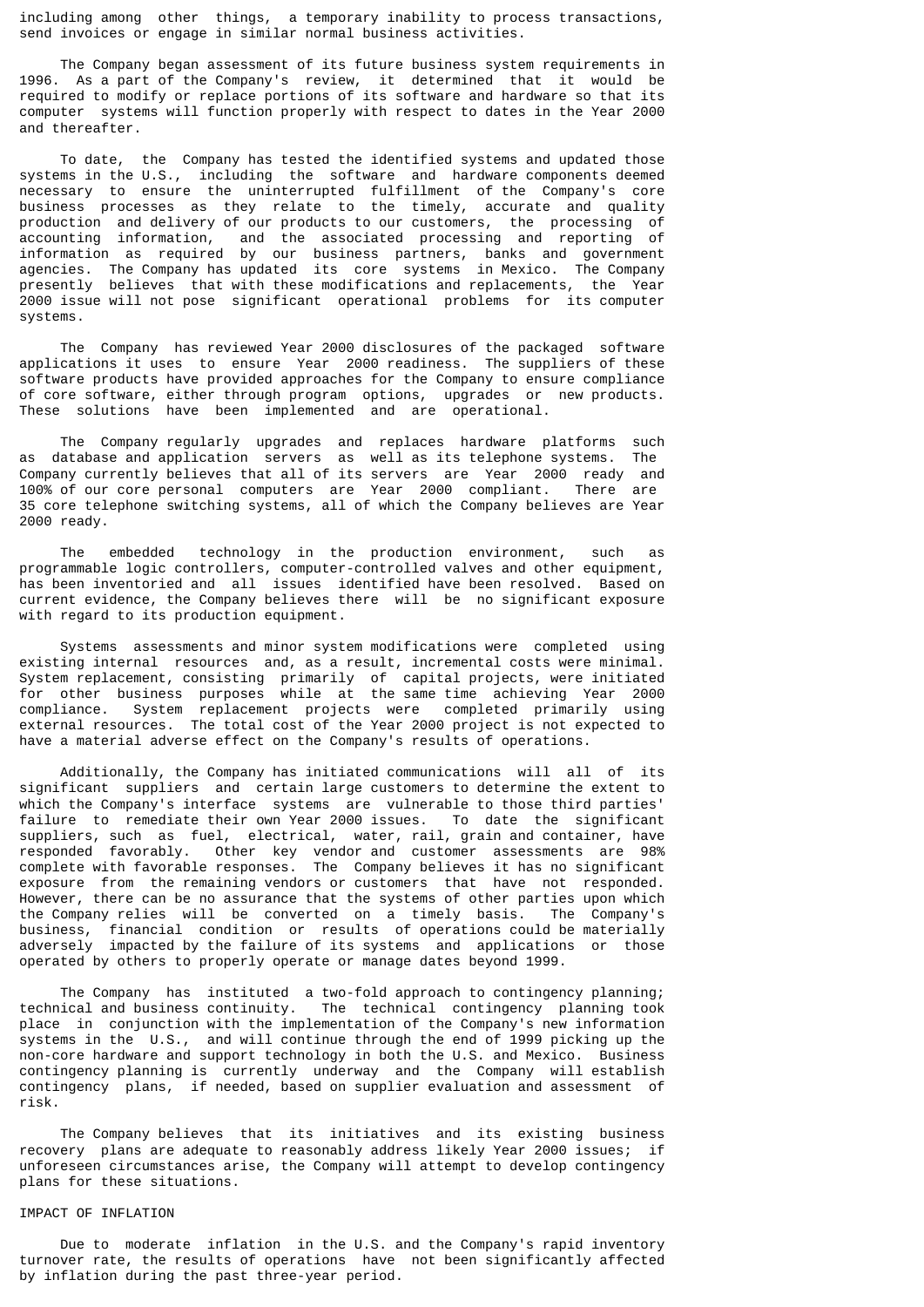including among other things, a temporary inability to process transactions, send invoices or engage in similar normal business activities.

The Company began assessment of its future business system requirements in 1996. As a part of the Company's review, it determined that it would be required to modify or replace portions of its software and hardware so that its computer systems will function properly with respect to dates in the Year 2000 and thereafter.

To date, the Company has tested the identified systems and updated those systems in the U.S., including the software and hardware components deemed necessary to ensure the uninterrupted fulfillment of the Company's core business processes as they relate to the timely, accurate and quality production and delivery of our products to our customers, the processing of accounting information, and the associated processing and reporting of information as required by our business partners, banks and government agencies. The Company has updated its core systems in Mexico. The Company presently believes that with these modifications and replacements, the Year 2000 issue will not pose significant operational problems for its computer systems.

The Company has reviewed Year 2000 disclosures of the packaged software applications it uses to ensure Year 2000 readiness. The suppliers of these software products have provided approaches for the Company to ensure compliance of core software, either through program options, upgrades or new products. These solutions have been implemented and are operational.

The Company regularly upgrades and replaces hardware platforms such as database and application servers as well as its telephone systems. The Company currently believes that all of its servers are Year 2000 ready and 100% of our core personal computers are Year 2000 compliant. There are 35 core telephone switching systems, all of which the Company believes are Year 2000 ready.

The embedded technology in the production environment, such as programmable logic controllers, computer-controlled valves and other equipment, has been inventoried and all issues identified have been resolved. Based on current evidence, the Company believes there will be no significant exposure with regard to its production equipment.

Systems assessments and minor system modifications were completed using existing internal resources and, as a result, incremental costs were minimal. System replacement, consisting primarily of capital projects, were initiated for other business purposes while at the same time achieving Year 2000 compliance. System replacement projects were completed primarily using external resources. The total cost of the Year 2000 project is not expected to have a material adverse effect on the Company's results of operations.

Additionally, the Company has initiated communications will all of its significant suppliers and certain large customers to determine the extent to which the Company's interface systems are vulnerable to those third parties' failure to remediate their own Year 2000 issues. To date the significant suppliers, such as fuel, electrical, water, rail, grain and container, have responded favorably. Other key vendor and customer assessments are 98% complete with favorable responses. The Company believes it has no significant exposure from the remaining vendors or customers that have not responded. However, there can be no assurance that the systems of other parties upon which the Company relies will be converted on a timely basis. The Company's business, financial condition or results of operations could be materially adversely impacted by the failure of its systems and applications or those operated by others to properly operate or manage dates beyond 1999.

The Company has instituted a two-fold approach to contingency planning; technical and business continuity. The technical contingency planning took place in conjunction with the implementation of the Company's new information systems in the U.S., and will continue through the end of 1999 picking up the non-core hardware and support technology in both the U.S. and Mexico. Business contingency planning is currently underway and the Company will establish contingency plans, if needed, based on supplier evaluation and assessment of risk.

The Company believes that its initiatives and its existing business recovery plans are adequate to reasonably address likely Year 2000 issues; if unforeseen circumstances arise, the Company will attempt to develop contingency plans for these situations.

IMPACT OF INFLATION

Due to moderate inflation in the U.S. and the Company's rapid inventory turnover rate, the results of operations have not been significantly affected by inflation during the past three-year period.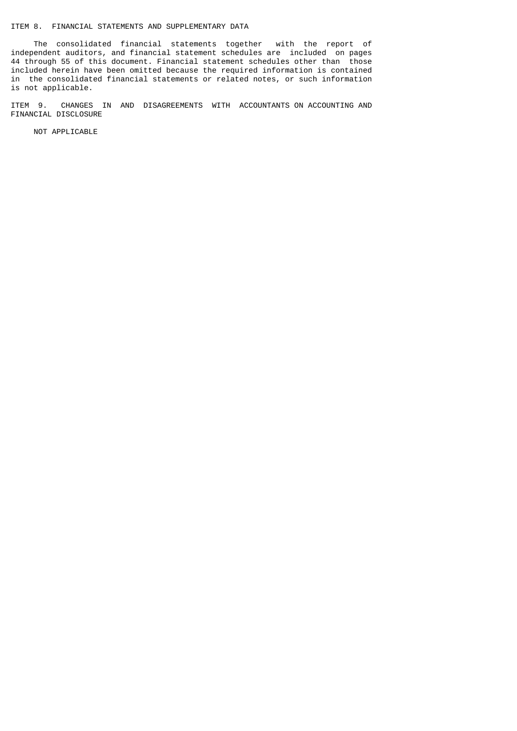## ITEM 8. FINANCIAL STATEMENTS AND SUPPLEMENTARY DATA

The consolidated financial statements together with the report of independent auditors, and financial statement schedules are included on pages 44 through 55 of this document. Financial statement schedules other than those included herein have been omitted because the required information is contained in the consolidated financial statements or related notes, or such information is not applicable.

## ITEM 9. CHANGES IN AND DISAGREEMENTS WITH ACCOUNTANTS ON ACCOUNTING AND FINANCIAL DISCLOSURE

NOT APPLICABLE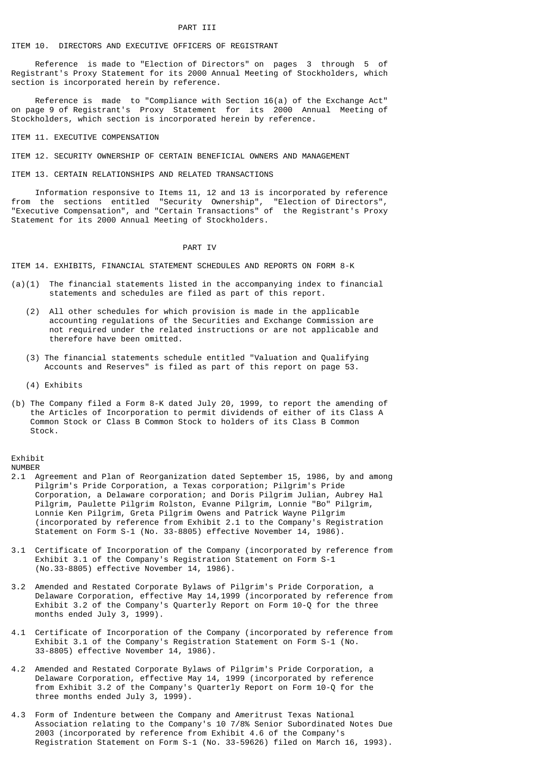## PART III

### ITEM 10. DIRECTORS AND EXECUTIVE OFFICERS OF REGISTRANT

Reference is made to "Election of Directors" on pages 3 through 5 of Registrant's Proxy Statement for its 2000 Annual Meeting of Stockholders, which section is incorporated herein by reference.

Reference is made to "Compliance with Section 16(a) of the Exchange Act" on page 9 of Registrant's Proxy Statement for its 2000 Annual Meeting of Stockholders, which section is incorporated herein by reference.

### ITEM 11. EXECUTIVE COMPENSATION

### ITEM 12. SECURITY OWNERSHIP OF CERTAIN BENEFICIAL OWNERS AND MANAGEMENT

### ITEM 13. CERTAIN RELATIONSHIPS AND RELATED TRANSACTIONS

Information responsive to Items 11, 12 and 13 is incorporated by reference from the sections entitled "Security Ownership", "Election of Directors", "Executive Compensation", and "Certain Transactions" of the Registrant's Proxy Statement for its 2000 Annual Meeting of Stockholders.

## PART IV

### ITEM 14. EXHIBITS, FINANCIAL STATEMENT SCHEDULES AND REPORTS ON FORM 8-K

(a)(1) The financial statements listed in the accompanying index to financial statements and schedules are filed as part of this report.

(2) All other schedules for which provision is made in the applicable accounting regulations of the Securities and Exchange Commission are not required under the related instructions or are not applicable and therefore have been omitted.

(3) The financial statements schedule entitled "Valuation and Qualifying Accounts and Reserves" is filed as part of this report on page 53.

(4) Exhibits

(b) The Company filed a Form 8-K dated July 20, 1999, to report the amending of the Articles of Incorporation to permit dividends of either of its Class A Common Stock or Class B Common Stock to holders of its Class B Common Stock.

Exhibit
NUMBER

2.1 Agreement and Plan of Reorganization dated September 15, 1986, by and among Pilgrim's Pride Corporation, a Texas corporation; Pilgrim's Pride Corporation, a Delaware corporation; and Doris Pilgrim Julian, Aubrey Hal Pilgrim, Paulette Pilgrim Rolston, Evanne Pilgrim, Lonnie "Bo" Pilgrim, Lonnie Ken Pilgrim, Greta Pilgrim Owens and Patrick Wayne Pilgrim (incorporated by reference from Exhibit 2.1 to the Company's Registration Statement on Form S-1 (No. 33-8805) effective November 14, 1986).

3.1 Certificate of Incorporation of the Company (incorporated by reference from Exhibit 3.1 of the Company's Registration Statement on Form S-1 (No.33-8805) effective November 14, 1986).

3.2 Amended and Restated Corporate Bylaws of Pilgrim's Pride Corporation, a Delaware Corporation, effective May 14,1999 (incorporated by reference from Exhibit 3.2 of the Company's Quarterly Report on Form 10-Q for the three months ended July 3, 1999).

4.1 Certificate of Incorporation of the Company (incorporated by reference from Exhibit 3.1 of the Company's Registration Statement on Form S-1 (No. 33-8805) effective November 14, 1986).

4.2 Amended and Restated Corporate Bylaws of Pilgrim's Pride Corporation, a Delaware Corporation, effective May 14, 1999 (incorporated by reference from Exhibit 3.2 of the Company's Quarterly Report on Form 10-Q for the three months ended July 3, 1999).

4.3 Form of Indenture between the Company and Ameritrust Texas National Association relating to the Company's 10 7/8% Senior Subordinated Notes Due 2003 (incorporated by reference from Exhibit 4.6 of the Company's Registration Statement on Form S-1 (No. 33-59626) filed on March 16, 1993).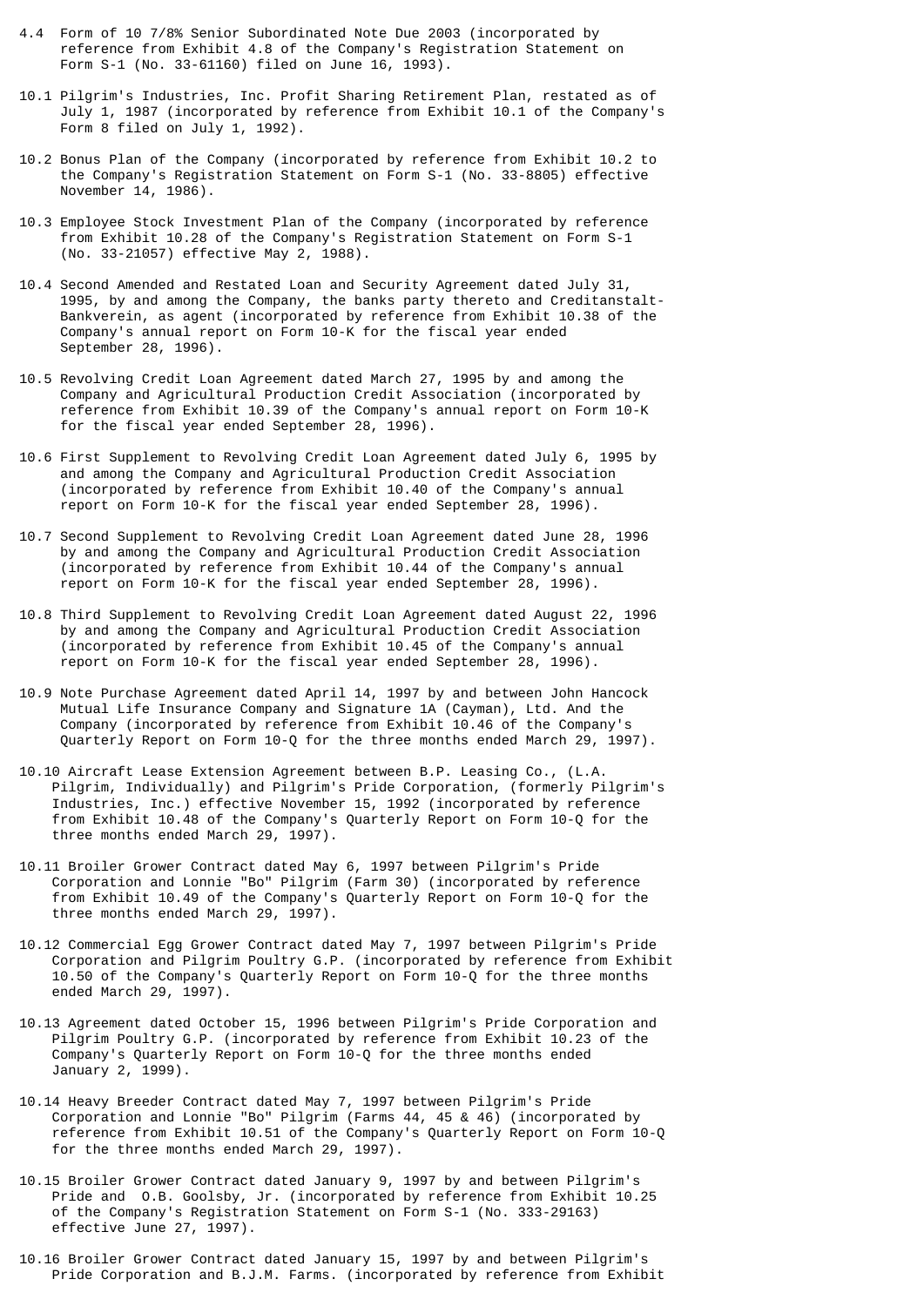4.4 Form of 10 7/8% Senior Subordinated Note Due 2003 (incorporated by reference from Exhibit 4.8 of the Company's Registration Statement on Form S-1 (No. 33-61160) filed on June 16, 1993).

10.1 Pilgrim's Industries, Inc. Profit Sharing Retirement Plan, restated as of July 1, 1987 (incorporated by reference from Exhibit 10.1 of the Company's Form 8 filed on July 1, 1992).

10.2 Bonus Plan of the Company (incorporated by reference from Exhibit 10.2 to the Company's Registration Statement on Form S-1 (No. 33-8805) effective November 14, 1986).

10.3 Employee Stock Investment Plan of the Company (incorporated by reference from Exhibit 10.28 of the Company's Registration Statement on Form S-1 (No. 33-21057) effective May 2, 1988).

10.4 Second Amended and Restated Loan and Security Agreement dated July 31, 1995, by and among the Company, the banks party thereto and Creditanstalt-Bankverein, as agent (incorporated by reference from Exhibit 10.38 of the Company's annual report on Form 10-K for the fiscal year ended September 28, 1996).

10.5 Revolving Credit Loan Agreement dated March 27, 1995 by and among the Company and Agricultural Production Credit Association (incorporated by reference from Exhibit 10.39 of the Company's annual report on Form 10-K for the fiscal year ended September 28, 1996).

10.6 First Supplement to Revolving Credit Loan Agreement dated July 6, 1995 by and among the Company and Agricultural Production Credit Association (incorporated by reference from Exhibit 10.40 of the Company's annual report on Form 10-K for the fiscal year ended September 28, 1996).

10.7 Second Supplement to Revolving Credit Loan Agreement dated June 28, 1996 by and among the Company and Agricultural Production Credit Association (incorporated by reference from Exhibit 10.44 of the Company's annual report on Form 10-K for the fiscal year ended September 28, 1996).

10.8 Third Supplement to Revolving Credit Loan Agreement dated August 22, 1996 by and among the Company and Agricultural Production Credit Association (incorporated by reference from Exhibit 10.45 of the Company's annual report on Form 10-K for the fiscal year ended September 28, 1996).

10.9 Note Purchase Agreement dated April 14, 1997 by and between John Hancock Mutual Life Insurance Company and Signature 1A (Cayman), Ltd. And the Company (incorporated by reference from Exhibit 10.46 of the Company's Quarterly Report on Form 10-Q for the three months ended March 29, 1997).

10.10 Aircraft Lease Extension Agreement between B.P. Leasing Co., (L.A. Pilgrim, Individually) and Pilgrim's Pride Corporation, (formerly Pilgrim's Industries, Inc.) effective November 15, 1992 (incorporated by reference from Exhibit 10.48 of the Company's Quarterly Report on Form 10-Q for the three months ended March 29, 1997).

10.11 Broiler Grower Contract dated May 6, 1997 between Pilgrim's Pride Corporation and Lonnie "Bo" Pilgrim (Farm 30) (incorporated by reference from Exhibit 10.49 of the Company's Quarterly Report on Form 10-Q for the three months ended March 29, 1997).

10.12 Commercial Egg Grower Contract dated May 7, 1997 between Pilgrim's Pride Corporation and Pilgrim Poultry G.P. (incorporated by reference from Exhibit 10.50 of the Company's Quarterly Report on Form 10-Q for the three months ended March 29, 1997).

10.13 Agreement dated October 15, 1996 between Pilgrim's Pride Corporation and Pilgrim Poultry G.P. (incorporated by reference from Exhibit 10.23 of the Company's Quarterly Report on Form 10-Q for the three months ended January 2, 1999).

10.14 Heavy Breeder Contract dated May 7, 1997 between Pilgrim's Pride Corporation and Lonnie "Bo" Pilgrim (Farms 44, 45 & 46) (incorporated by reference from Exhibit 10.51 of the Company's Quarterly Report on Form 10-Q for the three months ended March 29, 1997).

10.15 Broiler Grower Contract dated January 9, 1997 by and between Pilgrim's Pride and O.B. Goolsby, Jr. (incorporated by reference from Exhibit 10.25 of the Company's Registration Statement on Form S-1 (No. 333-29163) effective June 27, 1997).

10.16 Broiler Grower Contract dated January 15, 1997 by and between Pilgrim's Pride Corporation and B.J.M. Farms. (incorporated by reference from Exhibit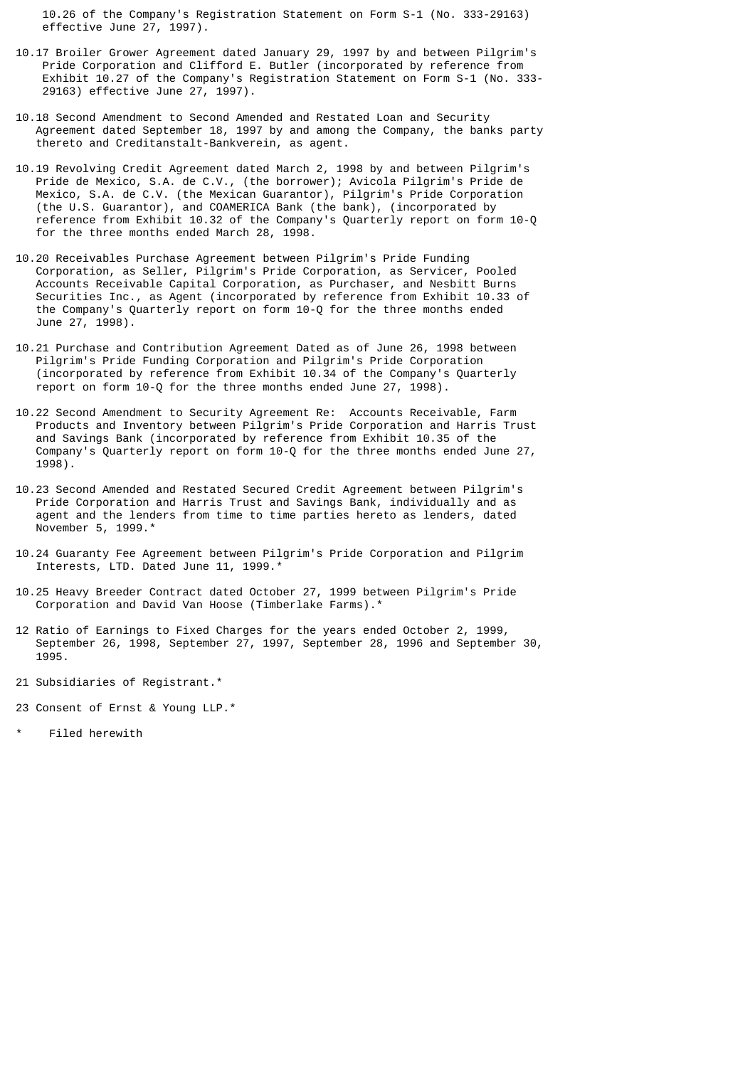10.26 of the Company's Registration Statement on Form S-1 (No. 333-29163) effective June 27, 1997).

10.17 Broiler Grower Agreement dated January 29, 1997 by and between Pilgrim's Pride Corporation and Clifford E. Butler (incorporated by reference from Exhibit 10.27 of the Company's Registration Statement on Form S-1 (No. 333-29163) effective June 27, 1997).

10.18 Second Amendment to Second Amended and Restated Loan and Security Agreement dated September 18, 1997 by and among the Company, the banks party thereto and Creditanstalt-Bankverein, as agent.

10.19 Revolving Credit Agreement dated March 2, 1998 by and between Pilgrim's Pride de Mexico, S.A. de C.V., (the borrower); Avicola Pilgrim's Pride de Mexico, S.A. de C.V. (the Mexican Guarantor), Pilgrim's Pride Corporation (the U.S. Guarantor), and COAMERICA Bank (the bank), (incorporated by reference from Exhibit 10.32 of the Company's Quarterly report on form 10-Q for the three months ended March 28, 1998.

10.20 Receivables Purchase Agreement between Pilgrim's Pride Funding Corporation, as Seller, Pilgrim's Pride Corporation, as Servicer, Pooled Accounts Receivable Capital Corporation, as Purchaser, and Nesbitt Burns Securities Inc., as Agent (incorporated by reference from Exhibit 10.33 of the Company's Quarterly report on form 10-Q for the three months ended June 27, 1998).

10.21 Purchase and Contribution Agreement Dated as of June 26, 1998 between Pilgrim's Pride Funding Corporation and Pilgrim's Pride Corporation (incorporated by reference from Exhibit 10.34 of the Company's Quarterly report on form 10-Q for the three months ended June 27, 1998).

10.22 Second Amendment to Security Agreement Re: Accounts Receivable, Farm Products and Inventory between Pilgrim's Pride Corporation and Harris Trust and Savings Bank (incorporated by reference from Exhibit 10.35 of the Company's Quarterly report on form 10-Q for the three months ended June 27, 1998).

10.23 Second Amended and Restated Secured Credit Agreement between Pilgrim's Pride Corporation and Harris Trust and Savings Bank, individually and as agent and the lenders from time to time parties hereto as lenders, dated November 5, 1999.*

10.24 Guaranty Fee Agreement between Pilgrim's Pride Corporation and Pilgrim Interests, LTD. Dated June 11, 1999.*

10.25 Heavy Breeder Contract dated October 27, 1999 between Pilgrim's Pride Corporation and David Van Hoose (Timberlake Farms).*

12 Ratio of Earnings to Fixed Charges for the years ended October 2, 1999, September 26, 1998, September 27, 1997, September 28, 1996 and September 30, 1995.

21 Subsidiaries of Registrant.*

23 Consent of Ernst & Young LLP.*

\* Filed herewith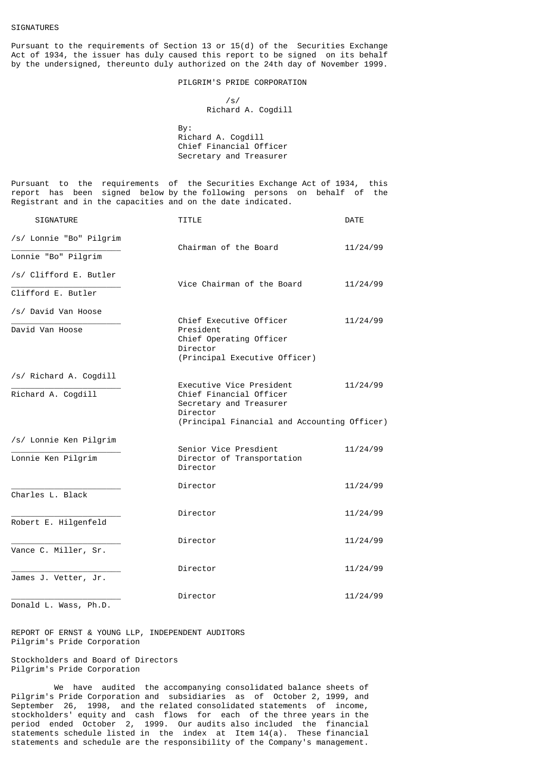SIGNATURES

Pursuant to the requirements of Section 13 or 15(d) of the Securities Exchange Act of 1934, the issuer has duly caused this report to be signed on its behalf by the undersigned, thereunto duly authorized on the 24th day of November 1999.

PILGRIM'S PRIDE CORPORATION

/s/
Richard A. Cogdill

By:
Richard A. Cogdill
Chief Financial Officer
Secretary and Treasurer

Pursuant to the requirements of the Securities Exchange Act of 1934, this report has been signed below by the following persons on behalf of the Registrant and in the capacities and on the date indicated.

| SIGNATURE | TITLE | DATE |
|---|---|---|
| /s/ Lonnie "Bo" Pilgrim<br>Lonnie "Bo" Pilgrim | Chairman of the Board | 11/24/99 |
| /s/ Clifford E. Butler<br>Clifford E. Butler | Vice Chairman of the Board | 11/24/99 |
| /s/ David Van Hoose<br>David Van Hoose | Chief Executive Officer<br>President<br>Chief Operating Officer<br>Director<br>(Principal Executive Officer) | 11/24/99 |
| /s/ Richard A. Cogdill<br>Richard A. Cogdill | Executive Vice President<br>Chief Financial Officer<br>Secretary and Treasurer<br>Director<br>(Principal Financial and Accounting Officer) | 11/24/99 |
| /s/ Lonnie Ken Pilgrim<br>Lonnie Ken Pilgrim | Senior Vice Presdient<br>Director of Transportation<br>Director | 11/24/99 |
| Charles L. Black | Director | 11/24/99 |
| Robert E. Hilgenfeld | Director | 11/24/99 |
| Vance C. Miller, Sr. | Director | 11/24/99 |
| James J. Vetter, Jr. | Director | 11/24/99 |
| Donald L. Wass, Ph.D. | Director | 11/24/99 |

REPORT OF ERNST & YOUNG LLP, INDEPENDENT AUDITORS
Pilgrim's Pride Corporation

Stockholders and Board of Directors
Pilgrim's Pride Corporation

We have audited the accompanying consolidated balance sheets of Pilgrim's Pride Corporation and subsidiaries as of October 2, 1999, and September 26, 1998, and the related consolidated statements of income, stockholders' equity and cash flows for each of the three years in the period ended October 2, 1999. Our audits also included the financial statements schedule listed in the index at Item 14(a). These financial statements and schedule are the responsibility of the Company's management.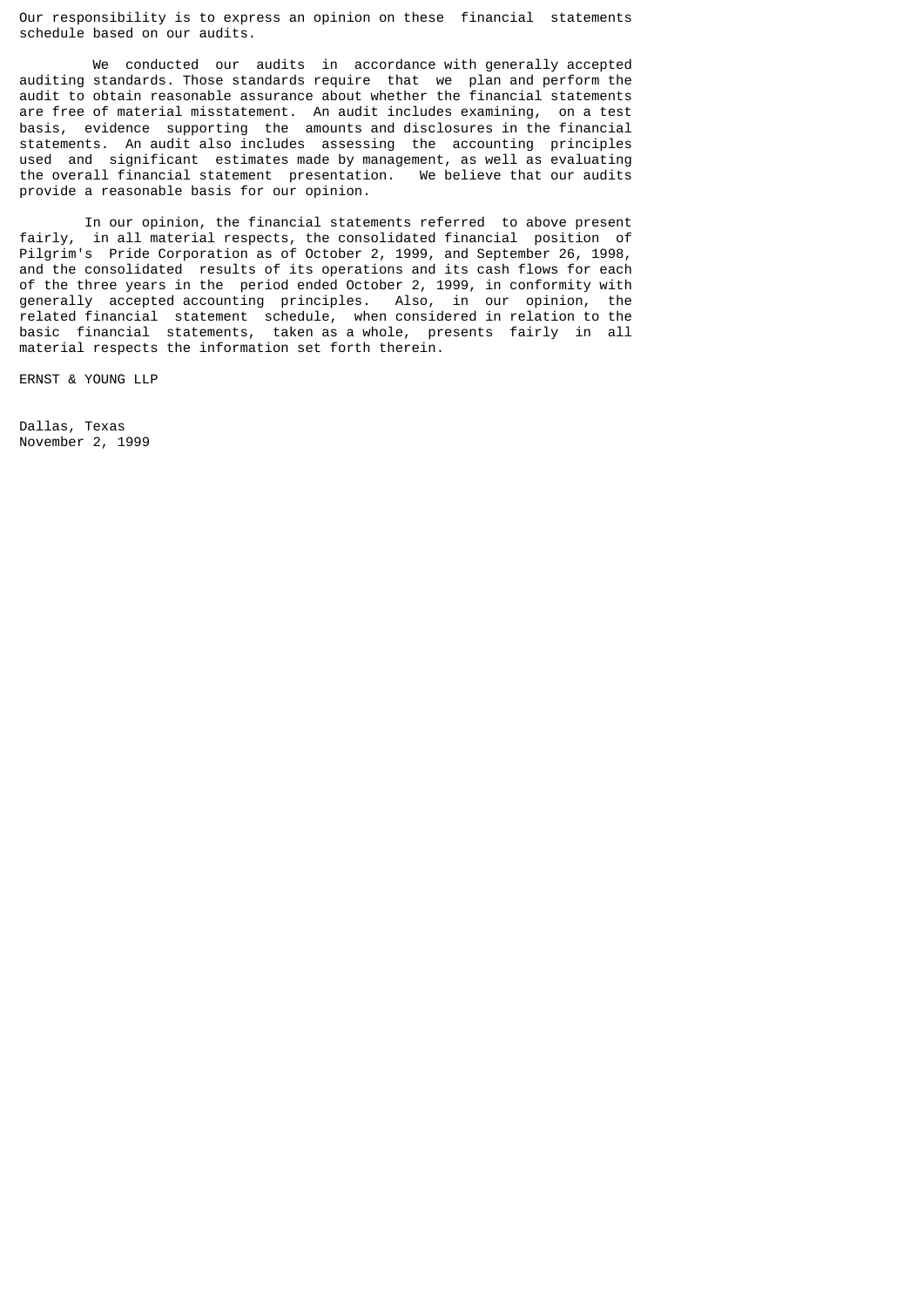Our responsibility is to express an opinion on these financial statements schedule based on our audits.

We conducted our audits in accordance with generally accepted auditing standards. Those standards require that we plan and perform the audit to obtain reasonable assurance about whether the financial statements are free of material misstatement. An audit includes examining, on a test basis, evidence supporting the amounts and disclosures in the financial statements. An audit also includes assessing the accounting principles used and significant estimates made by management, as well as evaluating the overall financial statement presentation. We believe that our audits provide a reasonable basis for our opinion.

In our opinion, the financial statements referred to above present fairly, in all material respects, the consolidated financial position of Pilgrim's Pride Corporation as of October 2, 1999, and September 26, 1998, and the consolidated results of its operations and its cash flows for each of the three years in the period ended October 2, 1999, in conformity with generally accepted accounting principles. Also, in our opinion, the related financial statement schedule, when considered in relation to the basic financial statements, taken as a whole, presents fairly in all material respects the information set forth therein.

ERNST & YOUNG LLP

Dallas, Texas
November 2, 1999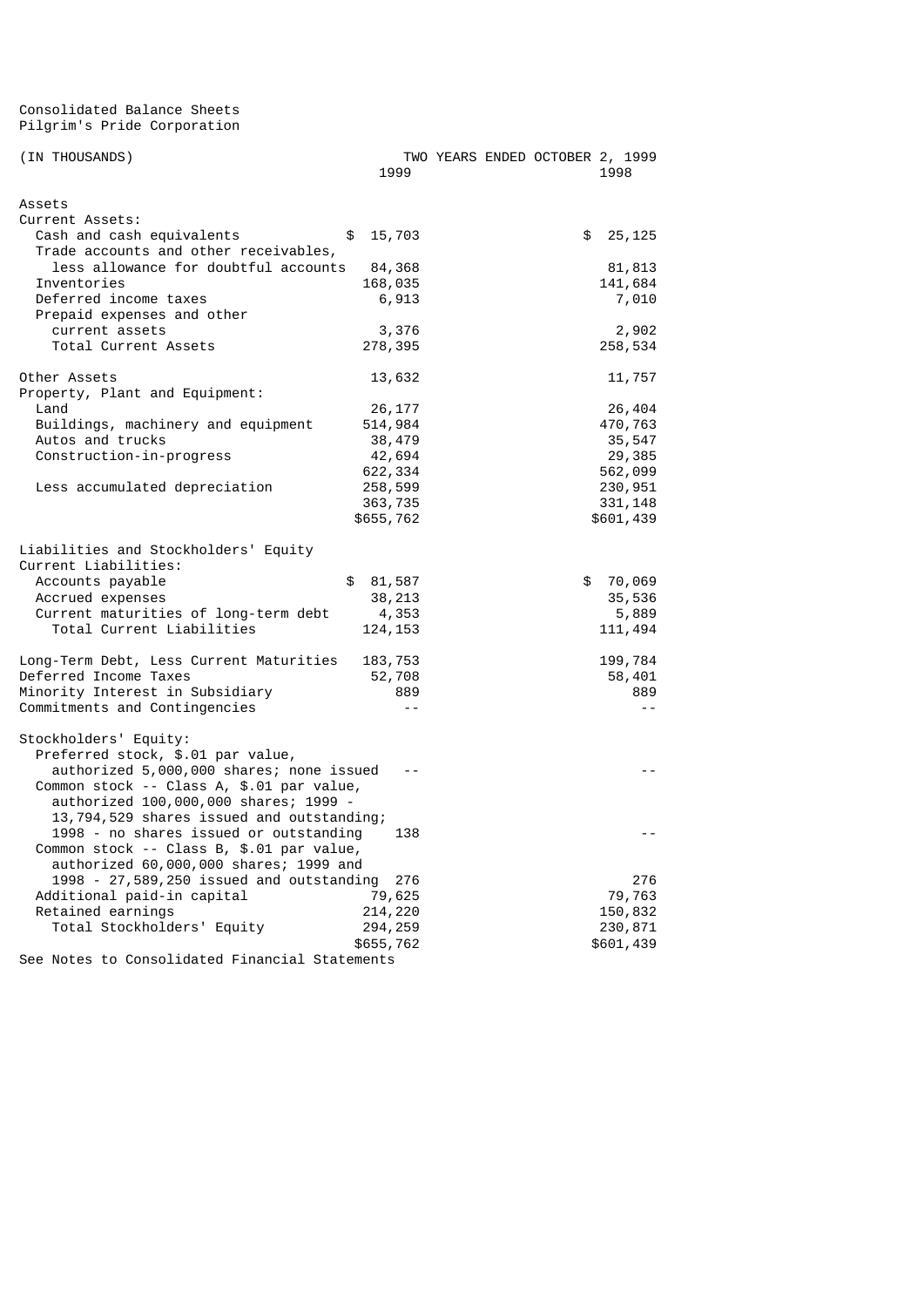Consolidated Balance Sheets
Pilgrim's Pride Corporation

| (IN THOUSANDS) | TWO YEARS ENDED OCTOBER 2, 1999 1999 | 1998 |
|---|---|---|
| **Assets** | | |
| Current Assets: | | |
| Cash and cash equivalents | $ 15,703 | $ 25,125 |
| Trade accounts and other receivables, less allowance for doubtful accounts | 84,368 | 81,813 |
| Inventories | 168,035 | 141,684 |
| Deferred income taxes | 6,913 | 7,010 |
| Prepaid expenses and other current assets | 3,376 | 2,902 |
| Total Current Assets | 278,395 | 258,534 |
| Other Assets | 13,632 | 11,757 |
| Property, Plant and Equipment: | | |
| Land | 26,177 | 26,404 |
| Buildings, machinery and equipment | 514,984 | 470,763 |
| Autos and trucks | 38,479 | 35,547 |
| Construction-in-progress | 42,694 | 29,385 |
| | 622,334 | 562,099 |
| Less accumulated depreciation | 258,599 | 230,951 |
| | 363,735 | 331,148 |
| | $655,762 | $601,439 |
| **Liabilities and Stockholders' Equity** | | |
| Current Liabilities: | | |
| Accounts payable | $ 81,587 | $ 70,069 |
| Accrued expenses | 38,213 | 35,536 |
| Current maturities of long-term debt | 4,353 | 5,889 |
| Total Current Liabilities | 124,153 | 111,494 |
| Long-Term Debt, Less Current Maturities | 183,753 | 199,784 |
| Deferred Income Taxes | 52,708 | 58,401 |
| Minority Interest in Subsidiary | 889 | 889 |
| Commitments and Contingencies | -- | -- |
| Stockholders' Equity: | | |
| Preferred stock, $.01 par value, authorized 5,000,000 shares; none issued | -- | -- |
| Common stock -- Class A, $.01 par value, authorized 100,000,000 shares; 1999 - 13,794,529 shares issued and outstanding; 1998 - no shares issued or outstanding | 138 | -- |
| Common stock -- Class B, $.01 par value, authorized 60,000,000 shares; 1999 and 1998 - 27,589,250 issued and outstanding | 276 | 276 |
| Additional paid-in capital | 79,625 | 79,763 |
| Retained earnings | 214,220 | 150,832 |
| Total Stockholders' Equity | 294,259 | 230,871 |
| | $655,762 | $601,439 |

See Notes to Consolidated Financial Statements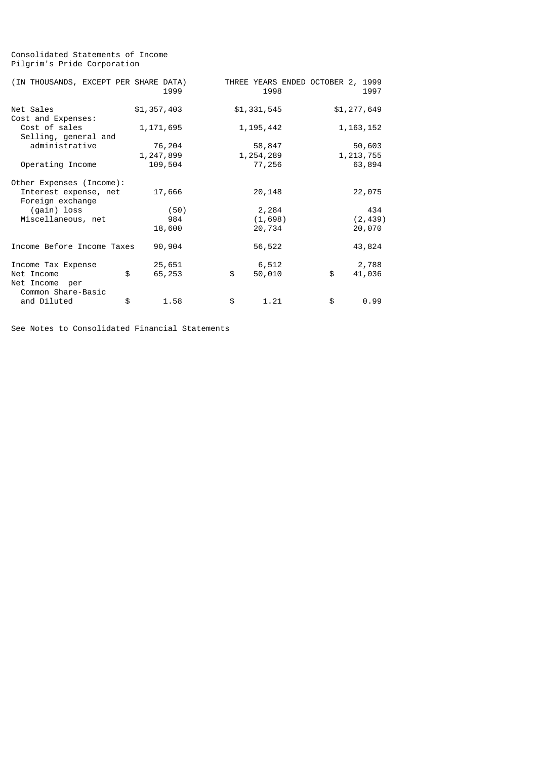Consolidated Statements of Income
Pilgrim's Pride Corporation

| (IN THOUSANDS, EXCEPT PER SHARE DATA) | THREE YEARS ENDED OCTOBER 2, 1999 | | |
|---|---|---|---|
| | 1999 | 1998 | 1997 |
| Net Sales | $1,357,403 | $1,331,545 | $1,277,649 |
| Cost and Expenses: | | | |
| Cost of sales | 1,171,695 | 1,195,442 | 1,163,152 |
| Selling, general and administrative | 76,204 | 58,847 | 50,603 |
| | 1,247,899 | 1,254,289 | 1,213,755 |
| Operating Income | 109,504 | 77,256 | 63,894 |
| Other Expenses (Income): | | | |
| Interest expense, net | 17,666 | 20,148 | 22,075 |
| Foreign exchange (gain) loss | (50) | 2,284 | 434 |
| Miscellaneous, net | 984 | (1,698) | (2,439) |
| | 18,600 | 20,734 | 20,070 |
| Income Before Income Taxes | 90,904 | 56,522 | 43,824 |
| Income Tax Expense | 25,651 | 6,512 | 2,788 |
| Net Income | $ 65,253 | $ 50,010 | $ 41,036 |
| Net Income per Common Share-Basic and Diluted | $ 1.58 | $ 1.21 | $ 0.99 |

See Notes to Consolidated Financial Statements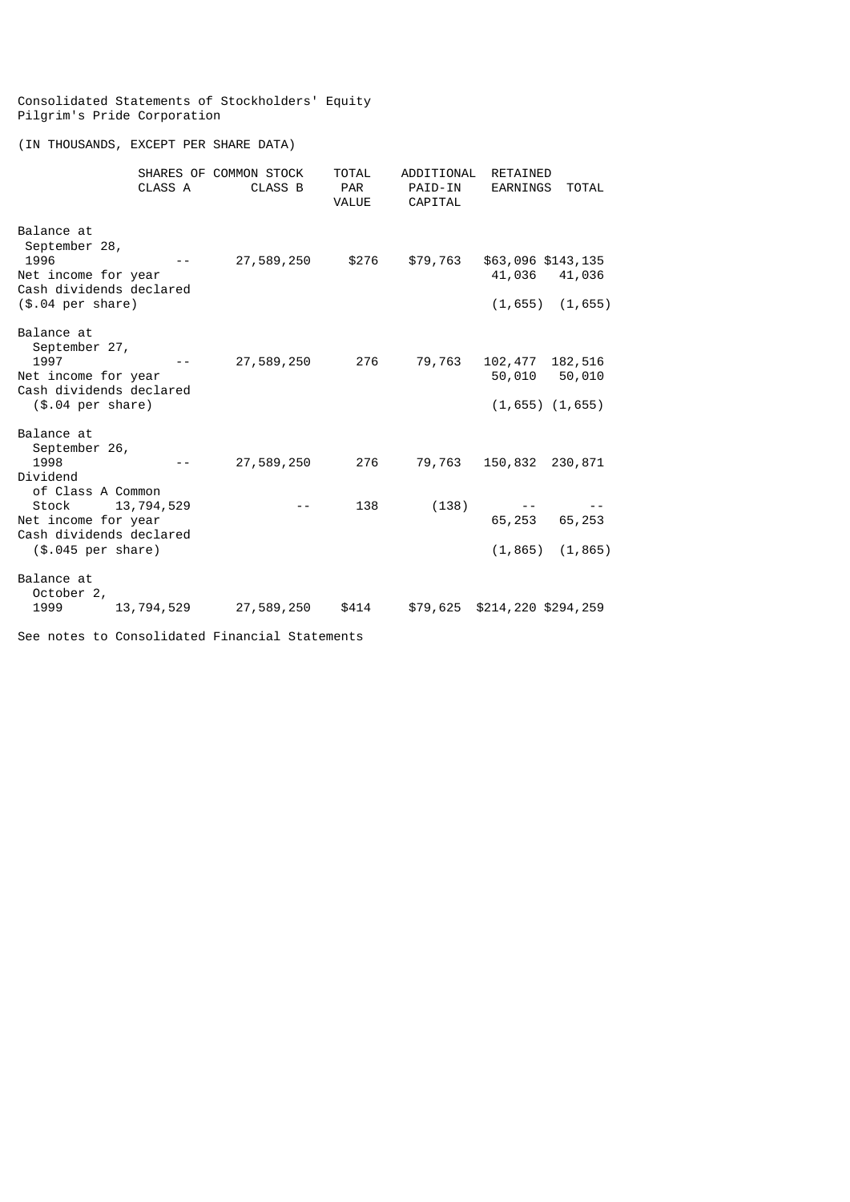Consolidated Statements of Stockholders' Equity
Pilgrim's Pride Corporation

(IN THOUSANDS, EXCEPT PER SHARE DATA)

| | SHARES OF COMMON STOCK CLASS A | CLASS B | TOTAL PAR VALUE | ADDITIONAL PAID-IN CAPITAL | RETAINED EARNINGS | TOTAL |
|---|---|---|---|---|---|---|
| Balance at September 28, 1996 | -- | 27,589,250 | $276 | $79,763 | $63,096 | $143,135 |
| Net income for year | | | | | 41,036 | 41,036 |
| Cash dividends declared ($.04 per share) | | | | | (1,655) | (1,655) |
| Balance at September 27, 1997 | -- | 27,589,250 | 276 | 79,763 | 102,477 | 182,516 |
| Net income for year | | | | | 50,010 | 50,010 |
| Cash dividends declared ($.04 per share) | | | | | (1,655) | (1,655) |
| Balance at September 26, 1998 | -- | 27,589,250 | 276 | 79,763 | 150,832 | 230,871 |
| Dividend of Class A Common Stock | 13,794,529 | -- | 138 | (138) | -- | -- |
| Net income for year | | | | | 65,253 | 65,253 |
| Cash dividends declared ($.045 per share) | | | | | (1,865) | (1,865) |
| Balance at October 2, 1999 | 13,794,529 | 27,589,250 | $414 | $79,625 | $214,220 | $294,259 |

See notes to Consolidated Financial Statements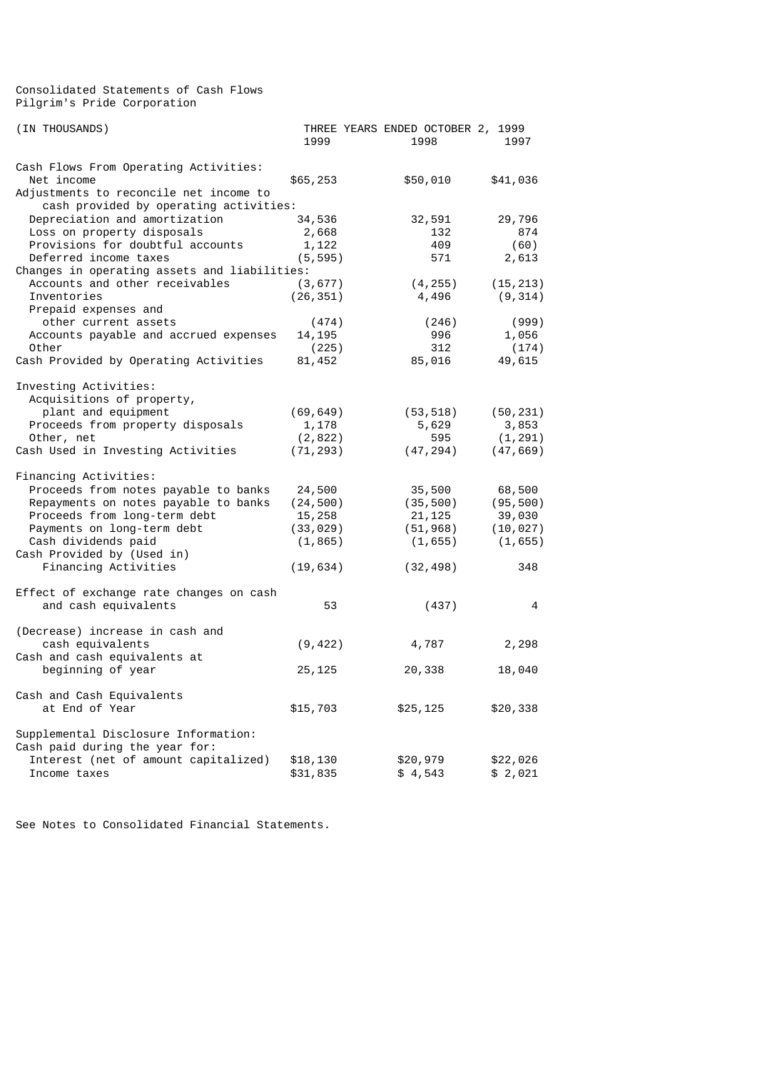Consolidated Statements of Cash Flows
Pilgrim's Pride Corporation

| (IN THOUSANDS) | THREE YEARS ENDED OCTOBER 2, 1999 | | |
|---|---|---|---|
| | 1999 | 1998 | 1997 |
| Cash Flows From Operating Activities: | | | |
| Net income | $65,253 | $50,010 | $41,036 |
| Adjustments to reconcile net income to cash provided by operating activities: | | | |
| Depreciation and amortization | 34,536 | 32,591 | 29,796 |
| Loss on property disposals | 2,668 | 132 | 874 |
| Provisions for doubtful accounts | 1,122 | 409 | (60) |
| Deferred income taxes | (5,595) | 571 | 2,613 |
| Changes in operating assets and liabilities: | | | |
| Accounts and other receivables | (3,677) | (4,255) | (15,213) |
| Inventories | (26,351) | 4,496 | (9,314) |
| Prepaid expenses and other current assets | (474) | (246) | (999) |
| Accounts payable and accrued expenses | 14,195 | 996 | 1,056 |
| Other | (225) | 312 | (174) |
| Cash Provided by Operating Activities | 81,452 | 85,016 | 49,615 |
| Investing Activities: | | | |
| Acquisitions of property, plant and equipment | (69,649) | (53,518) | (50,231) |
| Proceeds from property disposals | 1,178 | 5,629 | 3,853 |
| Other, net | (2,822) | 595 | (1,291) |
| Cash Used in Investing Activities | (71,293) | (47,294) | (47,669) |
| Financing Activities: | | | |
| Proceeds from notes payable to banks | 24,500 | 35,500 | 68,500 |
| Repayments on notes payable to banks | (24,500) | (35,500) | (95,500) |
| Proceeds from long-term debt | 15,258 | 21,125 | 39,030 |
| Payments on long-term debt | (33,029) | (51,968) | (10,027) |
| Cash dividends paid | (1,865) | (1,655) | (1,655) |
| Cash Provided by (Used in) Financing Activities | (19,634) | (32,498) | 348 |
| Effect of exchange rate changes on cash and cash equivalents | 53 | (437) | 4 |
| (Decrease) increase in cash and cash equivalents | (9,422) | 4,787 | 2,298 |
| Cash and cash equivalents at beginning of year | 25,125 | 20,338 | 18,040 |
| Cash and Cash Equivalents at End of Year | $15,703 | $25,125 | $20,338 |
| Supplemental Disclosure Information: | | | |
| Cash paid during the year for: | | | |
| Interest (net of amount capitalized) | $18,130 | $20,979 | $22,026 |
| Income taxes | $31,835 | $ 4,543 | $ 2,021 |

See Notes to Consolidated Financial Statements.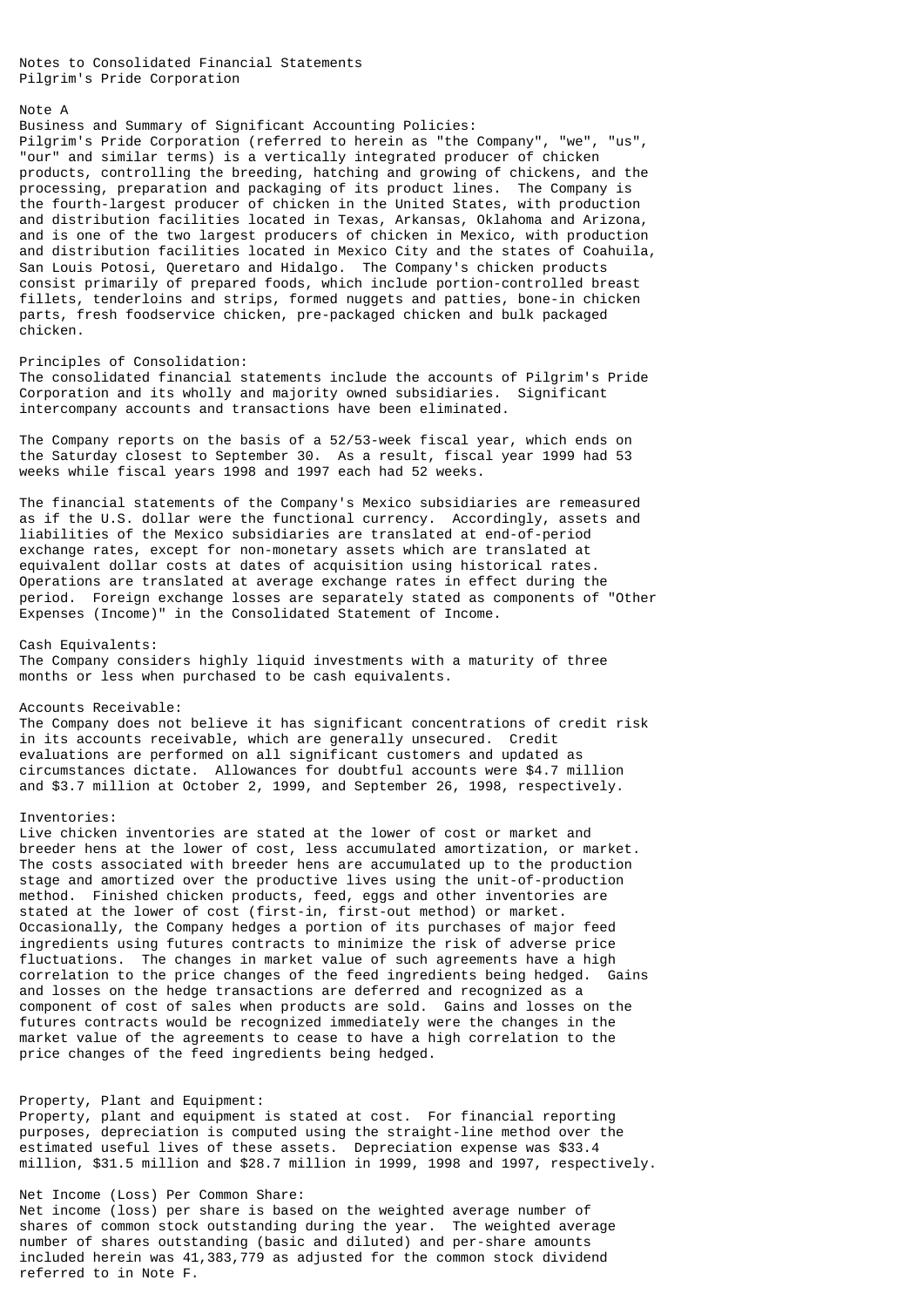Notes to Consolidated Financial Statements
Pilgrim's Pride Corporation

## Note A

### Business and Summary of Significant Accounting Policies:

Pilgrim's Pride Corporation (referred to herein as "the Company", "we", "us", "our" and similar terms) is a vertically integrated producer of chicken products, controlling the breeding, hatching and growing of chickens, and the processing, preparation and packaging of its product lines. The Company is the fourth-largest producer of chicken in the United States, with production and distribution facilities located in Texas, Arkansas, Oklahoma and Arizona, and is one of the two largest producers of chicken in Mexico, with production and distribution facilities located in Mexico City and the states of Coahuila, San Luis Potosi, Queretaro and Hidalgo. The Company's chicken products consist primarily of prepared foods, which include portion-controlled breast fillets, tenderloins and strips, formed nuggets and patties, bone-in chicken parts, fresh foodservice chicken, pre-packaged chicken and bulk packaged chicken.

### Principles of Consolidation:

The consolidated financial statements include the accounts of Pilgrim's Pride Corporation and its wholly and majority owned subsidiaries. Significant intercompany accounts and transactions have been eliminated.

The Company reports on the basis of a 52/53-week fiscal year, which ends on the Saturday closest to September 30. As a result, fiscal year 1999 had 53 weeks while fiscal years 1998 and 1997 each had 52 weeks.

The financial statements of the Company's Mexico subsidiaries are remeasured as if the U.S. dollar were the functional currency. Accordingly, assets and liabilities of the Mexico subsidiaries are translated at end-of-period exchange rates, except for non-monetary assets which are translated at equivalent dollar costs at dates of acquisition using historical rates. Operations are translated at average exchange rates in effect during the period. Foreign exchange losses are separately stated as components of "Other Expenses (Income)" in the Consolidated Statement of Income.

### Cash Equivalents:

The Company considers highly liquid investments with a maturity of three months or less when purchased to be cash equivalents.

### Accounts Receivable:

The Company does not believe it has significant concentrations of credit risk in its accounts receivable, which are generally unsecured. Credit evaluations are performed on all significant customers and updated as circumstances dictate. Allowances for doubtful accounts were $4.7 million and $3.7 million at October 2, 1999, and September 26, 1998, respectively.

### Inventories:

Live chicken inventories are stated at the lower of cost or market and breeder hens at the lower of cost, less accumulated amortization, or market. The costs associated with breeder hens are accumulated up to the production stage and amortized over the productive lives using the unit-of-production method. Finished chicken products, feed, eggs and other inventories are stated at the lower of cost (first-in, first-out method) or market. Occasionally, the Company hedges a portion of its purchases of major feed ingredients using futures contracts to minimize the risk of adverse price fluctuations. The changes in market value of such agreements have a high correlation to the price changes of the feed ingredients being hedged. Gains and losses on the hedge transactions are deferred and recognized as a component of cost of sales when products are sold. Gains and losses on the futures contracts would be recognized immediately were the changes in the market value of the agreements to cease to have a high correlation to the price changes of the feed ingredients being hedged.

### Property, Plant and Equipment:

Property, plant and equipment is stated at cost. For financial reporting purposes, depreciation is computed using the straight-line method over the estimated useful lives of these assets. Depreciation expense was $33.4 million, $31.5 million and $28.7 million in 1999, 1998 and 1997, respectively.

### Net Income (Loss) Per Common Share:

Net income (loss) per share is based on the weighted average number of shares of common stock outstanding during the year. The weighted average number of shares outstanding (basic and diluted) and per-share amounts included herein was 41,383,779 as adjusted for the common stock dividend referred to in Note F.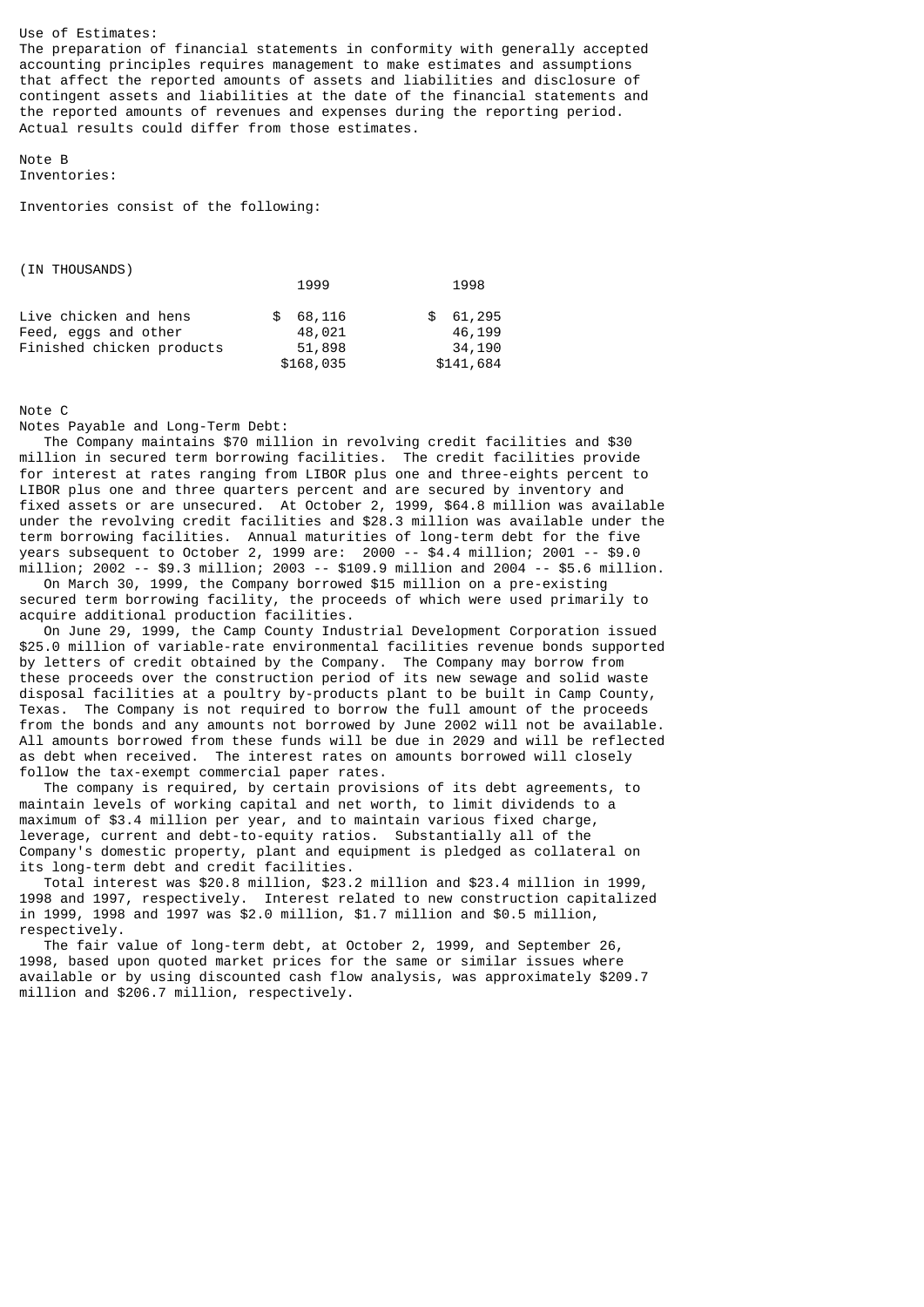Use of Estimates:
The preparation of financial statements in conformity with generally accepted accounting principles requires management to make estimates and assumptions that affect the reported amounts of assets and liabilities and disclosure of contingent assets and liabilities at the date of the financial statements and the reported amounts of revenues and expenses during the reporting period. Actual results could differ from those estimates.

Note B
Inventories:

Inventories consist of the following:

(IN THOUSANDS)

| | 1999 | 1998 |
|---|---|---|
| Live chicken and hens | $ 68,116 | $ 61,295 |
| Feed, eggs and other | 48,021 | 46,199 |
| Finished chicken products | 51,898 | 34,190 |
| | $168,035 | $141,684 |

Note C
Notes Payable and Long-Term Debt:

The Company maintains $70 million in revolving credit facilities and $30 million in secured term borrowing facilities. The credit facilities provide for interest at rates ranging from LIBOR plus one and three-eights percent to LIBOR plus one and three quarters percent and are secured by inventory and fixed assets or are unsecured. At October 2, 1999, $64.8 million was available under the revolving credit facilities and $28.3 million was available under the term borrowing facilities. Annual maturities of long-term debt for the five years subsequent to October 2, 1999 are: 2000 -- $4.4 million; 2001 -- $9.0 million; 2002 -- $9.3 million; 2003 -- $109.9 million and 2004 -- $5.6 million.

On March 30, 1999, the Company borrowed $15 million on a pre-existing secured term borrowing facility, the proceeds of which were used primarily to acquire additional production facilities.

On June 29, 1999, the Camp County Industrial Development Corporation issued $25.0 million of variable-rate environmental facilities revenue bonds supported by letters of credit obtained by the Company. The Company may borrow from these proceeds over the construction period of its new sewage and solid waste disposal facilities at a poultry by-products plant to be built in Camp County, Texas. The Company is not required to borrow the full amount of the proceeds from the bonds and any amounts not borrowed by June 2002 will not be available. All amounts borrowed from these funds will be due in 2029 and will be reflected as debt when received. The interest rates on amounts borrowed will closely follow the tax-exempt commercial paper rates.

The company is required, by certain provisions of its debt agreements, to maintain levels of working capital and net worth, to limit dividends to a maximum of $3.4 million per year, and to maintain various fixed charge, leverage, current and debt-to-equity ratios. Substantially all of the Company's domestic property, plant and equipment is pledged as collateral on its long-term debt and credit facilities.

Total interest was $20.8 million, $23.2 million and $23.4 million in 1999, 1998 and 1997, respectively. Interest related to new construction capitalized in 1999, 1998 and 1997 was $2.0 million, $1.7 million and $0.5 million, respectively.

The fair value of long-term debt, at October 2, 1999, and September 26, 1998, based upon quoted market prices for the same or similar issues where available or by using discounted cash flow analysis, was approximately $209.7 million and $206.7 million, respectively.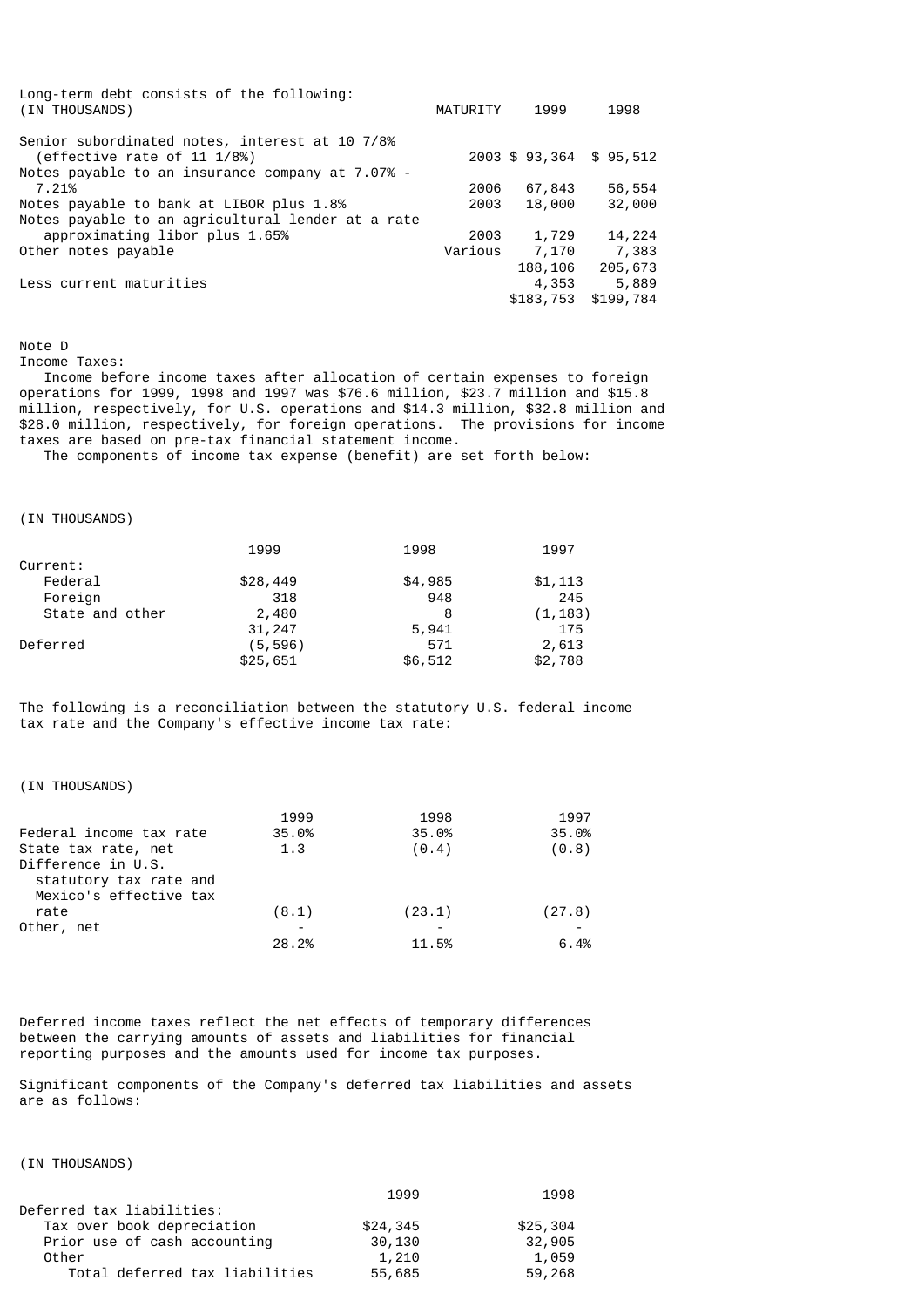Long-term debt consists of the following:

| (IN THOUSANDS) | MATURITY | 1999 | 1998 |
|---|---|---|---|
| Senior subordinated notes, interest at 10 7/8% (effective rate of 11 1/8%) | 2003 | $ 93,364 | $ 95,512 |
| Notes payable to an insurance company at 7.07% - 7.21% | 2006 | 67,843 | 56,554 |
| Notes payable to bank at LIBOR plus 1.8% | 2003 | 18,000 | 32,000 |
| Notes payable to an agricultural lender at a rate approximating libor plus 1.65% | 2003 | 1,729 | 14,224 |
| Other notes payable | Various | 7,170 | 7,383 |
| | | 188,106 | 205,673 |
| Less current maturities | | 4,353 | 5,889 |
| | | $183,753 | $199,784 |

Note D

Income Taxes:

Income before income taxes after allocation of certain expenses to foreign operations for 1999, 1998 and 1997 was $76.6 million, $23.7 million and $15.8 million, respectively, for U.S. operations and $14.3 million, $32.8 million and $28.0 million, respectively, for foreign operations. The provisions for income taxes are based on pre-tax financial statement income.

The components of income tax expense (benefit) are set forth below:

(IN THOUSANDS)

| | 1999 | 1998 | 1997 |
|---|---|---|---|
| Current: | | | |
| Federal | $28,449 | $4,985 | $1,113 |
| Foreign | 318 | 948 | 245 |
| State and other | 2,480 | 8 | (1,183) |
| | 31,247 | 5,941 | 175 |
| Deferred | (5,596) | 571 | 2,613 |
| | $25,651 | $6,512 | $2,788 |

The following is a reconciliation between the statutory U.S. federal income tax rate and the Company's effective income tax rate:

(IN THOUSANDS)

| | 1999 | 1998 | 1997 |
|---|---|---|---|
| Federal income tax rate | 35.0% | 35.0% | 35.0% |
| State tax rate, net | 1.3 | (0.4) | (0.8) |
| Difference in U.S. statutory tax rate and Mexico's effective tax rate | (8.1) | (23.1) | (27.8) |
| Other, net | - | - | - |
| | 28.2% | 11.5% | 6.4% |

Deferred income taxes reflect the net effects of temporary differences between the carrying amounts of assets and liabilities for financial reporting purposes and the amounts used for income tax purposes.

Significant components of the Company's deferred tax liabilities and assets are as follows:

(IN THOUSANDS)

| | 1999 | 1998 |
|---|---|---|
| Deferred tax liabilities: | | |
| Tax over book depreciation | $24,345 | $25,304 |
| Prior use of cash accounting | 30,130 | 32,905 |
| Other | 1,210 | 1,059 |
| Total deferred tax liabilities | 55,685 | 59,268 |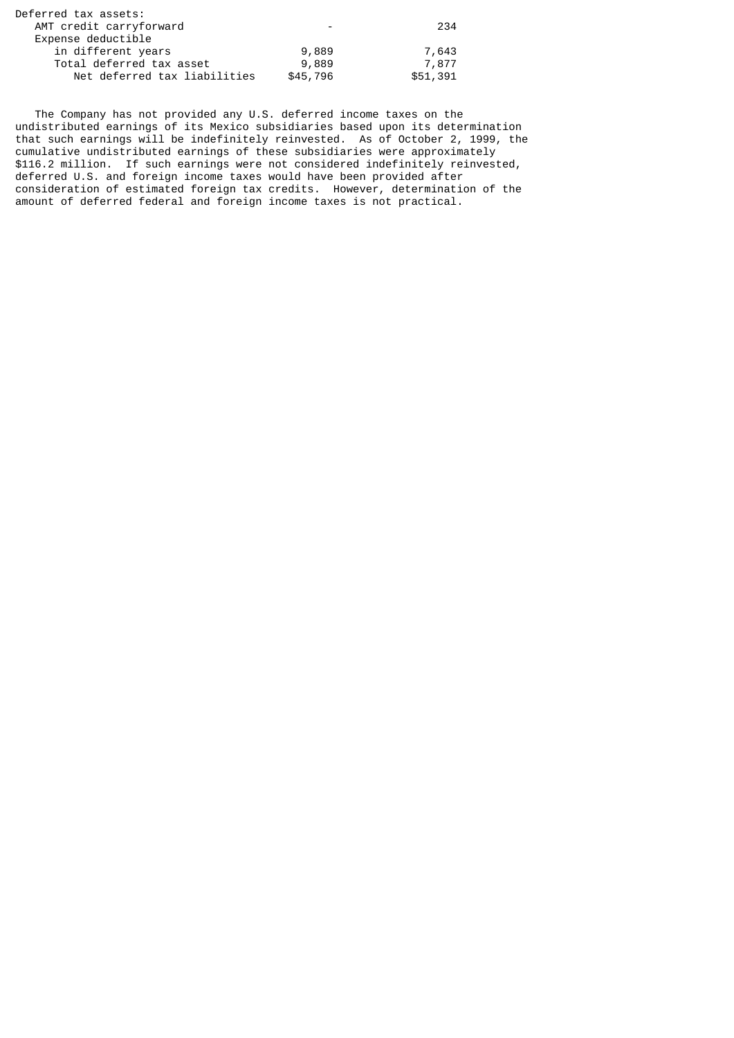| | | |
|---|---|---|
| Deferred tax assets: | | |
| AMT credit carryforward | - | 234 |
| Expense deductible in different years | 9,889 | 7,643 |
| Total deferred tax asset | 9,889 | 7,877 |
| Net deferred tax liabilities | $45,796 | $51,391 |

The Company has not provided any U.S. deferred income taxes on the undistributed earnings of its Mexico subsidiaries based upon its determination that such earnings will be indefinitely reinvested. As of October 2, 1999, the cumulative undistributed earnings of these subsidiaries were approximately $116.2 million. If such earnings were not considered indefinitely reinvested, deferred U.S. and foreign income taxes would have been provided after consideration of estimated foreign tax credits. However, determination of the amount of deferred federal and foreign income taxes is not practical.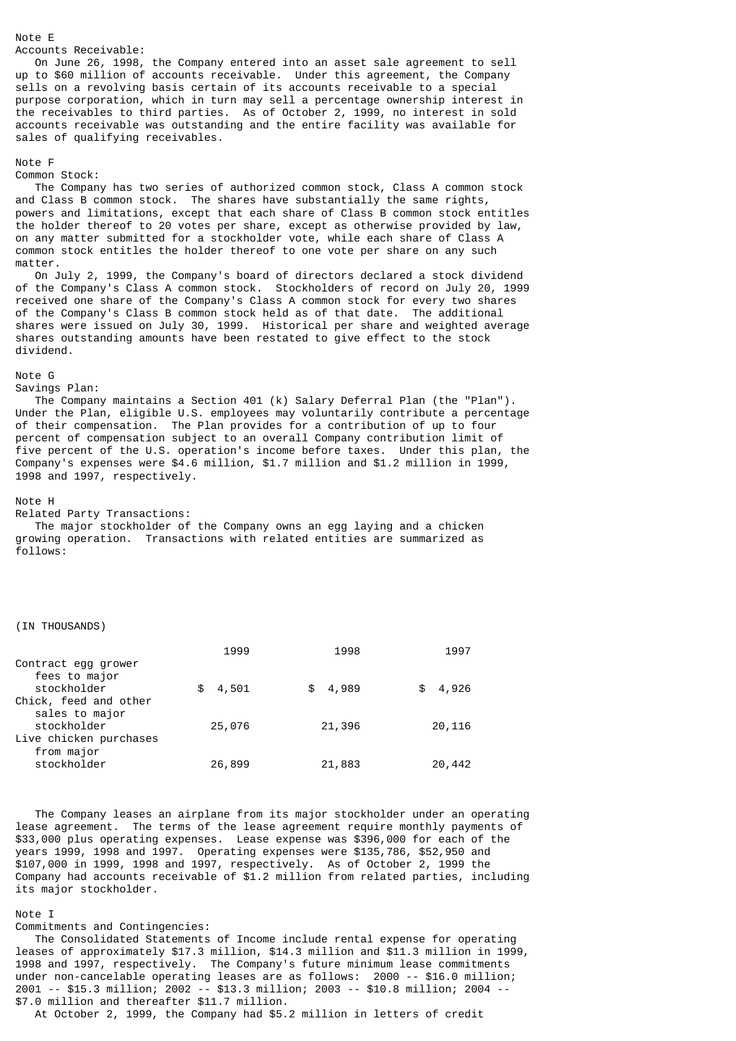Note E
Accounts Receivable:

On June 26, 1998, the Company entered into an asset sale agreement to sell up to $60 million of accounts receivable. Under this agreement, the Company sells on a revolving basis certain of its accounts receivable to a special purpose corporation, which in turn may sell a percentage ownership interest in the receivables to third parties. As of October 2, 1999, no interest in sold accounts receivable was outstanding and the entire facility was available for sales of qualifying receivables.

Note F
Common Stock:

The Company has two series of authorized common stock, Class A common stock and Class B common stock. The shares have substantially the same rights, powers and limitations, except that each share of Class B common stock entitles the holder thereof to 20 votes per share, except as otherwise provided by law, on any matter submitted for a stockholder vote, while each share of Class A common stock entitles the holder thereof to one vote per share on any such matter.

On July 2, 1999, the Company's board of directors declared a stock dividend of the Company's Class A common stock. Stockholders of record on July 20, 1999 received one share of the Company's Class A common stock for every two shares of the Company's Class B common stock held as of that date. The additional shares were issued on July 30, 1999. Historical per share and weighted average shares outstanding amounts have been restated to give effect to the stock dividend.

Note G
Savings Plan:

The Company maintains a Section 401 (k) Salary Deferral Plan (the "Plan"). Under the Plan, eligible U.S. employees may voluntarily contribute a percentage of their compensation. The Plan provides for a contribution of up to four percent of compensation subject to an overall Company contribution limit of five percent of the U.S. operation's income before taxes. Under this plan, the Company's expenses were $4.6 million, $1.7 million and $1.2 million in 1999, 1998 and 1997, respectively.

Note H
Related Party Transactions:

The major stockholder of the Company owns an egg laying and a chicken growing operation. Transactions with related entities are summarized as follows:

(IN THOUSANDS)

| | 1999 | 1998 | 1997 |
|---|---|---|---|
| Contract egg grower fees to major stockholder | $ 4,501 | $ 4,989 | $ 4,926 |
| Chick, feed and other sales to major stockholder | 25,076 | 21,396 | 20,116 |
| Live chicken purchases from major stockholder | 26,899 | 21,883 | 20,442 |

The Company leases an airplane from its major stockholder under an operating lease agreement. The terms of the lease agreement require monthly payments of $33,000 plus operating expenses. Lease expense was $396,000 for each of the years 1999, 1998 and 1997. Operating expenses were $135,786, $52,950 and $107,000 in 1999, 1998 and 1997, respectively. As of October 2, 1999 the Company had accounts receivable of $1.2 million from related parties, including its major stockholder.

Note I
Commitments and Contingencies:

The Consolidated Statements of Income include rental expense for operating leases of approximately $17.3 million, $14.3 million and $11.3 million in 1999, 1998 and 1997, respectively. The Company's future minimum lease commitments under non-cancelable operating leases are as follows: 2000 -- $16.0 million; 2001 -- $15.3 million; 2002 -- $13.3 million; 2003 -- $10.8 million; 2004 -- $7.0 million and thereafter $11.7 million.

At October 2, 1999, the Company had $5.2 million in letters of credit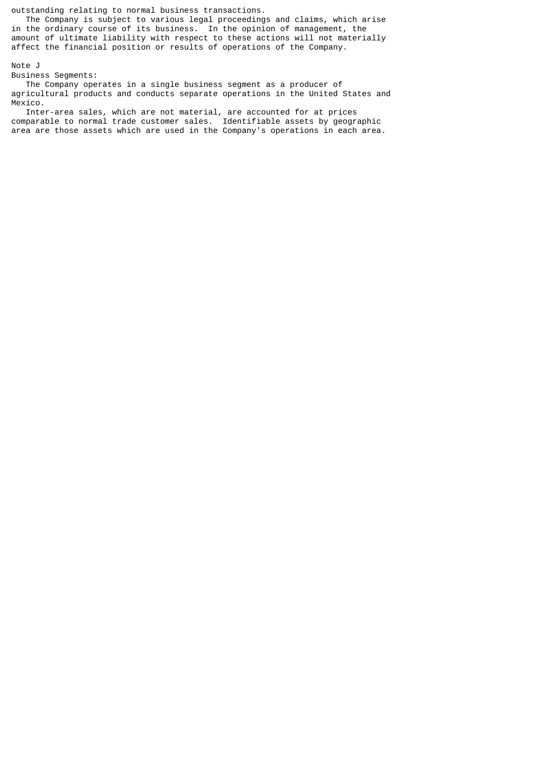outstanding relating to normal business transactions.

The Company is subject to various legal proceedings and claims, which arise in the ordinary course of its business. In the opinion of management, the amount of ultimate liability with respect to these actions will not materially affect the financial position or results of operations of the Company.

Note J

Business Segments:

The Company operates in a single business segment as a producer of agricultural products and conducts separate operations in the United States and Mexico.

Inter-area sales, which are not material, are accounted for at prices comparable to normal trade customer sales. Identifiable assets by geographic area are those assets which are used in the Company's operations in each area.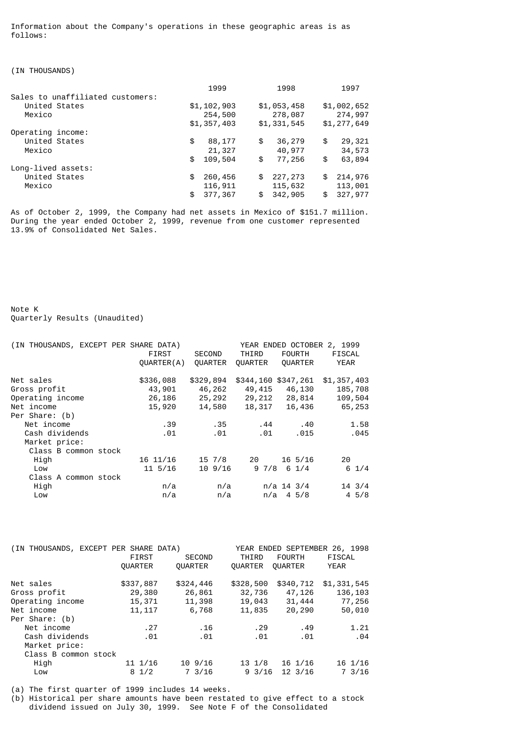Information about the Company's operations in these geographic areas is as follows:

(IN THOUSANDS)

| | 1999 | 1998 | 1997 |
|---|---|---|---|
| Sales to unaffiliated customers: | | | |
| United States | $1,102,903 | $1,053,458 | $1,002,652 |
| Mexico | 254,500 | 278,087 | 274,997 |
| | $1,357,403 | $1,331,545 | $1,277,649 |
| Operating income: | | | |
| United States | $ 88,177 | $ 36,279 | $ 29,321 |
| Mexico | 21,327 | 40,977 | 34,573 |
| | $ 109,504 | $ 77,256 | $ 63,894 |
| Long-lived assets: | | | |
| United States | $ 260,456 | $ 227,273 | $ 214,976 |
| Mexico | 116,911 | 115,632 | 113,001 |
| | $ 377,367 | $ 342,905 | $ 327,977 |

As of October 2, 1999, the Company had net assets in Mexico of $151.7 million. During the year ended October 2, 1999, revenue from one customer represented 13.9% of Consolidated Net Sales.

Note K
Quarterly Results (Unaudited)

| (IN THOUSANDS, EXCEPT PER SHARE DATA) | YEAR ENDED OCTOBER 2, 1999 | | | | |
|---|---|---|---|---|---|
| | FIRST QUARTER(A) | SECOND QUARTER | THIRD QUARTER | FOURTH QUARTER | FISCAL YEAR |
| Net sales | $336,088 | $329,894 | $344,160 | $347,261 | $1,357,403 |
| Gross profit | 43,901 | 46,262 | 49,415 | 46,130 | 185,708 |
| Operating income | 26,186 | 25,292 | 29,212 | 28,814 | 109,504 |
| Net income | 15,920 | 14,580 | 18,317 | 16,436 | 65,253 |
| Per Share: (b) | | | | | |
| Net income | .39 | .35 | .44 | .40 | 1.58 |
| Cash dividends | .01 | .01 | .01 | .015 | .045 |
| Market price: | | | | | |
| Class B common stock | | | | | |
| High | 16 11/16 | 15 7/8 | 20 | 16 5/16 | 20 |
| Low | 11 5/16 | 10 9/16 | 9 7/8 | 6 1/4 | 6 1/4 |
| Class A common stock | | | | | |
| High | n/a | n/a | n/a | 14 3/4 | 14 3/4 |
| Low | n/a | n/a | n/a | 4 5/8 | 4 5/8 |

| (IN THOUSANDS, EXCEPT PER SHARE DATA) | YEAR ENDED SEPTEMBER 26, 1998 | | | | |
|---|---|---|---|---|---|
| | FIRST QUARTER | SECOND QUARTER | THIRD QUARTER | FOURTH QUARTER | FISCAL YEAR |
| Net sales | $337,887 | $324,446 | $328,500 | $340,712 | $1,331,545 |
| Gross profit | 29,380 | 26,861 | 32,736 | 47,126 | 136,103 |
| Operating income | 15,371 | 11,398 | 19,043 | 31,444 | 77,256 |
| Net income | 11,117 | 6,768 | 11,835 | 20,290 | 50,010 |
| Per Share: (b) | | | | | |
| Net income | .27 | .16 | .29 | .49 | 1.21 |
| Cash dividends | .01 | .01 | .01 | .01 | .04 |
| Market price: | | | | | |
| Class B common stock | | | | | |
| High | 11 1/16 | 10 9/16 | 13 1/8 | 16 1/16 | 16 1/16 |
| Low | 8 1/2 | 7 3/16 | 9 3/16 | 12 3/16 | 7 3/16 |

(a) The first quarter of 1999 includes 14 weeks.
(b) Historical per share amounts have been restated to give effect to a stock dividend issued on July 30, 1999. See Note F of the Consolidated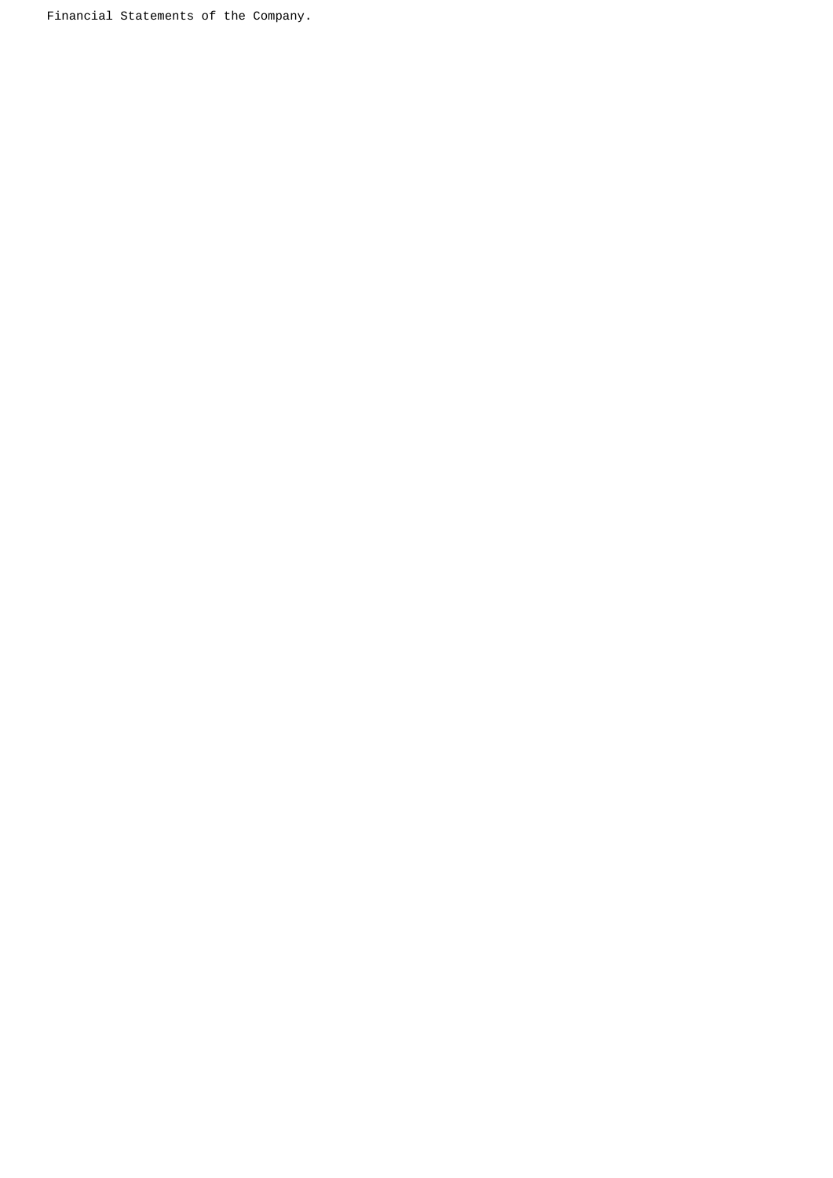Financial Statements of the Company.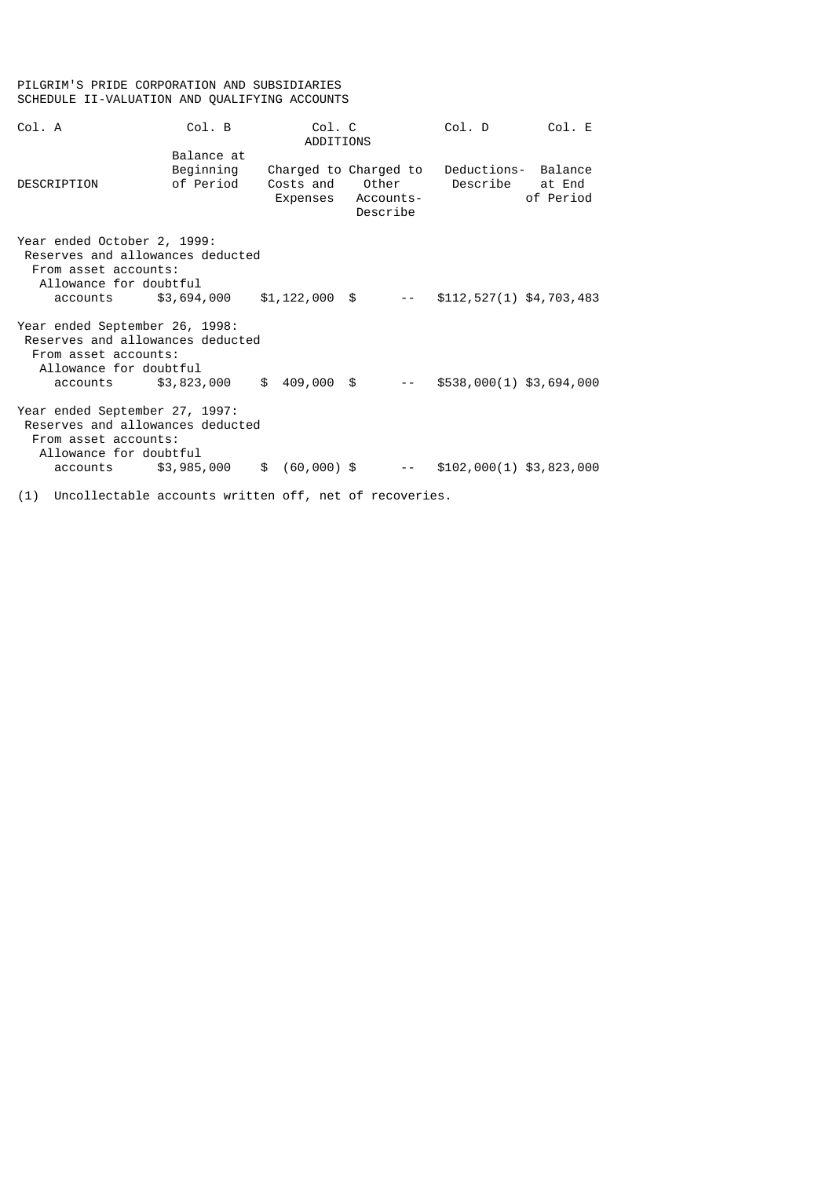PILGRIM'S PRIDE CORPORATION AND SUBSIDIARIES
SCHEDULE II-VALUATION AND QUALIFYING ACCOUNTS

| Col. A | Col. B | Col. C | | Col. D | Col. E |
|---|---|---|---|---|---|
| | | ADDITIONS | | | |
| DESCRIPTION | Balance at Beginning of Period | Charged to Costs and Expenses | Charged to Other Accounts-Describe | Deductions-Describe | Balance at End of Period |
| Year ended October 2, 1999: | | | | | |
| Reserves and allowances deducted From asset accounts: | | | | | |
| Allowance for doubtful accounts | $3,694,000 | $1,122,000 | $ -- | $112,527(1) | $4,703,483 |
| Year ended September 26, 1998: | | | | | |
| Reserves and allowances deducted From asset accounts: | | | | | |
| Allowance for doubtful accounts | $3,823,000 | $ 409,000 | $ -- | $538,000(1) | $3,694,000 |
| Year ended September 27, 1997: | | | | | |
| Reserves and allowances deducted From asset accounts: | | | | | |
| Allowance for doubtful accounts | $3,985,000 | $ (60,000) | $ -- | $102,000(1) | $3,823,000 |

(1) Uncollectable accounts written off, net of recoveries.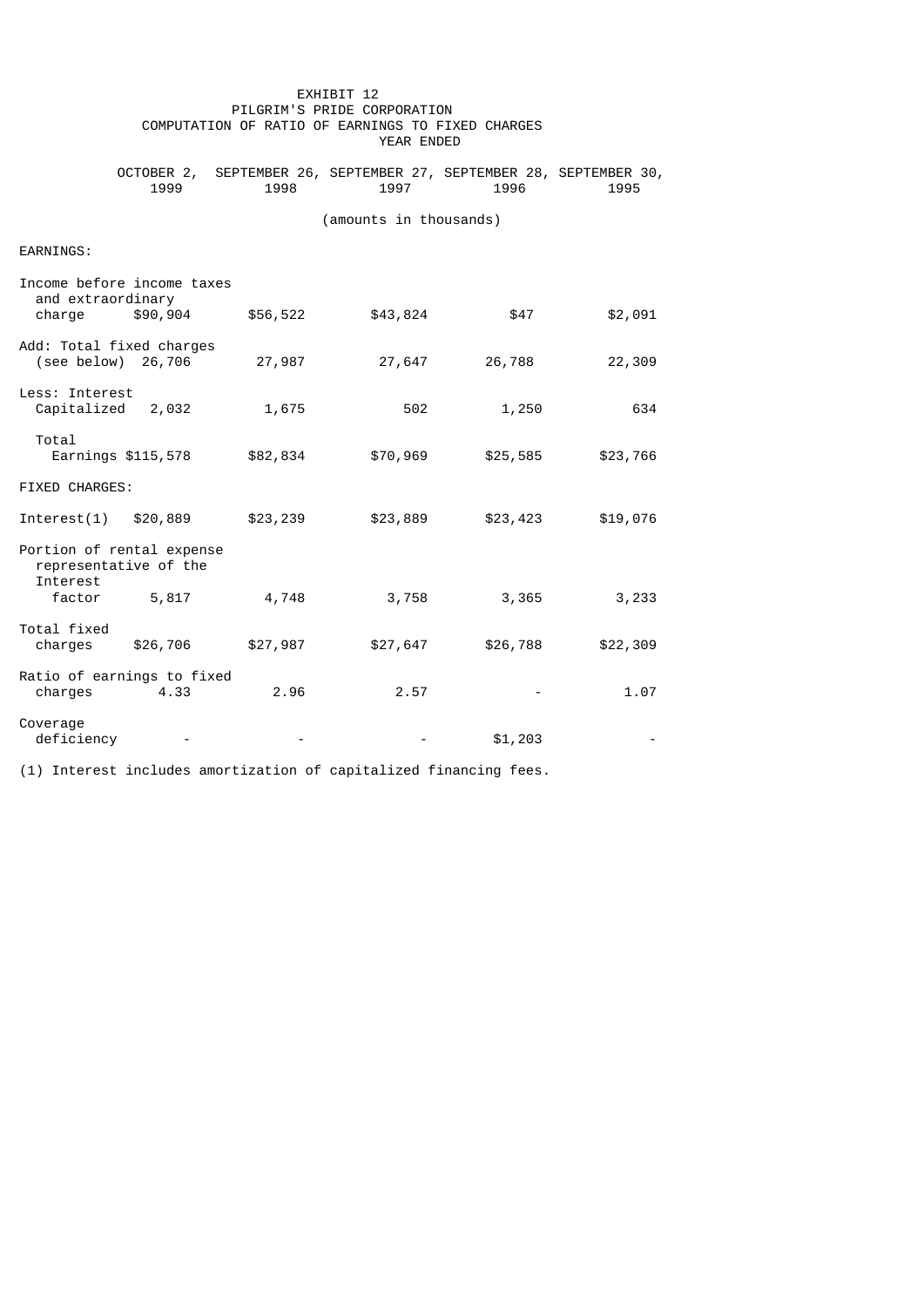EXHIBIT 12

PILGRIM'S PRIDE CORPORATION

COMPUTATION OF RATIO OF EARNINGS TO FIXED CHARGES

| | YEAR ENDED | | | | |
|---|---|---|---|---|---|
| | OCTOBER 2, 1999 | SEPTEMBER 26, 1998 | SEPTEMBER 27, 1997 | SEPTEMBER 28, 1996 | SEPTEMBER 30, 1995 |
| | (amounts in thousands) | | | | |
| EARNINGS: | | | | | |
| Income before income taxes and extraordinary charge | $90,904 | $56,522 | $43,824 | $47 | $2,091 |
| Add: Total fixed charges (see below) | 26,706 | 27,987 | 27,647 | 26,788 | 22,309 |
| Less: Interest Capitalized | 2,032 | 1,675 | 502 | 1,250 | 634 |
| Total Earnings | $115,578 | $82,834 | $70,969 | $25,585 | $23,766 |
| FIXED CHARGES: | | | | | |
| Interest(1) | $20,889 | $23,239 | $23,889 | $23,423 | $19,076 |
| Portion of rental expense representative of the Interest factor | 5,817 | 4,748 | 3,758 | 3,365 | 3,233 |
| Total fixed charges | $26,706 | $27,987 | $27,647 | $26,788 | $22,309 |
| Ratio of earnings to fixed charges | 4.33 | 2.96 | 2.57 | - | 1.07 |
| Coverage deficiency | - | - | - | $1,203 | - |

(1) Interest includes amortization of capitalized financing fees.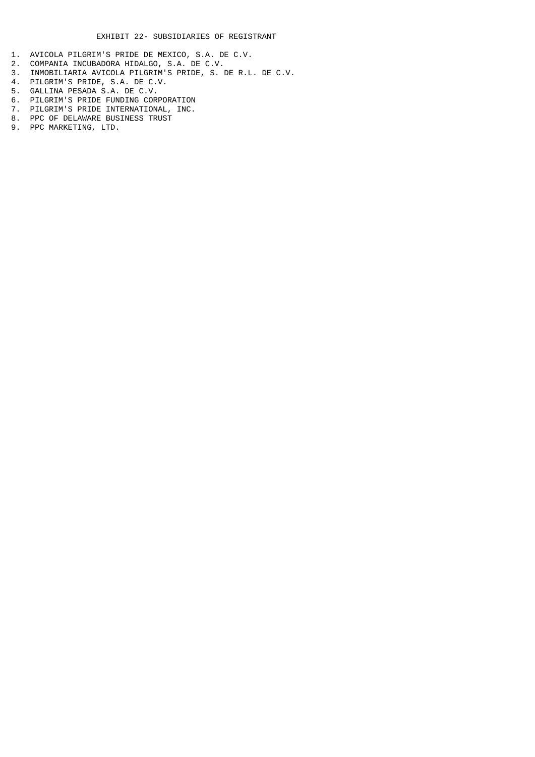# EXHIBIT 22- SUBSIDIARIES OF REGISTRANT

1. AVICOLA PILGRIM'S PRIDE DE MEXICO, S.A. DE C.V.
2. COMPANIA INCUBADORA HIDALGO, S.A. DE C.V.
3. INMOBILIARIA AVICOLA PILGRIM'S PRIDE, S. DE R.L. DE C.V.
4. PILGRIM'S PRIDE, S.A. DE C.V.
5. GALLINA PESADA S.A. DE C.V.
6. PILGRIM'S PRIDE FUNDING CORPORATION
7. PILGRIM'S PRIDE INTERNATIONAL, INC.
8. PPC OF DELAWARE BUSINESS TRUST
9. PPC MARKETING, LTD.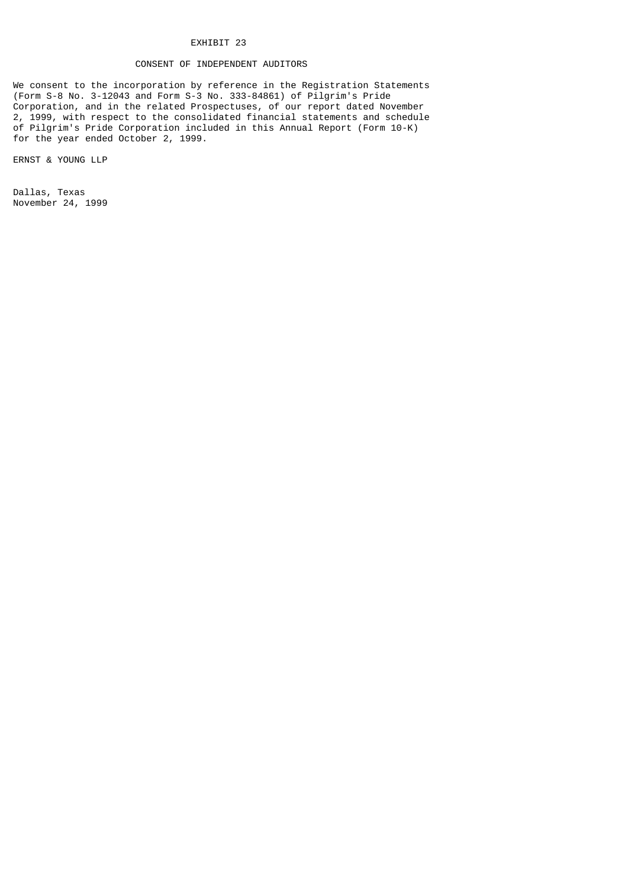# EXHIBIT 23

## CONSENT OF INDEPENDENT AUDITORS

We consent to the incorporation by reference in the Registration Statements (Form S-8 No. 3-12043 and Form S-3 No. 333-84861) of Pilgrim's Pride Corporation, and in the related Prospectuses, of our report dated November 2, 1999, with respect to the consolidated financial statements and schedule of Pilgrim's Pride Corporation included in this Annual Report (Form 10-K) for the year ended October 2, 1999.

ERNST & YOUNG LLP

Dallas, Texas
November 24, 1999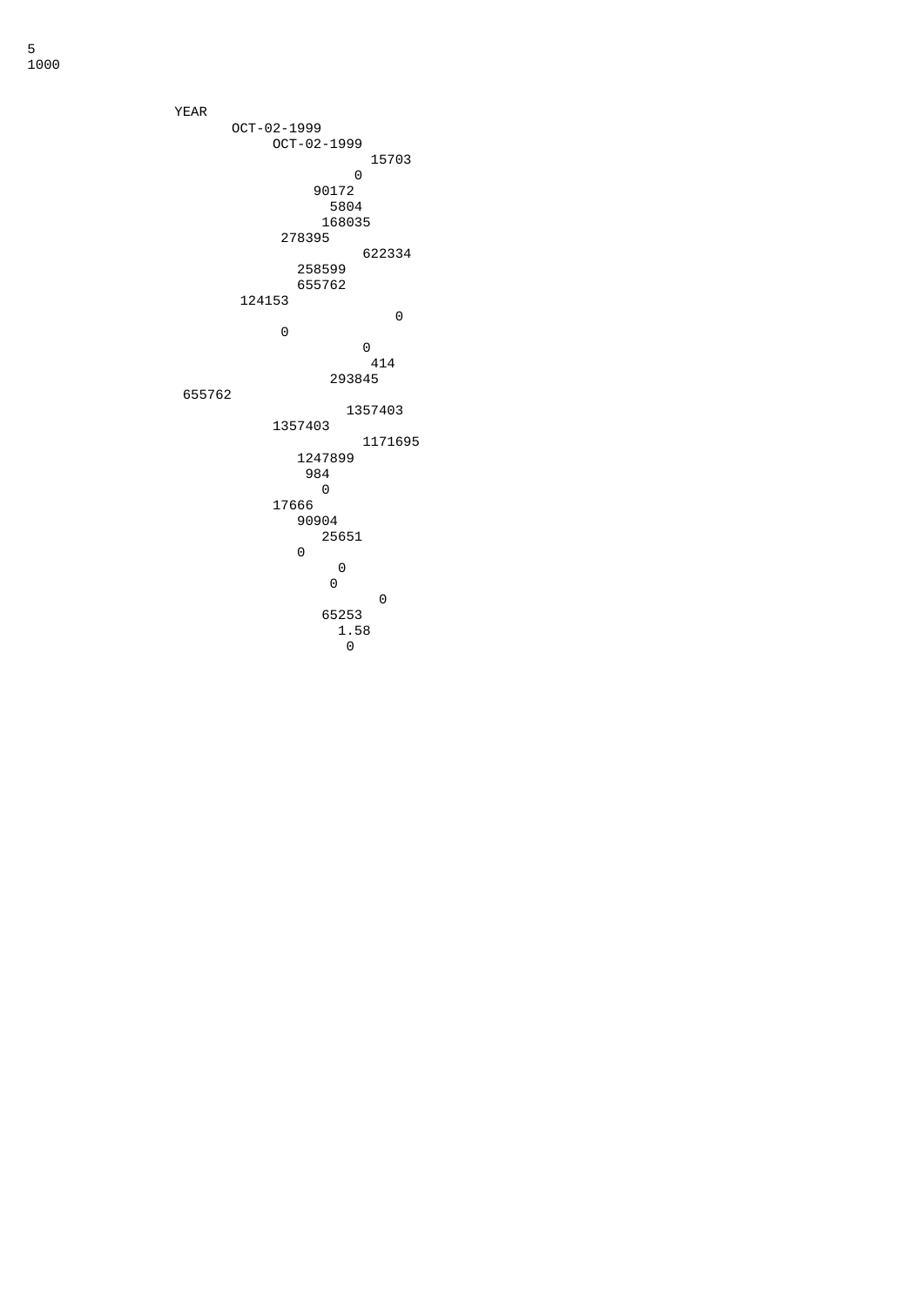5
1000

YEAR
OCT-02-1999
OCT-02-1999
15703
0
90172
5804
168035
278395
622334
258599
655762
124153
0
0
0
414
293845
655762
1357403
1357403
1171695
1247899
984
0
17666
90904
25651
0
0
0
0
65253
1.58
0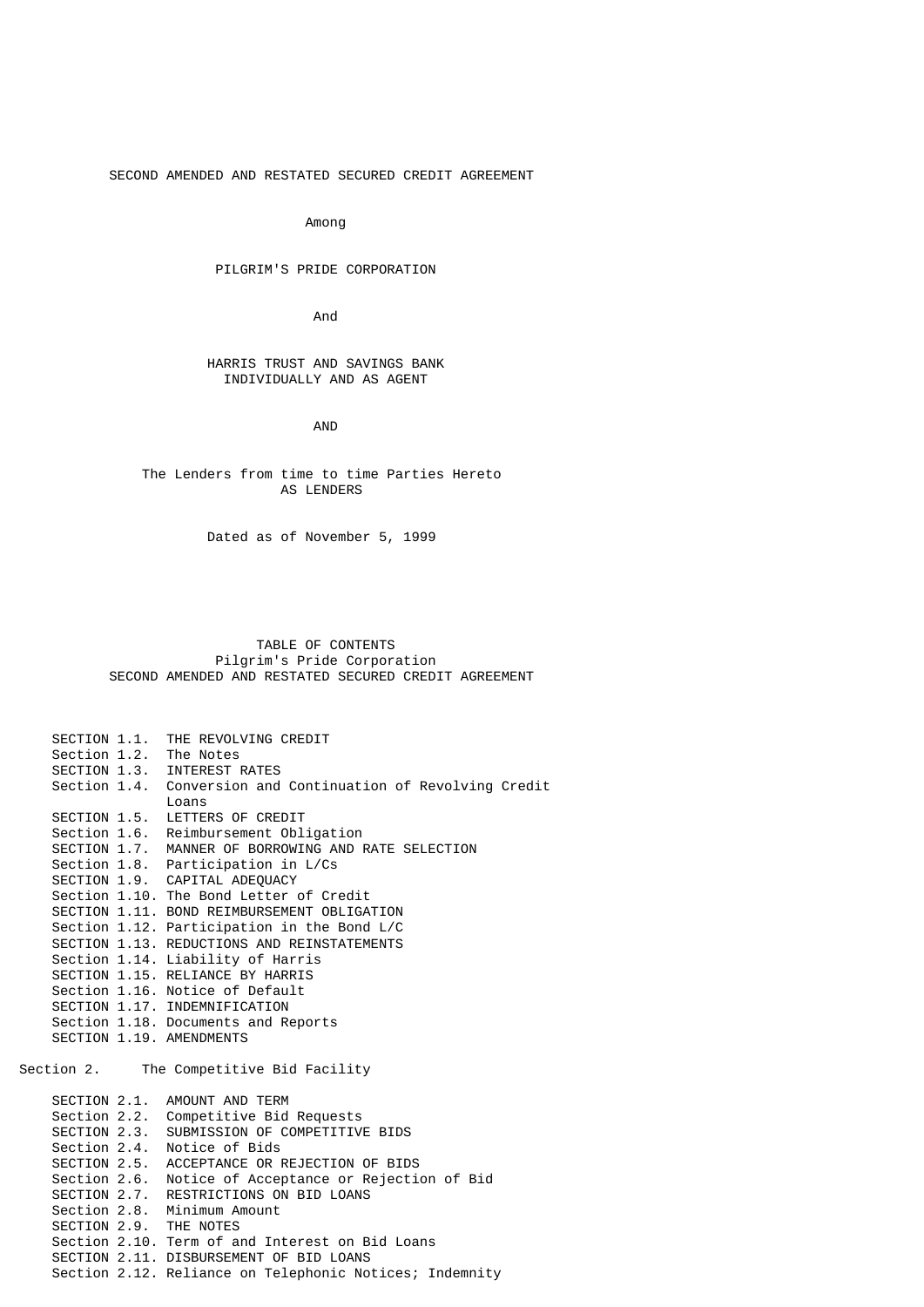SECOND AMENDED AND RESTATED SECURED CREDIT AGREEMENT

Among

PILGRIM'S PRIDE CORPORATION

And

HARRIS TRUST AND SAVINGS BANK
INDIVIDUALLY AND AS AGENT

AND

The Lenders from time to time Parties Hereto
AS LENDERS

Dated as of November 5, 1999

TABLE OF CONTENTS
Pilgrim's Pride Corporation
SECOND AMENDED AND RESTATED SECURED CREDIT AGREEMENT

- SECTION 1.1. THE REVOLVING CREDIT
- Section 1.2. The Notes
- SECTION 1.3. INTEREST RATES
- Section 1.4. Conversion and Continuation of Revolving Credit Loans
- SECTION 1.5. LETTERS OF CREDIT
- Section 1.6. Reimbursement Obligation
- SECTION 1.7. MANNER OF BORROWING AND RATE SELECTION
- Section 1.8. Participation in L/Cs
- SECTION 1.9. CAPITAL ADEQUACY
- Section 1.10. The Bond Letter of Credit
- SECTION 1.11. BOND REIMBURSEMENT OBLIGATION
- Section 1.12. Participation in the Bond L/C
- SECTION 1.13. REDUCTIONS AND REINSTATEMENTS
- Section 1.14. Liability of Harris
- SECTION 1.15. RELIANCE BY HARRIS
- Section 1.16. Notice of Default
- SECTION 1.17. INDEMNIFICATION
- Section 1.18. Documents and Reports
- SECTION 1.19. AMENDMENTS

Section 2. The Competitive Bid Facility

- SECTION 2.1. AMOUNT AND TERM
- Section 2.2. Competitive Bid Requests
- SECTION 2.3. SUBMISSION OF COMPETITIVE BIDS
- Section 2.4. Notice of Bids
- SECTION 2.5. ACCEPTANCE OR REJECTION OF BIDS
- Section 2.6. Notice of Acceptance or Rejection of Bid
- SECTION 2.7. RESTRICTIONS ON BID LOANS
- Section 2.8. Minimum Amount
- SECTION 2.9. THE NOTES
- Section 2.10. Term of and Interest on Bid Loans
- SECTION 2.11. DISBURSEMENT OF BID LOANS
- Section 2.12. Reliance on Telephonic Notices; Indemnity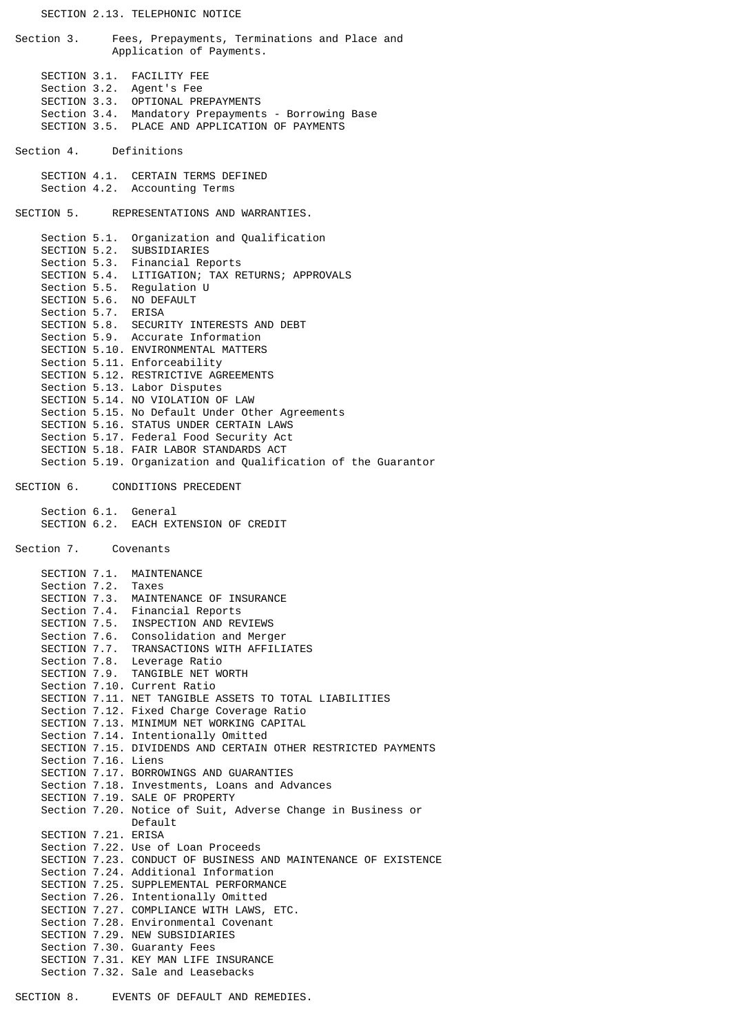SECTION 2.13. TELEPHONIC NOTICE

Section 3. Fees, Prepayments, Terminations and Place and Application of Payments.

SECTION 3.1. FACILITY FEE
Section 3.2. Agent's Fee
SECTION 3.3. OPTIONAL PREPAYMENTS
Section 3.4. Mandatory Prepayments - Borrowing Base
SECTION 3.5. PLACE AND APPLICATION OF PAYMENTS

Section 4. Definitions

SECTION 4.1. CERTAIN TERMS DEFINED
Section 4.2. Accounting Terms

SECTION 5. REPRESENTATIONS AND WARRANTIES.

Section 5.1. Organization and Qualification
SECTION 5.2. SUBSIDIARIES
Section 5.3. Financial Reports
SECTION 5.4. LITIGATION; TAX RETURNS; APPROVALS
Section 5.5. Regulation U
SECTION 5.6. NO DEFAULT
Section 5.7. ERISA
SECTION 5.8. SECURITY INTERESTS AND DEBT
Section 5.9. Accurate Information
SECTION 5.10. ENVIRONMENTAL MATTERS
Section 5.11. Enforceability
SECTION 5.12. RESTRICTIVE AGREEMENTS
Section 5.13. Labor Disputes
SECTION 5.14. NO VIOLATION OF LAW
Section 5.15. No Default Under Other Agreements
SECTION 5.16. STATUS UNDER CERTAIN LAWS
Section 5.17. Federal Food Security Act
SECTION 5.18. FAIR LABOR STANDARDS ACT
Section 5.19. Organization and Qualification of the Guarantor

SECTION 6. CONDITIONS PRECEDENT

Section 6.1. General
SECTION 6.2. EACH EXTENSION OF CREDIT

Section 7. Covenants

SECTION 7.1. MAINTENANCE
Section 7.2. Taxes
SECTION 7.3. MAINTENANCE OF INSURANCE
Section 7.4. Financial Reports
SECTION 7.5. INSPECTION AND REVIEWS
Section 7.6. Consolidation and Merger
SECTION 7.7. TRANSACTIONS WITH AFFILIATES
Section 7.8. Leverage Ratio
SECTION 7.9. TANGIBLE NET WORTH
Section 7.10. Current Ratio
SECTION 7.11. NET TANGIBLE ASSETS TO TOTAL LIABILITIES
Section 7.12. Fixed Charge Coverage Ratio
SECTION 7.13. MINIMUM NET WORKING CAPITAL
Section 7.14. Intentionally Omitted
SECTION 7.15. DIVIDENDS AND CERTAIN OTHER RESTRICTED PAYMENTS
Section 7.16. Liens
SECTION 7.17. BORROWINGS AND GUARANTIES
Section 7.18. Investments, Loans and Advances
SECTION 7.19. SALE OF PROPERTY
Section 7.20. Notice of Suit, Adverse Change in Business or Default
SECTION 7.21. ERISA
Section 7.22. Use of Loan Proceeds
SECTION 7.23. CONDUCT OF BUSINESS AND MAINTENANCE OF EXISTENCE
Section 7.24. Additional Information
SECTION 7.25. SUPPLEMENTAL PERFORMANCE
Section 7.26. Intentionally Omitted
SECTION 7.27. COMPLIANCE WITH LAWS, ETC.
Section 7.28. Environmental Covenant
SECTION 7.29. NEW SUBSIDIARIES
Section 7.30. Guaranty Fees
SECTION 7.31. KEY MAN LIFE INSURANCE
Section 7.32. Sale and Leasebacks

SECTION 8. EVENTS OF DEFAULT AND REMEDIES.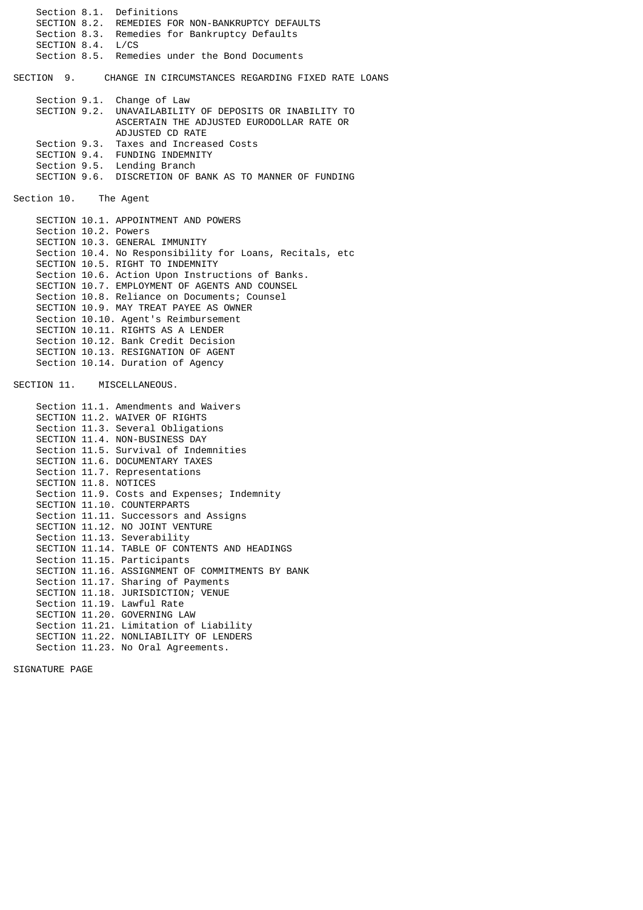Section 8.1. Definitions
SECTION 8.2. REMEDIES FOR NON-BANKRUPTCY DEFAULTS
Section 8.3. Remedies for Bankruptcy Defaults
SECTION 8.4. L/CS
Section 8.5. Remedies under the Bond Documents

SECTION 9. CHANGE IN CIRCUMSTANCES REGARDING FIXED RATE LOANS

Section 9.1. Change of Law
SECTION 9.2. UNAVAILABILITY OF DEPOSITS OR INABILITY TO ASCERTAIN THE ADJUSTED EURODOLLAR RATE OR ADJUSTED CD RATE
Section 9.3. Taxes and Increased Costs
SECTION 9.4. FUNDING INDEMNITY
Section 9.5. Lending Branch
SECTION 9.6. DISCRETION OF BANK AS TO MANNER OF FUNDING

Section 10. The Agent

SECTION 10.1. APPOINTMENT AND POWERS
Section 10.2. Powers
SECTION 10.3. GENERAL IMMUNITY
Section 10.4. No Responsibility for Loans, Recitals, etc
SECTION 10.5. RIGHT TO INDEMNITY
Section 10.6. Action Upon Instructions of Banks.
SECTION 10.7. EMPLOYMENT OF AGENTS AND COUNSEL
Section 10.8. Reliance on Documents; Counsel
SECTION 10.9. MAY TREAT PAYEE AS OWNER
Section 10.10. Agent's Reimbursement
SECTION 10.11. RIGHTS AS A LENDER
Section 10.12. Bank Credit Decision
SECTION 10.13. RESIGNATION OF AGENT
Section 10.14. Duration of Agency

SECTION 11. MISCELLANEOUS.

Section 11.1. Amendments and Waivers
SECTION 11.2. WAIVER OF RIGHTS
Section 11.3. Several Obligations
SECTION 11.4. NON-BUSINESS DAY
Section 11.5. Survival of Indemnities
SECTION 11.6. DOCUMENTARY TAXES
Section 11.7. Representations
SECTION 11.8. NOTICES
Section 11.9. Costs and Expenses; Indemnity
SECTION 11.10. COUNTERPARTS
Section 11.11. Successors and Assigns
SECTION 11.12. NO JOINT VENTURE
Section 11.13. Severability
SECTION 11.14. TABLE OF CONTENTS AND HEADINGS
Section 11.15. Participants
SECTION 11.16. ASSIGNMENT OF COMMITMENTS BY BANK
Section 11.17. Sharing of Payments
SECTION 11.18. JURISDICTION; VENUE
Section 11.19. Lawful Rate
SECTION 11.20. GOVERNING LAW
Section 11.21. Limitation of Liability
SECTION 11.22. NONLIABILITY OF LENDERS
Section 11.23. No Oral Agreements.

SIGNATURE PAGE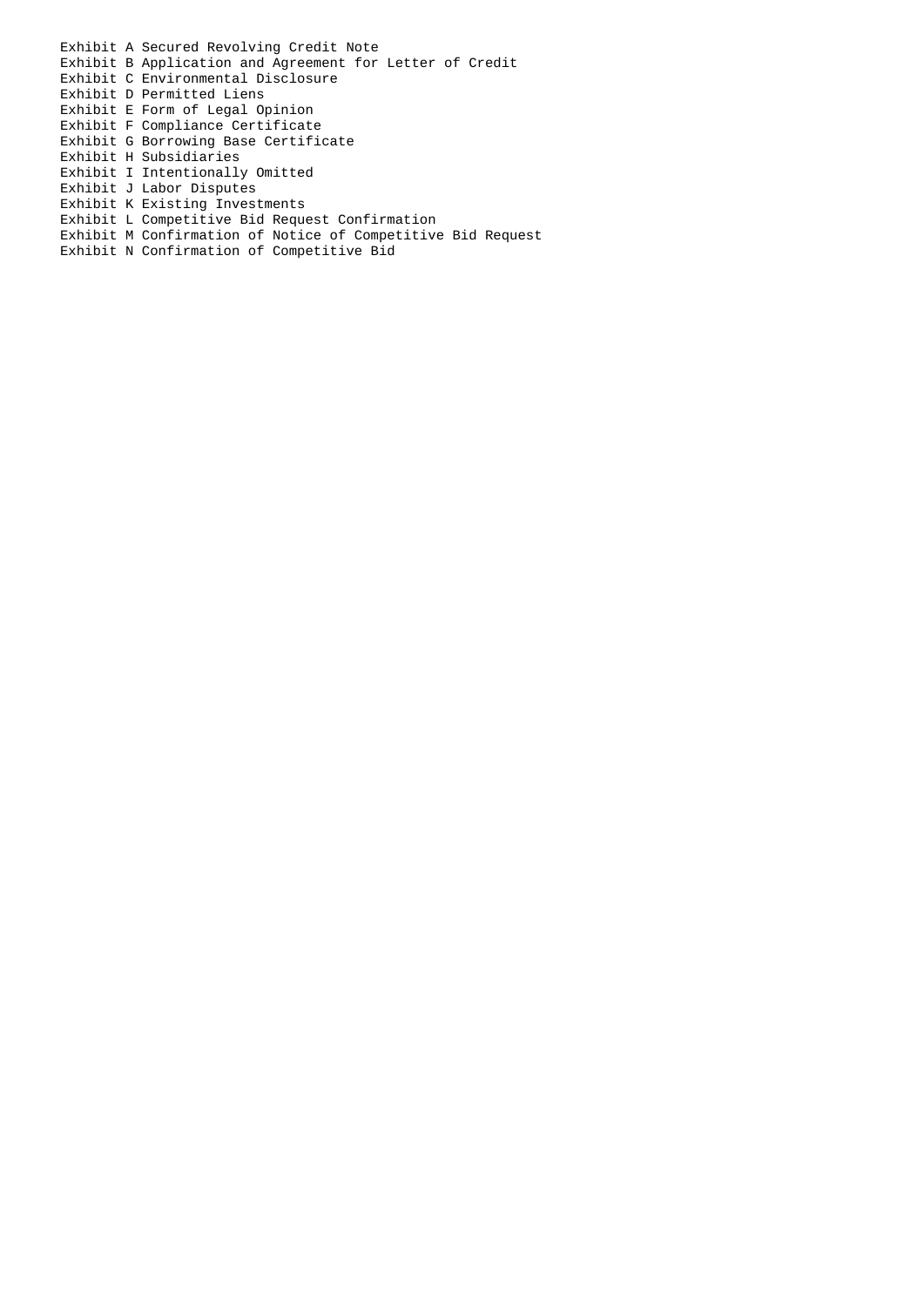Exhibit A Secured Revolving Credit Note
Exhibit B Application and Agreement for Letter of Credit
Exhibit C Environmental Disclosure
Exhibit D Permitted Liens
Exhibit E Form of Legal Opinion
Exhibit F Compliance Certificate
Exhibit G Borrowing Base Certificate
Exhibit H Subsidiaries
Exhibit I Intentionally Omitted
Exhibit J Labor Disputes
Exhibit K Existing Investments
Exhibit L Competitive Bid Request Confirmation
Exhibit M Confirmation of Notice of Competitive Bid Request
Exhibit N Confirmation of Competitive Bid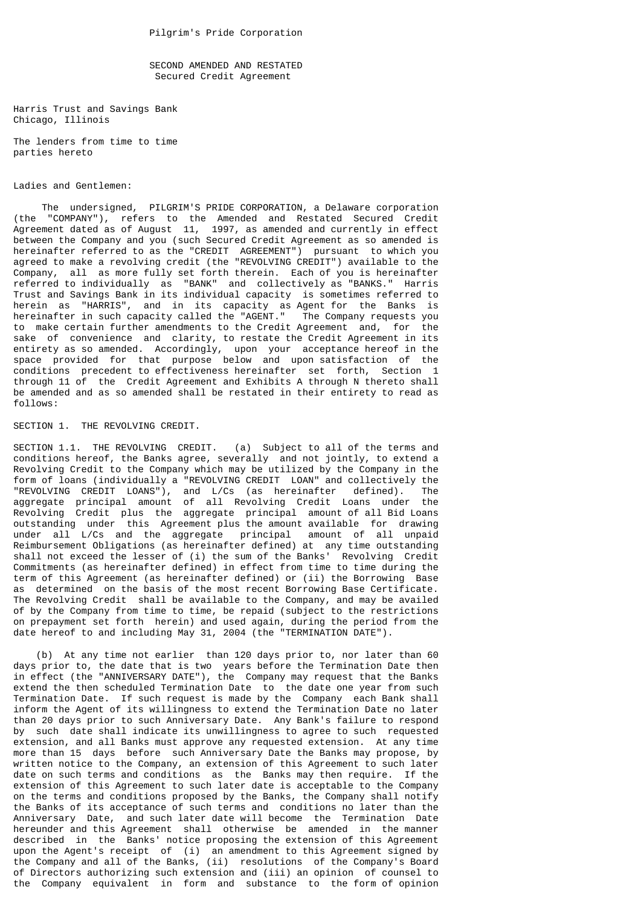Pilgrim's Pride Corporation

SECOND AMENDED AND RESTATED
Secured Credit Agreement

Harris Trust and Savings Bank
Chicago, Illinois

The lenders from time to time
parties hereto

Ladies and Gentlemen:

The undersigned, PILGRIM'S PRIDE CORPORATION, a Delaware corporation (the "COMPANY"), refers to the Amended and Restated Secured Credit Agreement dated as of August 11, 1997, as amended and currently in effect between the Company and you (such Secured Credit Agreement as so amended is hereinafter referred to as the "CREDIT AGREEMENT") pursuant to which you agreed to make a revolving credit (the "REVOLVING CREDIT") available to the Company, all as more fully set forth therein. Each of you is hereinafter referred to individually as "BANK" and collectively as "BANKS." Harris Trust and Savings Bank in its individual capacity is sometimes referred to herein as "HARRIS", and in its capacity as Agent for the Banks is hereinafter in such capacity called the "AGENT." The Company requests you to make certain further amendments to the Credit Agreement and, for the sake of convenience and clarity, to restate the Credit Agreement in its entirety as so amended. Accordingly, upon your acceptance hereof in the space provided for that purpose below and upon satisfaction of the conditions precedent to effectiveness hereinafter set forth, Section 1 through 11 of the Credit Agreement and Exhibits A through N thereto shall be amended and as so amended shall be restated in their entirety to read as follows:

SECTION 1. THE REVOLVING CREDIT.

SECTION 1.1. THE REVOLVING CREDIT. (a) Subject to all of the terms and conditions hereof, the Banks agree, severally and not jointly, to extend a Revolving Credit to the Company which may be utilized by the Company in the form of loans (individually a "REVOLVING CREDIT LOAN" and collectively the "REVOLVING CREDIT LOANS"), and L/Cs (as hereinafter defined). The aggregate principal amount of all Revolving Credit Loans under the Revolving Credit plus the aggregate principal amount of all Bid Loans outstanding under this Agreement plus the amount available for drawing under all L/Cs and the aggregate principal amount of all unpaid Reimbursement Obligations (as hereinafter defined) at any time outstanding shall not exceed the lesser of (i) the sum of the Banks' Revolving Credit Commitments (as hereinafter defined) in effect from time to time during the term of this Agreement (as hereinafter defined) or (ii) the Borrowing Base as determined on the basis of the most recent Borrowing Base Certificate. The Revolving Credit shall be available to the Company, and may be availed of by the Company from time to time, be repaid (subject to the restrictions on prepayment set forth herein) and used again, during the period from the date hereof to and including May 31, 2004 (the "TERMINATION DATE").

(b) At any time not earlier than 120 days prior to, nor later than 60 days prior to, the date that is two years before the Termination Date then in effect (the "ANNIVERSARY DATE"), the Company may request that the Banks extend the then scheduled Termination Date to the date one year from such Termination Date. If such request is made by the Company each Bank shall inform the Agent of its willingness to extend the Termination Date no later than 20 days prior to such Anniversary Date. Any Bank's failure to respond by such date shall indicate its unwillingness to agree to such requested extension, and all Banks must approve any requested extension. At any time more than 15 days before such Anniversary Date the Banks may propose, by written notice to the Company, an extension of this Agreement to such later date on such terms and conditions as the Banks may then require. If the extension of this Agreement to such later date is acceptable to the Company on the terms and conditions proposed by the Banks, the Company shall notify the Banks of its acceptance of such terms and conditions no later than the Anniversary Date, and such later date will become the Termination Date hereunder and this Agreement shall otherwise be amended in the manner described in the Banks' notice proposing the extension of this Agreement upon the Agent's receipt of (i) an amendment to this Agreement signed by the Company and all of the Banks, (ii) resolutions of the Company's Board of Directors authorizing such extension and (iii) an opinion of counsel to the Company equivalent in form and substance to the form of opinion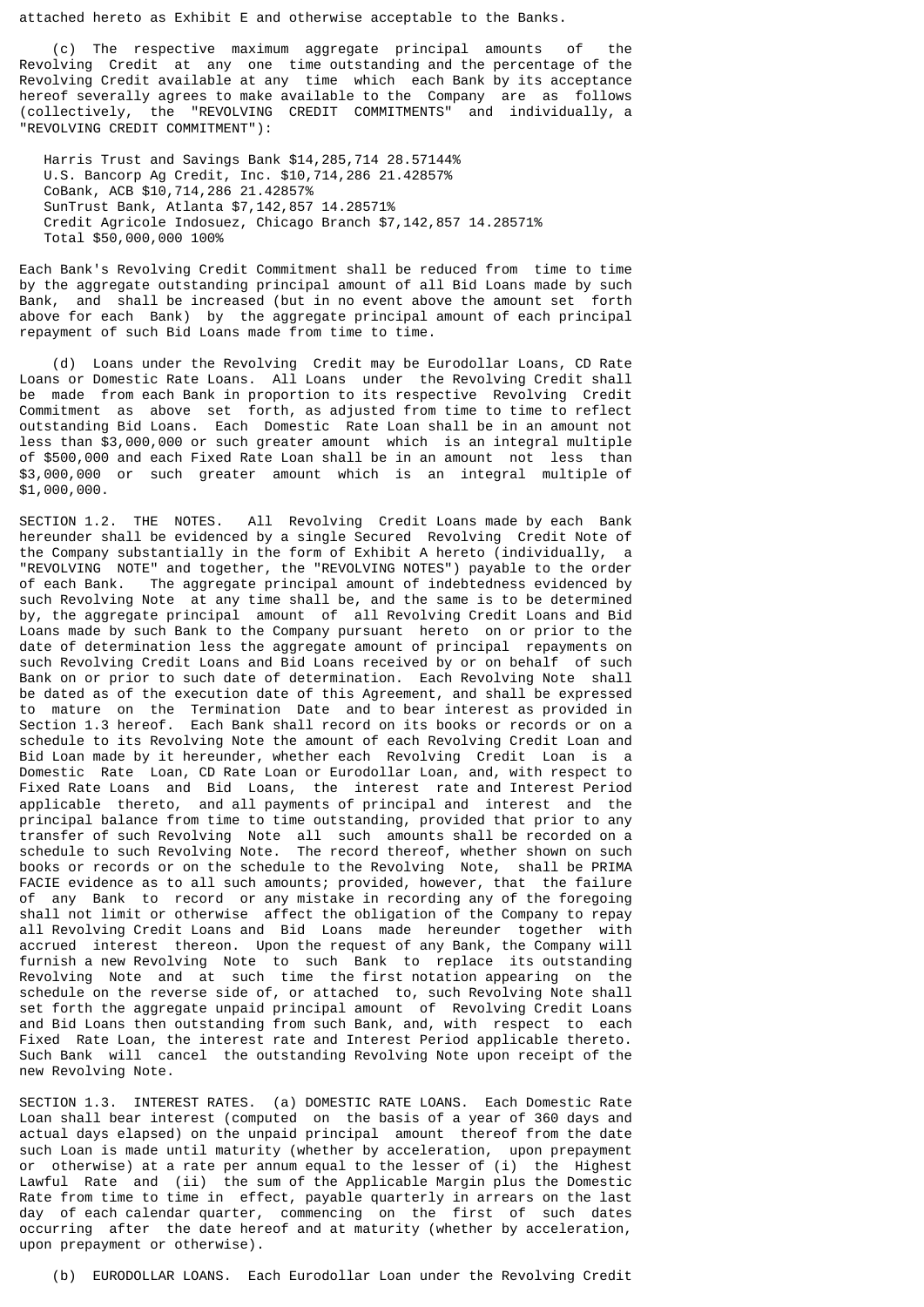attached hereto as Exhibit E and otherwise acceptable to the Banks.

(c) The respective maximum aggregate principal amounts of the Revolving Credit at any one time outstanding and the percentage of the Revolving Credit available at any time which each Bank by its acceptance hereof severally agrees to make available to the Company are as follows (collectively, the "REVOLVING CREDIT COMMITMENTS" and individually, a "REVOLVING CREDIT COMMITMENT"):

| | | |
|---|---|---|
| Harris Trust and Savings Bank | $14,285,714 | 28.57144% |
| U.S. Bancorp Ag Credit, Inc. | $10,714,286 | 21.42857% |
| CoBank, ACB | $10,714,286 | 21.42857% |
| SunTrust Bank, Atlanta | $7,142,857 | 14.28571% |
| Credit Agricole Indosuez, Chicago Branch | $7,142,857 | 14.28571% |
| Total | $50,000,000 | 100% |

Each Bank's Revolving Credit Commitment shall be reduced from time to time by the aggregate outstanding principal amount of all Bid Loans made by such Bank, and shall be increased (but in no event above the amount set forth above for each Bank) by the aggregate principal amount of each principal repayment of such Bid Loans made from time to time.

(d) Loans under the Revolving Credit may be Eurodollar Loans, CD Rate Loans or Domestic Rate Loans. All Loans under the Revolving Credit shall be made from each Bank in proportion to its respective Revolving Credit Commitment as above set forth, as adjusted from time to time to reflect outstanding Bid Loans. Each Domestic Rate Loan shall be in an amount not less than $3,000,000 or such greater amount which is an integral multiple of $500,000 and each Fixed Rate Loan shall be in an amount not less than $3,000,000 or such greater amount which is an integral multiple of $1,000,000.

SECTION 1.2. THE NOTES. All Revolving Credit Loans made by each Bank hereunder shall be evidenced by a single Secured Revolving Credit Note of the Company substantially in the form of Exhibit A hereto (individually, a "REVOLVING NOTE" and together, the "REVOLVING NOTES") payable to the order of each Bank. The aggregate principal amount of indebtedness evidenced by such Revolving Note at any time shall be, and the same is to be determined by, the aggregate principal amount of all Revolving Credit Loans and Bid Loans made by such Bank to the Company pursuant hereto on or prior to the date of determination less the aggregate amount of principal repayments on such Revolving Credit Loans and Bid Loans received by or on behalf of such Bank on or prior to such date of determination. Each Revolving Note shall be dated as of the execution date of this Agreement, and shall be expressed to mature on the Termination Date and to bear interest as provided in Section 1.3 hereof. Each Bank shall record on its books or records or on a schedule to its Revolving Note the amount of each Revolving Credit Loan and Bid Loan made by it hereunder, whether each Revolving Credit Loan is a Domestic Rate Loan, CD Rate Loan or Eurodollar Loan, and, with respect to Fixed Rate Loans and Bid Loans, the interest rate and Interest Period applicable thereto, and all payments of principal and interest and the principal balance from time to time outstanding, provided that prior to any transfer of such Revolving Note all such amounts shall be recorded on a schedule to such Revolving Note. The record thereof, whether shown on such books or records or on the schedule to the Revolving Note, shall be PRIMA FACIE evidence as to all such amounts; provided, however, that the failure of any Bank to record or any mistake in recording any of the foregoing shall not limit or otherwise affect the obligation of the Company to repay all Revolving Credit Loans and Bid Loans made hereunder together with accrued interest thereon. Upon the request of any Bank, the Company will furnish a new Revolving Note to such Bank to replace its outstanding Revolving Note and at such time the first notation appearing on the schedule on the reverse side of, or attached to, such Revolving Note shall set forth the aggregate unpaid principal amount of Revolving Credit Loans and Bid Loans then outstanding from such Bank, and, with respect to each Fixed Rate Loan, the interest rate and Interest Period applicable thereto. Such Bank will cancel the outstanding Revolving Note upon receipt of the new Revolving Note.

SECTION 1.3. INTEREST RATES. (a) DOMESTIC RATE LOANS. Each Domestic Rate Loan shall bear interest (computed on the basis of a year of 360 days and actual days elapsed) on the unpaid principal amount thereof from the date such Loan is made until maturity (whether by acceleration, upon prepayment or otherwise) at a rate per annum equal to the lesser of (i) the Highest Lawful Rate and (ii) the sum of the Applicable Margin plus the Domestic Rate from time to time in effect, payable quarterly in arrears on the last day of each calendar quarter, commencing on the first of such dates occurring after the date hereof and at maturity (whether by acceleration, upon prepayment or otherwise).

(b) EURODOLLAR LOANS. Each Eurodollar Loan under the Revolving Credit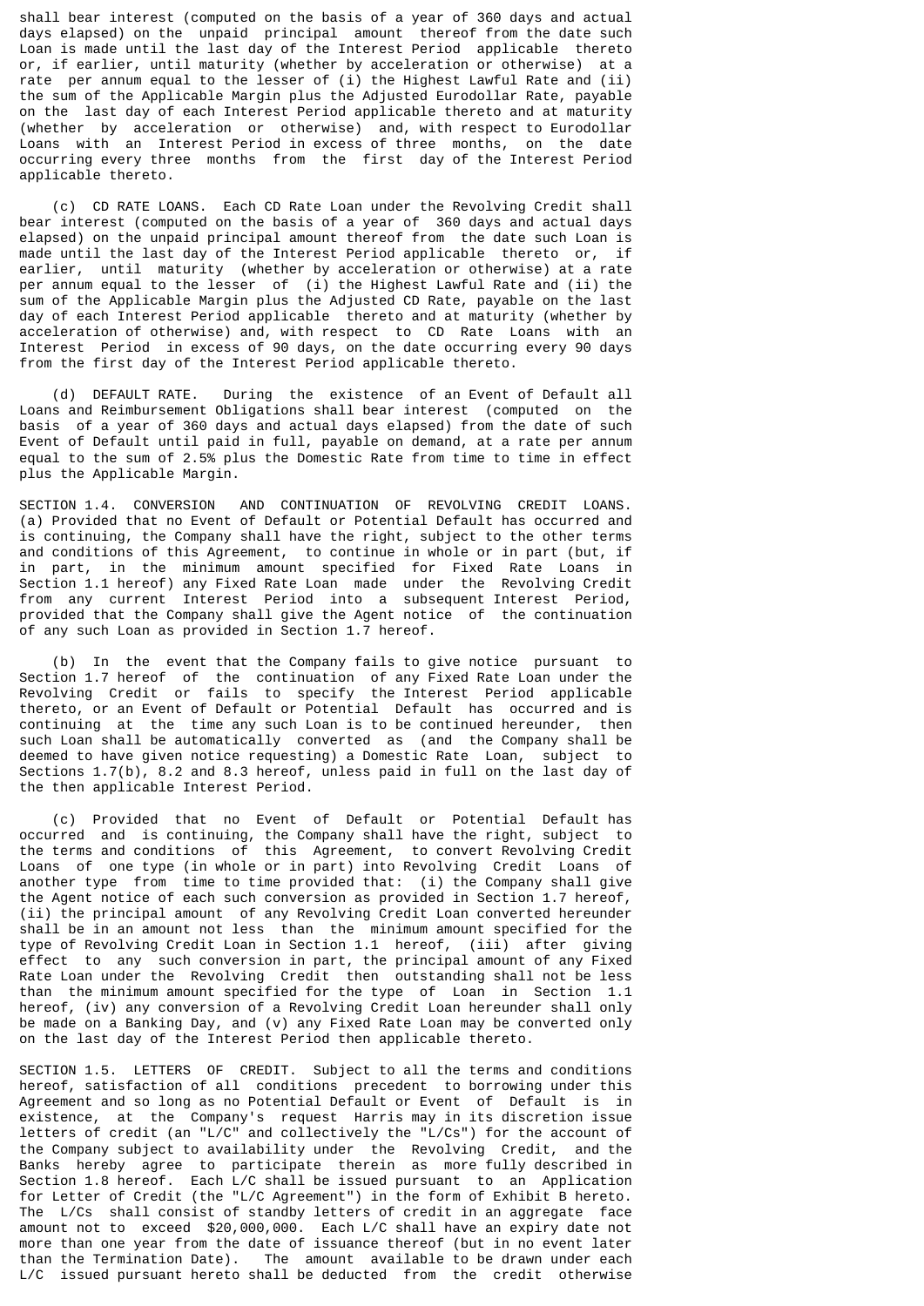shall bear interest (computed on the basis of a year of 360 days and actual days elapsed) on the unpaid principal amount thereof from the date such Loan is made until the last day of the Interest Period applicable thereto or, if earlier, until maturity (whether by acceleration or otherwise) at a rate per annum equal to the lesser of (i) the Highest Lawful Rate and (ii) the sum of the Applicable Margin plus the Adjusted Eurodollar Rate, payable on the last day of each Interest Period applicable thereto and at maturity (whether by acceleration or otherwise) and, with respect to Eurodollar Loans with an Interest Period in excess of three months, on the date occurring every three months from the first day of the Interest Period applicable thereto.

(c) CD RATE LOANS. Each CD Rate Loan under the Revolving Credit shall bear interest (computed on the basis of a year of 360 days and actual days elapsed) on the unpaid principal amount thereof from the date such Loan is made until the last day of the Interest Period applicable thereto or, if earlier, until maturity (whether by acceleration or otherwise) at a rate per annum equal to the lesser of (i) the Highest Lawful Rate and (ii) the sum of the Applicable Margin plus the Adjusted CD Rate, payable on the last day of each Interest Period applicable thereto and at maturity (whether by acceleration of otherwise) and, with respect to CD Rate Loans with an Interest Period in excess of 90 days, on the date occurring every 90 days from the first day of the Interest Period applicable thereto.

(d) DEFAULT RATE. During the existence of an Event of Default all Loans and Reimbursement Obligations shall bear interest (computed on the basis of a year of 360 days and actual days elapsed) from the date of such Event of Default until paid in full, payable on demand, at a rate per annum equal to the sum of 2.5% plus the Domestic Rate from time to time in effect plus the Applicable Margin.

SECTION 1.4. CONVERSION AND CONTINUATION OF REVOLVING CREDIT LOANS. (a) Provided that no Event of Default or Potential Default has occurred and is continuing, the Company shall have the right, subject to the other terms and conditions of this Agreement, to continue in whole or in part (but, if in part, in the minimum amount specified for Fixed Rate Loans in Section 1.1 hereof) any Fixed Rate Loan made under the Revolving Credit from any current Interest Period into a subsequent Interest Period, provided that the Company shall give the Agent notice of the continuation of any such Loan as provided in Section 1.7 hereof.

(b) In the event that the Company fails to give notice pursuant to Section 1.7 hereof of the continuation of any Fixed Rate Loan under the Revolving Credit or fails to specify the Interest Period applicable thereto, or an Event of Default or Potential Default has occurred and is continuing at the time any such Loan is to be continued hereunder, then such Loan shall be automatically converted as (and the Company shall be deemed to have given notice requesting) a Domestic Rate Loan, subject to Sections 1.7(b), 8.2 and 8.3 hereof, unless paid in full on the last day of the then applicable Interest Period.

(c) Provided that no Event of Default or Potential Default has occurred and is continuing, the Company shall have the right, subject to the terms and conditions of this Agreement, to convert Revolving Credit Loans of one type (in whole or in part) into Revolving Credit Loans of another type from time to time provided that: (i) the Company shall give the Agent notice of each such conversion as provided in Section 1.7 hereof, (ii) the principal amount of any Revolving Credit Loan converted hereunder shall be in an amount not less than the minimum amount specified for the type of Revolving Credit Loan in Section 1.1 hereof, (iii) after giving effect to any such conversion in part, the principal amount of any Fixed Rate Loan under the Revolving Credit then outstanding shall not be less than the minimum amount specified for the type of Loan in Section 1.1 hereof, (iv) any conversion of a Revolving Credit Loan hereunder shall only be made on a Banking Day, and (v) any Fixed Rate Loan may be converted only on the last day of the Interest Period then applicable thereto.

SECTION 1.5. LETTERS OF CREDIT. Subject to all the terms and conditions hereof, satisfaction of all conditions precedent to borrowing under this Agreement and so long as no Potential Default or Event of Default is in existence, at the Company's request Harris may in its discretion issue letters of credit (an "L/C" and collectively the "L/Cs") for the account of the Company subject to availability under the Revolving Credit, and the Banks hereby agree to participate therein as more fully described in Section 1.8 hereof. Each L/C shall be issued pursuant to an Application for Letter of Credit (the "L/C Agreement") in the form of Exhibit B hereto. The L/Cs shall consist of standby letters of credit in an aggregate face amount not to exceed $20,000,000. Each L/C shall have an expiry date not more than one year from the date of issuance thereof (but in no event later than the Termination Date). The amount available to be drawn under each L/C issued pursuant hereto shall be deducted from the credit otherwise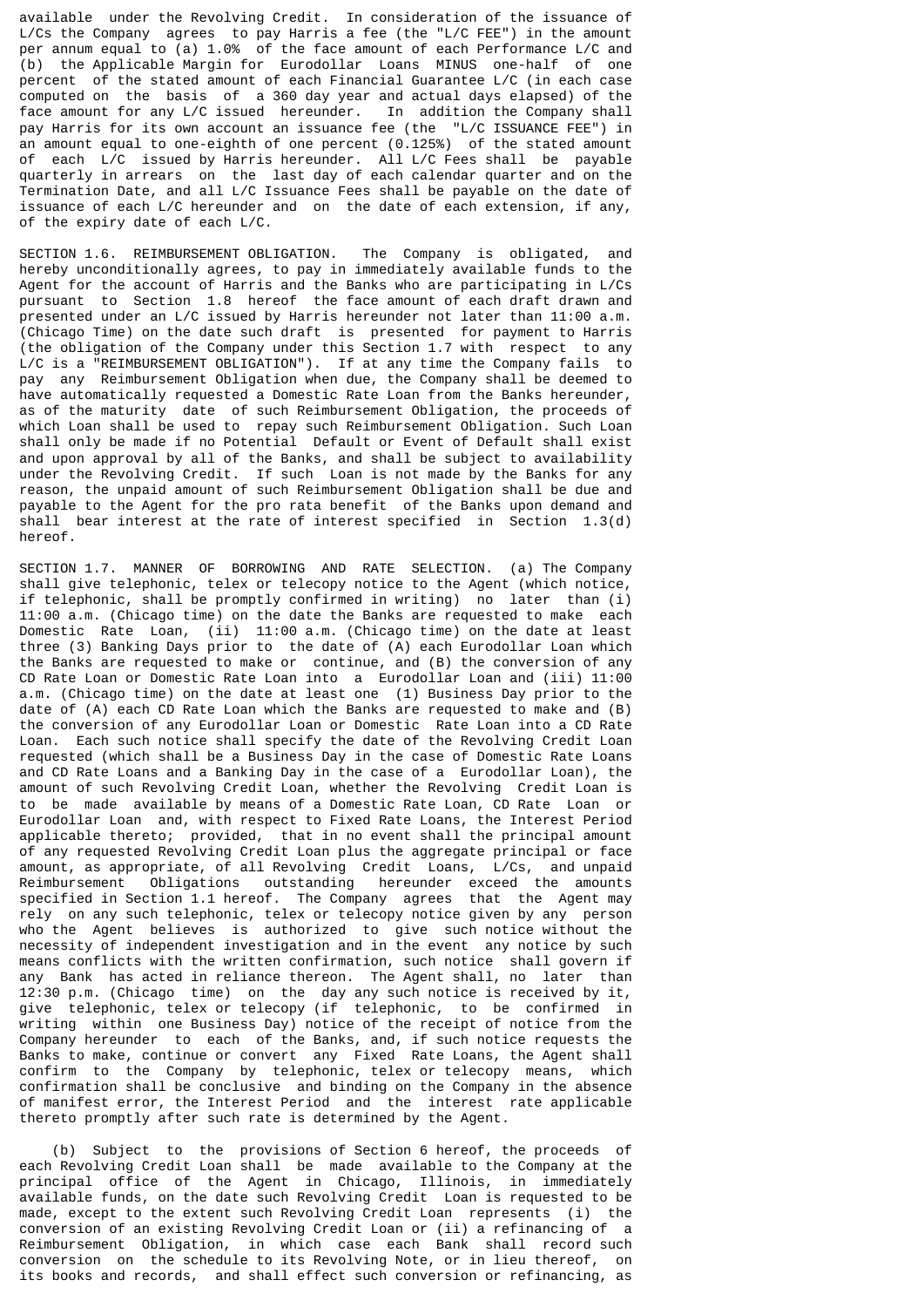available under the Revolving Credit. In consideration of the issuance of L/Cs the Company agrees to pay Harris a fee (the "L/C FEE") in the amount per annum equal to (a) 1.0% of the face amount of each Performance L/C and (b) the Applicable Margin for Eurodollar Loans MINUS one-half of one percent of the stated amount of each Financial Guarantee L/C (in each case computed on the basis of a 360 day year and actual days elapsed) of the face amount for any L/C issued hereunder. In addition the Company shall pay Harris for its own account an issuance fee (the "L/C ISSUANCE FEE") in an amount equal to one-eighth of one percent (0.125%) of the stated amount of each L/C issued by Harris hereunder. All L/C Fees shall be payable quarterly in arrears on the last day of each calendar quarter and on the Termination Date, and all L/C Issuance Fees shall be payable on the date of issuance of each L/C hereunder and on the date of each extension, if any, of the expiry date of each L/C.

SECTION 1.6. REIMBURSEMENT OBLIGATION. The Company is obligated, and hereby unconditionally agrees, to pay in immediately available funds to the Agent for the account of Harris and the Banks who are participating in L/Cs pursuant to Section 1.8 hereof the face amount of each draft drawn and presented under an L/C issued by Harris hereunder not later than 11:00 a.m. (Chicago Time) on the date such draft is presented for payment to Harris (the obligation of the Company under this Section 1.7 with respect to any L/C is a "REIMBURSEMENT OBLIGATION"). If at any time the Company fails to pay any Reimbursement Obligation when due, the Company shall be deemed to have automatically requested a Domestic Rate Loan from the Banks hereunder, as of the maturity date of such Reimbursement Obligation, the proceeds of which Loan shall be used to repay such Reimbursement Obligation. Such Loan shall only be made if no Potential Default or Event of Default shall exist and upon approval by all of the Banks, and shall be subject to availability under the Revolving Credit. If such Loan is not made by the Banks for any reason, the unpaid amount of such Reimbursement Obligation shall be due and payable to the Agent for the pro rata benefit of the Banks upon demand and shall bear interest at the rate of interest specified in Section 1.3(d) hereof.

SECTION 1.7. MANNER OF BORROWING AND RATE SELECTION. (a) The Company shall give telephonic, telex or telecopy notice to the Agent (which notice, if telephonic, shall be promptly confirmed in writing) no later than (i) 11:00 a.m. (Chicago time) on the date the Banks are requested to make each Domestic Rate Loan, (ii) 11:00 a.m. (Chicago time) on the date at least three (3) Banking Days prior to the date of (A) each Eurodollar Loan which the Banks are requested to make or continue, and (B) the conversion of any CD Rate Loan or Domestic Rate Loan into a Eurodollar Loan and (iii) 11:00 a.m. (Chicago time) on the date at least one (1) Business Day prior to the date of (A) each CD Rate Loan which the Banks are requested to make and (B) the conversion of any Eurodollar Loan or Domestic Rate Loan into a CD Rate Loan. Each such notice shall specify the date of the Revolving Credit Loan requested (which shall be a Business Day in the case of Domestic Rate Loans and CD Rate Loans and a Banking Day in the case of a Eurodollar Loan), the amount of such Revolving Credit Loan, whether the Revolving Credit Loan is to be made available by means of a Domestic Rate Loan, CD Rate Loan or Eurodollar Loan and, with respect to Fixed Rate Loans, the Interest Period applicable thereto; provided, that in no event shall the principal amount of any requested Revolving Credit Loan plus the aggregate principal or face amount, as appropriate, of all Revolving Credit Loans, L/Cs, and unpaid Reimbursement Obligations outstanding hereunder exceed the amounts specified in Section 1.1 hereof. The Company agrees that the Agent may rely on any such telephonic, telex or telecopy notice given by any person who the Agent believes is authorized to give such notice without the necessity of independent investigation and in the event any notice by such means conflicts with the written confirmation, such notice shall govern if any Bank has acted in reliance thereon. The Agent shall, no later than 12:30 p.m. (Chicago time) on the day any such notice is received by it, give telephonic, telex or telecopy (if telephonic, to be confirmed in writing within one Business Day) notice of the receipt of notice from the Company hereunder to each of the Banks, and, if such notice requests the Banks to make, continue or convert any Fixed Rate Loans, the Agent shall confirm to the Company by telephonic, telex or telecopy means, which confirmation shall be conclusive and binding on the Company in the absence of manifest error, the Interest Period and the interest rate applicable thereto promptly after such rate is determined by the Agent.

(b) Subject to the provisions of Section 6 hereof, the proceeds of each Revolving Credit Loan shall be made available to the Company at the principal office of the Agent in Chicago, Illinois, in immediately available funds, on the date such Revolving Credit Loan is requested to be made, except to the extent such Revolving Credit Loan represents (i) the conversion of an existing Revolving Credit Loan or (ii) a refinancing of a Reimbursement Obligation, in which case each Bank shall record such conversion on the schedule to its Revolving Note, or in lieu thereof, on its books and records, and shall effect such conversion or refinancing, as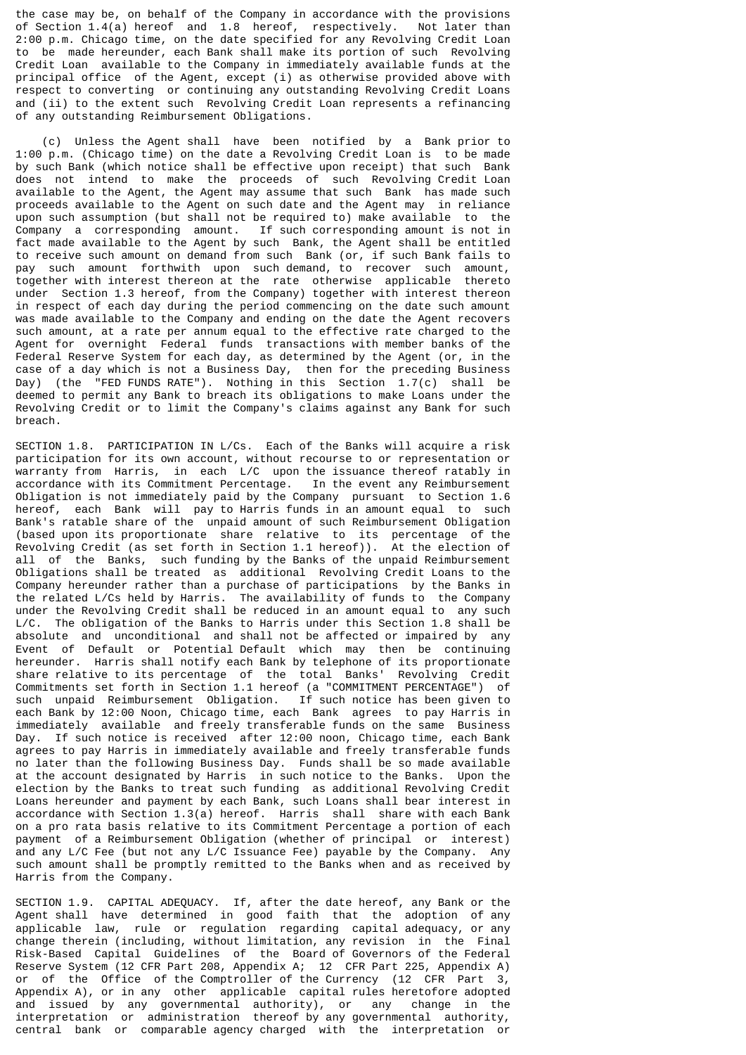the case may be, on behalf of the Company in accordance with the provisions of Section 1.4(a) hereof and 1.8 hereof, respectively. Not later than 2:00 p.m. Chicago time, on the date specified for any Revolving Credit Loan to be made hereunder, each Bank shall make its portion of such Revolving Credit Loan available to the Company in immediately available funds at the principal office of the Agent, except (i) as otherwise provided above with respect to converting or continuing any outstanding Revolving Credit Loans and (ii) to the extent such Revolving Credit Loan represents a refinancing of any outstanding Reimbursement Obligations.

(c) Unless the Agent shall have been notified by a Bank prior to 1:00 p.m. (Chicago time) on the date a Revolving Credit Loan is to be made by such Bank (which notice shall be effective upon receipt) that such Bank does not intend to make the proceeds of such Revolving Credit Loan available to the Agent, the Agent may assume that such Bank has made such proceeds available to the Agent on such date and the Agent may in reliance upon such assumption (but shall not be required to) make available to the Company a corresponding amount. If such corresponding amount is not in fact made available to the Agent by such Bank, the Agent shall be entitled to receive such amount on demand from such Bank (or, if such Bank fails to pay such amount forthwith upon such demand, to recover such amount, together with interest thereon at the rate otherwise applicable thereto under Section 1.3 hereof, from the Company) together with interest thereon in respect of each day during the period commencing on the date such amount was made available to the Company and ending on the date the Agent recovers such amount, at a rate per annum equal to the effective rate charged to the Agent for overnight Federal funds transactions with member banks of the Federal Reserve System for each day, as determined by the Agent (or, in the case of a day which is not a Business Day, then for the preceding Business Day) (the "FED FUNDS RATE"). Nothing in this Section 1.7(c) shall be deemed to permit any Bank to breach its obligations to make Loans under the Revolving Credit or to limit the Company's claims against any Bank for such breach.

SECTION 1.8. PARTICIPATION IN L/Cs. Each of the Banks will acquire a risk participation for its own account, without recourse to or representation or warranty from Harris, in each L/C upon the issuance thereof ratably in accordance with its Commitment Percentage. In the event any Reimbursement Obligation is not immediately paid by the Company pursuant to Section 1.6 hereof, each Bank will pay to Harris funds in an amount equal to such Bank's ratable share of the unpaid amount of such Reimbursement Obligation (based upon its proportionate share relative to its percentage of the Revolving Credit (as set forth in Section 1.1 hereof)). At the election of all of the Banks, such funding by the Banks of the unpaid Reimbursement Obligations shall be treated as additional Revolving Credit Loans to the Company hereunder rather than a purchase of participations by the Banks in the related L/Cs held by Harris. The availability of funds to the Company under the Revolving Credit shall be reduced in an amount equal to any such L/C. The obligation of the Banks to Harris under this Section 1.8 shall be absolute and unconditional and shall not be affected or impaired by any Event of Default or Potential Default which may then be continuing hereunder. Harris shall notify each Bank by telephone of its proportionate share relative to its percentage of the total Banks' Revolving Credit Commitments set forth in Section 1.1 hereof (a "COMMITMENT PERCENTAGE") of such unpaid Reimbursement Obligation. If such notice has been given to each Bank by 12:00 Noon, Chicago time, each Bank agrees to pay Harris in immediately available and freely transferable funds on the same Business Day. If such notice is received after 12:00 noon, Chicago time, each Bank agrees to pay Harris in immediately available and freely transferable funds no later than the following Business Day. Funds shall be so made available at the account designated by Harris in such notice to the Banks. Upon the election by the Banks to treat such funding as additional Revolving Credit Loans hereunder and payment by each Bank, such Loans shall bear interest in accordance with Section 1.3(a) hereof. Harris shall share with each Bank on a pro rata basis relative to its Commitment Percentage a portion of each payment of a Reimbursement Obligation (whether of principal or interest) and any L/C Fee (but not any L/C Issuance Fee) payable by the Company. Any such amount shall be promptly remitted to the Banks when and as received by Harris from the Company.

SECTION 1.9. CAPITAL ADEQUACY. If, after the date hereof, any Bank or the Agent shall have determined in good faith that the adoption of any applicable law, rule or regulation regarding capital adequacy, or any change therein (including, without limitation, any revision in the Final Risk-Based Capital Guidelines of the Board of Governors of the Federal Reserve System (12 CFR Part 208, Appendix A; 12 CFR Part 225, Appendix A) or of the Office of the Comptroller of the Currency (12 CFR Part 3, Appendix A), or in any other applicable capital rules heretofore adopted and issued by any governmental authority), or any change in the interpretation or administration thereof by any governmental authority, central bank or comparable agency charged with the interpretation or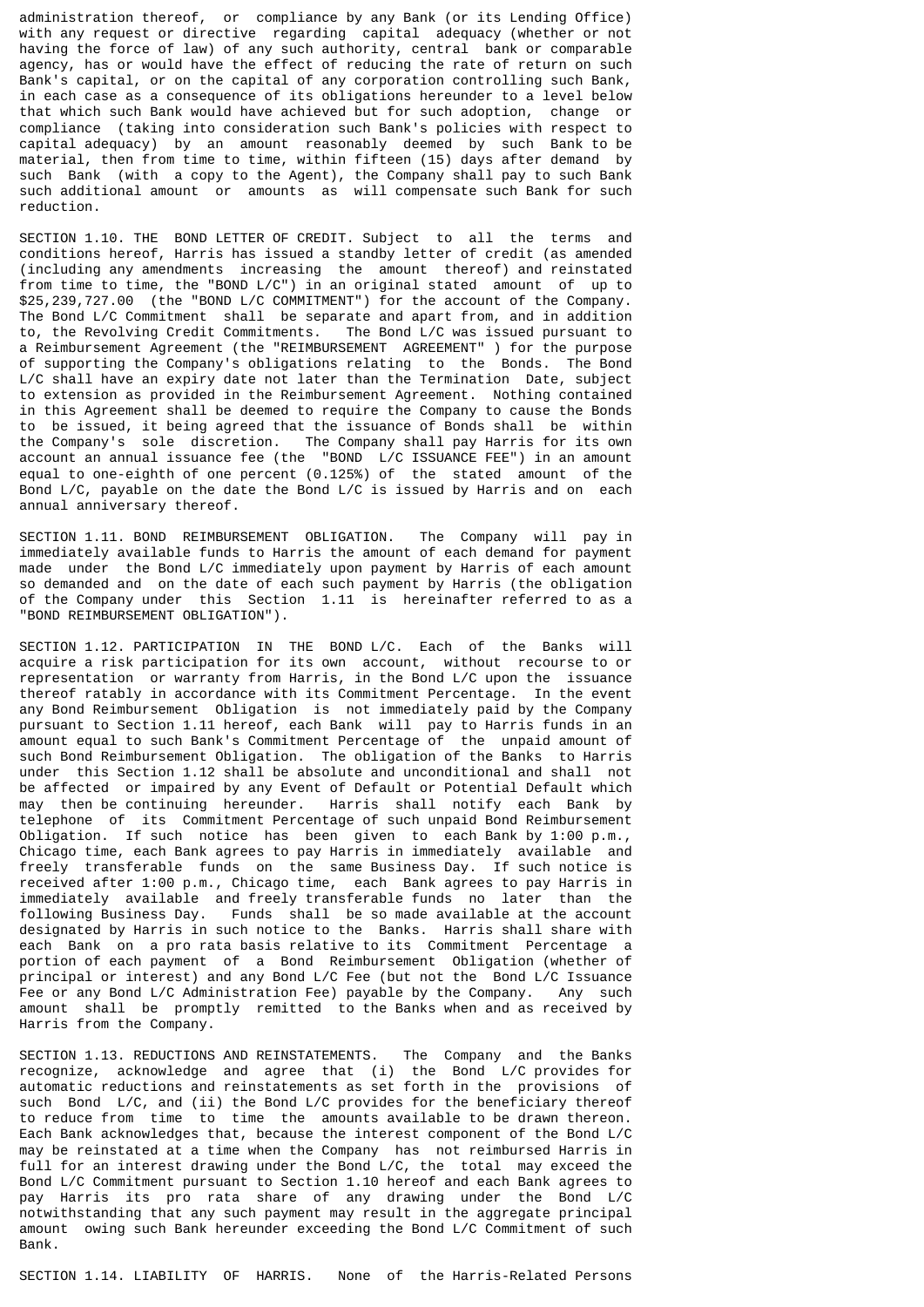administration thereof, or compliance by any Bank (or its Lending Office) with any request or directive regarding capital adequacy (whether or not having the force of law) of any such authority, central bank or comparable agency, has or would have the effect of reducing the rate of return on such Bank's capital, or on the capital of any corporation controlling such Bank, in each case as a consequence of its obligations hereunder to a level below that which such Bank would have achieved but for such adoption, change or compliance (taking into consideration such Bank's policies with respect to capital adequacy) by an amount reasonably deemed by such Bank to be material, then from time to time, within fifteen (15) days after demand by such Bank (with a copy to the Agent), the Company shall pay to such Bank such additional amount or amounts as will compensate such Bank for such reduction.

SECTION 1.10. THE BOND LETTER OF CREDIT. Subject to all the terms and conditions hereof, Harris has issued a standby letter of credit (as amended (including any amendments increasing the amount thereof) and reinstated from time to time, the "BOND L/C") in an original stated amount of up to $25,239,727.00 (the "BOND L/C COMMITMENT") for the account of the Company. The Bond L/C Commitment shall be separate and apart from, and in addition to, the Revolving Credit Commitments. The Bond L/C was issued pursuant to a Reimbursement Agreement (the "REIMBURSEMENT AGREEMENT" ) for the purpose of supporting the Company's obligations relating to the Bonds. The Bond L/C shall have an expiry date not later than the Termination Date, subject to extension as provided in the Reimbursement Agreement. Nothing contained in this Agreement shall be deemed to require the Company to cause the Bonds to be issued, it being agreed that the issuance of Bonds shall be within the Company's sole discretion. The Company shall pay Harris for its own account an annual issuance fee (the "BOND L/C ISSUANCE FEE") in an amount equal to one-eighth of one percent (0.125%) of the stated amount of the Bond L/C, payable on the date the Bond L/C is issued by Harris and on each annual anniversary thereof.

SECTION 1.11. BOND REIMBURSEMENT OBLIGATION. The Company will pay in immediately available funds to Harris the amount of each demand for payment made under the Bond L/C immediately upon payment by Harris of each amount so demanded and on the date of each such payment by Harris (the obligation of the Company under this Section 1.11 is hereinafter referred to as a "BOND REIMBURSEMENT OBLIGATION").

SECTION 1.12. PARTICIPATION IN THE BOND L/C. Each of the Banks will acquire a risk participation for its own account, without recourse to or representation or warranty from Harris, in the Bond L/C upon the issuance thereof ratably in accordance with its Commitment Percentage. In the event any Bond Reimbursement Obligation is not immediately paid by the Company pursuant to Section 1.11 hereof, each Bank will pay to Harris funds in an amount equal to such Bank's Commitment Percentage of the unpaid amount of such Bond Reimbursement Obligation. The obligation of the Banks to Harris under this Section 1.12 shall be absolute and unconditional and shall not be affected or impaired by any Event of Default or Potential Default which may then be continuing hereunder. Harris shall notify each Bank by telephone of its Commitment Percentage of such unpaid Bond Reimbursement Obligation. If such notice has been given to each Bank by 1:00 p.m., Chicago time, each Bank agrees to pay Harris in immediately available and freely transferable funds on the same Business Day. If such notice is received after 1:00 p.m., Chicago time, each Bank agrees to pay Harris in immediately available and freely transferable funds no later than the following Business Day. Funds shall be so made available at the account designated by Harris in such notice to the Banks. Harris shall share with each Bank on a pro rata basis relative to its Commitment Percentage a portion of each payment of a Bond Reimbursement Obligation (whether of principal or interest) and any Bond L/C Fee (but not the Bond L/C Issuance Fee or any Bond L/C Administration Fee) payable by the Company. Any such amount shall be promptly remitted to the Banks when and as received by Harris from the Company.

SECTION 1.13. REDUCTIONS AND REINSTATEMENTS. The Company and the Banks recognize, acknowledge and agree that (i) the Bond L/C provides for automatic reductions and reinstatements as set forth in the provisions of such Bond L/C, and (ii) the Bond L/C provides for the beneficiary thereof to reduce from time to time the amounts available to be drawn thereon. Each Bank acknowledges that, because the interest component of the Bond L/C may be reinstated at a time when the Company has not reimbursed Harris in full for an interest drawing under the Bond L/C, the total may exceed the Bond L/C Commitment pursuant to Section 1.10 hereof and each Bank agrees to pay Harris its pro rata share of any drawing under the Bond L/C notwithstanding that any such payment may result in the aggregate principal amount owing such Bank hereunder exceeding the Bond L/C Commitment of such Bank.

SECTION 1.14. LIABILITY OF HARRIS. None of the Harris-Related Persons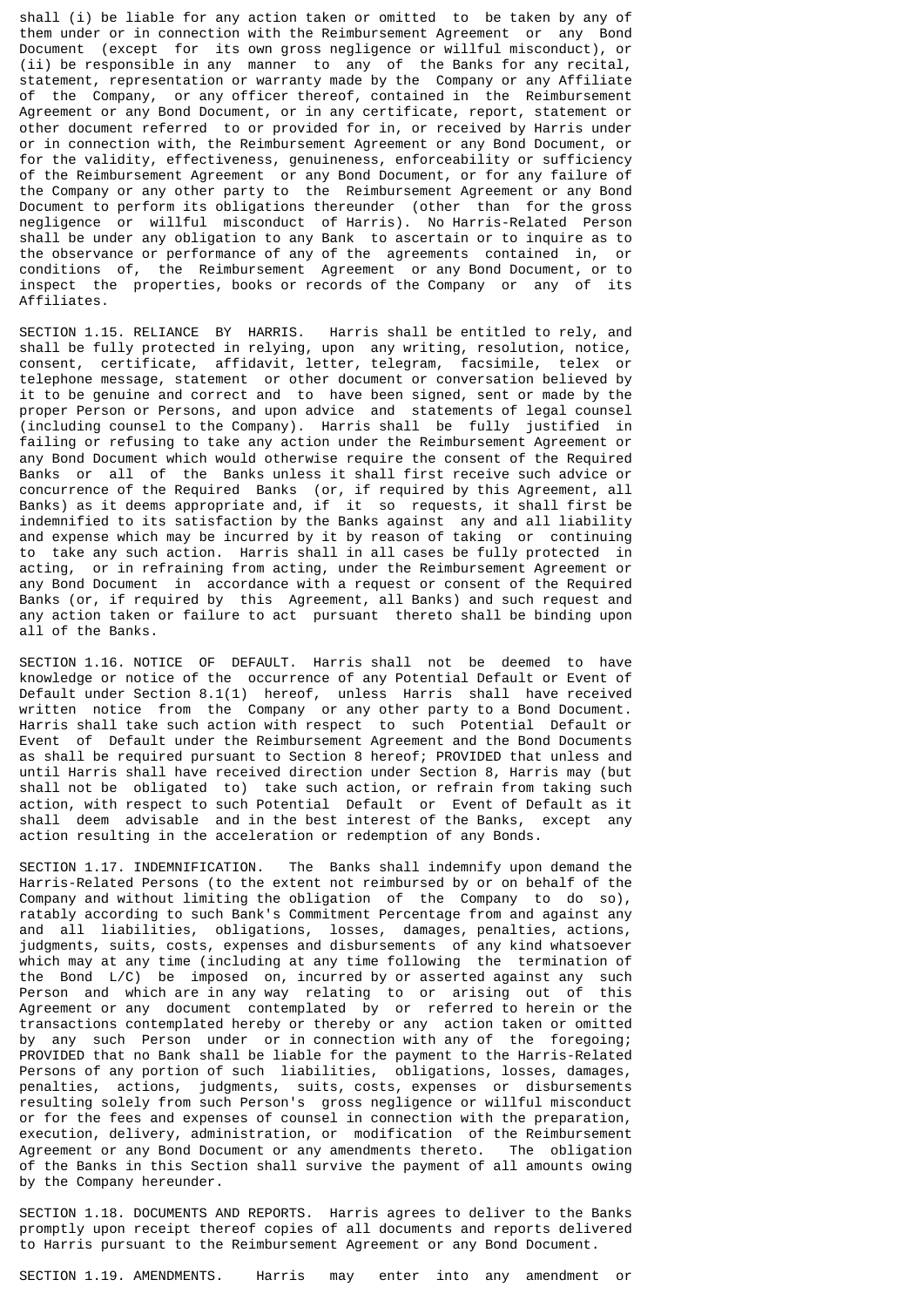shall (i) be liable for any action taken or omitted to be taken by any of them under or in connection with the Reimbursement Agreement or any Bond Document (except for its own gross negligence or willful misconduct), or (ii) be responsible in any manner to any of the Banks for any recital, statement, representation or warranty made by the Company or any Affiliate of the Company, or any officer thereof, contained in the Reimbursement Agreement or any Bond Document, or in any certificate, report, statement or other document referred to or provided for in, or received by Harris under or in connection with, the Reimbursement Agreement or any Bond Document, or for the validity, effectiveness, genuineness, enforceability or sufficiency of the Reimbursement Agreement or any Bond Document, or for any failure of the Company or any other party to the Reimbursement Agreement or any Bond Document to perform its obligations thereunder (other than for the gross negligence or willful misconduct of Harris). No Harris-Related Person shall be under any obligation to any Bank to ascertain or to inquire as to the observance or performance of any of the agreements contained in, or conditions of, the Reimbursement Agreement or any Bond Document, or to inspect the properties, books or records of the Company or any of its Affiliates.

SECTION 1.15. RELIANCE BY HARRIS. Harris shall be entitled to rely, and shall be fully protected in relying, upon any writing, resolution, notice, consent, certificate, affidavit, letter, telegram, facsimile, telex or telephone message, statement or other document or conversation believed by it to be genuine and correct and to have been signed, sent or made by the proper Person or Persons, and upon advice and statements of legal counsel (including counsel to the Company). Harris shall be fully justified in failing or refusing to take any action under the Reimbursement Agreement or any Bond Document which would otherwise require the consent of the Required Banks or all of the Banks unless it shall first receive such advice or concurrence of the Required Banks (or, if required by this Agreement, all Banks) as it deems appropriate and, if it so requests, it shall first be indemnified to its satisfaction by the Banks against any and all liability and expense which may be incurred by it by reason of taking or continuing to take any such action. Harris shall in all cases be fully protected in acting, or in refraining from acting, under the Reimbursement Agreement or any Bond Document in accordance with a request or consent of the Required Banks (or, if required by this Agreement, all Banks) and such request and any action taken or failure to act pursuant thereto shall be binding upon all of the Banks.

SECTION 1.16. NOTICE OF DEFAULT. Harris shall not be deemed to have knowledge or notice of the occurrence of any Potential Default or Event of Default under Section 8.1(1) hereof, unless Harris shall have received written notice from the Company or any other party to a Bond Document. Harris shall take such action with respect to such Potential Default or Event of Default under the Reimbursement Agreement and the Bond Documents as shall be required pursuant to Section 8 hereof; PROVIDED that unless and until Harris shall have received direction under Section 8, Harris may (but shall not be obligated to) take such action, or refrain from taking such action, with respect to such Potential Default or Event of Default as it shall deem advisable and in the best interest of the Banks, except any action resulting in the acceleration or redemption of any Bonds.

SECTION 1.17. INDEMNIFICATION. The Banks shall indemnify upon demand the Harris-Related Persons (to the extent not reimbursed by or on behalf of the Company and without limiting the obligation of the Company to do so), ratably according to such Bank's Commitment Percentage from and against any and all liabilities, obligations, losses, damages, penalties, actions, judgments, suits, costs, expenses and disbursements of any kind whatsoever which may at any time (including at any time following the termination of the Bond L/C) be imposed on, incurred by or asserted against any such Person and which are in any way relating to or arising out of this Agreement or any document contemplated by or referred to herein or the transactions contemplated hereby or thereby or any action taken or omitted by any such Person under or in connection with any of the foregoing; PROVIDED that no Bank shall be liable for the payment to the Harris-Related Persons of any portion of such liabilities, obligations, losses, damages, penalties, actions, judgments, suits, costs, expenses or disbursements resulting solely from such Person's gross negligence or willful misconduct or for the fees and expenses of counsel in connection with the preparation, execution, delivery, administration, or modification of the Reimbursement Agreement or any Bond Document or any amendments thereto. The obligation of the Banks in this Section shall survive the payment of all amounts owing by the Company hereunder.

SECTION 1.18. DOCUMENTS AND REPORTS. Harris agrees to deliver to the Banks promptly upon receipt thereof copies of all documents and reports delivered to Harris pursuant to the Reimbursement Agreement or any Bond Document.

SECTION 1.19. AMENDMENTS. Harris may enter into any amendment or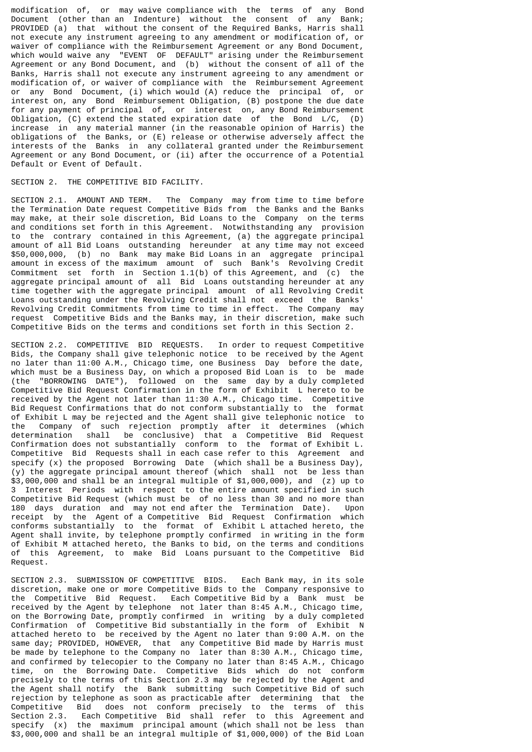modification of, or may waive compliance with the terms of any Bond Document (other than an Indenture) without the consent of any Bank; PROVIDED (a) that without the consent of the Required Banks, Harris shall not execute any instrument agreeing to any amendment or modification of, or waiver of compliance with the Reimbursement Agreement or any Bond Document, which would waive any "EVENT OF DEFAULT" arising under the Reimbursement Agreement or any Bond Document, and (b) without the consent of all of the Banks, Harris shall not execute any instrument agreeing to any amendment or modification of, or waiver of compliance with the Reimbursement Agreement or any Bond Document, (i) which would (A) reduce the principal of, or interest on, any Bond Reimbursement Obligation, (B) postpone the due date for any payment of principal of, or interest on, any Bond Reimbursement Obligation, (C) extend the stated expiration date of the Bond L/C, (D) increase in any material manner (in the reasonable opinion of Harris) the obligations of the Banks, or (E) release or otherwise adversely affect the interests of the Banks in any collateral granted under the Reimbursement Agreement or any Bond Document, or (ii) after the occurrence of a Potential Default or Event of Default.

SECTION 2. THE COMPETITIVE BID FACILITY.

SECTION 2.1. AMOUNT AND TERM. The Company may from time to time before the Termination Date request Competitive Bids from the Banks and the Banks may make, at their sole discretion, Bid Loans to the Company on the terms and conditions set forth in this Agreement. Notwithstanding any provision to the contrary contained in this Agreement, (a) the aggregate principal amount of all Bid Loans outstanding hereunder at any time may not exceed $50,000,000, (b) no Bank may make Bid Loans in an aggregate principal amount in excess of the maximum amount of such Bank's Revolving Credit Commitment set forth in Section 1.1(b) of this Agreement, and (c) the aggregate principal amount of all Bid Loans outstanding hereunder at any time together with the aggregate principal amount of all Revolving Credit Loans outstanding under the Revolving Credit shall not exceed the Banks' Revolving Credit Commitments from time to time in effect. The Company may request Competitive Bids and the Banks may, in their discretion, make such Competitive Bids on the terms and conditions set forth in this Section 2.

SECTION 2.2. COMPETITIVE BID REQUESTS. In order to request Competitive Bids, the Company shall give telephonic notice to be received by the Agent no later than 11:00 A.M., Chicago time, one Business Day before the date, which must be a Business Day, on which a proposed Bid Loan is to be made (the "BORROWING DATE"), followed on the same day by a duly completed Competitive Bid Request Confirmation in the form of Exhibit L hereto to be received by the Agent not later than 11:30 A.M., Chicago time. Competitive Bid Request Confirmations that do not conform substantially to the format of Exhibit L may be rejected and the Agent shall give telephonic notice to the Company of such rejection promptly after it determines (which determination shall be conclusive) that a Competitive Bid Request Confirmation does not substantially conform to the format of Exhibit L. Competitive Bid Requests shall in each case refer to this Agreement and specify (x) the proposed Borrowing Date (which shall be a Business Day), (y) the aggregate principal amount thereof (which shall not be less than $3,000,000 and shall be an integral multiple of $1,000,000), and (z) up to 3 Interest Periods with respect to the entire amount specified in such Competitive Bid Request (which must be of no less than 30 and no more than 180 days duration and may not end after the Termination Date). Upon receipt by the Agent of a Competitive Bid Request Confirmation which conforms substantially to the format of Exhibit L attached hereto, the Agent shall invite, by telephone promptly confirmed in writing in the form of Exhibit M attached hereto, the Banks to bid, on the terms and conditions of this Agreement, to make Bid Loans pursuant to the Competitive Bid Request.

SECTION 2.3. SUBMISSION OF COMPETITIVE BIDS. Each Bank may, in its sole discretion, make one or more Competitive Bids to the Company responsive to the Competitive Bid Request. Each Competitive Bid by a Bank must be received by the Agent by telephone not later than 8:45 A.M., Chicago time, on the Borrowing Date, promptly confirmed in writing by a duly completed Confirmation of Competitive Bid substantially in the form of Exhibit N attached hereto to be received by the Agent no later than 9:00 A.M. on the same day; PROVIDED, HOWEVER, that any Competitive Bid made by Harris must be made by telephone to the Company no later than 8:30 A.M., Chicago time, and confirmed by telecopier to the Company no later than 8:45 A.M., Chicago time, on the Borrowing Date. Competitive Bids which do not conform precisely to the terms of this Section 2.3 may be rejected by the Agent and the Agent shall notify the Bank submitting such Competitive Bid of such rejection by telephone as soon as practicable after determining that the Competitive Bid does not conform precisely to the terms of this Section 2.3. Each Competitive Bid shall refer to this Agreement and specify (x) the maximum principal amount (which shall not be less than $3,000,000 and shall be an integral multiple of $1,000,000) of the Bid Loan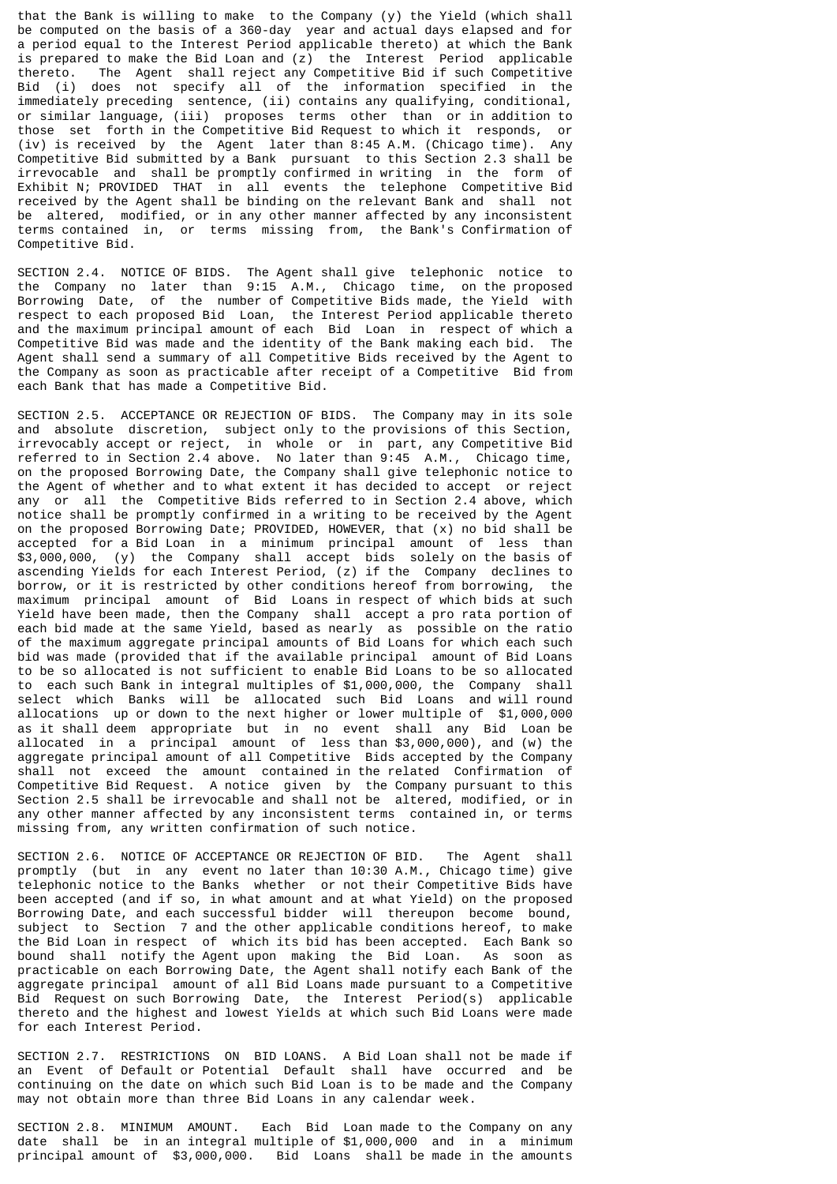that the Bank is willing to make to the Company (y) the Yield (which shall be computed on the basis of a 360-day year and actual days elapsed and for a period equal to the Interest Period applicable thereto) at which the Bank is prepared to make the Bid Loan and (z) the Interest Period applicable thereto. The Agent shall reject any Competitive Bid if such Competitive Bid (i) does not specify all of the information specified in the immediately preceding sentence, (ii) contains any qualifying, conditional, or similar language, (iii) proposes terms other than or in addition to those set forth in the Competitive Bid Request to which it responds, or (iv) is received by the Agent later than 8:45 A.M. (Chicago time). Any Competitive Bid submitted by a Bank pursuant to this Section 2.3 shall be irrevocable and shall be promptly confirmed in writing in the form of Exhibit N; PROVIDED THAT in all events the telephone Competitive Bid received by the Agent shall be binding on the relevant Bank and shall not be altered, modified, or in any other manner affected by any inconsistent terms contained in, or terms missing from, the Bank's Confirmation of Competitive Bid.

SECTION 2.4. NOTICE OF BIDS. The Agent shall give telephonic notice to the Company no later than 9:15 A.M., Chicago time, on the proposed Borrowing Date, of the number of Competitive Bids made, the Yield with respect to each proposed Bid Loan, the Interest Period applicable thereto and the maximum principal amount of each Bid Loan in respect of which a Competitive Bid was made and the identity of the Bank making each bid. The Agent shall send a summary of all Competitive Bids received by the Agent to the Company as soon as practicable after receipt of a Competitive Bid from each Bank that has made a Competitive Bid.

SECTION 2.5. ACCEPTANCE OR REJECTION OF BIDS. The Company may in its sole and absolute discretion, subject only to the provisions of this Section, irrevocably accept or reject, in whole or in part, any Competitive Bid referred to in Section 2.4 above. No later than 9:45 A.M., Chicago time, on the proposed Borrowing Date, the Company shall give telephonic notice to the Agent of whether and to what extent it has decided to accept or reject any or all the Competitive Bids referred to in Section 2.4 above, which notice shall be promptly confirmed in a writing to be received by the Agent on the proposed Borrowing Date; PROVIDED, HOWEVER, that (x) no bid shall be accepted for a Bid Loan in a minimum principal amount of less than $3,000,000, (y) the Company shall accept bids solely on the basis of ascending Yields for each Interest Period, (z) if the Company declines to borrow, or it is restricted by other conditions hereof from borrowing, the maximum principal amount of Bid Loans in respect of which bids at such Yield have been made, then the Company shall accept a pro rata portion of each bid made at the same Yield, based as nearly as possible on the ratio of the maximum aggregate principal amounts of Bid Loans for which each such bid was made (provided that if the available principal amount of Bid Loans to be so allocated is not sufficient to enable Bid Loans to be so allocated to each such Bank in integral multiples of $1,000,000, the Company shall select which Banks will be allocated such Bid Loans and will round allocations up or down to the next higher or lower multiple of $1,000,000 as it shall deem appropriate but in no event shall any Bid Loan be allocated in a principal amount of less than $3,000,000), and (w) the aggregate principal amount of all Competitive Bids accepted by the Company shall not exceed the amount contained in the related Confirmation of Competitive Bid Request. A notice given by the Company pursuant to this Section 2.5 shall be irrevocable and shall not be altered, modified, or in any other manner affected by any inconsistent terms contained in, or terms missing from, any written confirmation of such notice.

SECTION 2.6. NOTICE OF ACCEPTANCE OR REJECTION OF BID. The Agent shall promptly (but in any event no later than 10:30 A.M., Chicago time) give telephonic notice to the Banks whether or not their Competitive Bids have been accepted (and if so, in what amount and at what Yield) on the proposed Borrowing Date, and each successful bidder will thereupon become bound, subject to Section 7 and the other applicable conditions hereof, to make the Bid Loan in respect of which its bid has been accepted. Each Bank so bound shall notify the Agent upon making the Bid Loan. As soon as practicable on each Borrowing Date, the Agent shall notify each Bank of the aggregate principal amount of all Bid Loans made pursuant to a Competitive Bid Request on such Borrowing Date, the Interest Period(s) applicable thereto and the highest and lowest Yields at which such Bid Loans were made for each Interest Period.

SECTION 2.7. RESTRICTIONS ON BID LOANS. A Bid Loan shall not be made if an Event of Default or Potential Default shall have occurred and be continuing on the date on which such Bid Loan is to be made and the Company may not obtain more than three Bid Loans in any calendar week.

SECTION 2.8. MINIMUM AMOUNT. Each Bid Loan made to the Company on any date shall be in an integral multiple of $1,000,000 and in a minimum principal amount of $3,000,000. Bid Loans shall be made in the amounts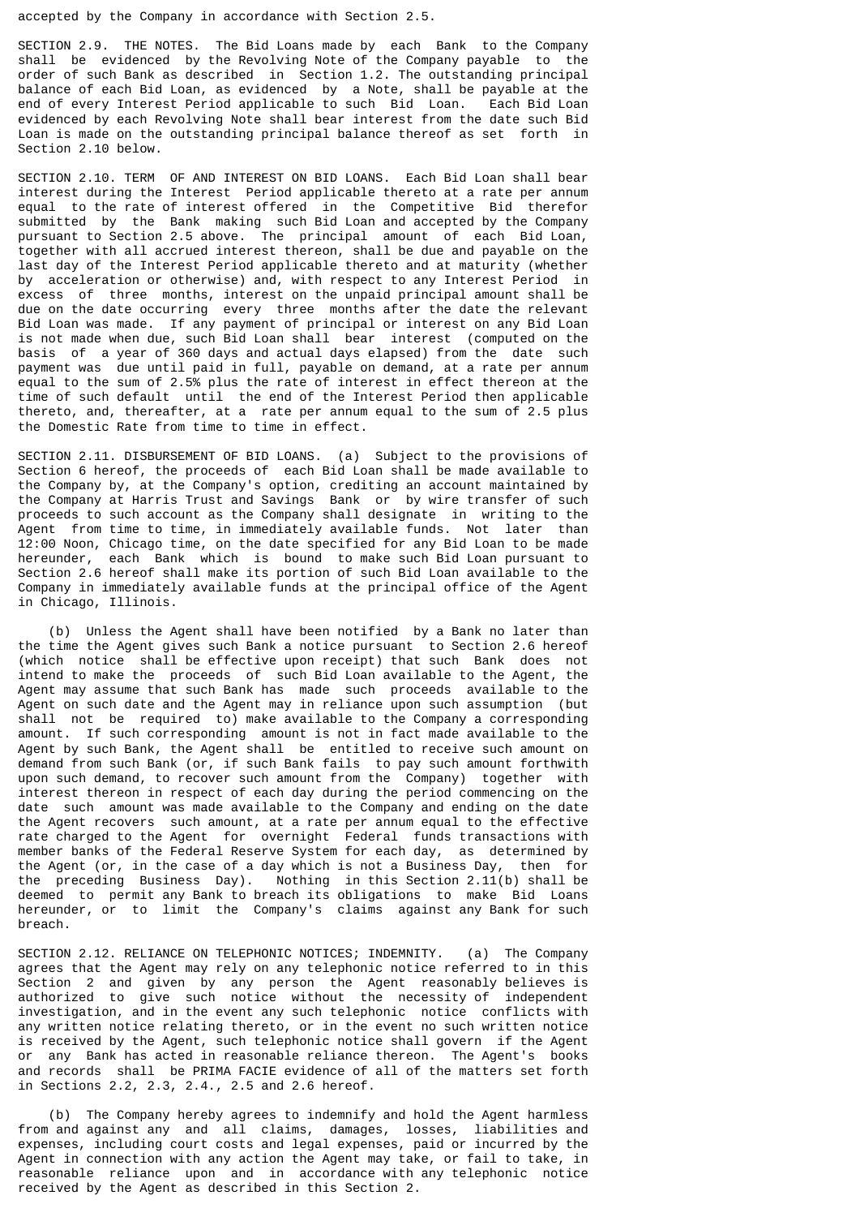accepted by the Company in accordance with Section 2.5.

SECTION 2.9. THE NOTES. The Bid Loans made by each Bank to the Company shall be evidenced by the Revolving Note of the Company payable to the order of such Bank as described in Section 1.2. The outstanding principal balance of each Bid Loan, as evidenced by a Note, shall be payable at the end of every Interest Period applicable to such Bid Loan. Each Bid Loan evidenced by each Revolving Note shall bear interest from the date such Bid Loan is made on the outstanding principal balance thereof as set forth in Section 2.10 below.

SECTION 2.10. TERM OF AND INTEREST ON BID LOANS. Each Bid Loan shall bear interest during the Interest Period applicable thereto at a rate per annum equal to the rate of interest offered in the Competitive Bid therefor submitted by the Bank making such Bid Loan and accepted by the Company pursuant to Section 2.5 above. The principal amount of each Bid Loan, together with all accrued interest thereon, shall be due and payable on the last day of the Interest Period applicable thereto and at maturity (whether by acceleration or otherwise) and, with respect to any Interest Period in excess of three months, interest on the unpaid principal amount shall be due on the date occurring every three months after the date the relevant Bid Loan was made. If any payment of principal or interest on any Bid Loan is not made when due, such Bid Loan shall bear interest (computed on the basis of a year of 360 days and actual days elapsed) from the date such payment was due until paid in full, payable on demand, at a rate per annum equal to the sum of 2.5% plus the rate of interest in effect thereon at the time of such default until the end of the Interest Period then applicable thereto, and, thereafter, at a rate per annum equal to the sum of 2.5 plus the Domestic Rate from time to time in effect.

SECTION 2.11. DISBURSEMENT OF BID LOANS. (a) Subject to the provisions of Section 6 hereof, the proceeds of each Bid Loan shall be made available to the Company by, at the Company's option, crediting an account maintained by the Company at Harris Trust and Savings Bank or by wire transfer of such proceeds to such account as the Company shall designate in writing to the Agent from time to time, in immediately available funds. Not later than 12:00 Noon, Chicago time, on the date specified for any Bid Loan to be made hereunder, each Bank which is bound to make such Bid Loan pursuant to Section 2.6 hereof shall make its portion of such Bid Loan available to the Company in immediately available funds at the principal office of the Agent in Chicago, Illinois.

(b) Unless the Agent shall have been notified by a Bank no later than the time the Agent gives such Bank a notice pursuant to Section 2.6 hereof (which notice shall be effective upon receipt) that such Bank does not intend to make the proceeds of such Bid Loan available to the Agent, the Agent may assume that such Bank has made such proceeds available to the Agent on such date and the Agent may in reliance upon such assumption (but shall not be required to) make available to the Company a corresponding amount. If such corresponding amount is not in fact made available to the Agent by such Bank, the Agent shall be entitled to receive such amount on demand from such Bank (or, if such Bank fails to pay such amount forthwith upon such demand, to recover such amount from the Company) together with interest thereon in respect of each day during the period commencing on the date such amount was made available to the Company and ending on the date the Agent recovers such amount, at a rate per annum equal to the effective rate charged to the Agent for overnight Federal funds transactions with member banks of the Federal Reserve System for each day, as determined by the Agent (or, in the case of a day which is not a Business Day, then for the preceding Business Day). Nothing in this Section 2.11(b) shall be deemed to permit any Bank to breach its obligations to make Bid Loans hereunder, or to limit the Company's claims against any Bank for such breach.

SECTION 2.12. RELIANCE ON TELEPHONIC NOTICES; INDEMNITY. (a) The Company agrees that the Agent may rely on any telephonic notice referred to in this Section 2 and given by any person the Agent reasonably believes is authorized to give such notice without the necessity of independent investigation, and in the event any such telephonic notice conflicts with any written notice relating thereto, or in the event no such written notice is received by the Agent, such telephonic notice shall govern if the Agent or any Bank has acted in reasonable reliance thereon. The Agent's books and records shall be PRIMA FACIE evidence of all of the matters set forth in Sections 2.2, 2.3, 2.4., 2.5 and 2.6 hereof.

(b) The Company hereby agrees to indemnify and hold the Agent harmless from and against any and all claims, damages, losses, liabilities and expenses, including court costs and legal expenses, paid or incurred by the Agent in connection with any action the Agent may take, or fail to take, in reasonable reliance upon and in accordance with any telephonic notice received by the Agent as described in this Section 2.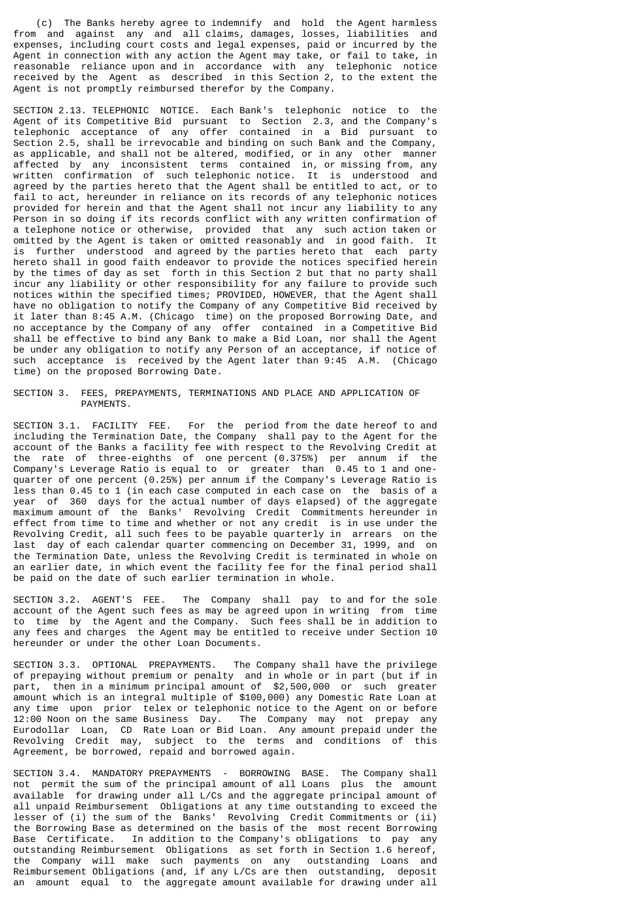(c) The Banks hereby agree to indemnify and hold the Agent harmless from and against any and all claims, damages, losses, liabilities and expenses, including court costs and legal expenses, paid or incurred by the Agent in connection with any action the Agent may take, or fail to take, in reasonable reliance upon and in accordance with any telephonic notice received by the Agent as described in this Section 2, to the extent the Agent is not promptly reimbursed therefor by the Company.

SECTION 2.13. TELEPHONIC NOTICE. Each Bank's telephonic notice to the Agent of its Competitive Bid pursuant to Section 2.3, and the Company's telephonic acceptance of any offer contained in a Bid pursuant to Section 2.5, shall be irrevocable and binding on such Bank and the Company, as applicable, and shall not be altered, modified, or in any other manner affected by any inconsistent terms contained in, or missing from, any written confirmation of such telephonic notice. It is understood and agreed by the parties hereto that the Agent shall be entitled to act, or to fail to act, hereunder in reliance on its records of any telephonic notices provided for herein and that the Agent shall not incur any liability to any Person in so doing if its records conflict with any written confirmation of a telephone notice or otherwise, provided that any such action taken or omitted by the Agent is taken or omitted reasonably and in good faith. It is further understood and agreed by the parties hereto that each party hereto shall in good faith endeavor to provide the notices specified herein by the times of day as set forth in this Section 2 but that no party shall incur any liability or other responsibility for any failure to provide such notices within the specified times; PROVIDED, HOWEVER, that the Agent shall have no obligation to notify the Company of any Competitive Bid received by it later than 8:45 A.M. (Chicago time) on the proposed Borrowing Date, and no acceptance by the Company of any offer contained in a Competitive Bid shall be effective to bind any Bank to make a Bid Loan, nor shall the Agent be under any obligation to notify any Person of an acceptance, if notice of such acceptance is received by the Agent later than 9:45 A.M. (Chicago time) on the proposed Borrowing Date.

SECTION 3. FEES, PREPAYMENTS, TERMINATIONS AND PLACE AND APPLICATION OF PAYMENTS.

SECTION 3.1. FACILITY FEE. For the period from the date hereof to and including the Termination Date, the Company shall pay to the Agent for the account of the Banks a facility fee with respect to the Revolving Credit at the rate of three-eighths of one percent (0.375%) per annum if the Company's Leverage Ratio is equal to or greater than 0.45 to 1 and one-quarter of one percent (0.25%) per annum if the Company's Leverage Ratio is less than 0.45 to 1 (in each case computed in each case on the basis of a year of 360 days for the actual number of days elapsed) of the aggregate maximum amount of the Banks' Revolving Credit Commitments hereunder in effect from time to time and whether or not any credit is in use under the Revolving Credit, all such fees to be payable quarterly in arrears on the last day of each calendar quarter commencing on December 31, 1999, and on the Termination Date, unless the Revolving Credit is terminated in whole on an earlier date, in which event the facility fee for the final period shall be paid on the date of such earlier termination in whole.

SECTION 3.2. AGENT'S FEE. The Company shall pay to and for the sole account of the Agent such fees as may be agreed upon in writing from time to time by the Agent and the Company. Such fees shall be in addition to any fees and charges the Agent may be entitled to receive under Section 10 hereunder or under the other Loan Documents.

SECTION 3.3. OPTIONAL PREPAYMENTS. The Company shall have the privilege of prepaying without premium or penalty and in whole or in part (but if in part, then in a minimum principal amount of $2,500,000 or such greater amount which is an integral multiple of $100,000) any Domestic Rate Loan at any time upon prior telex or telephonic notice to the Agent on or before 12:00 Noon on the same Business Day. The Company may not prepay any Eurodollar Loan, CD Rate Loan or Bid Loan. Any amount prepaid under the Revolving Credit may, subject to the terms and conditions of this Agreement, be borrowed, repaid and borrowed again.

SECTION 3.4. MANDATORY PREPAYMENTS - BORROWING BASE. The Company shall not permit the sum of the principal amount of all Loans plus the amount available for drawing under all L/Cs and the aggregate principal amount of all unpaid Reimbursement Obligations at any time outstanding to exceed the lesser of (i) the sum of the Banks' Revolving Credit Commitments or (ii) the Borrowing Base as determined on the basis of the most recent Borrowing Base Certificate. In addition to the Company's obligations to pay any outstanding Reimbursement Obligations as set forth in Section 1.6 hereof, the Company will make such payments on any outstanding Loans and Reimbursement Obligations (and, if any L/Cs are then outstanding, deposit an amount equal to the aggregate amount available for drawing under all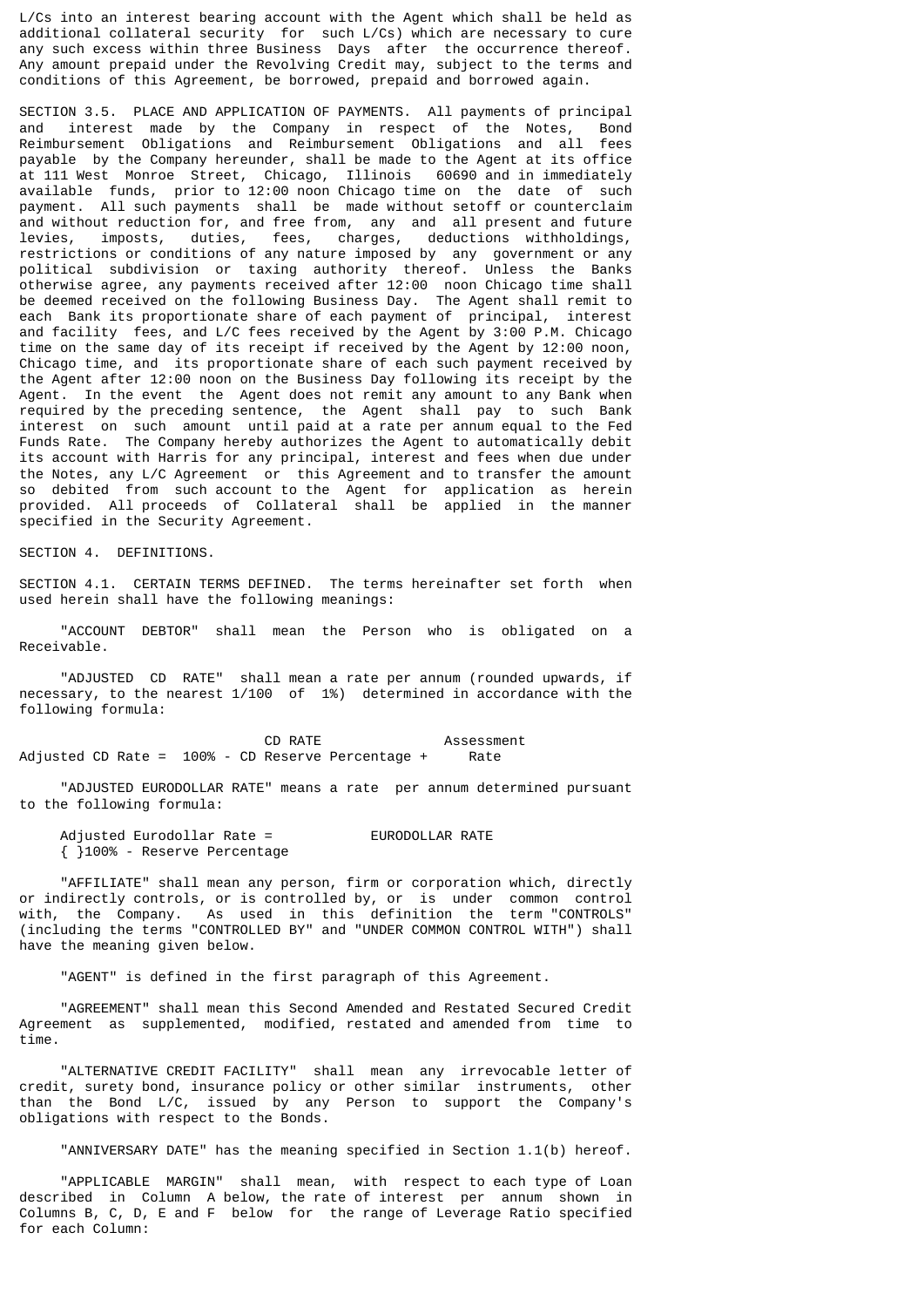L/Cs into an interest bearing account with the Agent which shall be held as additional collateral security for such L/Cs) which are necessary to cure any such excess within three Business Days after the occurrence thereof. Any amount prepaid under the Revolving Credit may, subject to the terms and conditions of this Agreement, be borrowed, prepaid and borrowed again.

SECTION 3.5. PLACE AND APPLICATION OF PAYMENTS. All payments of principal and interest made by the Company in respect of the Notes, Bond Reimbursement Obligations and Reimbursement Obligations and all fees payable by the Company hereunder, shall be made to the Agent at its office at 111 West Monroe Street, Chicago, Illinois 60690 and in immediately available funds, prior to 12:00 noon Chicago time on the date of such payment. All such payments shall be made without setoff or counterclaim and without reduction for, and free from, any and all present and future levies, imposts, duties, fees, charges, deductions withholdings, restrictions or conditions of any nature imposed by any government or any political subdivision or taxing authority thereof. Unless the Banks otherwise agree, any payments received after 12:00 noon Chicago time shall be deemed received on the following Business Day. The Agent shall remit to each Bank its proportionate share of each payment of principal, interest and facility fees, and L/C fees received by the Agent by 3:00 P.M. Chicago time on the same day of its receipt if received by the Agent by 12:00 noon, Chicago time, and its proportionate share of each such payment received by the Agent after 12:00 noon on the Business Day following its receipt by the Agent. In the event the Agent does not remit any amount to any Bank when required by the preceding sentence, the Agent shall pay to such Bank interest on such amount until paid at a rate per annum equal to the Fed Funds Rate. The Company hereby authorizes the Agent to automatically debit its account with Harris for any principal, interest and fees when due under the Notes, any L/C Agreement or this Agreement and to transfer the amount so debited from such account to the Agent for application as herein provided. All proceeds of Collateral shall be applied in the manner specified in the Security Agreement.

SECTION 4. DEFINITIONS.

SECTION 4.1. CERTAIN TERMS DEFINED. The terms hereinafter set forth when used herein shall have the following meanings:

"ACCOUNT DEBTOR" shall mean the Person who is obligated on a Receivable.

"ADJUSTED CD RATE" shall mean a rate per annum (rounded upwards, if necessary, to the nearest 1/100 of 1%) determined in accordance with the following formula:

$$\text{Adjusted CD Rate} = \frac{\text{CD RATE}}{100\% - \text{CD Reserve Percentage}} + \text{Assessment Rate}$$

"ADJUSTED EURODOLLAR RATE" means a rate per annum determined pursuant to the following formula:

$$\text{Adjusted Eurodollar Rate} = \frac{\text{EURODOLLAR RATE}}{100\% - \text{Reserve Percentage}}$$

"AFFILIATE" shall mean any person, firm or corporation which, directly or indirectly controls, or is controlled by, or is under common control with, the Company. As used in this definition the term "CONTROLS" (including the terms "CONTROLLED BY" and "UNDER COMMON CONTROL WITH") shall have the meaning given below.

"AGENT" is defined in the first paragraph of this Agreement.

"AGREEMENT" shall mean this Second Amended and Restated Secured Credit Agreement as supplemented, modified, restated and amended from time to time.

"ALTERNATIVE CREDIT FACILITY" shall mean any irrevocable letter of credit, surety bond, insurance policy or other similar instruments, other than the Bond L/C, issued by any Person to support the Company's obligations with respect to the Bonds.

"ANNIVERSARY DATE" has the meaning specified in Section 1.1(b) hereof.

"APPLICABLE MARGIN" shall mean, with respect to each type of Loan described in Column A below, the rate of interest per annum shown in Columns B, C, D, E and F below for the range of Leverage Ratio specified for each Column: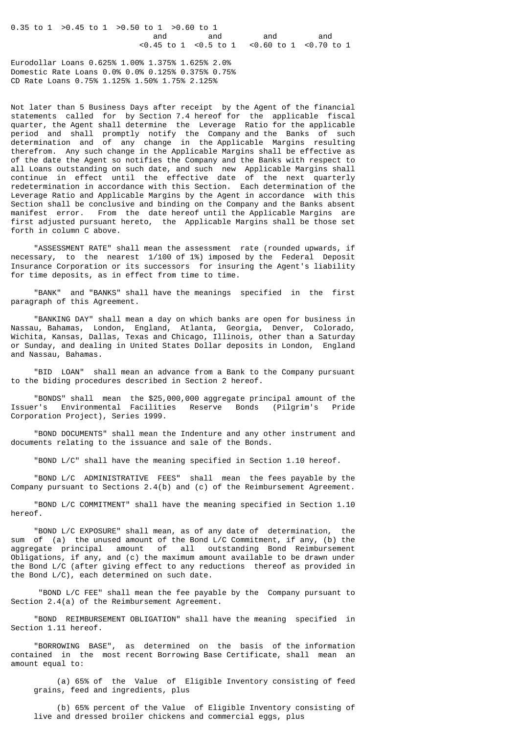| | 0.35 to 1 | >0.45 to 1 and <0.45 to 1 | >0.50 to 1 and <0.5 to 1 | >0.60 to 1 and <0.60 to 1 | and <0.70 to 1 |
|---|---|---|---|---|---|
| Eurodollar Loans | 0.625% | 1.00% | 1.375% | 1.625% | 2.0% |
| Domestic Rate Loans | 0.0% | 0.0% | 0.125% | 0.375% | 0.75% |
| CD Rate Loans | 0.75% | 1.125% | 1.50% | 1.75% | 2.125% |

Not later than 5 Business Days after receipt by the Agent of the financial statements called for by Section 7.4 hereof for the applicable fiscal quarter, the Agent shall determine the Leverage Ratio for the applicable period and shall promptly notify the Company and the Banks of such determination and of any change in the Applicable Margins resulting therefrom. Any such change in the Applicable Margins shall be effective as of the date the Agent so notifies the Company and the Banks with respect to all Loans outstanding on such date, and such new Applicable Margins shall continue in effect until the effective date of the next quarterly redetermination in accordance with this Section. Each determination of the Leverage Ratio and Applicable Margins by the Agent in accordance with this Section shall be conclusive and binding on the Company and the Banks absent manifest error. From the date hereof until the Applicable Margins are first adjusted pursuant hereto, the Applicable Margins shall be those set forth in column C above.

"ASSESSMENT RATE" shall mean the assessment rate (rounded upwards, if necessary, to the nearest 1/100 of 1%) imposed by the Federal Deposit Insurance Corporation or its successors for insuring the Agent's liability for time deposits, as in effect from time to time.

"BANK" and "BANKS" shall have the meanings specified in the first paragraph of this Agreement.

"BANKING DAY" shall mean a day on which banks are open for business in Nassau, Bahamas, London, England, Atlanta, Georgia, Denver, Colorado, Wichita, Kansas, Dallas, Texas and Chicago, Illinois, other than a Saturday or Sunday, and dealing in United States Dollar deposits in London, England and Nassau, Bahamas.

"BID LOAN" shall mean an advance from a Bank to the Company pursuant to the biding procedures described in Section 2 hereof.

"BONDS" shall mean the $25,000,000 aggregate principal amount of the Issuer's Environmental Facilities Reserve Bonds (Pilgrim's Pride Corporation Project), Series 1999.

"BOND DOCUMENTS" shall mean the Indenture and any other instrument and documents relating to the issuance and sale of the Bonds.

"BOND L/C" shall have the meaning specified in Section 1.10 hereof.

"BOND L/C ADMINISTRATIVE FEES" shall mean the fees payable by the Company pursuant to Sections 2.4(b) and (c) of the Reimbursement Agreement.

"BOND L/C COMMITMENT" shall have the meaning specified in Section 1.10 hereof.

"BOND L/C EXPOSURE" shall mean, as of any date of determination, the sum of (a) the unused amount of the Bond L/C Commitment, if any, (b) the aggregate principal amount of all outstanding Bond Reimbursement Obligations, if any, and (c) the maximum amount available to be drawn under the Bond L/C (after giving effect to any reductions thereof as provided in the Bond L/C), each determined on such date.

"BOND L/C FEE" shall mean the fee payable by the Company pursuant to Section 2.4(a) of the Reimbursement Agreement.

"BOND REIMBURSEMENT OBLIGATION" shall have the meaning specified in Section 1.11 hereof.

"BORROWING BASE", as determined on the basis of the information contained in the most recent Borrowing Base Certificate, shall mean an amount equal to:

(a) 65% of the Value of Eligible Inventory consisting of feed grains, feed and ingredients, plus

(b) 65% percent of the Value of Eligible Inventory consisting of live and dressed broiler chickens and commercial eggs, plus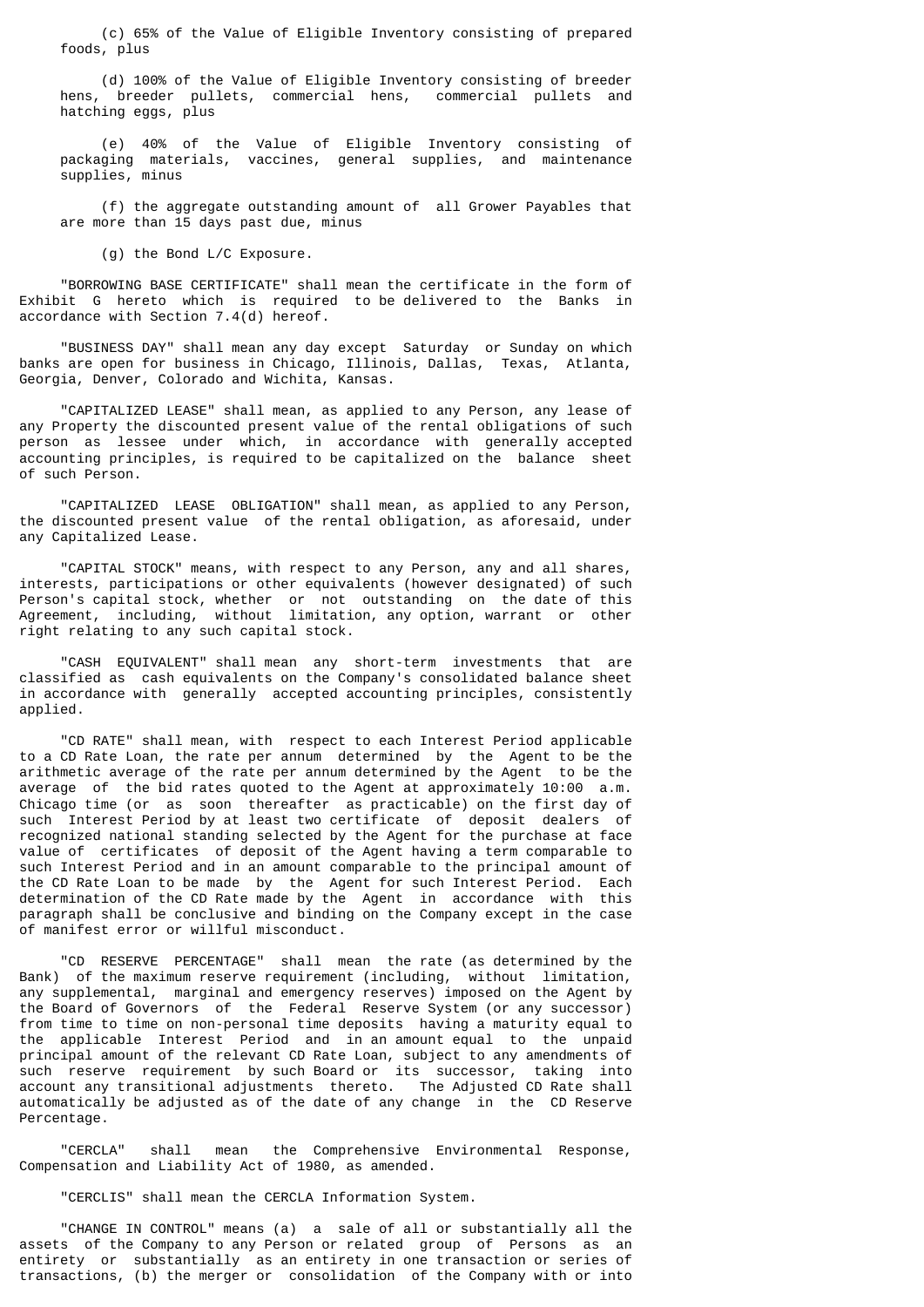(c) 65% of the Value of Eligible Inventory consisting of prepared foods, plus

(d) 100% of the Value of Eligible Inventory consisting of breeder hens, breeder pullets, commercial hens, commercial pullets and hatching eggs, plus

(e) 40% of the Value of Eligible Inventory consisting of packaging materials, vaccines, general supplies, and maintenance supplies, minus

(f) the aggregate outstanding amount of all Grower Payables that are more than 15 days past due, minus

(g) the Bond L/C Exposure.

"BORROWING BASE CERTIFICATE" shall mean the certificate in the form of Exhibit G hereto which is required to be delivered to the Banks in accordance with Section 7.4(d) hereof.

"BUSINESS DAY" shall mean any day except Saturday or Sunday on which banks are open for business in Chicago, Illinois, Dallas, Texas, Atlanta, Georgia, Denver, Colorado and Wichita, Kansas.

"CAPITALIZED LEASE" shall mean, as applied to any Person, any lease of any Property the discounted present value of the rental obligations of such person as lessee under which, in accordance with generally accepted accounting principles, is required to be capitalized on the balance sheet of such Person.

"CAPITALIZED LEASE OBLIGATION" shall mean, as applied to any Person, the discounted present value of the rental obligation, as aforesaid, under any Capitalized Lease.

"CAPITAL STOCK" means, with respect to any Person, any and all shares, interests, participations or other equivalents (however designated) of such Person's capital stock, whether or not outstanding on the date of this Agreement, including, without limitation, any option, warrant or other right relating to any such capital stock.

"CASH EQUIVALENT" shall mean any short-term investments that are classified as cash equivalents on the Company's consolidated balance sheet in accordance with generally accepted accounting principles, consistently applied.

"CD RATE" shall mean, with respect to each Interest Period applicable to a CD Rate Loan, the rate per annum determined by the Agent to be the arithmetic average of the rate per annum determined by the Agent to be the average of the bid rates quoted to the Agent at approximately 10:00 a.m. Chicago time (or as soon thereafter as practicable) on the first day of such Interest Period by at least two certificate of deposit dealers of recognized national standing selected by the Agent for the purchase at face value of certificates of deposit of the Agent having a term comparable to such Interest Period and in an amount comparable to the principal amount of the CD Rate Loan to be made by the Agent for such Interest Period. Each determination of the CD Rate made by the Agent in accordance with this paragraph shall be conclusive and binding on the Company except in the case of manifest error or willful misconduct.

"CD RESERVE PERCENTAGE" shall mean the rate (as determined by the Bank) of the maximum reserve requirement (including, without limitation, any supplemental, marginal and emergency reserves) imposed on the Agent by the Board of Governors of the Federal Reserve System (or any successor) from time to time on non-personal time deposits having a maturity equal to the applicable Interest Period and in an amount equal to the unpaid principal amount of the relevant CD Rate Loan, subject to any amendments of such reserve requirement by such Board or its successor, taking into account any transitional adjustments thereto. The Adjusted CD Rate shall automatically be adjusted as of the date of any change in the CD Reserve Percentage.

"CERCLA" shall mean the Comprehensive Environmental Response, Compensation and Liability Act of 1980, as amended.

"CERCLIS" shall mean the CERCLA Information System.

"CHANGE IN CONTROL" means (a) a sale of all or substantially all the assets of the Company to any Person or related group of Persons as an entirety or substantially as an entirety in one transaction or series of transactions, (b) the merger or consolidation of the Company with or into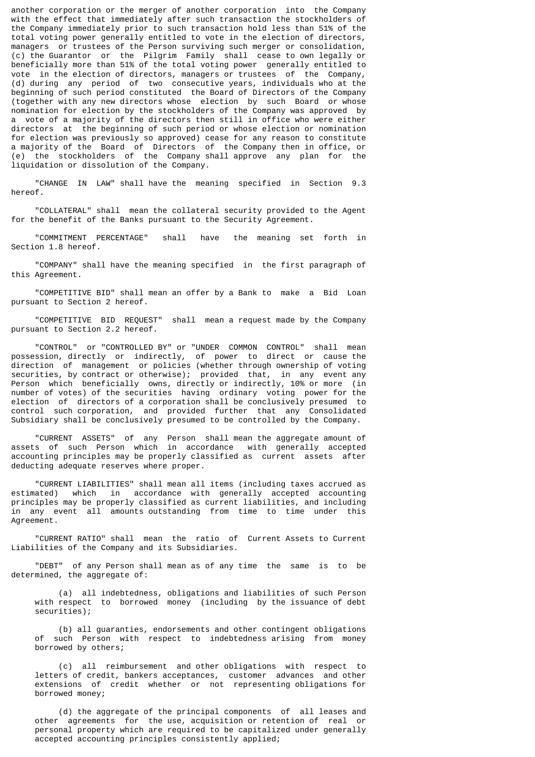another corporation or the merger of another corporation into the Company with the effect that immediately after such transaction the stockholders of the Company immediately prior to such transaction hold less than 51% of the total voting power generally entitled to vote in the election of directors, managers or trustees of the Person surviving such merger or consolidation, (c) the Guarantor or the Pilgrim Family shall cease to own legally or beneficially more than 51% of the total voting power generally entitled to vote in the election of directors, managers or trustees of the Company, (d) during any period of two consecutive years, individuals who at the beginning of such period constituted the Board of Directors of the Company (together with any new directors whose election by such Board or whose nomination for election by the stockholders of the Company was approved by a vote of a majority of the directors then still in office who were either directors at the beginning of such period or whose election or nomination for election was previously so approved) cease for any reason to constitute a majority of the Board of Directors of the Company then in office, or (e) the stockholders of the Company shall approve any plan for the liquidation or dissolution of the Company.

"CHANGE IN LAW" shall have the meaning specified in Section 9.3 hereof.

"COLLATERAL" shall mean the collateral security provided to the Agent for the benefit of the Banks pursuant to the Security Agreement.

"COMMITMENT PERCENTAGE" shall have the meaning set forth in Section 1.8 hereof.

"COMPANY" shall have the meaning specified in the first paragraph of this Agreement.

"COMPETITIVE BID" shall mean an offer by a Bank to make a Bid Loan pursuant to Section 2 hereof.

"COMPETITIVE BID REQUEST" shall mean a request made by the Company pursuant to Section 2.2 hereof.

"CONTROL" or "CONTROLLED BY" or "UNDER COMMON CONTROL" shall mean possession, directly or indirectly, of power to direct or cause the direction of management or policies (whether through ownership of voting securities, by contract or otherwise); provided that, in any event any Person which beneficially owns, directly or indirectly, 10% or more (in number of votes) of the securities having ordinary voting power for the election of directors of a corporation shall be conclusively presumed to control such corporation, and provided further that any Consolidated Subsidiary shall be conclusively presumed to be controlled by the Company.

"CURRENT ASSETS" of any Person shall mean the aggregate amount of assets of such Person which in accordance with generally accepted accounting principles may be properly classified as current assets after deducting adequate reserves where proper.

"CURRENT LIABILITIES" shall mean all items (including taxes accrued as estimated) which in accordance with generally accepted accounting principles may be properly classified as current liabilities, and including in any event all amounts outstanding from time to time under this Agreement.

"CURRENT RATIO" shall mean the ratio of Current Assets to Current Liabilities of the Company and its Subsidiaries.

"DEBT" of any Person shall mean as of any time the same is to be determined, the aggregate of:

(a) all indebtedness, obligations and liabilities of such Person with respect to borrowed money (including by the issuance of debt securities);

(b) all guaranties, endorsements and other contingent obligations of such Person with respect to indebtedness arising from money borrowed by others;

(c) all reimbursement and other obligations with respect to letters of credit, bankers acceptances, customer advances and other extensions of credit whether or not representing obligations for borrowed money;

(d) the aggregate of the principal components of all leases and other agreements for the use, acquisition or retention of real or personal property which are required to be capitalized under generally accepted accounting principles consistently applied;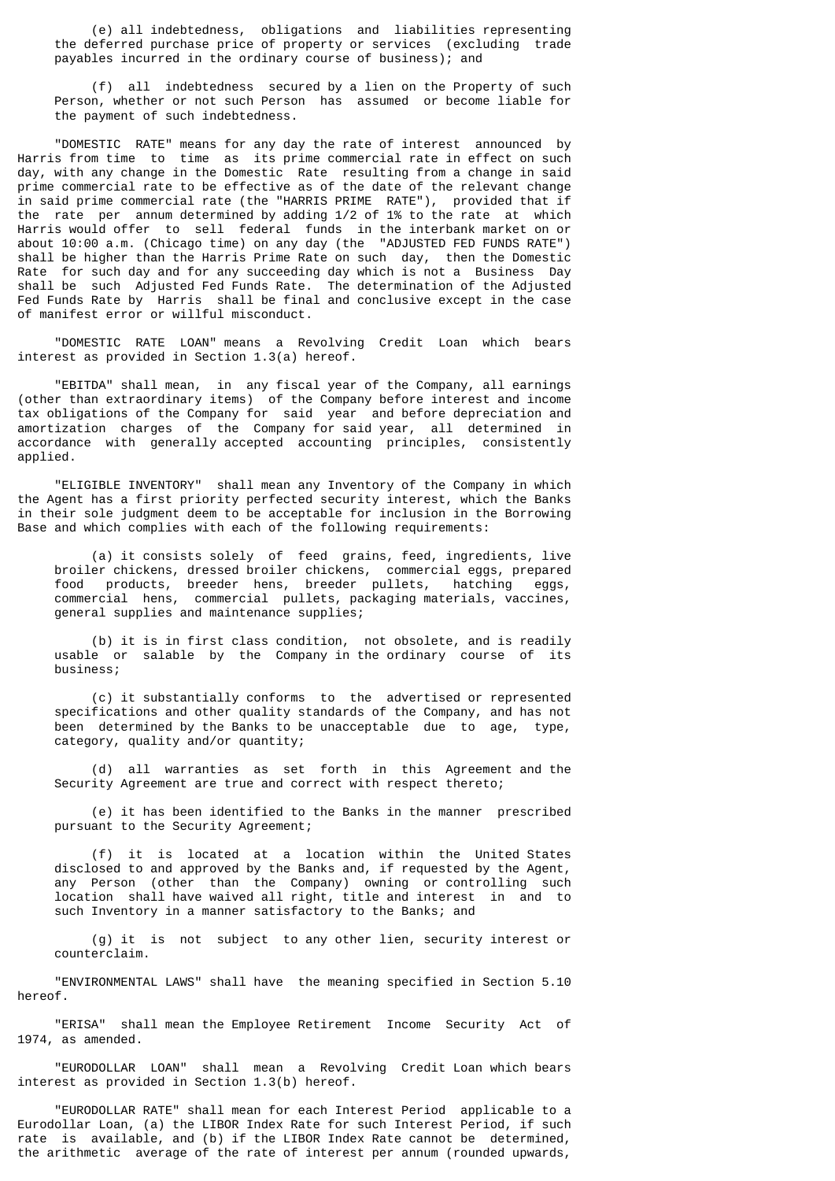(e) all indebtedness, obligations and liabilities representing the deferred purchase price of property or services (excluding trade payables incurred in the ordinary course of business); and

(f) all indebtedness secured by a lien on the Property of such Person, whether or not such Person has assumed or become liable for the payment of such indebtedness.

"DOMESTIC RATE" means for any day the rate of interest announced by Harris from time to time as its prime commercial rate in effect on such day, with any change in the Domestic Rate resulting from a change in said prime commercial rate to be effective as of the date of the relevant change in said prime commercial rate (the "HARRIS PRIME RATE"), provided that if the rate per annum determined by adding 1/2 of 1% to the rate at which Harris would offer to sell federal funds in the interbank market on or about 10:00 a.m. (Chicago time) on any day (the "ADJUSTED FED FUNDS RATE") shall be higher than the Harris Prime Rate on such day, then the Domestic Rate for such day and for any succeeding day which is not a Business Day shall be such Adjusted Fed Funds Rate. The determination of the Adjusted Fed Funds Rate by Harris shall be final and conclusive except in the case of manifest error or willful misconduct.

"DOMESTIC RATE LOAN" means a Revolving Credit Loan which bears interest as provided in Section 1.3(a) hereof.

"EBITDA" shall mean, in any fiscal year of the Company, all earnings (other than extraordinary items) of the Company before interest and income tax obligations of the Company for said year and before depreciation and amortization charges of the Company for said year, all determined in accordance with generally accepted accounting principles, consistently applied.

"ELIGIBLE INVENTORY" shall mean any Inventory of the Company in which the Agent has a first priority perfected security interest, which the Banks in their sole judgment deem to be acceptable for inclusion in the Borrowing Base and which complies with each of the following requirements:

(a) it consists solely of feed grains, feed, ingredients, live broiler chickens, dressed broiler chickens, commercial eggs, prepared food products, breeder hens, breeder pullets, hatching eggs, commercial hens, commercial pullets, packaging materials, vaccines, general supplies and maintenance supplies;

(b) it is in first class condition, not obsolete, and is readily usable or salable by the Company in the ordinary course of its business;

(c) it substantially conforms to the advertised or represented specifications and other quality standards of the Company, and has not been determined by the Banks to be unacceptable due to age, type, category, quality and/or quantity;

(d) all warranties as set forth in this Agreement and the Security Agreement are true and correct with respect thereto;

(e) it has been identified to the Banks in the manner prescribed pursuant to the Security Agreement;

(f) it is located at a location within the United States disclosed to and approved by the Banks and, if requested by the Agent, any Person (other than the Company) owning or controlling such location shall have waived all right, title and interest in and to such Inventory in a manner satisfactory to the Banks; and

(g) it is not subject to any other lien, security interest or counterclaim.

"ENVIRONMENTAL LAWS" shall have the meaning specified in Section 5.10 hereof.

"ERISA" shall mean the Employee Retirement Income Security Act of 1974, as amended.

"EURODOLLAR LOAN" shall mean a Revolving Credit Loan which bears interest as provided in Section 1.3(b) hereof.

"EURODOLLAR RATE" shall mean for each Interest Period applicable to a Eurodollar Loan, (a) the LIBOR Index Rate for such Interest Period, if such rate is available, and (b) if the LIBOR Index Rate cannot be determined, the arithmetic average of the rate of interest per annum (rounded upwards,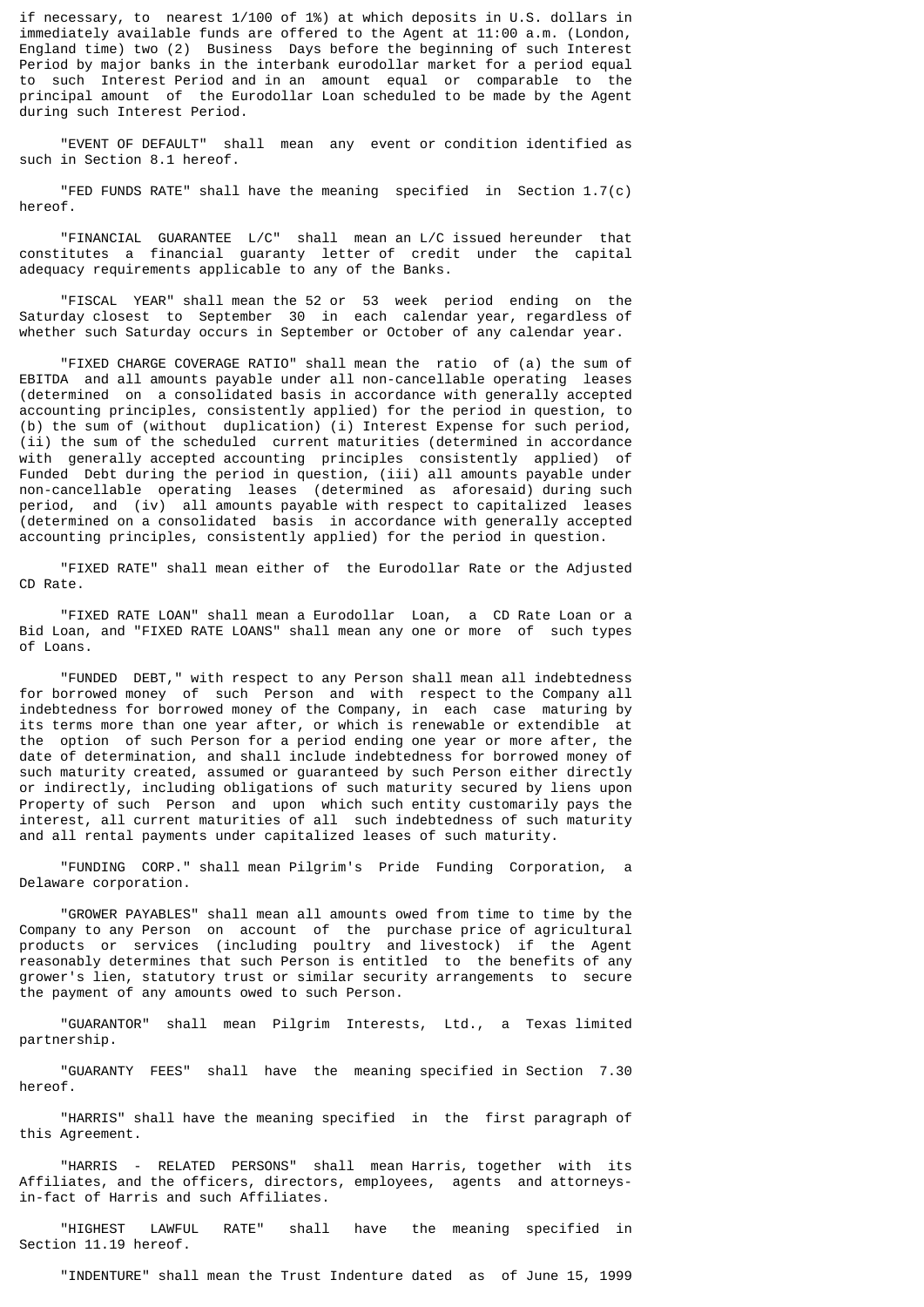if necessary, to nearest 1/100 of 1%) at which deposits in U.S. dollars in immediately available funds are offered to the Agent at 11:00 a.m. (London, England time) two (2) Business Days before the beginning of such Interest Period by major banks in the interbank eurodollar market for a period equal to such Interest Period and in an amount equal or comparable to the principal amount of the Eurodollar Loan scheduled to be made by the Agent during such Interest Period.

"EVENT OF DEFAULT" shall mean any event or condition identified as such in Section 8.1 hereof.

"FED FUNDS RATE" shall have the meaning specified in Section 1.7(c) hereof.

"FINANCIAL GUARANTEE L/C" shall mean an L/C issued hereunder that constitutes a financial guaranty letter of credit under the capital adequacy requirements applicable to any of the Banks.

"FISCAL YEAR" shall mean the 52 or 53 week period ending on the Saturday closest to September 30 in each calendar year, regardless of whether such Saturday occurs in September or October of any calendar year.

"FIXED CHARGE COVERAGE RATIO" shall mean the ratio of (a) the sum of EBITDA and all amounts payable under all non-cancellable operating leases (determined on a consolidated basis in accordance with generally accepted accounting principles, consistently applied) for the period in question, to (b) the sum of (without duplication) (i) Interest Expense for such period, (ii) the sum of the scheduled current maturities (determined in accordance with generally accepted accounting principles consistently applied) of Funded Debt during the period in question, (iii) all amounts payable under non-cancellable operating leases (determined as aforesaid) during such period, and (iv) all amounts payable with respect to capitalized leases (determined on a consolidated basis in accordance with generally accepted accounting principles, consistently applied) for the period in question.

"FIXED RATE" shall mean either of the Eurodollar Rate or the Adjusted CD Rate.

"FIXED RATE LOAN" shall mean a Eurodollar Loan, a CD Rate Loan or a Bid Loan, and "FIXED RATE LOANS" shall mean any one or more of such types of Loans.

"FUNDED DEBT," with respect to any Person shall mean all indebtedness for borrowed money of such Person and with respect to the Company all indebtedness for borrowed money of the Company, in each case maturing by its terms more than one year after, or which is renewable or extendible at the option of such Person for a period ending one year or more after, the date of determination, and shall include indebtedness for borrowed money of such maturity created, assumed or guaranteed by such Person either directly or indirectly, including obligations of such maturity secured by liens upon Property of such Person and upon which such entity customarily pays the interest, all current maturities of all such indebtedness of such maturity and all rental payments under capitalized leases of such maturity.

"FUNDING CORP." shall mean Pilgrim's Pride Funding Corporation, a Delaware corporation.

"GROWER PAYABLES" shall mean all amounts owed from time to time by the Company to any Person on account of the purchase price of agricultural products or services (including poultry and livestock) if the Agent reasonably determines that such Person is entitled to the benefits of any grower's lien, statutory trust or similar security arrangements to secure the payment of any amounts owed to such Person.

"GUARANTOR" shall mean Pilgrim Interests, Ltd., a Texas limited partnership.

"GUARANTY FEES" shall have the meaning specified in Section 7.30 hereof.

"HARRIS" shall have the meaning specified in the first paragraph of this Agreement.

"HARRIS - RELATED PERSONS" shall mean Harris, together with its Affiliates, and the officers, directors, employees, agents and attorneys-in-fact of Harris and such Affiliates.

"HIGHEST LAWFUL RATE" shall have the meaning specified in Section 11.19 hereof.

"INDENTURE" shall mean the Trust Indenture dated as of June 15, 1999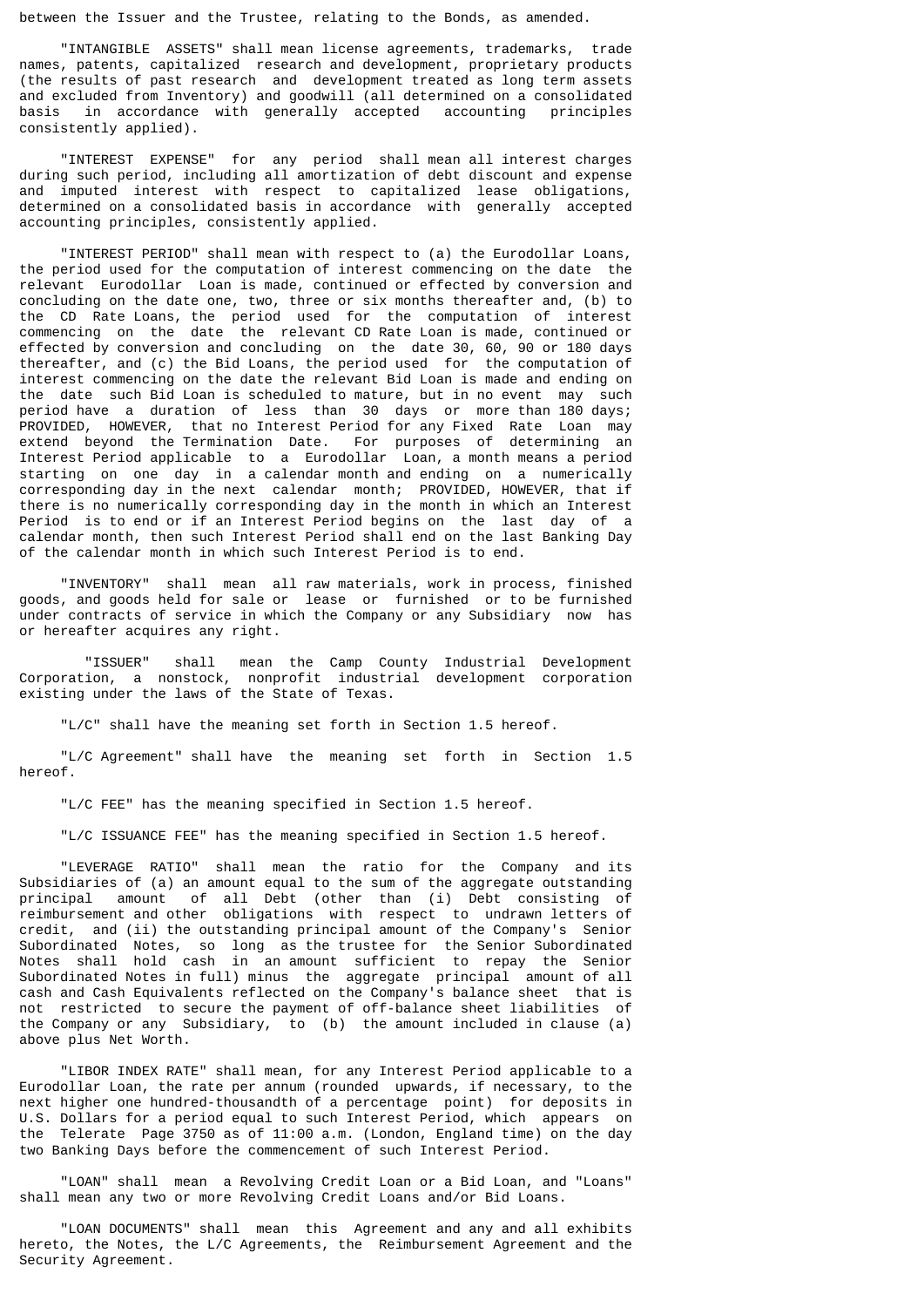between the Issuer and the Trustee, relating to the Bonds, as amended.

"INTANGIBLE ASSETS" shall mean license agreements, trademarks, trade names, patents, capitalized research and development, proprietary products (the results of past research and development treated as long term assets and excluded from Inventory) and goodwill (all determined on a consolidated basis in accordance with generally accepted accounting principles consistently applied).

"INTEREST EXPENSE" for any period shall mean all interest charges during such period, including all amortization of debt discount and expense and imputed interest with respect to capitalized lease obligations, determined on a consolidated basis in accordance with generally accepted accounting principles, consistently applied.

"INTEREST PERIOD" shall mean with respect to (a) the Eurodollar Loans, the period used for the computation of interest commencing on the date the relevant Eurodollar Loan is made, continued or effected by conversion and concluding on the date one, two, three or six months thereafter and, (b) to the CD Rate Loans, the period used for the computation of interest commencing on the date the relevant CD Rate Loan is made, continued or effected by conversion and concluding on the date 30, 60, 90 or 180 days thereafter, and (c) the Bid Loans, the period used for the computation of interest commencing on the date the relevant Bid Loan is made and ending on the date such Bid Loan is scheduled to mature, but in no event may such period have a duration of less than 30 days or more than 180 days; PROVIDED, HOWEVER, that no Interest Period for any Fixed Rate Loan may extend beyond the Termination Date. For purposes of determining an Interest Period applicable to a Eurodollar Loan, a month means a period starting on one day in a calendar month and ending on a numerically corresponding day in the next calendar month; PROVIDED, HOWEVER, that if there is no numerically corresponding day in the month in which an Interest Period is to end or if an Interest Period begins on the last day of a calendar month, then such Interest Period shall end on the last Banking Day of the calendar month in which such Interest Period is to end.

"INVENTORY" shall mean all raw materials, work in process, finished goods, and goods held for sale or lease or furnished or to be furnished under contracts of service in which the Company or any Subsidiary now has or hereafter acquires any right.

"ISSUER" shall mean the Camp County Industrial Development Corporation, a nonstock, nonprofit industrial development corporation existing under the laws of the State of Texas.

"L/C" shall have the meaning set forth in Section 1.5 hereof.

"L/C Agreement" shall have the meaning set forth in Section 1.5 hereof.

"L/C FEE" has the meaning specified in Section 1.5 hereof.

"L/C ISSUANCE FEE" has the meaning specified in Section 1.5 hereof.

"LEVERAGE RATIO" shall mean the ratio for the Company and its Subsidiaries of (a) an amount equal to the sum of the aggregate outstanding principal amount of all Debt (other than (i) Debt consisting of reimbursement and other obligations with respect to undrawn letters of credit, and (ii) the outstanding principal amount of the Company's Senior Subordinated Notes, so long as the trustee for the Senior Subordinated Notes shall hold cash in an amount sufficient to repay the Senior Subordinated Notes in full) minus the aggregate principal amount of all cash and Cash Equivalents reflected on the Company's balance sheet that is not restricted to secure the payment of off-balance sheet liabilities of the Company or any Subsidiary, to (b) the amount included in clause (a) above plus Net Worth.

"LIBOR INDEX RATE" shall mean, for any Interest Period applicable to a Eurodollar Loan, the rate per annum (rounded upwards, if necessary, to the next higher one hundred-thousandth of a percentage point) for deposits in U.S. Dollars for a period equal to such Interest Period, which appears on the Telerate Page 3750 as of 11:00 a.m. (London, England time) on the day two Banking Days before the commencement of such Interest Period.

"LOAN" shall mean a Revolving Credit Loan or a Bid Loan, and "Loans" shall mean any two or more Revolving Credit Loans and/or Bid Loans.

"LOAN DOCUMENTS" shall mean this Agreement and any and all exhibits hereto, the Notes, the L/C Agreements, the Reimbursement Agreement and the Security Agreement.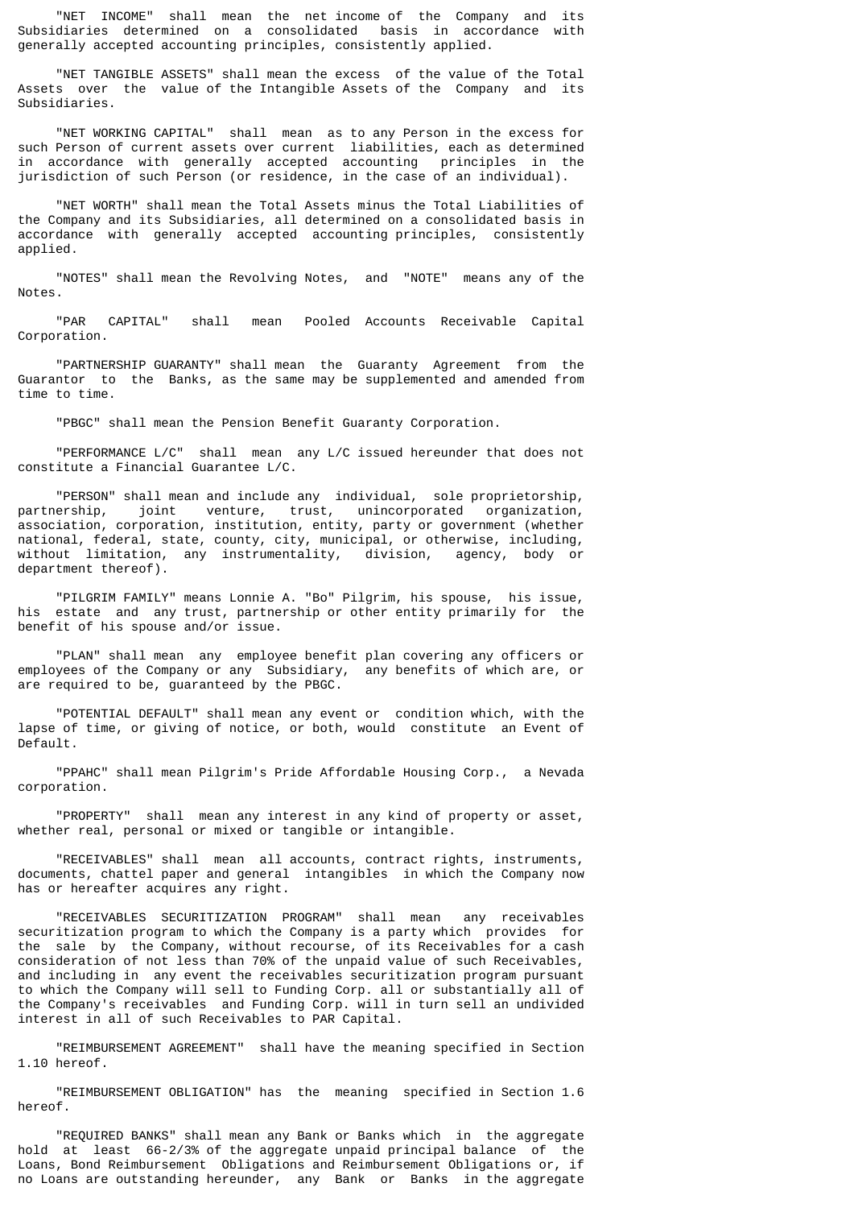"NET INCOME" shall mean the net income of the Company and its Subsidiaries determined on a consolidated basis in accordance with generally accepted accounting principles, consistently applied.

"NET TANGIBLE ASSETS" shall mean the excess of the value of the Total Assets over the value of the Intangible Assets of the Company and its Subsidiaries.

"NET WORKING CAPITAL" shall mean as to any Person in the excess for such Person of current assets over current liabilities, each as determined in accordance with generally accepted accounting principles in the jurisdiction of such Person (or residence, in the case of an individual).

"NET WORTH" shall mean the Total Assets minus the Total Liabilities of the Company and its Subsidiaries, all determined on a consolidated basis in accordance with generally accepted accounting principles, consistently applied.

"NOTES" shall mean the Revolving Notes, and "NOTE" means any of the Notes.

"PAR CAPITAL" shall mean Pooled Accounts Receivable Capital Corporation.

"PARTNERSHIP GUARANTY" shall mean the Guaranty Agreement from the Guarantor to the Banks, as the same may be supplemented and amended from time to time.

"PBGC" shall mean the Pension Benefit Guaranty Corporation.

"PERFORMANCE L/C" shall mean any L/C issued hereunder that does not constitute a Financial Guarantee L/C.

"PERSON" shall mean and include any individual, sole proprietorship, partnership, joint venture, trust, unincorporated organization, association, corporation, institution, entity, party or government (whether national, federal, state, county, city, municipal, or otherwise, including, without limitation, any instrumentality, division, agency, body or department thereof).

"PILGRIM FAMILY" means Lonnie A. "Bo" Pilgrim, his spouse, his issue, his estate and any trust, partnership or other entity primarily for the benefit of his spouse and/or issue.

"PLAN" shall mean any employee benefit plan covering any officers or employees of the Company or any Subsidiary, any benefits of which are, or are required to be, guaranteed by the PBGC.

"POTENTIAL DEFAULT" shall mean any event or condition which, with the lapse of time, or giving of notice, or both, would constitute an Event of Default.

"PPAHC" shall mean Pilgrim's Pride Affordable Housing Corp., a Nevada corporation.

"PROPERTY" shall mean any interest in any kind of property or asset, whether real, personal or mixed or tangible or intangible.

"RECEIVABLES" shall mean all accounts, contract rights, instruments, documents, chattel paper and general intangibles in which the Company now has or hereafter acquires any right.

"RECEIVABLES SECURITIZATION PROGRAM" shall mean any receivables securitization program to which the Company is a party which provides for the sale by the Company, without recourse, of its Receivables for a cash consideration of not less than 70% of the unpaid value of such Receivables, and including in any event the receivables securitization program pursuant to which the Company will sell to Funding Corp. all or substantially all of the Company's receivables and Funding Corp. will in turn sell an undivided interest in all of such Receivables to PAR Capital.

"REIMBURSEMENT AGREEMENT" shall have the meaning specified in Section 1.10 hereof.

"REIMBURSEMENT OBLIGATION" has the meaning specified in Section 1.6 hereof.

"REQUIRED BANKS" shall mean any Bank or Banks which in the aggregate hold at least 66-2/3% of the aggregate unpaid principal balance of the Loans, Bond Reimbursement Obligations and Reimbursement Obligations or, if no Loans are outstanding hereunder, any Bank or Banks in the aggregate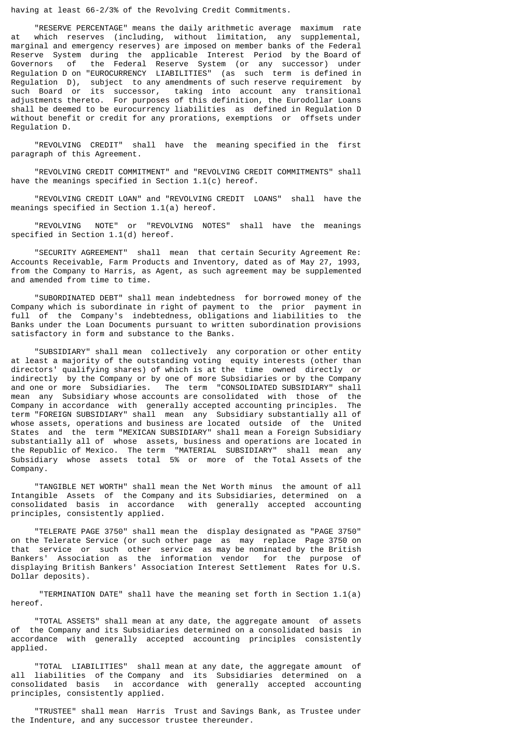having at least 66-2/3% of the Revolving Credit Commitments.

"RESERVE PERCENTAGE" means the daily arithmetic average maximum rate at which reserves (including, without limitation, any supplemental, marginal and emergency reserves) are imposed on member banks of the Federal Reserve System during the applicable Interest Period by the Board of Governors of the Federal Reserve System (or any successor) under Regulation D on "EUROCURRENCY LIABILITIES" (as such term is defined in Regulation D), subject to any amendments of such reserve requirement by such Board or its successor, taking into account any transitional adjustments thereto. For purposes of this definition, the Eurodollar Loans shall be deemed to be eurocurrency liabilities as defined in Regulation D without benefit or credit for any prorations, exemptions or offsets under Regulation D.

"REVOLVING CREDIT" shall have the meaning specified in the first paragraph of this Agreement.

"REVOLVING CREDIT COMMITMENT" and "REVOLVING CREDIT COMMITMENTS" shall have the meanings specified in Section 1.1(c) hereof.

"REVOLVING CREDIT LOAN" and "REVOLVING CREDIT LOANS" shall have the meanings specified in Section 1.1(a) hereof.

"REVOLVING NOTE" or "REVOLVING NOTES" shall have the meanings specified in Section 1.1(d) hereof.

"SECURITY AGREEMENT" shall mean that certain Security Agreement Re: Accounts Receivable, Farm Products and Inventory, dated as of May 27, 1993, from the Company to Harris, as Agent, as such agreement may be supplemented and amended from time to time.

"SUBORDINATED DEBT" shall mean indebtedness for borrowed money of the Company which is subordinate in right of payment to the prior payment in full of the Company's indebtedness, obligations and liabilities to the Banks under the Loan Documents pursuant to written subordination provisions satisfactory in form and substance to the Banks.

"SUBSIDIARY" shall mean collectively any corporation or other entity at least a majority of the outstanding voting equity interests (other than directors' qualifying shares) of which is at the time owned directly or indirectly by the Company or by one of more Subsidiaries or by the Company and one or more Subsidiaries. The term "CONSOLIDATED SUBSIDIARY" shall mean any Subsidiary whose accounts are consolidated with those of the Company in accordance with generally accepted accounting principles. The term "FOREIGN SUBSIDIARY" shall mean any Subsidiary substantially all of whose assets, operations and business are located outside of the United States and the term "MEXICAN SUBSIDIARY" shall mean a Foreign Subsidiary substantially all of whose assets, business and operations are located in the Republic of Mexico. The term "MATERIAL SUBSIDIARY" shall mean any Subsidiary whose assets total 5% or more of the Total Assets of the Company.

"TANGIBLE NET WORTH" shall mean the Net Worth minus the amount of all Intangible Assets of the Company and its Subsidiaries, determined on a consolidated basis in accordance with generally accepted accounting principles, consistently applied.

"TELERATE PAGE 3750" shall mean the display designated as "PAGE 3750" on the Telerate Service (or such other page as may replace Page 3750 on that service or such other service as may be nominated by the British Bankers' Association as the information vendor for the purpose of displaying British Bankers' Association Interest Settlement Rates for U.S. Dollar deposits).

"TERMINATION DATE" shall have the meaning set forth in Section 1.1(a) hereof.

"TOTAL ASSETS" shall mean at any date, the aggregate amount of assets of the Company and its Subsidiaries determined on a consolidated basis in accordance with generally accepted accounting principles consistently applied.

"TOTAL LIABILITIES" shall mean at any date, the aggregate amount of all liabilities of the Company and its Subsidiaries determined on a consolidated basis in accordance with generally accepted accounting principles, consistently applied.

"TRUSTEE" shall mean Harris Trust and Savings Bank, as Trustee under the Indenture, and any successor trustee thereunder.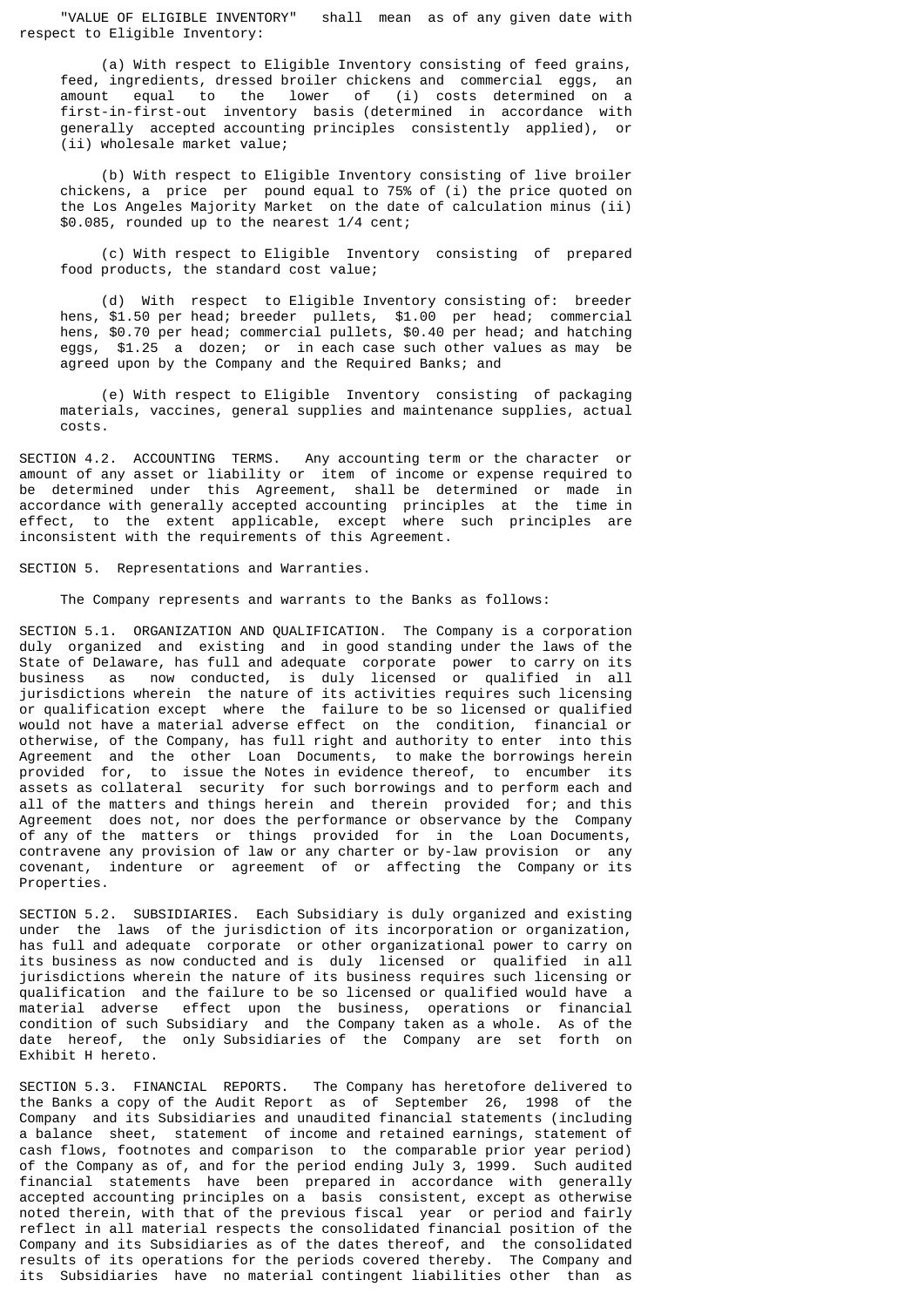"VALUE OF ELIGIBLE INVENTORY" shall mean as of any given date with respect to Eligible Inventory:

(a) With respect to Eligible Inventory consisting of feed grains, feed, ingredients, dressed broiler chickens and commercial eggs, an amount equal to the lower of (i) costs determined on a first-in-first-out inventory basis (determined in accordance with generally accepted accounting principles consistently applied), or (ii) wholesale market value;

(b) With respect to Eligible Inventory consisting of live broiler chickens, a price per pound equal to 75% of (i) the price quoted on the Los Angeles Majority Market on the date of calculation minus (ii) $0.085, rounded up to the nearest 1/4 cent;

(c) With respect to Eligible Inventory consisting of prepared food products, the standard cost value;

(d) With respect to Eligible Inventory consisting of: breeder hens, $1.50 per head; breeder pullets, $1.00 per head; commercial hens, $0.70 per head; commercial pullets, $0.40 per head; and hatching eggs, $1.25 a dozen; or in each case such other values as may be agreed upon by the Company and the Required Banks; and

(e) With respect to Eligible Inventory consisting of packaging materials, vaccines, general supplies and maintenance supplies, actual costs.

SECTION 4.2. ACCOUNTING TERMS. Any accounting term or the character or amount of any asset or liability or item of income or expense required to be determined under this Agreement, shall be determined or made in accordance with generally accepted accounting principles at the time in effect, to the extent applicable, except where such principles are inconsistent with the requirements of this Agreement.

SECTION 5. Representations and Warranties.

The Company represents and warrants to the Banks as follows:

SECTION 5.1. ORGANIZATION AND QUALIFICATION. The Company is a corporation duly organized and existing and in good standing under the laws of the State of Delaware, has full and adequate corporate power to carry on its business as now conducted, is duly licensed or qualified in all jurisdictions wherein the nature of its activities requires such licensing or qualification except where the failure to be so licensed or qualified would not have a material adverse effect on the condition, financial or otherwise, of the Company, has full right and authority to enter into this Agreement and the other Loan Documents, to make the borrowings herein provided for, to issue the Notes in evidence thereof, to encumber its assets as collateral security for such borrowings and to perform each and all of the matters and things herein and therein provided for; and this Agreement does not, nor does the performance or observance by the Company of any of the matters or things provided for in the Loan Documents, contravene any provision of law or any charter or by-law provision or any covenant, indenture or agreement of or affecting the Company or its Properties.

SECTION 5.2. SUBSIDIARIES. Each Subsidiary is duly organized and existing under the laws of the jurisdiction of its incorporation or organization, has full and adequate corporate or other organizational power to carry on its business as now conducted and is duly licensed or qualified in all jurisdictions wherein the nature of its business requires such licensing or qualification and the failure to be so licensed or qualified would have a material adverse effect upon the business, operations or financial condition of such Subsidiary and the Company taken as a whole. As of the date hereof, the only Subsidiaries of the Company are set forth on Exhibit H hereto.

SECTION 5.3. FINANCIAL REPORTS. The Company has heretofore delivered to the Banks a copy of the Audit Report as of September 26, 1998 of the Company and its Subsidiaries and unaudited financial statements (including a balance sheet, statement of income and retained earnings, statement of cash flows, footnotes and comparison to the comparable prior year period) of the Company as of, and for the period ending July 3, 1999. Such audited financial statements have been prepared in accordance with generally accepted accounting principles on a basis consistent, except as otherwise noted therein, with that of the previous fiscal year or period and fairly reflect in all material respects the consolidated financial position of the Company and its Subsidiaries as of the dates thereof, and the consolidated results of its operations for the periods covered thereby. The Company and its Subsidiaries have no material contingent liabilities other than as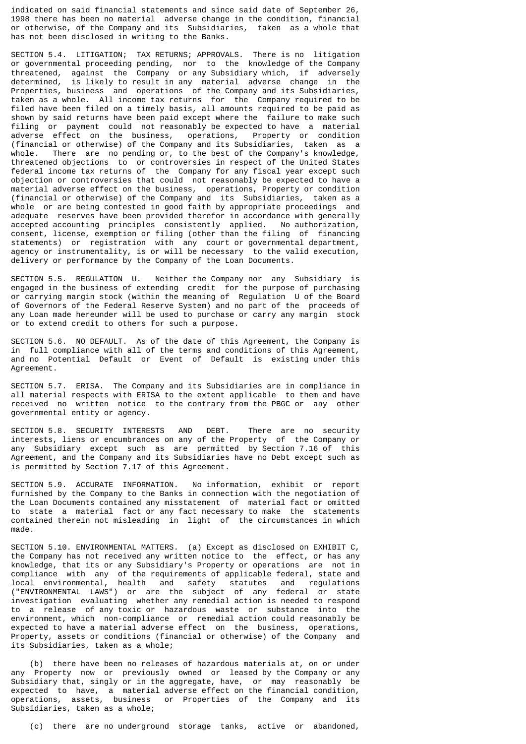indicated on said financial statements and since said date of September 26, 1998 there has been no material adverse change in the condition, financial or otherwise, of the Company and its Subsidiaries, taken as a whole that has not been disclosed in writing to the Banks.

SECTION 5.4. LITIGATION; TAX RETURNS; APPROVALS. There is no litigation or governmental proceeding pending, nor to the knowledge of the Company threatened, against the Company or any Subsidiary which, if adversely determined, is likely to result in any material adverse change in the Properties, business and operations of the Company and its Subsidiaries, taken as a whole. All income tax returns for the Company required to be filed have been filed on a timely basis, all amounts required to be paid as shown by said returns have been paid except where the failure to make such filing or payment could not reasonably be expected to have a material adverse effect on the business, operations, Property or condition (financial or otherwise) of the Company and its Subsidiaries, taken as a whole. There are no pending or, to the best of the Company's knowledge, threatened objections to or controversies in respect of the United States federal income tax returns of the Company for any fiscal year except such objection or controversies that could not reasonably be expected to have a material adverse effect on the business, operations, Property or condition (financial or otherwise) of the Company and its Subsidiaries, taken as a whole or are being contested in good faith by appropriate proceedings and adequate reserves have been provided therefor in accordance with generally accepted accounting principles consistently applied. No authorization, consent, license, exemption or filing (other than the filing of financing statements) or registration with any court or governmental department, agency or instrumentality, is or will be necessary to the valid execution, delivery or performance by the Company of the Loan Documents.

SECTION 5.5. REGULATION U. Neither the Company nor any Subsidiary is engaged in the business of extending credit for the purpose of purchasing or carrying margin stock (within the meaning of Regulation U of the Board of Governors of the Federal Reserve System) and no part of the proceeds of any Loan made hereunder will be used to purchase or carry any margin stock or to extend credit to others for such a purpose.

SECTION 5.6. NO DEFAULT. As of the date of this Agreement, the Company is in full compliance with all of the terms and conditions of this Agreement, and no Potential Default or Event of Default is existing under this Agreement.

SECTION 5.7. ERISA. The Company and its Subsidiaries are in compliance in all material respects with ERISA to the extent applicable to them and have received no written notice to the contrary from the PBGC or any other governmental entity or agency.

SECTION 5.8. SECURITY INTERESTS AND DEBT. There are no security interests, liens or encumbrances on any of the Property of the Company or any Subsidiary except such as are permitted by Section 7.16 of this Agreement, and the Company and its Subsidiaries have no Debt except such as is permitted by Section 7.17 of this Agreement.

SECTION 5.9. ACCURATE INFORMATION. No information, exhibit or report furnished by the Company to the Banks in connection with the negotiation of the Loan Documents contained any misstatement of material fact or omitted to state a material fact or any fact necessary to make the statements contained therein not misleading in light of the circumstances in which made.

SECTION 5.10. ENVIRONMENTAL MATTERS. (a) Except as disclosed on EXHIBIT C, the Company has not received any written notice to the effect, or has any knowledge, that its or any Subsidiary's Property or operations are not in compliance with any of the requirements of applicable federal, state and local environmental, health and safety statutes and regulations ("ENVIRONMENTAL LAWS") or are the subject of any federal or state investigation evaluating whether any remedial action is needed to respond to a release of any toxic or hazardous waste or substance into the environment, which non-compliance or remedial action could reasonably be expected to have a material adverse effect on the business, operations, Property, assets or conditions (financial or otherwise) of the Company and its Subsidiaries, taken as a whole;

(b) there have been no releases of hazardous materials at, on or under any Property now or previously owned or leased by the Company or any Subsidiary that, singly or in the aggregate, have, or may reasonably be expected to have, a material adverse effect on the financial condition, operations, assets, business or Properties of the Company and its Subsidiaries, taken as a whole;

(c) there are no underground storage tanks, active or abandoned,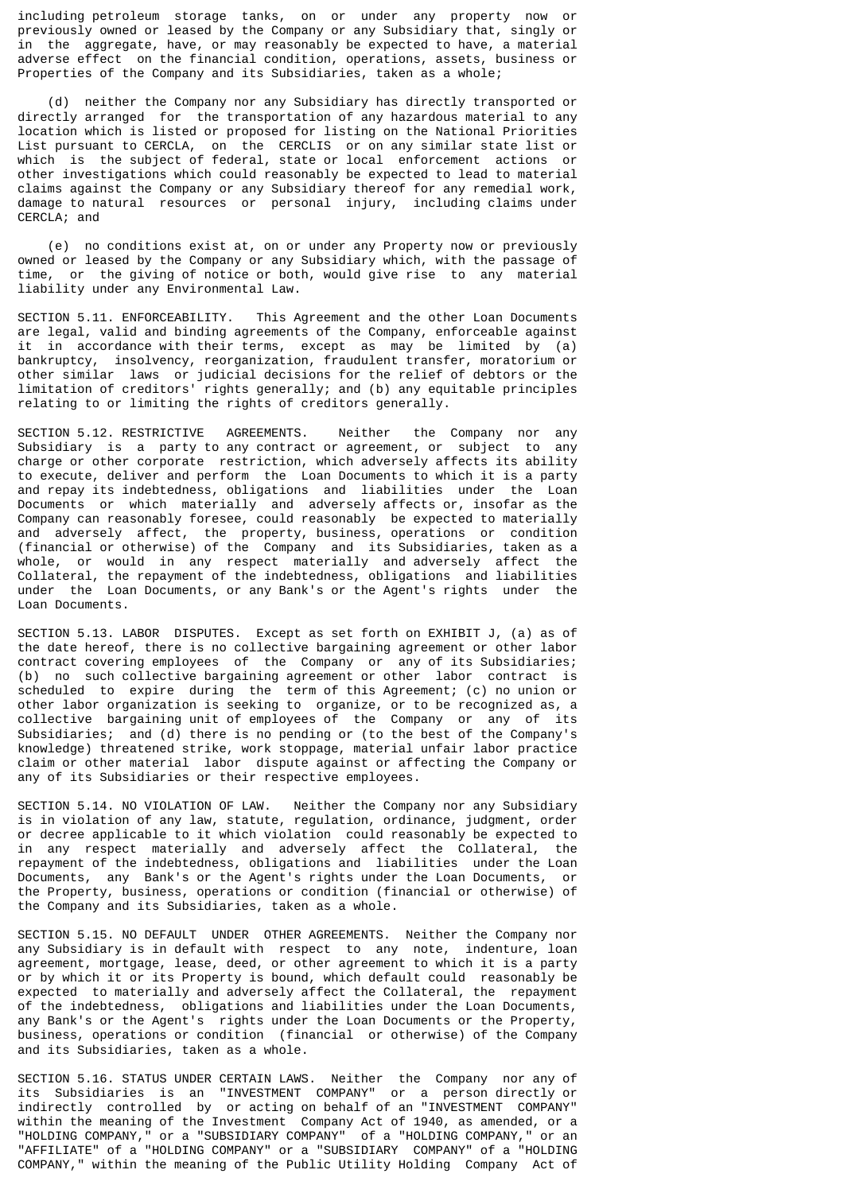including petroleum storage tanks, on or under any property now or previously owned or leased by the Company or any Subsidiary that, singly or in the aggregate, have, or may reasonably be expected to have, a material adverse effect on the financial condition, operations, assets, business or Properties of the Company and its Subsidiaries, taken as a whole;

(d) neither the Company nor any Subsidiary has directly transported or directly arranged for the transportation of any hazardous material to any location which is listed or proposed for listing on the National Priorities List pursuant to CERCLA, on the CERCLIS or on any similar state list or which is the subject of federal, state or local enforcement actions or other investigations which could reasonably be expected to lead to material claims against the Company or any Subsidiary thereof for any remedial work, damage to natural resources or personal injury, including claims under CERCLA; and

(e) no conditions exist at, on or under any Property now or previously owned or leased by the Company or any Subsidiary which, with the passage of time, or the giving of notice or both, would give rise to any material liability under any Environmental Law.

SECTION 5.11. ENFORCEABILITY. This Agreement and the other Loan Documents are legal, valid and binding agreements of the Company, enforceable against it in accordance with their terms, except as may be limited by (a) bankruptcy, insolvency, reorganization, fraudulent transfer, moratorium or other similar laws or judicial decisions for the relief of debtors or the limitation of creditors' rights generally; and (b) any equitable principles relating to or limiting the rights of creditors generally.

SECTION 5.12. RESTRICTIVE AGREEMENTS. Neither the Company nor any Subsidiary is a party to any contract or agreement, or subject to any charge or other corporate restriction, which adversely affects its ability to execute, deliver and perform the Loan Documents to which it is a party and repay its indebtedness, obligations and liabilities under the Loan Documents or which materially and adversely affects or, insofar as the Company can reasonably foresee, could reasonably be expected to materially and adversely affect, the property, business, operations or condition (financial or otherwise) of the Company and its Subsidiaries, taken as a whole, or would in any respect materially and adversely affect the Collateral, the repayment of the indebtedness, obligations and liabilities under the Loan Documents, or any Bank's or the Agent's rights under the Loan Documents.

SECTION 5.13. LABOR DISPUTES. Except as set forth on EXHIBIT J, (a) as of the date hereof, there is no collective bargaining agreement or other labor contract covering employees of the Company or any of its Subsidiaries; (b) no such collective bargaining agreement or other labor contract is scheduled to expire during the term of this Agreement; (c) no union or other labor organization is seeking to organize, or to be recognized as, a collective bargaining unit of employees of the Company or any of its Subsidiaries; and (d) there is no pending or (to the best of the Company's knowledge) threatened strike, work stoppage, material unfair labor practice claim or other material labor dispute against or affecting the Company or any of its Subsidiaries or their respective employees.

SECTION 5.14. NO VIOLATION OF LAW. Neither the Company nor any Subsidiary is in violation of any law, statute, regulation, ordinance, judgment, order or decree applicable to it which violation could reasonably be expected to in any respect materially and adversely affect the Collateral, the repayment of the indebtedness, obligations and liabilities under the Loan Documents, any Bank's or the Agent's rights under the Loan Documents, or the Property, business, operations or condition (financial or otherwise) of the Company and its Subsidiaries, taken as a whole.

SECTION 5.15. NO DEFAULT UNDER OTHER AGREEMENTS. Neither the Company nor any Subsidiary is in default with respect to any note, indenture, loan agreement, mortgage, lease, deed, or other agreement to which it is a party or by which it or its Property is bound, which default could reasonably be expected to materially and adversely affect the Collateral, the repayment of the indebtedness, obligations and liabilities under the Loan Documents, any Bank's or the Agent's rights under the Loan Documents or the Property, business, operations or condition (financial or otherwise) of the Company and its Subsidiaries, taken as a whole.

SECTION 5.16. STATUS UNDER CERTAIN LAWS. Neither the Company nor any of its Subsidiaries is an "INVESTMENT COMPANY" or a person directly or indirectly controlled by or acting on behalf of an "INVESTMENT COMPANY" within the meaning of the Investment Company Act of 1940, as amended, or a "HOLDING COMPANY," or a "SUBSIDIARY COMPANY" of a "HOLDING COMPANY," or an "AFFILIATE" of a "HOLDING COMPANY" or a "SUBSIDIARY COMPANY" of a "HOLDING COMPANY," within the meaning of the Public Utility Holding Company Act of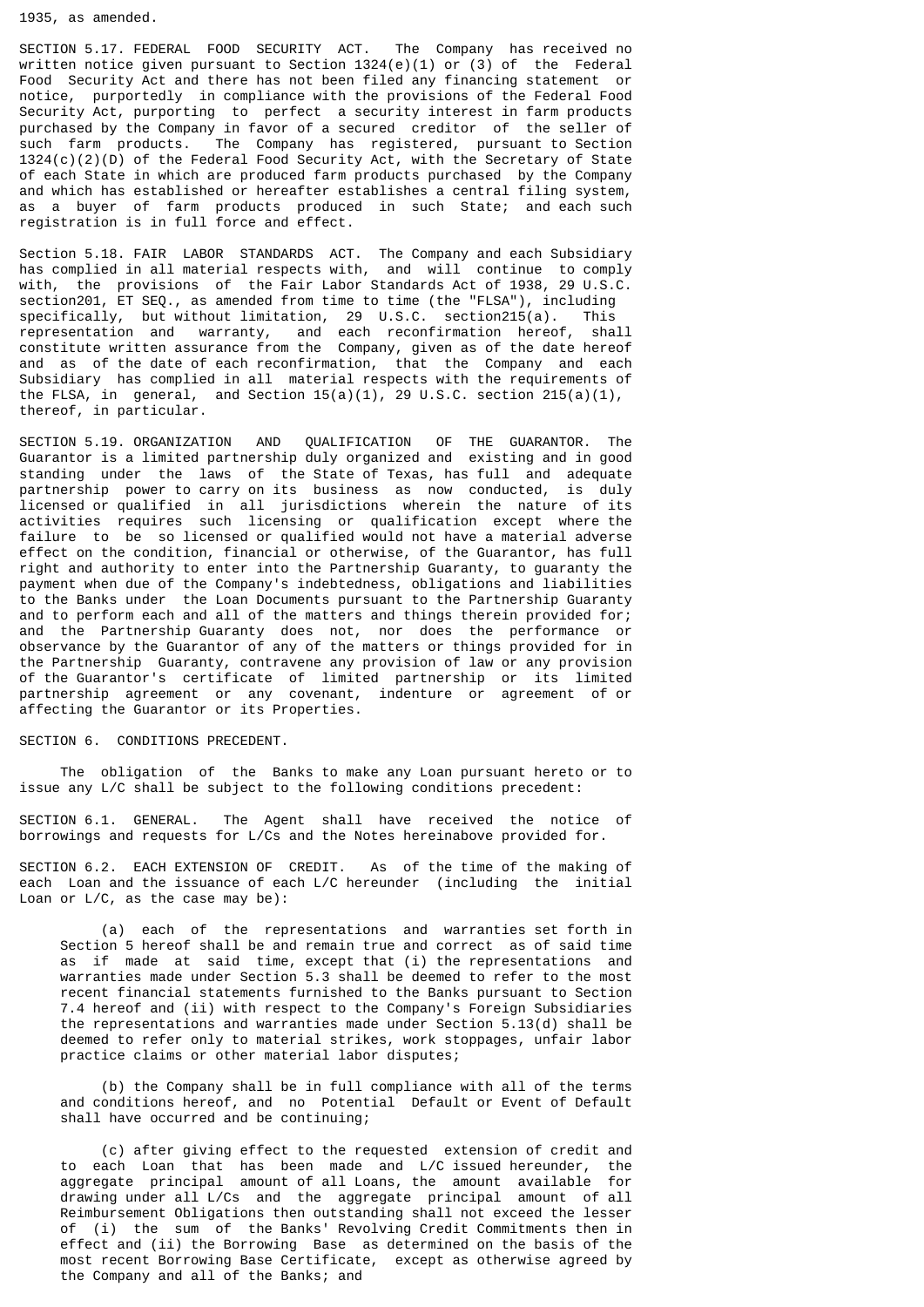1935, as amended.

SECTION 5.17. FEDERAL FOOD SECURITY ACT. The Company has received no written notice given pursuant to Section 1324(e)(1) or (3) of the Federal Food Security Act and there has not been filed any financing statement or notice, purportedly in compliance with the provisions of the Federal Food Security Act, purporting to perfect a security interest in farm products purchased by the Company in favor of a secured creditor of the seller of such farm products. The Company has registered, pursuant to Section 1324(c)(2)(D) of the Federal Food Security Act, with the Secretary of State of each State in which are produced farm products purchased by the Company and which has established or hereafter establishes a central filing system, as a buyer of farm products produced in such State; and each such registration is in full force and effect.

Section 5.18. FAIR LABOR STANDARDS ACT. The Company and each Subsidiary has complied in all material respects with, and will continue to comply with, the provisions of the Fair Labor Standards Act of 1938, 29 U.S.C. section201, ET SEQ., as amended from time to time (the "FLSA"), including specifically, but without limitation, 29 U.S.C. section215(a). This representation and warranty, and each reconfirmation hereof, shall constitute written assurance from the Company, given as of the date hereof and as of the date of each reconfirmation, that the Company and each Subsidiary has complied in all material respects with the requirements of the FLSA, in general, and Section 15(a)(1), 29 U.S.C. section 215(a)(1), thereof, in particular.

SECTION 5.19. ORGANIZATION AND QUALIFICATION OF THE GUARANTOR. The Guarantor is a limited partnership duly organized and existing and in good standing under the laws of the State of Texas, has full and adequate partnership power to carry on its business as now conducted, is duly licensed or qualified in all jurisdictions wherein the nature of its activities requires such licensing or qualification except where the failure to be so licensed or qualified would not have a material adverse effect on the condition, financial or otherwise, of the Guarantor, has full right and authority to enter into the Partnership Guaranty, to guaranty the payment when due of the Company's indebtedness, obligations and liabilities to the Banks under the Loan Documents pursuant to the Partnership Guaranty and to perform each and all of the matters and things therein provided for; and the Partnership Guaranty does not, nor does the performance or observance by the Guarantor of any of the matters or things provided for in the Partnership Guaranty, contravene any provision of law or any provision of the Guarantor's certificate of limited partnership or its limited partnership agreement or any covenant, indenture or agreement of or affecting the Guarantor or its Properties.

SECTION 6. CONDITIONS PRECEDENT.

The obligation of the Banks to make any Loan pursuant hereto or to issue any L/C shall be subject to the following conditions precedent:

SECTION 6.1. GENERAL. The Agent shall have received the notice of borrowings and requests for L/Cs and the Notes hereinabove provided for.

SECTION 6.2. EACH EXTENSION OF CREDIT. As of the time of the making of each Loan and the issuance of each L/C hereunder (including the initial Loan or L/C, as the case may be):

(a) each of the representations and warranties set forth in Section 5 hereof shall be and remain true and correct as of said time as if made at said time, except that (i) the representations and warranties made under Section 5.3 shall be deemed to refer to the most recent financial statements furnished to the Banks pursuant to Section 7.4 hereof and (ii) with respect to the Company's Foreign Subsidiaries the representations and warranties made under Section 5.13(d) shall be deemed to refer only to material strikes, work stoppages, unfair labor practice claims or other material labor disputes;

(b) the Company shall be in full compliance with all of the terms and conditions hereof, and no Potential Default or Event of Default shall have occurred and be continuing;

(c) after giving effect to the requested extension of credit and to each Loan that has been made and L/C issued hereunder, the aggregate principal amount of all Loans, the amount available for drawing under all L/Cs and the aggregate principal amount of all Reimbursement Obligations then outstanding shall not exceed the lesser of (i) the sum of the Banks' Revolving Credit Commitments then in effect and (ii) the Borrowing Base as determined on the basis of the most recent Borrowing Base Certificate, except as otherwise agreed by the Company and all of the Banks; and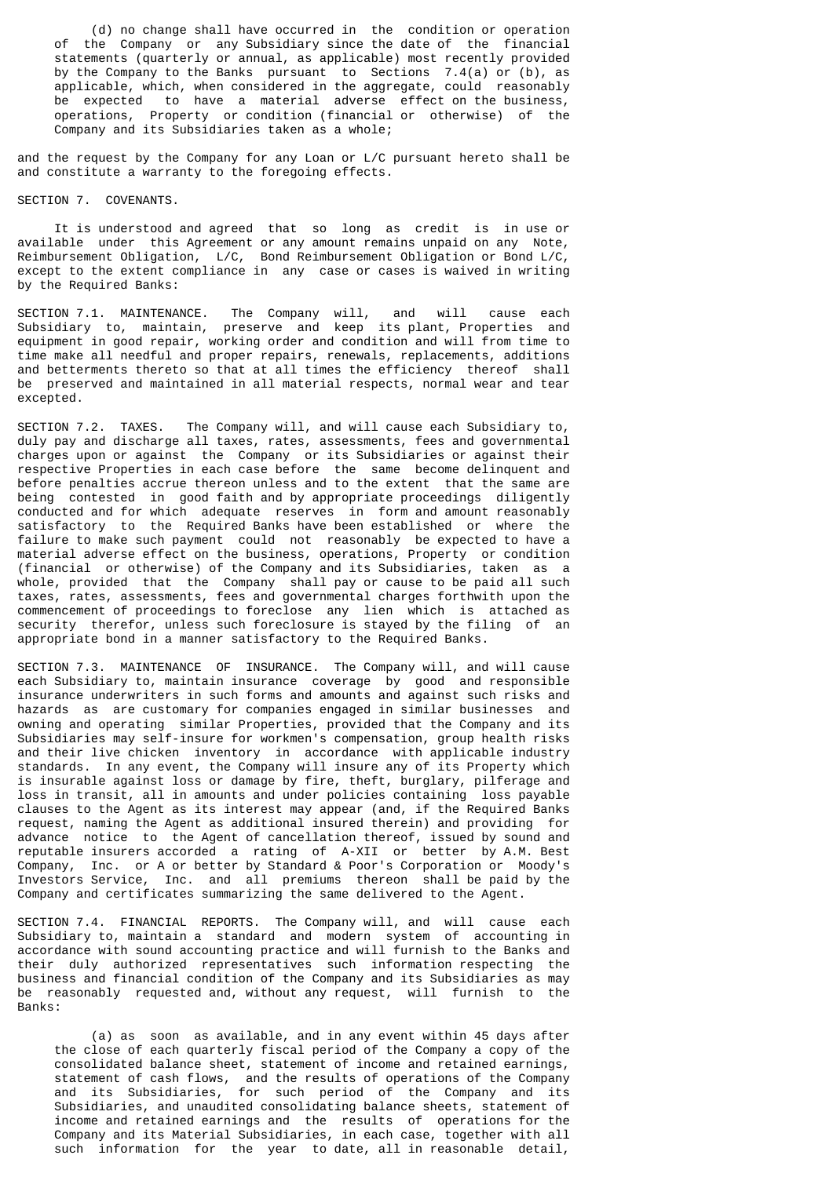(d) no change shall have occurred in the condition or operation of the Company or any Subsidiary since the date of the financial statements (quarterly or annual, as applicable) most recently provided by the Company to the Banks pursuant to Sections 7.4(a) or (b), as applicable, which, when considered in the aggregate, could reasonably be expected to have a material adverse effect on the business, operations, Property or condition (financial or otherwise) of the Company and its Subsidiaries taken as a whole;

and the request by the Company for any Loan or L/C pursuant hereto shall be and constitute a warranty to the foregoing effects.

## SECTION 7. COVENANTS.

It is understood and agreed that so long as credit is in use or available under this Agreement or any amount remains unpaid on any Note, Reimbursement Obligation, L/C, Bond Reimbursement Obligation or Bond L/C, except to the extent compliance in any case or cases is waived in writing by the Required Banks:

SECTION 7.1. MAINTENANCE. The Company will, and will cause each Subsidiary to, maintain, preserve and keep its plant, Properties and equipment in good repair, working order and condition and will from time to time make all needful and proper repairs, renewals, replacements, additions and betterments thereto so that at all times the efficiency thereof shall be preserved and maintained in all material respects, normal wear and tear excepted.

SECTION 7.2. TAXES. The Company will, and will cause each Subsidiary to, duly pay and discharge all taxes, rates, assessments, fees and governmental charges upon or against the Company or its Subsidiaries or against their respective Properties in each case before the same become delinquent and before penalties accrue thereon unless and to the extent that the same are being contested in good faith and by appropriate proceedings diligently conducted and for which adequate reserves in form and amount reasonably satisfactory to the Required Banks have been established or where the failure to make such payment could not reasonably be expected to have a material adverse effect on the business, operations, Property or condition (financial or otherwise) of the Company and its Subsidiaries, taken as a whole, provided that the Company shall pay or cause to be paid all such taxes, rates, assessments, fees and governmental charges forthwith upon the commencement of proceedings to foreclose any lien which is attached as security therefor, unless such foreclosure is stayed by the filing of an appropriate bond in a manner satisfactory to the Required Banks.

SECTION 7.3. MAINTENANCE OF INSURANCE. The Company will, and will cause each Subsidiary to, maintain insurance coverage by good and responsible insurance underwriters in such forms and amounts and against such risks and hazards as are customary for companies engaged in similar businesses and owning and operating similar Properties, provided that the Company and its Subsidiaries may self-insure for workmen's compensation, group health risks and their live chicken inventory in accordance with applicable industry standards. In any event, the Company will insure any of its Property which is insurable against loss or damage by fire, theft, burglary, pilferage and loss in transit, all in amounts and under policies containing loss payable clauses to the Agent as its interest may appear (and, if the Required Banks request, naming the Agent as additional insured therein) and providing for advance notice to the Agent of cancellation thereof, issued by sound and reputable insurers accorded a rating of A-XII or better by A.M. Best Company, Inc. or A or better by Standard & Poor's Corporation or Moody's Investors Service, Inc. and all premiums thereon shall be paid by the Company and certificates summarizing the same delivered to the Agent.

SECTION 7.4. FINANCIAL REPORTS. The Company will, and will cause each Subsidiary to, maintain a standard and modern system of accounting in accordance with sound accounting practice and will furnish to the Banks and their duly authorized representatives such information respecting the business and financial condition of the Company and its Subsidiaries as may be reasonably requested and, without any request, will furnish to the Banks:

(a) as soon as available, and in any event within 45 days after the close of each quarterly fiscal period of the Company a copy of the consolidated balance sheet, statement of income and retained earnings, statement of cash flows, and the results of operations of the Company and its Subsidiaries, for such period of the Company and its Subsidiaries, and unaudited consolidating balance sheets, statement of income and retained earnings and the results of operations for the Company and its Material Subsidiaries, in each case, together with all such information for the year to date, all in reasonable detail,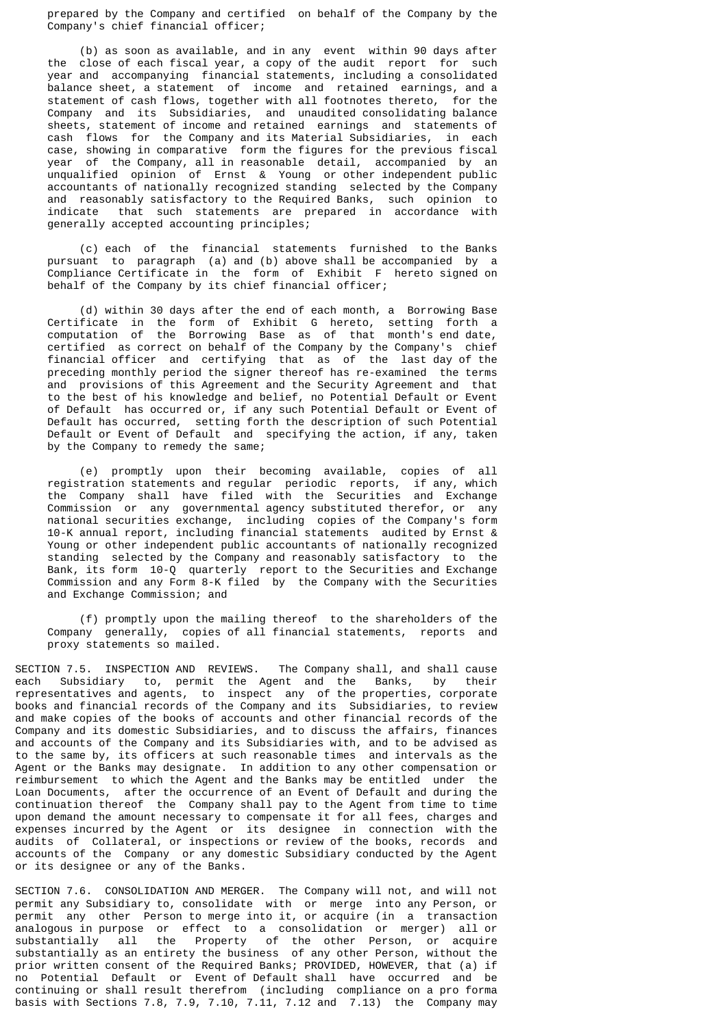prepared by the Company and certified on behalf of the Company by the Company's chief financial officer;

(b) as soon as available, and in any event within 90 days after the close of each fiscal year, a copy of the audit report for such year and accompanying financial statements, including a consolidated balance sheet, a statement of income and retained earnings, and a statement of cash flows, together with all footnotes thereto, for the Company and its Subsidiaries, and unaudited consolidating balance sheets, statement of income and retained earnings and statements of cash flows for the Company and its Material Subsidiaries, in each case, showing in comparative form the figures for the previous fiscal year of the Company, all in reasonable detail, accompanied by an unqualified opinion of Ernst & Young or other independent public accountants of nationally recognized standing selected by the Company and reasonably satisfactory to the Required Banks, such opinion to indicate that such statements are prepared in accordance with generally accepted accounting principles;

(c) each of the financial statements furnished to the Banks pursuant to paragraph (a) and (b) above shall be accompanied by a Compliance Certificate in the form of Exhibit F hereto signed on behalf of the Company by its chief financial officer;

(d) within 30 days after the end of each month, a Borrowing Base Certificate in the form of Exhibit G hereto, setting forth a computation of the Borrowing Base as of that month's end date, certified as correct on behalf of the Company by the Company's chief financial officer and certifying that as of the last day of the preceding monthly period the signer thereof has re-examined the terms and provisions of this Agreement and the Security Agreement and that to the best of his knowledge and belief, no Potential Default or Event of Default has occurred or, if any such Potential Default or Event of Default has occurred, setting forth the description of such Potential Default or Event of Default and specifying the action, if any, taken by the Company to remedy the same;

(e) promptly upon their becoming available, copies of all registration statements and regular periodic reports, if any, which the Company shall have filed with the Securities and Exchange Commission or any governmental agency substituted therefor, or any national securities exchange, including copies of the Company's form 10-K annual report, including financial statements audited by Ernst & Young or other independent public accountants of nationally recognized standing selected by the Company and reasonably satisfactory to the Bank, its form 10-Q quarterly report to the Securities and Exchange Commission and any Form 8-K filed by the Company with the Securities and Exchange Commission; and

(f) promptly upon the mailing thereof to the shareholders of the Company generally, copies of all financial statements, reports and proxy statements so mailed.

SECTION 7.5. INSPECTION AND REVIEWS. The Company shall, and shall cause each Subsidiary to, permit the Agent and the Banks, by their representatives and agents, to inspect any of the properties, corporate books and financial records of the Company and its Subsidiaries, to review and make copies of the books of accounts and other financial records of the Company and its domestic Subsidiaries, and to discuss the affairs, finances and accounts of the Company and its Subsidiaries with, and to be advised as to the same by, its officers at such reasonable times and intervals as the Agent or the Banks may designate. In addition to any other compensation or reimbursement to which the Agent and the Banks may be entitled under the Loan Documents, after the occurrence of an Event of Default and during the continuation thereof the Company shall pay to the Agent from time to time upon demand the amount necessary to compensate it for all fees, charges and expenses incurred by the Agent or its designee in connection with the audits of Collateral, or inspections or review of the books, records and accounts of the Company or any domestic Subsidiary conducted by the Agent or its designee or any of the Banks.

SECTION 7.6. CONSOLIDATION AND MERGER. The Company will not, and will not permit any Subsidiary to, consolidate with or merge into any Person, or permit any other Person to merge into it, or acquire (in a transaction analogous in purpose or effect to a consolidation or merger) all or substantially all the Property of the other Person, or acquire substantially as an entirety the business of any other Person, without the prior written consent of the Required Banks; PROVIDED, HOWEVER, that (a) if no Potential Default or Event of Default shall have occurred and be continuing or shall result therefrom (including compliance on a pro forma basis with Sections 7.8, 7.9, 7.10, 7.11, 7.12 and 7.13) the Company may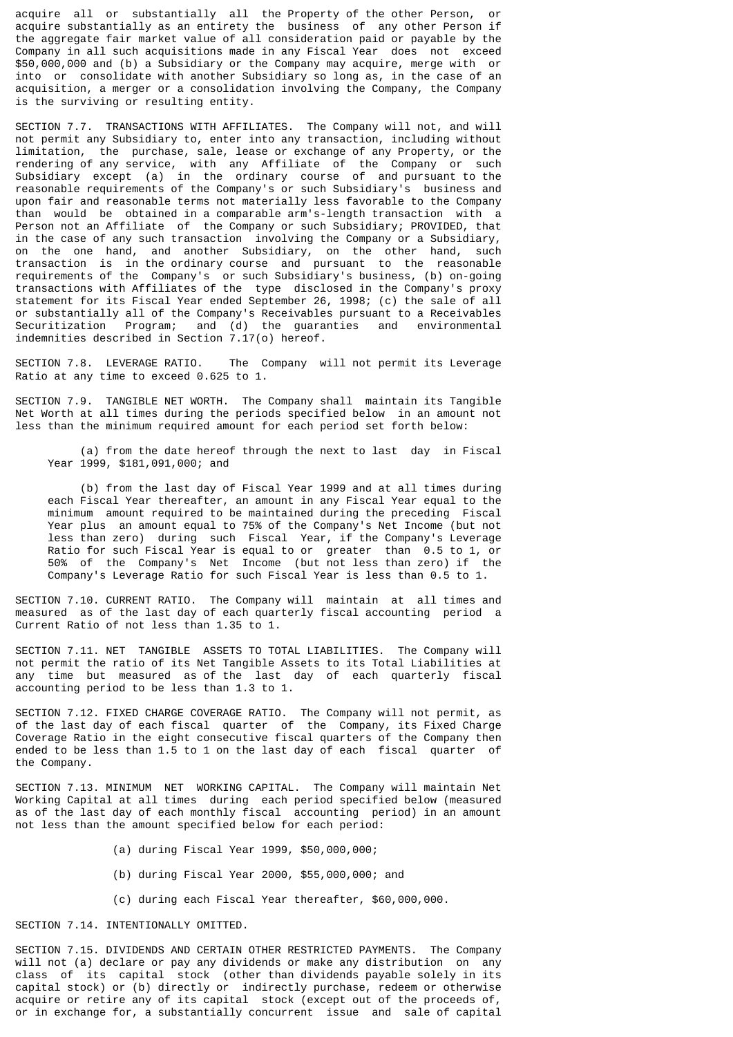acquire all or substantially all the Property of the other Person, or acquire substantially as an entirety the business of any other Person if the aggregate fair market value of all consideration paid or payable by the Company in all such acquisitions made in any Fiscal Year does not exceed $50,000,000 and (b) a Subsidiary or the Company may acquire, merge with or into or consolidate with another Subsidiary so long as, in the case of an acquisition, a merger or a consolidation involving the Company, the Company is the surviving or resulting entity.

SECTION 7.7. TRANSACTIONS WITH AFFILIATES. The Company will not, and will not permit any Subsidiary to, enter into any transaction, including without limitation, the purchase, sale, lease or exchange of any Property, or the rendering of any service, with any Affiliate of the Company or such Subsidiary except (a) in the ordinary course of and pursuant to the reasonable requirements of the Company's or such Subsidiary's business and upon fair and reasonable terms not materially less favorable to the Company than would be obtained in a comparable arm's-length transaction with a Person not an Affiliate of the Company or such Subsidiary; PROVIDED, that in the case of any such transaction involving the Company or a Subsidiary, on the one hand, and another Subsidiary, on the other hand, such transaction is in the ordinary course and pursuant to the reasonable requirements of the Company's or such Subsidiary's business, (b) on-going transactions with Affiliates of the type disclosed in the Company's proxy statement for its Fiscal Year ended September 26, 1998; (c) the sale of all or substantially all of the Company's Receivables pursuant to a Receivables Securitization Program; and (d) the guaranties and environmental indemnities described in Section 7.17(o) hereof.

SECTION 7.8. LEVERAGE RATIO. The Company will not permit its Leverage Ratio at any time to exceed 0.625 to 1.

SECTION 7.9. TANGIBLE NET WORTH. The Company shall maintain its Tangible Net Worth at all times during the periods specified below in an amount not less than the minimum required amount for each period set forth below:

(a) from the date hereof through the next to last day in Fiscal Year 1999, $181,091,000; and

(b) from the last day of Fiscal Year 1999 and at all times during each Fiscal Year thereafter, an amount in any Fiscal Year equal to the minimum amount required to be maintained during the preceding Fiscal Year plus an amount equal to 75% of the Company's Net Income (but not less than zero) during such Fiscal Year, if the Company's Leverage Ratio for such Fiscal Year is equal to or greater than 0.5 to 1, or 50% of the Company's Net Income (but not less than zero) if the Company's Leverage Ratio for such Fiscal Year is less than 0.5 to 1.

SECTION 7.10. CURRENT RATIO. The Company will maintain at all times and measured as of the last day of each quarterly fiscal accounting period a Current Ratio of not less than 1.35 to 1.

SECTION 7.11. NET TANGIBLE ASSETS TO TOTAL LIABILITIES. The Company will not permit the ratio of its Net Tangible Assets to its Total Liabilities at any time but measured as of the last day of each quarterly fiscal accounting period to be less than 1.3 to 1.

SECTION 7.12. FIXED CHARGE COVERAGE RATIO. The Company will not permit, as of the last day of each fiscal quarter of the Company, its Fixed Charge Coverage Ratio in the eight consecutive fiscal quarters of the Company then ended to be less than 1.5 to 1 on the last day of each fiscal quarter of the Company.

SECTION 7.13. MINIMUM NET WORKING CAPITAL. The Company will maintain Net Working Capital at all times during each period specified below (measured as of the last day of each monthly fiscal accounting period) in an amount not less than the amount specified below for each period:

(a) during Fiscal Year 1999, $50,000,000;

(b) during Fiscal Year 2000, $55,000,000; and

(c) during each Fiscal Year thereafter, $60,000,000.

SECTION 7.14. INTENTIONALLY OMITTED.

SECTION 7.15. DIVIDENDS AND CERTAIN OTHER RESTRICTED PAYMENTS. The Company will not (a) declare or pay any dividends or make any distribution on any class of its capital stock (other than dividends payable solely in its capital stock) or (b) directly or indirectly purchase, redeem or otherwise acquire or retire any of its capital stock (except out of the proceeds of, or in exchange for, a substantially concurrent issue and sale of capital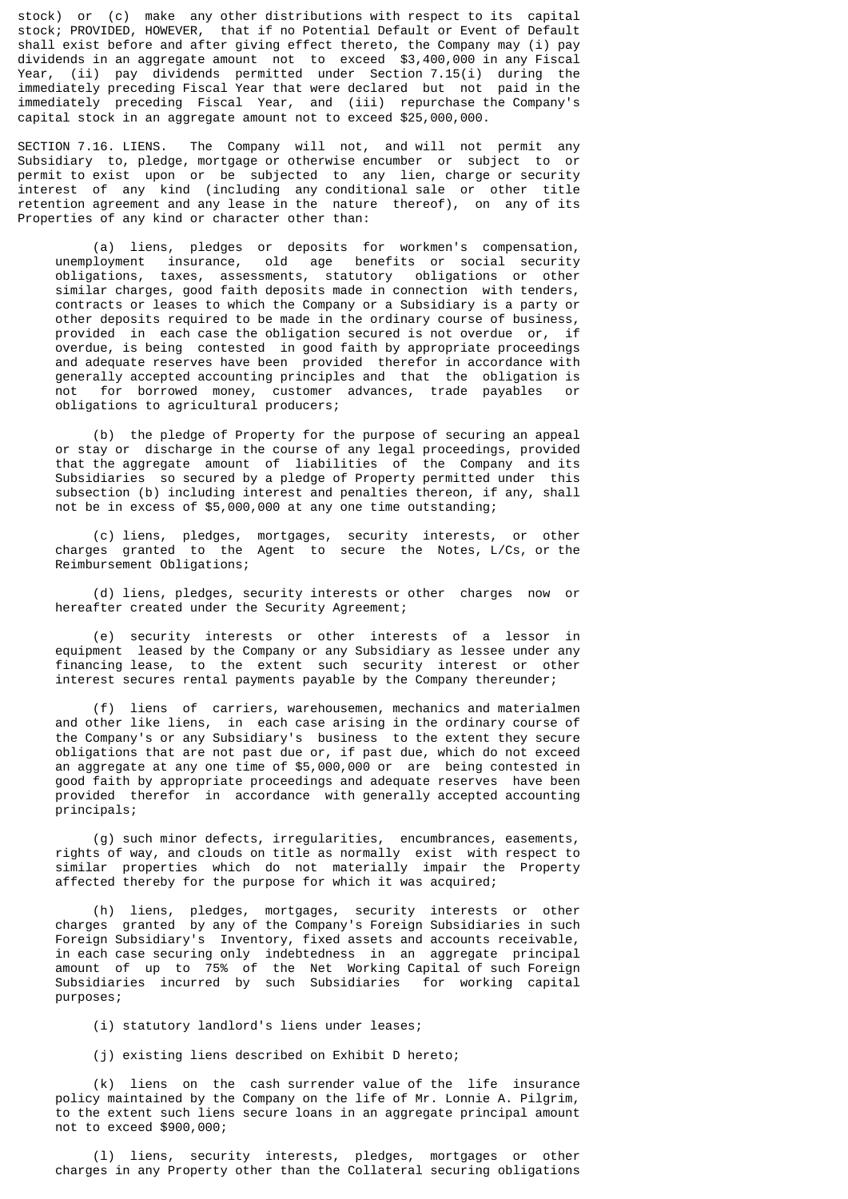stock) or (c) make any other distributions with respect to its capital stock; PROVIDED, HOWEVER, that if no Potential Default or Event of Default shall exist before and after giving effect thereto, the Company may (i) pay dividends in an aggregate amount not to exceed $3,400,000 in any Fiscal Year, (ii) pay dividends permitted under Section 7.15(i) during the immediately preceding Fiscal Year that were declared but not paid in the immediately preceding Fiscal Year, and (iii) repurchase the Company's capital stock in an aggregate amount not to exceed $25,000,000.

SECTION 7.16. LIENS. The Company will not, and will not permit any Subsidiary to, pledge, mortgage or otherwise encumber or subject to or permit to exist upon or be subjected to any lien, charge or security interest of any kind (including any conditional sale or other title retention agreement and any lease in the nature thereof), on any of its Properties of any kind or character other than:

(a) liens, pledges or deposits for workmen's compensation, unemployment insurance, old age benefits or social security obligations, taxes, assessments, statutory obligations or other similar charges, good faith deposits made in connection with tenders, contracts or leases to which the Company or a Subsidiary is a party or other deposits required to be made in the ordinary course of business, provided in each case the obligation secured is not overdue or, if overdue, is being contested in good faith by appropriate proceedings and adequate reserves have been provided therefor in accordance with generally accepted accounting principles and that the obligation is not for borrowed money, customer advances, trade payables or obligations to agricultural producers;

(b) the pledge of Property for the purpose of securing an appeal or stay or discharge in the course of any legal proceedings, provided that the aggregate amount of liabilities of the Company and its Subsidiaries so secured by a pledge of Property permitted under this subsection (b) including interest and penalties thereon, if any, shall not be in excess of $5,000,000 at any one time outstanding;

(c) liens, pledges, mortgages, security interests, or other charges granted to the Agent to secure the Notes, L/Cs, or the Reimbursement Obligations;

(d) liens, pledges, security interests or other charges now or hereafter created under the Security Agreement;

(e) security interests or other interests of a lessor in equipment leased by the Company or any Subsidiary as lessee under any financing lease, to the extent such security interest or other interest secures rental payments payable by the Company thereunder;

(f) liens of carriers, warehousemen, mechanics and materialmen and other like liens, in each case arising in the ordinary course of the Company's or any Subsidiary's business to the extent they secure obligations that are not past due or, if past due, which do not exceed an aggregate at any one time of $5,000,000 or are being contested in good faith by appropriate proceedings and adequate reserves have been provided therefor in accordance with generally accepted accounting principals;

(g) such minor defects, irregularities, encumbrances, easements, rights of way, and clouds on title as normally exist with respect to similar properties which do not materially impair the Property affected thereby for the purpose for which it was acquired;

(h) liens, pledges, mortgages, security interests or other charges granted by any of the Company's Foreign Subsidiaries in such Foreign Subsidiary's Inventory, fixed assets and accounts receivable, in each case securing only indebtedness in an aggregate principal amount of up to 75% of the Net Working Capital of such Foreign Subsidiaries incurred by such Subsidiaries for working capital purposes;

(i) statutory landlord's liens under leases;

(j) existing liens described on Exhibit D hereto;

(k) liens on the cash surrender value of the life insurance policy maintained by the Company on the life of Mr. Lonnie A. Pilgrim, to the extent such liens secure loans in an aggregate principal amount not to exceed $900,000;

(l) liens, security interests, pledges, mortgages or other charges in any Property other than the Collateral securing obligations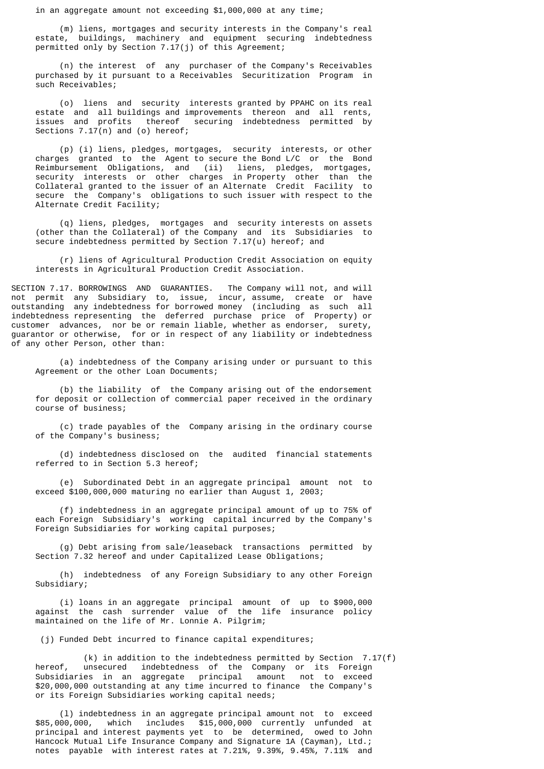in an aggregate amount not exceeding $1,000,000 at any time;

(m) liens, mortgages and security interests in the Company's real estate, buildings, machinery and equipment securing indebtedness permitted only by Section 7.17(j) of this Agreement;

(n) the interest of any purchaser of the Company's Receivables purchased by it pursuant to a Receivables Securitization Program in such Receivables;

(o) liens and security interests granted by PPAHC on its real estate and all buildings and improvements thereon and all rents, issues and profits thereof securing indebtedness permitted by Sections 7.17(n) and (o) hereof;

(p) (i) liens, pledges, mortgages, security interests, or other charges granted to the Agent to secure the Bond L/C or the Bond Reimbursement Obligations, and (ii) liens, pledges, mortgages, security interests or other charges in Property other than the Collateral granted to the issuer of an Alternate Credit Facility to secure the Company's obligations to such issuer with respect to the Alternate Credit Facility;

(q) liens, pledges, mortgages and security interests on assets (other than the Collateral) of the Company and its Subsidiaries to secure indebtedness permitted by Section 7.17(u) hereof; and

(r) liens of Agricultural Production Credit Association on equity interests in Agricultural Production Credit Association.

SECTION 7.17. BORROWINGS AND GUARANTIES. The Company will not, and will not permit any Subsidiary to, issue, incur, assume, create or have outstanding any indebtedness for borrowed money (including as such all indebtedness representing the deferred purchase price of Property) or customer advances, nor be or remain liable, whether as endorser, surety, guarantor or otherwise, for or in respect of any liability or indebtedness of any other Person, other than:

(a) indebtedness of the Company arising under or pursuant to this Agreement or the other Loan Documents;

(b) the liability of the Company arising out of the endorsement for deposit or collection of commercial paper received in the ordinary course of business;

(c) trade payables of the Company arising in the ordinary course of the Company's business;

(d) indebtedness disclosed on the audited financial statements referred to in Section 5.3 hereof;

(e) Subordinated Debt in an aggregate principal amount not to exceed $100,000,000 maturing no earlier than August 1, 2003;

(f) indebtedness in an aggregate principal amount of up to 75% of each Foreign Subsidiary's working capital incurred by the Company's Foreign Subsidiaries for working capital purposes;

(g) Debt arising from sale/leaseback transactions permitted by Section 7.32 hereof and under Capitalized Lease Obligations;

(h) indebtedness of any Foreign Subsidiary to any other Foreign Subsidiary;

(i) loans in an aggregate principal amount of up to $900,000 against the cash surrender value of the life insurance policy maintained on the life of Mr. Lonnie A. Pilgrim;

(j) Funded Debt incurred to finance capital expenditures;

(k) in addition to the indebtedness permitted by Section 7.17(f) hereof, unsecured indebtedness of the Company or its Foreign Subsidiaries in an aggregate principal amount not to exceed $20,000,000 outstanding at any time incurred to finance the Company's or its Foreign Subsidiaries working capital needs;

(l) indebtedness in an aggregate principal amount not to exceed $85,000,000, which includes $15,000,000 currently unfunded at principal and interest payments yet to be determined, owed to John Hancock Mutual Life Insurance Company and Signature 1A (Cayman), Ltd.; notes payable with interest rates at 7.21%, 9.39%, 9.45%, 7.11% and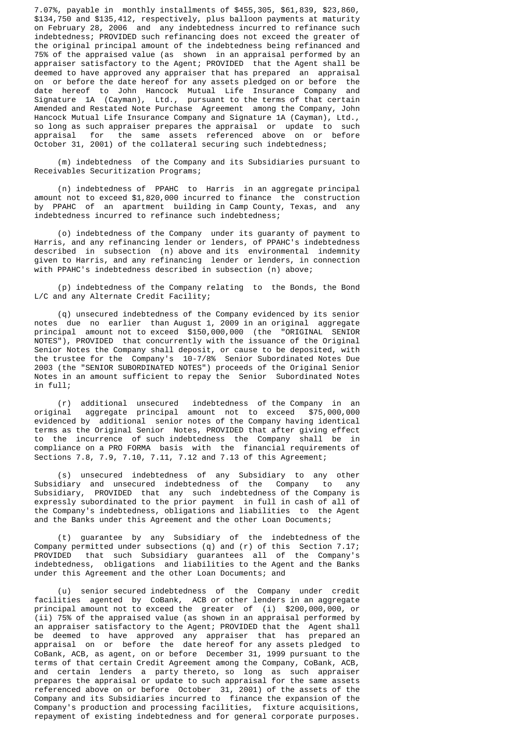7.07%, payable in monthly installments of $455,305, $61,839, $23,860, $134,750 and $135,412, respectively, plus balloon payments at maturity on February 28, 2006 and any indebtedness incurred to refinance such indebtedness; PROVIDED such refinancing does not exceed the greater of the original principal amount of the indebtedness being refinanced and 75% of the appraised value (as shown in an appraisal performed by an appraiser satisfactory to the Agent; PROVIDED that the Agent shall be deemed to have approved any appraiser that has prepared an appraisal on or before the date hereof for any assets pledged on or before the date hereof to John Hancock Mutual Life Insurance Company and Signature 1A (Cayman), Ltd., pursuant to the terms of that certain Amended and Restated Note Purchase Agreement among the Company, John Hancock Mutual Life Insurance Company and Signature 1A (Cayman), Ltd., so long as such appraiser prepares the appraisal or update to such appraisal for the same assets referenced above on or before October 31, 2001) of the collateral securing such indebtedness;

(m) indebtedness of the Company and its Subsidiaries pursuant to Receivables Securitization Programs;

(n) indebtedness of PPAHC to Harris in an aggregate principal amount not to exceed $1,820,000 incurred to finance the construction by PPAHC of an apartment building in Camp County, Texas, and any indebtedness incurred to refinance such indebtedness;

(o) indebtedness of the Company under its guaranty of payment to Harris, and any refinancing lender or lenders, of PPAHC's indebtedness described in subsection (n) above and its environmental indemnity given to Harris, and any refinancing lender or lenders, in connection with PPAHC's indebtedness described in subsection (n) above;

(p) indebtedness of the Company relating to the Bonds, the Bond L/C and any Alternate Credit Facility;

(q) unsecured indebtedness of the Company evidenced by its senior notes due no earlier than August 1, 2009 in an original aggregate principal amount not to exceed $150,000,000 (the "ORIGINAL SENIOR NOTES"), PROVIDED that concurrently with the issuance of the Original Senior Notes the Company shall deposit, or cause to be deposited, with the trustee for the Company's 10-7/8% Senior Subordinated Notes Due 2003 (the "SENIOR SUBORDINATED NOTES") proceeds of the Original Senior Notes in an amount sufficient to repay the Senior Subordinated Notes in full;

(r) additional unsecured indebtedness of the Company in an original aggregate principal amount not to exceed $75,000,000 evidenced by additional senior notes of the Company having identical terms as the Original Senior Notes, PROVIDED that after giving effect to the incurrence of such indebtedness the Company shall be in compliance on a PRO FORMA basis with the financial requirements of Sections 7.8, 7.9, 7.10, 7.11, 7.12 and 7.13 of this Agreement;

(s) unsecured indebtedness of any Subsidiary to any other Subsidiary and unsecured indebtedness of the Company to any Subsidiary, PROVIDED that any such indebtedness of the Company is expressly subordinated to the prior payment in full in cash of all of the Company's indebtedness, obligations and liabilities to the Agent and the Banks under this Agreement and the other Loan Documents;

(t) guarantee by any Subsidiary of the indebtedness of the Company permitted under subsections (q) and (r) of this Section 7.17; PROVIDED that such Subsidiary guarantees all of the Company's indebtedness, obligations and liabilities to the Agent and the Banks under this Agreement and the other Loan Documents; and

(u) senior secured indebtedness of the Company under credit facilities agented by CoBank, ACB or other lenders in an aggregate principal amount not to exceed the greater of (i) $200,000,000, or (ii) 75% of the appraised value (as shown in an appraisal performed by an appraiser satisfactory to the Agent; PROVIDED that the Agent shall be deemed to have approved any appraiser that has prepared an appraisal on or before the date hereof for any assets pledged to CoBank, ACB, as agent, on or before December 31, 1999 pursuant to the terms of that certain Credit Agreement among the Company, CoBank, ACB, and certain lenders a party thereto, so long as such appraiser prepares the appraisal or update to such appraisal for the same assets referenced above on or before October 31, 2001) of the assets of the Company and its Subsidiaries incurred to finance the expansion of the Company's production and processing facilities, fixture acquisitions, repayment of existing indebtedness and for general corporate purposes.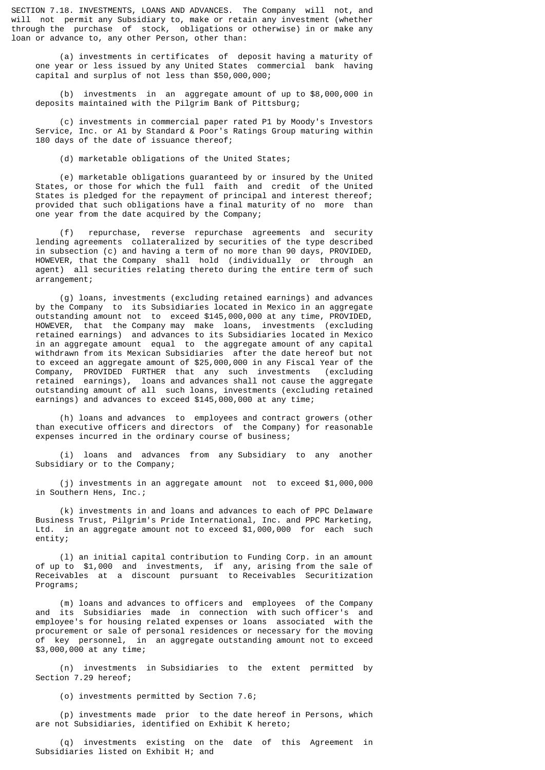SECTION 7.18. INVESTMENTS, LOANS AND ADVANCES. The Company will not, and will not permit any Subsidiary to, make or retain any investment (whether through the purchase of stock, obligations or otherwise) in or make any loan or advance to, any other Person, other than:

(a) investments in certificates of deposit having a maturity of one year or less issued by any United States commercial bank having capital and surplus of not less than $50,000,000;

(b) investments in an aggregate amount of up to $8,000,000 in deposits maintained with the Pilgrim Bank of Pittsburg;

(c) investments in commercial paper rated P1 by Moody's Investors Service, Inc. or A1 by Standard & Poor's Ratings Group maturing within 180 days of the date of issuance thereof;

(d) marketable obligations of the United States;

(e) marketable obligations guaranteed by or insured by the United States, or those for which the full faith and credit of the United States is pledged for the repayment of principal and interest thereof; provided that such obligations have a final maturity of no more than one year from the date acquired by the Company;

(f) repurchase, reverse repurchase agreements and security lending agreements collateralized by securities of the type described in subsection (c) and having a term of no more than 90 days, PROVIDED, HOWEVER, that the Company shall hold (individually or through an agent) all securities relating thereto during the entire term of such arrangement;

(g) loans, investments (excluding retained earnings) and advances by the Company to its Subsidiaries located in Mexico in an aggregate outstanding amount not to exceed $145,000,000 at any time, PROVIDED, HOWEVER, that the Company may make loans, investments (excluding retained earnings) and advances to its Subsidiaries located in Mexico in an aggregate amount equal to the aggregate amount of any capital withdrawn from its Mexican Subsidiaries after the date hereof but not to exceed an aggregate amount of $25,000,000 in any Fiscal Year of the Company, PROVIDED FURTHER that any such investments (excluding retained earnings), loans and advances shall not cause the aggregate outstanding amount of all such loans, investments (excluding retained earnings) and advances to exceed $145,000,000 at any time;

(h) loans and advances to employees and contract growers (other than executive officers and directors of the Company) for reasonable expenses incurred in the ordinary course of business;

(i) loans and advances from any Subsidiary to any another Subsidiary or to the Company;

(j) investments in an aggregate amount not to exceed $1,000,000 in Southern Hens, Inc.;

(k) investments in and loans and advances to each of PPC Delaware Business Trust, Pilgrim's Pride International, Inc. and PPC Marketing, Ltd. in an aggregate amount not to exceed $1,000,000 for each such entity;

(l) an initial capital contribution to Funding Corp. in an amount of up to $1,000 and investments, if any, arising from the sale of Receivables at a discount pursuant to Receivables Securitization Programs;

(m) loans and advances to officers and employees of the Company and its Subsidiaries made in connection with such officer's and employee's for housing related expenses or loans associated with the procurement or sale of personal residences or necessary for the moving of key personnel, in an aggregate outstanding amount not to exceed $3,000,000 at any time;

(n) investments in Subsidiaries to the extent permitted by Section 7.29 hereof;

(o) investments permitted by Section 7.6;

(p) investments made prior to the date hereof in Persons, which are not Subsidiaries, identified on Exhibit K hereto;

(q) investments existing on the date of this Agreement in Subsidiaries listed on Exhibit H; and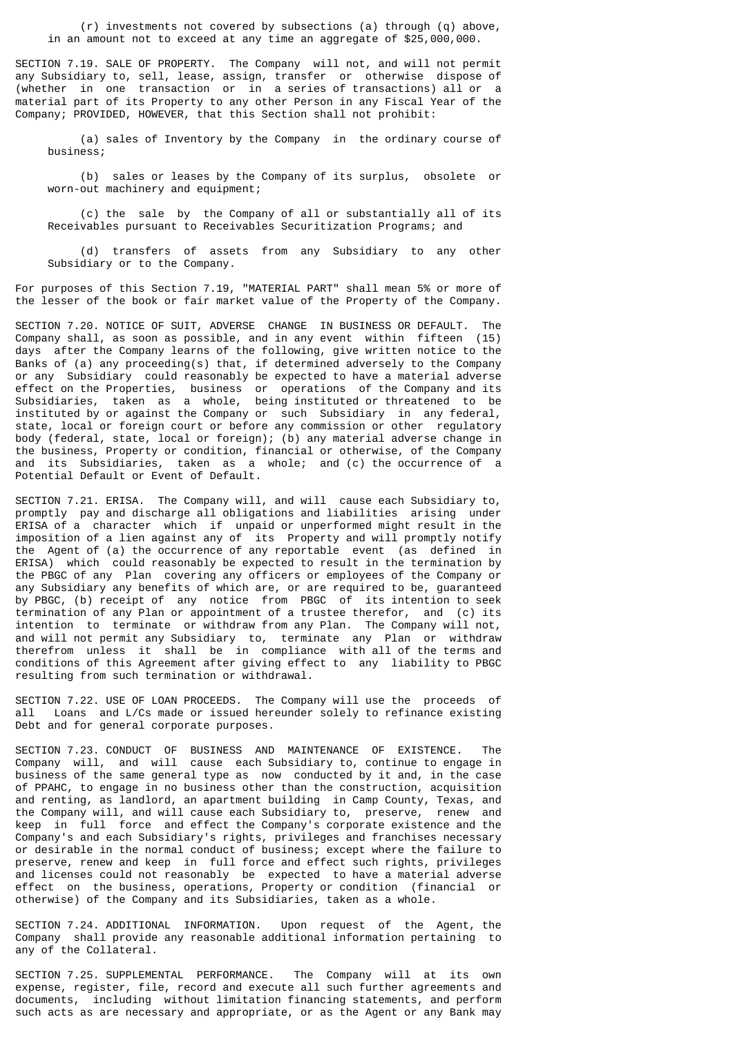(r) investments not covered by subsections (a) through (q) above, in an amount not to exceed at any time an aggregate of $25,000,000.

SECTION 7.19. SALE OF PROPERTY. The Company will not, and will not permit any Subsidiary to, sell, lease, assign, transfer or otherwise dispose of (whether in one transaction or in a series of transactions) all or a material part of its Property to any other Person in any Fiscal Year of the Company; PROVIDED, HOWEVER, that this Section shall not prohibit:

(a) sales of Inventory by the Company in the ordinary course of business;

(b) sales or leases by the Company of its surplus, obsolete or worn-out machinery and equipment;

(c) the sale by the Company of all or substantially all of its Receivables pursuant to Receivables Securitization Programs; and

(d) transfers of assets from any Subsidiary to any other Subsidiary or to the Company.

For purposes of this Section 7.19, "MATERIAL PART" shall mean 5% or more of the lesser of the book or fair market value of the Property of the Company.

SECTION 7.20. NOTICE OF SUIT, ADVERSE CHANGE IN BUSINESS OR DEFAULT. The Company shall, as soon as possible, and in any event within fifteen (15) days after the Company learns of the following, give written notice to the Banks of (a) any proceeding(s) that, if determined adversely to the Company or any Subsidiary could reasonably be expected to have a material adverse effect on the Properties, business or operations of the Company and its Subsidiaries, taken as a whole, being instituted or threatened to be instituted by or against the Company or such Subsidiary in any federal, state, local or foreign court or before any commission or other regulatory body (federal, state, local or foreign); (b) any material adverse change in the business, Property or condition, financial or otherwise, of the Company and its Subsidiaries, taken as a whole; and (c) the occurrence of a Potential Default or Event of Default.

SECTION 7.21. ERISA. The Company will, and will cause each Subsidiary to, promptly pay and discharge all obligations and liabilities arising under ERISA of a character which if unpaid or unperformed might result in the imposition of a lien against any of its Property and will promptly notify the Agent of (a) the occurrence of any reportable event (as defined in ERISA) which could reasonably be expected to result in the termination by the PBGC of any Plan covering any officers or employees of the Company or any Subsidiary any benefits of which are, or are required to be, guaranteed by PBGC, (b) receipt of any notice from PBGC of its intention to seek termination of any Plan or appointment of a trustee therefor, and (c) its intention to terminate or withdraw from any Plan. The Company will not, and will not permit any Subsidiary to, terminate any Plan or withdraw therefrom unless it shall be in compliance with all of the terms and conditions of this Agreement after giving effect to any liability to PBGC resulting from such termination or withdrawal.

SECTION 7.22. USE OF LOAN PROCEEDS. The Company will use the proceeds of all Loans and L/Cs made or issued hereunder solely to refinance existing Debt and for general corporate purposes.

SECTION 7.23. CONDUCT OF BUSINESS AND MAINTENANCE OF EXISTENCE. The Company will, and will cause each Subsidiary to, continue to engage in business of the same general type as now conducted by it and, in the case of PPAHC, to engage in no business other than the construction, acquisition and renting, as landlord, an apartment building in Camp County, Texas, and the Company will, and will cause each Subsidiary to, preserve, renew and keep in full force and effect the Company's corporate existence and the Company's and each Subsidiary's rights, privileges and franchises necessary or desirable in the normal conduct of business; except where the failure to preserve, renew and keep in full force and effect such rights, privileges and licenses could not reasonably be expected to have a material adverse effect on the business, operations, Property or condition (financial or otherwise) of the Company and its Subsidiaries, taken as a whole.

SECTION 7.24. ADDITIONAL INFORMATION. Upon request of the Agent, the Company shall provide any reasonable additional information pertaining to any of the Collateral.

SECTION 7.25. SUPPLEMENTAL PERFORMANCE. The Company will at its own expense, register, file, record and execute all such further agreements and documents, including without limitation financing statements, and perform such acts as are necessary and appropriate, or as the Agent or any Bank may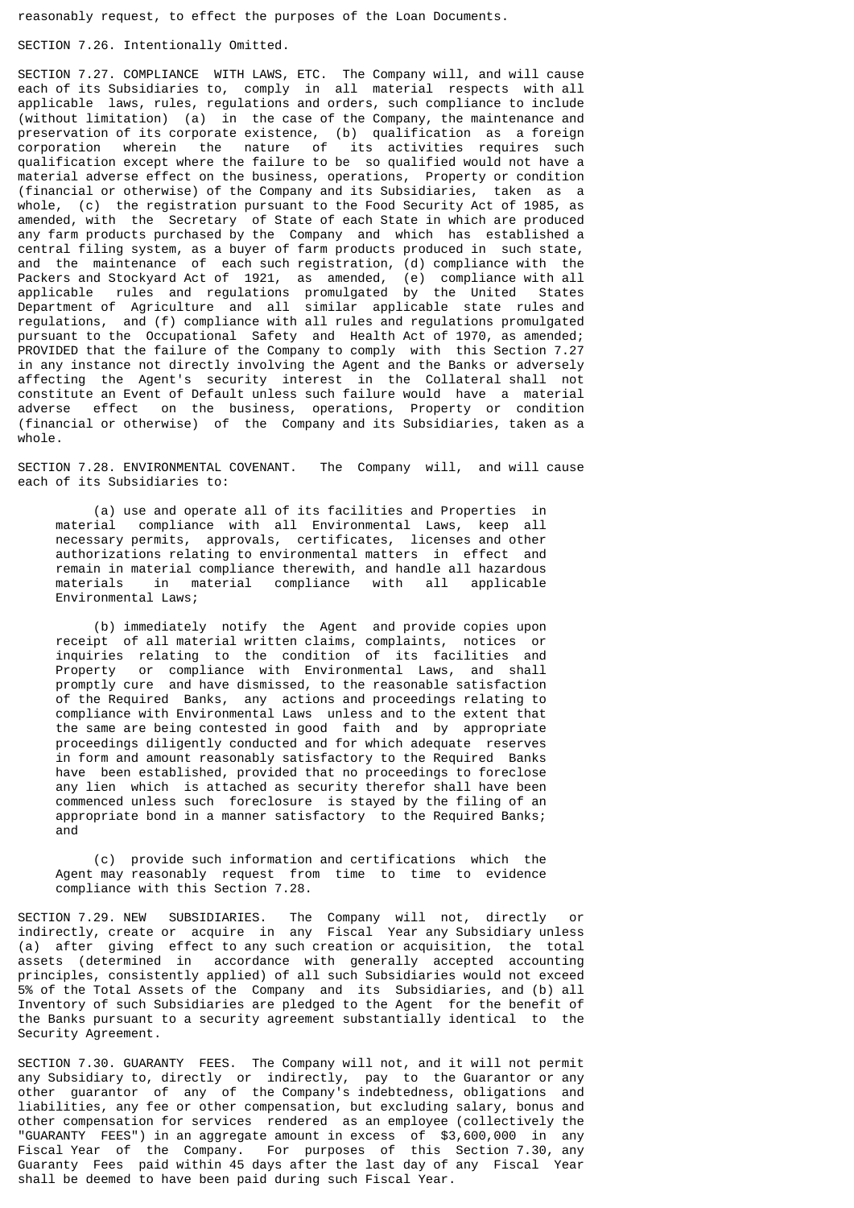reasonably request, to effect the purposes of the Loan Documents.

SECTION 7.26. Intentionally Omitted.

SECTION 7.27. COMPLIANCE WITH LAWS, ETC. The Company will, and will cause each of its Subsidiaries to, comply in all material respects with all applicable laws, rules, regulations and orders, such compliance to include (without limitation) (a) in the case of the Company, the maintenance and preservation of its corporate existence, (b) qualification as a foreign corporation wherein the nature of its activities requires such qualification except where the failure to be so qualified would not have a material adverse effect on the business, operations, Property or condition (financial or otherwise) of the Company and its Subsidiaries, taken as a whole, (c) the registration pursuant to the Food Security Act of 1985, as amended, with the Secretary of State of each State in which are produced any farm products purchased by the Company and which has established a central filing system, as a buyer of farm products produced in such state, and the maintenance of each such registration, (d) compliance with the Packers and Stockyard Act of 1921, as amended, (e) compliance with all applicable rules and regulations promulgated by the United States Department of Agriculture and all similar applicable state rules and regulations, and (f) compliance with all rules and regulations promulgated pursuant to the Occupational Safety and Health Act of 1970, as amended; PROVIDED that the failure of the Company to comply with this Section 7.27 in any instance not directly involving the Agent and the Banks or adversely affecting the Agent's security interest in the Collateral shall not constitute an Event of Default unless such failure would have a material adverse effect on the business, operations, Property or condition (financial or otherwise) of the Company and its Subsidiaries, taken as a whole.

SECTION 7.28. ENVIRONMENTAL COVENANT. The Company will, and will cause each of its Subsidiaries to:

(a) use and operate all of its facilities and Properties in material compliance with all Environmental Laws, keep all necessary permits, approvals, certificates, licenses and other authorizations relating to environmental matters in effect and remain in material compliance therewith, and handle all hazardous materials in material compliance with all applicable Environmental Laws;

(b) immediately notify the Agent and provide copies upon receipt of all material written claims, complaints, notices or inquiries relating to the condition of its facilities and Property or compliance with Environmental Laws, and shall promptly cure and have dismissed, to the reasonable satisfaction of the Required Banks, any actions and proceedings relating to compliance with Environmental Laws unless and to the extent that the same are being contested in good faith and by appropriate proceedings diligently conducted and for which adequate reserves in form and amount reasonably satisfactory to the Required Banks have been established, provided that no proceedings to foreclose any lien which is attached as security therefor shall have been commenced unless such foreclosure is stayed by the filing of an appropriate bond in a manner satisfactory to the Required Banks; and

(c) provide such information and certifications which the Agent may reasonably request from time to time to evidence compliance with this Section 7.28.

SECTION 7.29. NEW SUBSIDIARIES. The Company will not, directly or indirectly, create or acquire in any Fiscal Year any Subsidiary unless (a) after giving effect to any such creation or acquisition, the total assets (determined in accordance with generally accepted accounting principles, consistently applied) of all such Subsidiaries would not exceed 5% of the Total Assets of the Company and its Subsidiaries, and (b) all Inventory of such Subsidiaries are pledged to the Agent for the benefit of the Banks pursuant to a security agreement substantially identical to the Security Agreement.

SECTION 7.30. GUARANTY FEES. The Company will not, and it will not permit any Subsidiary to, directly or indirectly, pay to the Guarantor or any other guarantor of any of the Company's indebtedness, obligations and liabilities, any fee or other compensation, but excluding salary, bonus and other compensation for services rendered as an employee (collectively the "GUARANTY FEES") in an aggregate amount in excess of $3,600,000 in any Fiscal Year of the Company. For purposes of this Section 7.30, any Guaranty Fees paid within 45 days after the last day of any Fiscal Year shall be deemed to have been paid during such Fiscal Year.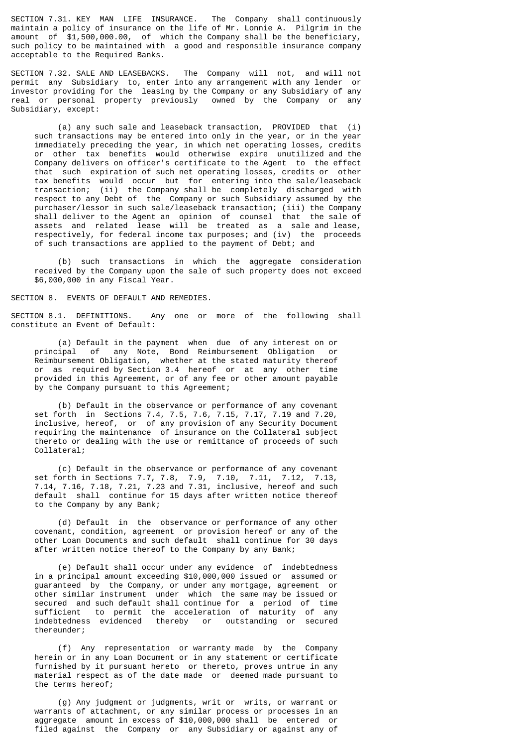SECTION 7.31. KEY MAN LIFE INSURANCE. The Company shall continuously maintain a policy of insurance on the life of Mr. Lonnie A. Pilgrim in the amount of $1,500,000.00, of which the Company shall be the beneficiary, such policy to be maintained with a good and responsible insurance company acceptable to the Required Banks.

SECTION 7.32. SALE AND LEASEBACKS. The Company will not, and will not permit any Subsidiary to, enter into any arrangement with any lender or investor providing for the leasing by the Company or any Subsidiary of any real or personal property previously owned by the Company or any Subsidiary, except:

(a) any such sale and leaseback transaction, PROVIDED that (i) such transactions may be entered into only in the year, or in the year immediately preceding the year, in which net operating losses, credits or other tax benefits would otherwise expire unutilized and the Company delivers on officer's certificate to the Agent to the effect that such expiration of such net operating losses, credits or other tax benefits would occur but for entering into the sale/leaseback transaction; (ii) the Company shall be completely discharged with respect to any Debt of the Company or such Subsidiary assumed by the purchaser/lessor in such sale/leaseback transaction; (iii) the Company shall deliver to the Agent an opinion of counsel that the sale of assets and related lease will be treated as a sale and lease, respectively, for federal income tax purposes; and (iv) the proceeds of such transactions are applied to the payment of Debt; and

(b) such transactions in which the aggregate consideration received by the Company upon the sale of such property does not exceed $6,000,000 in any Fiscal Year.

SECTION 8. EVENTS OF DEFAULT AND REMEDIES.

SECTION 8.1. DEFINITIONS. Any one or more of the following shall constitute an Event of Default:

(a) Default in the payment when due of any interest on or principal of any Note, Bond Reimbursement Obligation or Reimbursement Obligation, whether at the stated maturity thereof or as required by Section 3.4 hereof or at any other time provided in this Agreement, or of any fee or other amount payable by the Company pursuant to this Agreement;

(b) Default in the observance or performance of any covenant set forth in Sections 7.4, 7.5, 7.6, 7.15, 7.17, 7.19 and 7.20, inclusive, hereof, or of any provision of any Security Document requiring the maintenance of insurance on the Collateral subject thereto or dealing with the use or remittance of proceeds of such Collateral;

(c) Default in the observance or performance of any covenant set forth in Sections 7.7, 7.8, 7.9, 7.10, 7.11, 7.12, 7.13, 7.14, 7.16, 7.18, 7.21, 7.23 and 7.31, inclusive, hereof and such default shall continue for 15 days after written notice thereof to the Company by any Bank;

(d) Default in the observance or performance of any other covenant, condition, agreement or provision hereof or any of the other Loan Documents and such default shall continue for 30 days after written notice thereof to the Company by any Bank;

(e) Default shall occur under any evidence of indebtedness in a principal amount exceeding $10,000,000 issued or assumed or guaranteed by the Company, or under any mortgage, agreement or other similar instrument under which the same may be issued or secured and such default shall continue for a period of time sufficient to permit the acceleration of maturity of any indebtedness evidenced thereby or outstanding or secured thereunder;

(f) Any representation or warranty made by the Company herein or in any Loan Document or in any statement or certificate furnished by it pursuant hereto or thereto, proves untrue in any material respect as of the date made or deemed made pursuant to the terms hereof;

(g) Any judgment or judgments, writ or writs, or warrant or warrants of attachment, or any similar process or processes in an aggregate amount in excess of $10,000,000 shall be entered or filed against the Company or any Subsidiary or against any of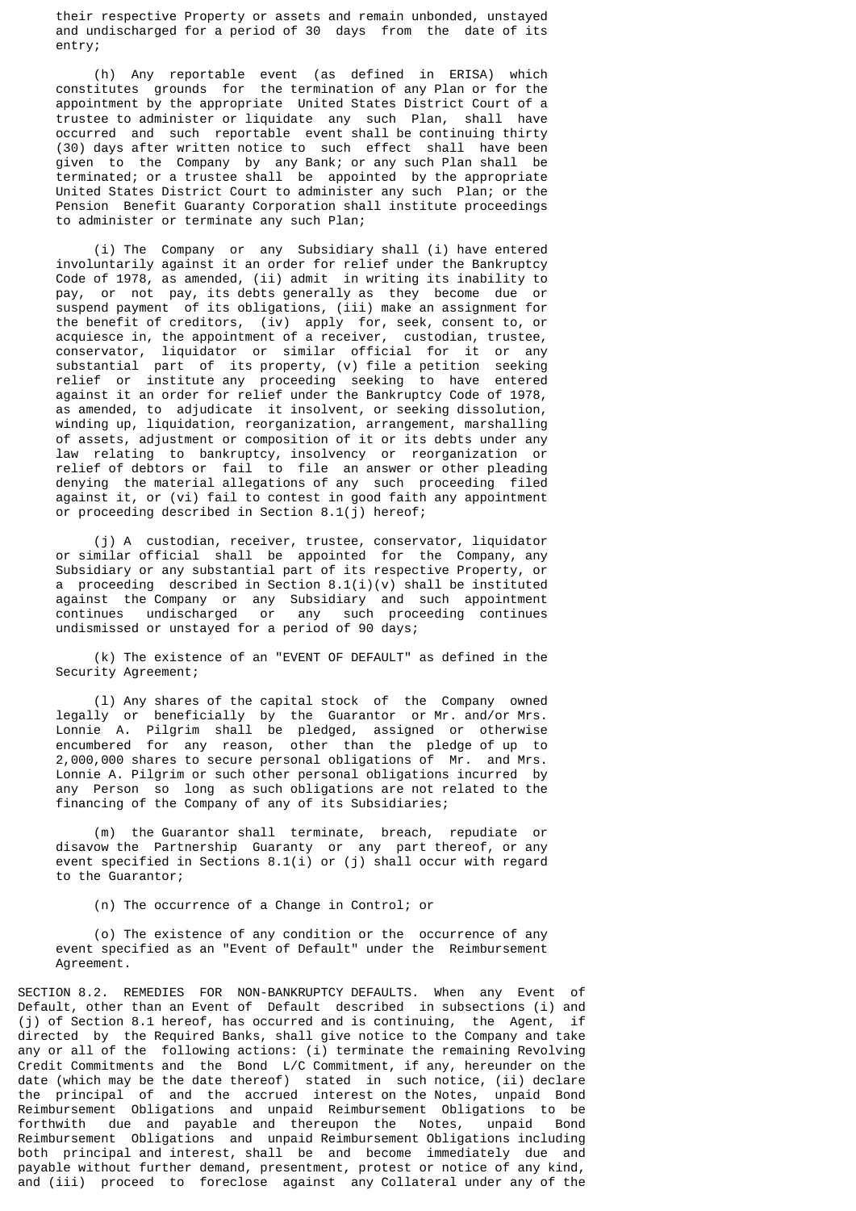their respective Property or assets and remain unbonded, unstayed and undischarged for a period of 30 days from the date of its entry;

(h) Any reportable event (as defined in ERISA) which constitutes grounds for the termination of any Plan or for the appointment by the appropriate United States District Court of a trustee to administer or liquidate any such Plan, shall have occurred and such reportable event shall be continuing thirty (30) days after written notice to such effect shall have been given to the Company by any Bank; or any such Plan shall be terminated; or a trustee shall be appointed by the appropriate United States District Court to administer any such Plan; or the Pension Benefit Guaranty Corporation shall institute proceedings to administer or terminate any such Plan;

(i) The Company or any Subsidiary shall (i) have entered involuntarily against it an order for relief under the Bankruptcy Code of 1978, as amended, (ii) admit in writing its inability to pay, or not pay, its debts generally as they become due or suspend payment of its obligations, (iii) make an assignment for the benefit of creditors, (iv) apply for, seek, consent to, or acquiesce in, the appointment of a receiver, custodian, trustee, conservator, liquidator or similar official for it or any substantial part of its property, (v) file a petition seeking relief or institute any proceeding seeking to have entered against it an order for relief under the Bankruptcy Code of 1978, as amended, to adjudicate it insolvent, or seeking dissolution, winding up, liquidation, reorganization, arrangement, marshalling of assets, adjustment or composition of it or its debts under any law relating to bankruptcy, insolvency or reorganization or relief of debtors or fail to file an answer or other pleading denying the material allegations of any such proceeding filed against it, or (vi) fail to contest in good faith any appointment or proceeding described in Section 8.1(j) hereof;

(j) A custodian, receiver, trustee, conservator, liquidator or similar official shall be appointed for the Company, any Subsidiary or any substantial part of its respective Property, or a proceeding described in Section 8.1(i)(v) shall be instituted against the Company or any Subsidiary and such appointment continues undischarged or any such proceeding continues undismissed or unstayed for a period of 90 days;

(k) The existence of an "EVENT OF DEFAULT" as defined in the Security Agreement;

(l) Any shares of the capital stock of the Company owned legally or beneficially by the Guarantor or Mr. and/or Mrs. Lonnie A. Pilgrim shall be pledged, assigned or otherwise encumbered for any reason, other than the pledge of up to 2,000,000 shares to secure personal obligations of Mr. and Mrs. Lonnie A. Pilgrim or such other personal obligations incurred by any Person so long as such obligations are not related to the financing of the Company of any of its Subsidiaries;

(m) the Guarantor shall terminate, breach, repudiate or disavow the Partnership Guaranty or any part thereof, or any event specified in Sections 8.1(i) or (j) shall occur with regard to the Guarantor;

(n) The occurrence of a Change in Control; or

(o) The existence of any condition or the occurrence of any event specified as an "Event of Default" under the Reimbursement Agreement.

SECTION 8.2. REMEDIES FOR NON-BANKRUPTCY DEFAULTS. When any Event of Default, other than an Event of Default described in subsections (i) and (j) of Section 8.1 hereof, has occurred and is continuing, the Agent, if directed by the Required Banks, shall give notice to the Company and take any or all of the following actions: (i) terminate the remaining Revolving Credit Commitments and the Bond L/C Commitment, if any, hereunder on the date (which may be the date thereof) stated in such notice, (ii) declare the principal of and the accrued interest on the Notes, unpaid Bond Reimbursement Obligations and unpaid Reimbursement Obligations to be forthwith due and payable and thereupon the Notes, unpaid Bond Reimbursement Obligations and unpaid Reimbursement Obligations including both principal and interest, shall be and become immediately due and payable without further demand, presentment, protest or notice of any kind, and (iii) proceed to foreclose against any Collateral under any of the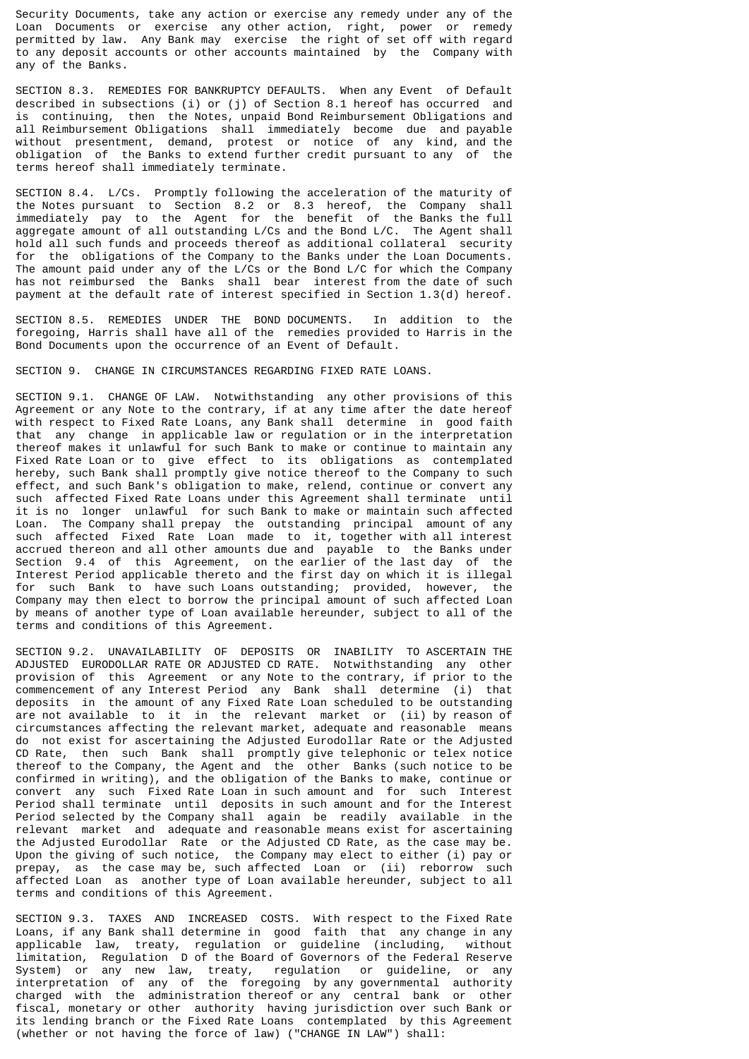Security Documents, take any action or exercise any remedy under any of the Loan Documents or exercise any other action, right, power or remedy permitted by law. Any Bank may exercise the right of set off with regard to any deposit accounts or other accounts maintained by the Company with any of the Banks.

SECTION 8.3. REMEDIES FOR BANKRUPTCY DEFAULTS. When any Event of Default described in subsections (i) or (j) of Section 8.1 hereof has occurred and is continuing, then the Notes, unpaid Bond Reimbursement Obligations and all Reimbursement Obligations shall immediately become due and payable without presentment, demand, protest or notice of any kind, and the obligation of the Banks to extend further credit pursuant to any of the terms hereof shall immediately terminate.

SECTION 8.4. L/Cs. Promptly following the acceleration of the maturity of the Notes pursuant to Section 8.2 or 8.3 hereof, the Company shall immediately pay to the Agent for the benefit of the Banks the full aggregate amount of all outstanding L/Cs and the Bond L/C. The Agent shall hold all such funds and proceeds thereof as additional collateral security for the obligations of the Company to the Banks under the Loan Documents. The amount paid under any of the L/Cs or the Bond L/C for which the Company has not reimbursed the Banks shall bear interest from the date of such payment at the default rate of interest specified in Section 1.3(d) hereof.

SECTION 8.5. REMEDIES UNDER THE BOND DOCUMENTS. In addition to the foregoing, Harris shall have all of the remedies provided to Harris in the Bond Documents upon the occurrence of an Event of Default.

SECTION 9. CHANGE IN CIRCUMSTANCES REGARDING FIXED RATE LOANS.

SECTION 9.1. CHANGE OF LAW. Notwithstanding any other provisions of this Agreement or any Note to the contrary, if at any time after the date hereof with respect to Fixed Rate Loans, any Bank shall determine in good faith that any change in applicable law or regulation or in the interpretation thereof makes it unlawful for such Bank to make or continue to maintain any Fixed Rate Loan or to give effect to its obligations as contemplated hereby, such Bank shall promptly give notice thereof to the Company to such effect, and such Bank's obligation to make, relend, continue or convert any such affected Fixed Rate Loans under this Agreement shall terminate until it is no longer unlawful for such Bank to make or maintain such affected Loan. The Company shall prepay the outstanding principal amount of any such affected Fixed Rate Loan made to it, together with all interest accrued thereon and all other amounts due and payable to the Banks under Section 9.4 of this Agreement, on the earlier of the last day of the Interest Period applicable thereto and the first day on which it is illegal for such Bank to have such Loans outstanding; provided, however, the Company may then elect to borrow the principal amount of such affected Loan by means of another type of Loan available hereunder, subject to all of the terms and conditions of this Agreement.

SECTION 9.2. UNAVAILABILITY OF DEPOSITS OR INABILITY TO ASCERTAIN THE ADJUSTED EURODOLLAR RATE OR ADJUSTED CD RATE. Notwithstanding any other provision of this Agreement or any Note to the contrary, if prior to the commencement of any Interest Period any Bank shall determine (i) that deposits in the amount of any Fixed Rate Loan scheduled to be outstanding are not available to it in the relevant market or (ii) by reason of circumstances affecting the relevant market, adequate and reasonable means do not exist for ascertaining the Adjusted Eurodollar Rate or the Adjusted CD Rate, then such Bank shall promptly give telephonic or telex notice thereof to the Company, the Agent and the other Banks (such notice to be confirmed in writing), and the obligation of the Banks to make, continue or convert any such Fixed Rate Loan in such amount and for such Interest Period shall terminate until deposits in such amount and for the Interest Period selected by the Company shall again be readily available in the relevant market and adequate and reasonable means exist for ascertaining the Adjusted Eurodollar Rate or the Adjusted CD Rate, as the case may be. Upon the giving of such notice, the Company may elect to either (i) pay or prepay, as the case may be, such affected Loan or (ii) reborrow such affected Loan as another type of Loan available hereunder, subject to all terms and conditions of this Agreement.

SECTION 9.3. TAXES AND INCREASED COSTS. With respect to the Fixed Rate Loans, if any Bank shall determine in good faith that any change in any applicable law, treaty, regulation or guideline (including, without limitation, Regulation D of the Board of Governors of the Federal Reserve System) or any new law, treaty, regulation or guideline, or any interpretation of any of the foregoing by any governmental authority charged with the administration thereof or any central bank or other fiscal, monetary or other authority having jurisdiction over such Bank or its lending branch or the Fixed Rate Loans contemplated by this Agreement (whether or not having the force of law) ("CHANGE IN LAW") shall: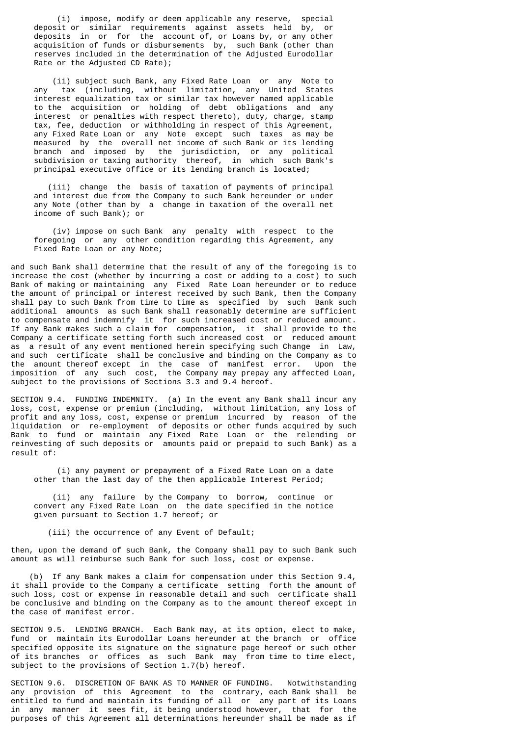(i) impose, modify or deem applicable any reserve, special deposit or similar requirements against assets held by, or deposits in or for the account of, or Loans by, or any other acquisition of funds or disbursements by, such Bank (other than reserves included in the determination of the Adjusted Eurodollar Rate or the Adjusted CD Rate);

(ii) subject such Bank, any Fixed Rate Loan or any Note to any tax (including, without limitation, any United States interest equalization tax or similar tax however named applicable to the acquisition or holding of debt obligations and any interest or penalties with respect thereto), duty, charge, stamp tax, fee, deduction or withholding in respect of this Agreement, any Fixed Rate Loan or any Note except such taxes as may be measured by the overall net income of such Bank or its lending branch and imposed by the jurisdiction, or any political subdivision or taxing authority thereof, in which such Bank's principal executive office or its lending branch is located;

(iii) change the basis of taxation of payments of principal and interest due from the Company to such Bank hereunder or under any Note (other than by a change in taxation of the overall net income of such Bank); or

(iv) impose on such Bank any penalty with respect to the foregoing or any other condition regarding this Agreement, any Fixed Rate Loan or any Note;

and such Bank shall determine that the result of any of the foregoing is to increase the cost (whether by incurring a cost or adding to a cost) to such Bank of making or maintaining any Fixed Rate Loan hereunder or to reduce the amount of principal or interest received by such Bank, then the Company shall pay to such Bank from time to time as specified by such Bank such additional amounts as such Bank shall reasonably determine are sufficient to compensate and indemnify it for such increased cost or reduced amount. If any Bank makes such a claim for compensation, it shall provide to the Company a certificate setting forth such increased cost or reduced amount as a result of any event mentioned herein specifying such Change in Law, and such certificate shall be conclusive and binding on the Company as to the amount thereof except in the case of manifest error. Upon the imposition of any such cost, the Company may prepay any affected Loan, subject to the provisions of Sections 3.3 and 9.4 hereof.

SECTION 9.4. FUNDING INDEMNITY. (a) In the event any Bank shall incur any loss, cost, expense or premium (including, without limitation, any loss of profit and any loss, cost, expense or premium incurred by reason of the liquidation or re-employment of deposits or other funds acquired by such Bank to fund or maintain any Fixed Rate Loan or the relending or reinvesting of such deposits or amounts paid or prepaid to such Bank) as a result of:

(i) any payment or prepayment of a Fixed Rate Loan on a date other than the last day of the then applicable Interest Period;

(ii) any failure by the Company to borrow, continue or convert any Fixed Rate Loan on the date specified in the notice given pursuant to Section 1.7 hereof; or

(iii) the occurrence of any Event of Default;

then, upon the demand of such Bank, the Company shall pay to such Bank such amount as will reimburse such Bank for such loss, cost or expense.

(b) If any Bank makes a claim for compensation under this Section 9.4, it shall provide to the Company a certificate setting forth the amount of such loss, cost or expense in reasonable detail and such certificate shall be conclusive and binding on the Company as to the amount thereof except in the case of manifest error.

SECTION 9.5. LENDING BRANCH. Each Bank may, at its option, elect to make, fund or maintain its Eurodollar Loans hereunder at the branch or office specified opposite its signature on the signature page hereof or such other of its branches or offices as such Bank may from time to time elect, subject to the provisions of Section 1.7(b) hereof.

SECTION 9.6. DISCRETION OF BANK AS TO MANNER OF FUNDING. Notwithstanding any provision of this Agreement to the contrary, each Bank shall be entitled to fund and maintain its funding of all or any part of its Loans in any manner it sees fit, it being understood however, that for the purposes of this Agreement all determinations hereunder shall be made as if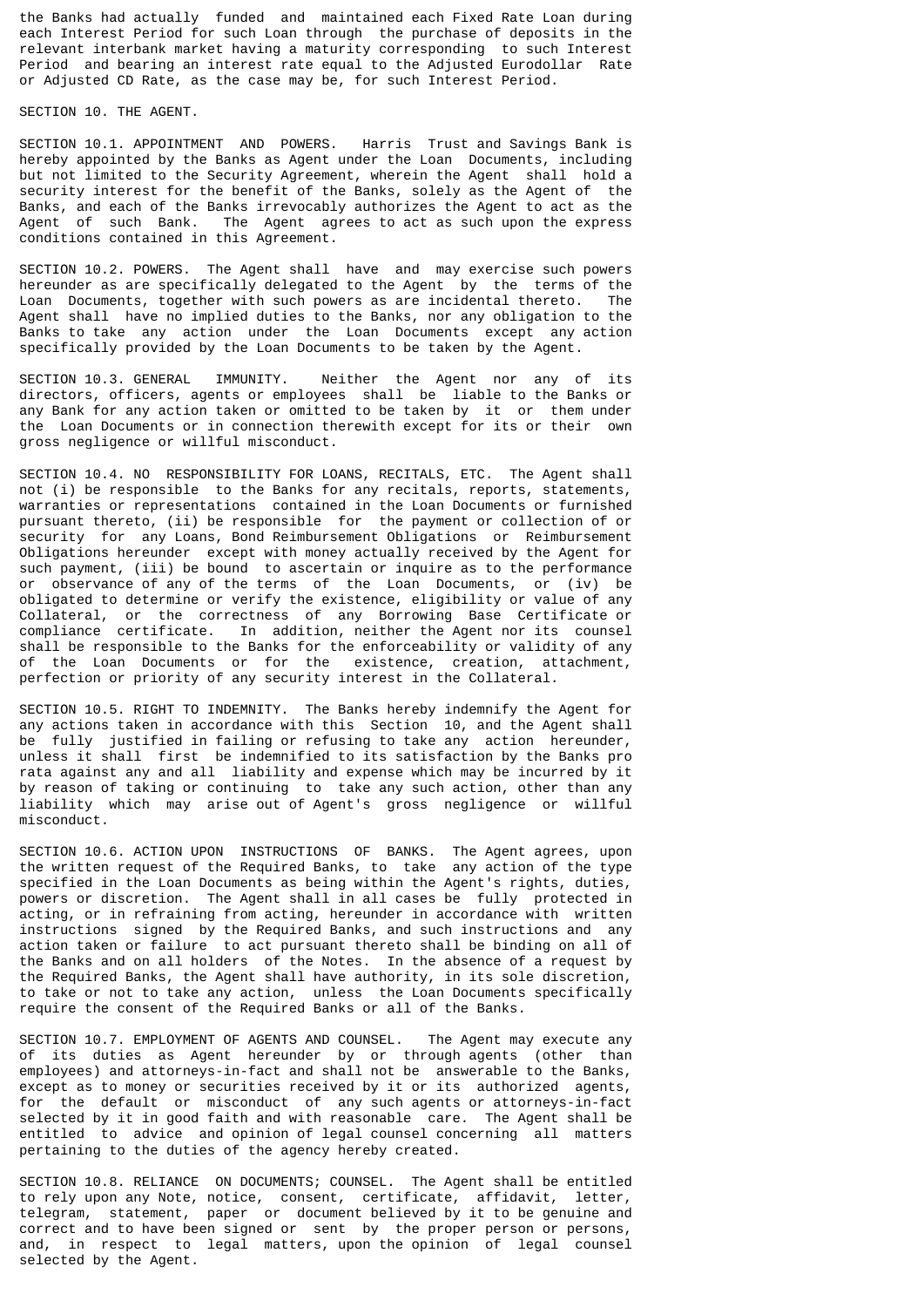the Banks had actually funded and maintained each Fixed Rate Loan during each Interest Period for such Loan through the purchase of deposits in the relevant interbank market having a maturity corresponding to such Interest Period and bearing an interest rate equal to the Adjusted Eurodollar Rate or Adjusted CD Rate, as the case may be, for such Interest Period.

## SECTION 10. THE AGENT.

SECTION 10.1. APPOINTMENT AND POWERS. Harris Trust and Savings Bank is hereby appointed by the Banks as Agent under the Loan Documents, including but not limited to the Security Agreement, wherein the Agent shall hold a security interest for the benefit of the Banks, solely as the Agent of the Banks, and each of the Banks irrevocably authorizes the Agent to act as the Agent of such Bank. The Agent agrees to act as such upon the express conditions contained in this Agreement.

SECTION 10.2. POWERS. The Agent shall have and may exercise such powers hereunder as are specifically delegated to the Agent by the terms of the Loan Documents, together with such powers as are incidental thereto. The Agent shall have no implied duties to the Banks, nor any obligation to the Banks to take any action under the Loan Documents except any action specifically provided by the Loan Documents to be taken by the Agent.

SECTION 10.3. GENERAL IMMUNITY. Neither the Agent nor any of its directors, officers, agents or employees shall be liable to the Banks or any Bank for any action taken or omitted to be taken by it or them under the Loan Documents or in connection therewith except for its or their own gross negligence or willful misconduct.

SECTION 10.4. NO RESPONSIBILITY FOR LOANS, RECITALS, ETC. The Agent shall not (i) be responsible to the Banks for any recitals, reports, statements, warranties or representations contained in the Loan Documents or furnished pursuant thereto, (ii) be responsible for the payment or collection of or security for any Loans, Bond Reimbursement Obligations or Reimbursement Obligations hereunder except with money actually received by the Agent for such payment, (iii) be bound to ascertain or inquire as to the performance or observance of any of the terms of the Loan Documents, or (iv) be obligated to determine or verify the existence, eligibility or value of any Collateral, or the correctness of any Borrowing Base Certificate or compliance certificate. In addition, neither the Agent nor its counsel shall be responsible to the Banks for the enforceability or validity of any of the Loan Documents or for the existence, creation, attachment, perfection or priority of any security interest in the Collateral.

SECTION 10.5. RIGHT TO INDEMNITY. The Banks hereby indemnify the Agent for any actions taken in accordance with this Section 10, and the Agent shall be fully justified in failing or refusing to take any action hereunder, unless it shall first be indemnified to its satisfaction by the Banks pro rata against any and all liability and expense which may be incurred by it by reason of taking or continuing to take any such action, other than any liability which may arise out of Agent's gross negligence or willful misconduct.

SECTION 10.6. ACTION UPON INSTRUCTIONS OF BANKS. The Agent agrees, upon the written request of the Required Banks, to take any action of the type specified in the Loan Documents as being within the Agent's rights, duties, powers or discretion. The Agent shall in all cases be fully protected in acting, or in refraining from acting, hereunder in accordance with written instructions signed by the Required Banks, and such instructions and any action taken or failure to act pursuant thereto shall be binding on all of the Banks and on all holders of the Notes. In the absence of a request by the Required Banks, the Agent shall have authority, in its sole discretion, to take or not to take any action, unless the Loan Documents specifically require the consent of the Required Banks or all of the Banks.

SECTION 10.7. EMPLOYMENT OF AGENTS AND COUNSEL. The Agent may execute any of its duties as Agent hereunder by or through agents (other than employees) and attorneys-in-fact and shall not be answerable to the Banks, except as to money or securities received by it or its authorized agents, for the default or misconduct of any such agents or attorneys-in-fact selected by it in good faith and with reasonable care. The Agent shall be entitled to advice and opinion of legal counsel concerning all matters pertaining to the duties of the agency hereby created.

SECTION 10.8. RELIANCE ON DOCUMENTS; COUNSEL. The Agent shall be entitled to rely upon any Note, notice, consent, certificate, affidavit, letter, telegram, statement, paper or document believed by it to be genuine and correct and to have been signed or sent by the proper person or persons, and, in respect to legal matters, upon the opinion of legal counsel selected by the Agent.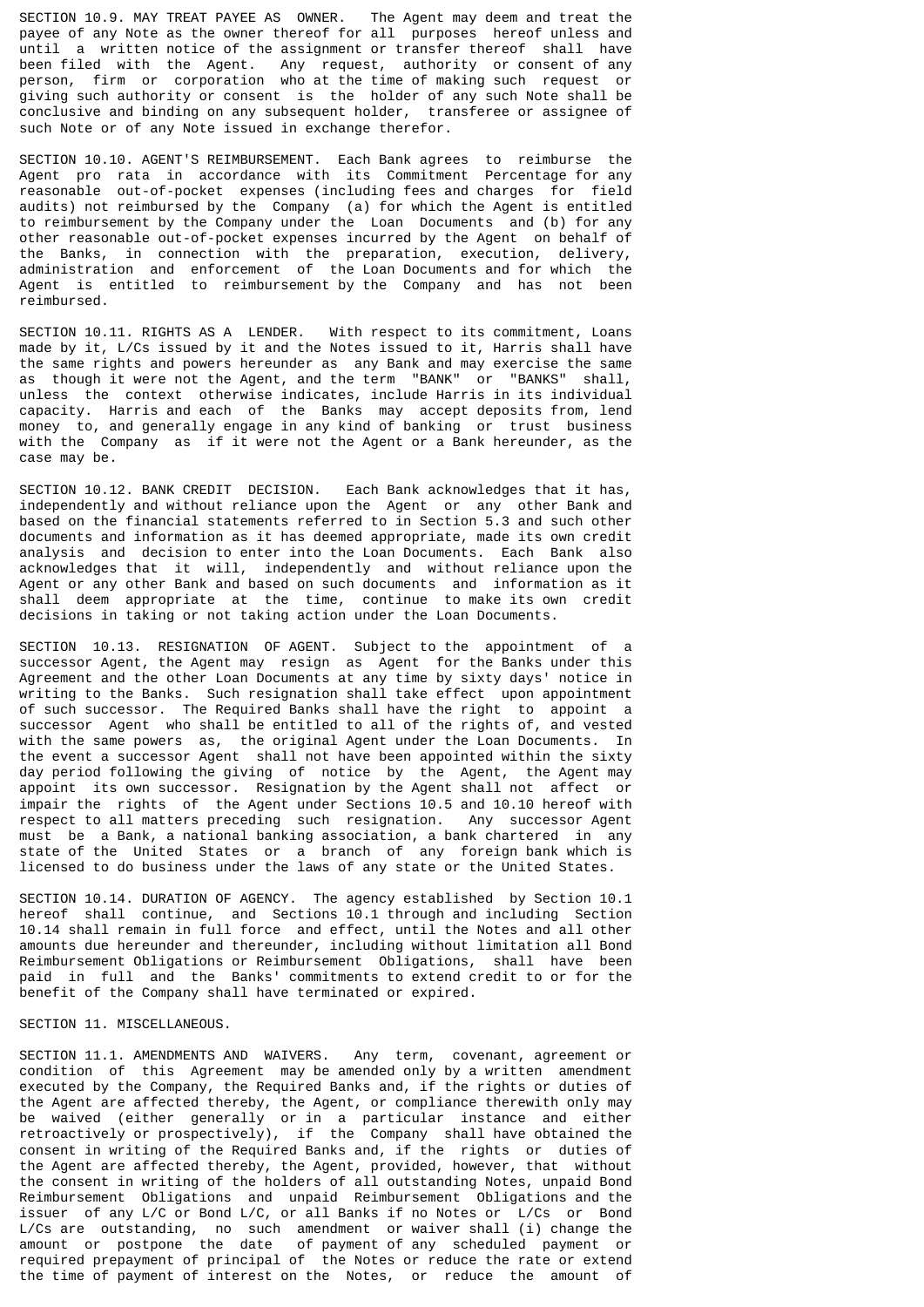SECTION 10.9. MAY TREAT PAYEE AS OWNER. The Agent may deem and treat the payee of any Note as the owner thereof for all purposes hereof unless and until a written notice of the assignment or transfer thereof shall have been filed with the Agent. Any request, authority or consent of any person, firm or corporation who at the time of making such request or giving such authority or consent is the holder of any such Note shall be conclusive and binding on any subsequent holder, transferee or assignee of such Note or of any Note issued in exchange therefor.

SECTION 10.10. AGENT'S REIMBURSEMENT. Each Bank agrees to reimburse the Agent pro rata in accordance with its Commitment Percentage for any reasonable out-of-pocket expenses (including fees and charges for field audits) not reimbursed by the Company (a) for which the Agent is entitled to reimbursement by the Company under the Loan Documents and (b) for any other reasonable out-of-pocket expenses incurred by the Agent on behalf of the Banks, in connection with the preparation, execution, delivery, administration and enforcement of the Loan Documents and for which the Agent is entitled to reimbursement by the Company and has not been reimbursed.

SECTION 10.11. RIGHTS AS A LENDER. With respect to its commitment, Loans made by it, L/Cs issued by it and the Notes issued to it, Harris shall have the same rights and powers hereunder as any Bank and may exercise the same as though it were not the Agent, and the term "BANK" or "BANKS" shall, unless the context otherwise indicates, include Harris in its individual capacity. Harris and each of the Banks may accept deposits from, lend money to, and generally engage in any kind of banking or trust business with the Company as if it were not the Agent or a Bank hereunder, as the case may be.

SECTION 10.12. BANK CREDIT DECISION. Each Bank acknowledges that it has, independently and without reliance upon the Agent or any other Bank and based on the financial statements referred to in Section 5.3 and such other documents and information as it has deemed appropriate, made its own credit analysis and decision to enter into the Loan Documents. Each Bank also acknowledges that it will, independently and without reliance upon the Agent or any other Bank and based on such documents and information as it shall deem appropriate at the time, continue to make its own credit decisions in taking or not taking action under the Loan Documents.

SECTION 10.13. RESIGNATION OF AGENT. Subject to the appointment of a successor Agent, the Agent may resign as Agent for the Banks under this Agreement and the other Loan Documents at any time by sixty days' notice in writing to the Banks. Such resignation shall take effect upon appointment of such successor. The Required Banks shall have the right to appoint a successor Agent who shall be entitled to all of the rights of, and vested with the same powers as, the original Agent under the Loan Documents. In the event a successor Agent shall not have been appointed within the sixty day period following the giving of notice by the Agent, the Agent may appoint its own successor. Resignation by the Agent shall not affect or impair the rights of the Agent under Sections 10.5 and 10.10 hereof with respect to all matters preceding such resignation. Any successor Agent must be a Bank, a national banking association, a bank chartered in any state of the United States or a branch of any foreign bank which is licensed to do business under the laws of any state or the United States.

SECTION 10.14. DURATION OF AGENCY. The agency established by Section 10.1 hereof shall continue, and Sections 10.1 through and including Section 10.14 shall remain in full force and effect, until the Notes and all other amounts due hereunder and thereunder, including without limitation all Bond Reimbursement Obligations or Reimbursement Obligations, shall have been paid in full and the Banks' commitments to extend credit to or for the benefit of the Company shall have terminated or expired.

SECTION 11. MISCELLANEOUS.

SECTION 11.1. AMENDMENTS AND WAIVERS. Any term, covenant, agreement or condition of this Agreement may be amended only by a written amendment executed by the Company, the Required Banks and, if the rights or duties of the Agent are affected thereby, the Agent, or compliance therewith only may be waived (either generally or in a particular instance and either retroactively or prospectively), if the Company shall have obtained the consent in writing of the Required Banks and, if the rights or duties of the Agent are affected thereby, the Agent, provided, however, that without the consent in writing of the holders of all outstanding Notes, unpaid Bond Reimbursement Obligations and unpaid Reimbursement Obligations and the issuer of any L/C or Bond L/C, or all Banks if no Notes or L/Cs or Bond L/Cs are outstanding, no such amendment or waiver shall (i) change the amount or postpone the date of payment of any scheduled payment or required prepayment of principal of the Notes or reduce the rate or extend the time of payment of interest on the Notes, or reduce the amount of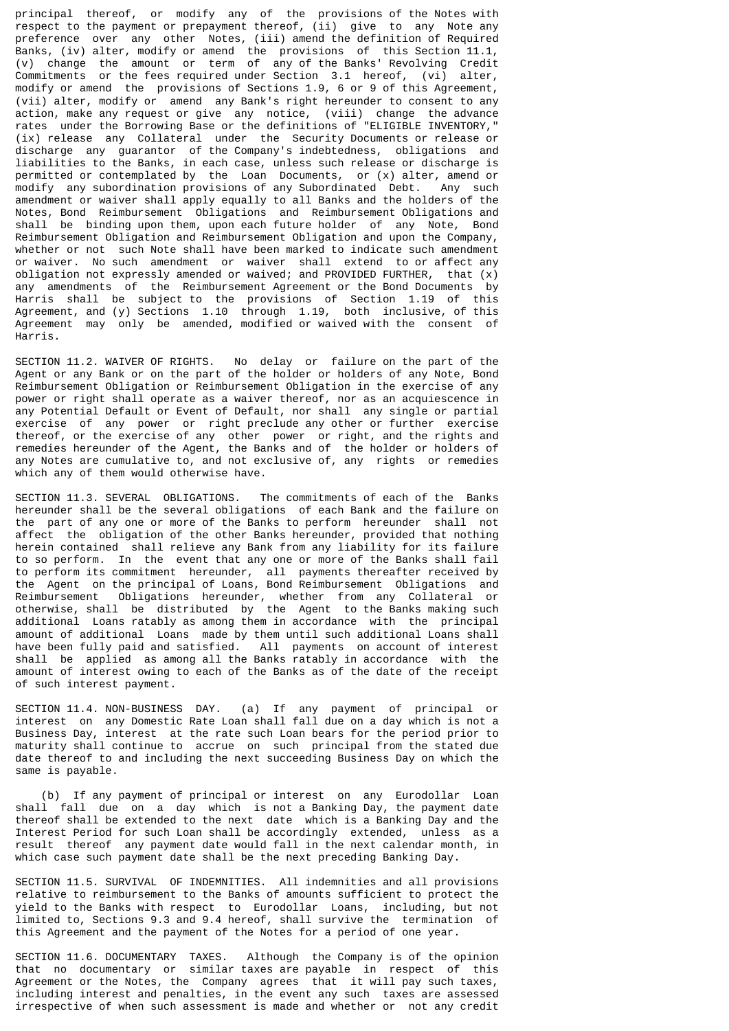principal thereof, or modify any of the provisions of the Notes with respect to the payment or prepayment thereof, (ii) give to any Note any preference over any other Notes, (iii) amend the definition of Required Banks, (iv) alter, modify or amend the provisions of this Section 11.1, (v) change the amount or term of any of the Banks' Revolving Credit Commitments or the fees required under Section 3.1 hereof, (vi) alter, modify or amend the provisions of Sections 1.9, 6 or 9 of this Agreement, (vii) alter, modify or amend any Bank's right hereunder to consent to any action, make any request or give any notice, (viii) change the advance rates under the Borrowing Base or the definitions of "ELIGIBLE INVENTORY," (ix) release any Collateral under the Security Documents or release or discharge any guarantor of the Company's indebtedness, obligations and liabilities to the Banks, in each case, unless such release or discharge is permitted or contemplated by the Loan Documents, or (x) alter, amend or modify any subordination provisions of any Subordinated Debt. Any such amendment or waiver shall apply equally to all Banks and the holders of the Notes, Bond Reimbursement Obligations and Reimbursement Obligations and shall be binding upon them, upon each future holder of any Note, Bond Reimbursement Obligation and Reimbursement Obligation and upon the Company, whether or not such Note shall have been marked to indicate such amendment or waiver. No such amendment or waiver shall extend to or affect any obligation not expressly amended or waived; and PROVIDED FURTHER, that (x) any amendments of the Reimbursement Agreement or the Bond Documents by Harris shall be subject to the provisions of Section 1.19 of this Agreement, and (y) Sections 1.10 through 1.19, both inclusive, of this Agreement may only be amended, modified or waived with the consent of Harris.

SECTION 11.2. WAIVER OF RIGHTS. No delay or failure on the part of the Agent or any Bank or on the part of the holder or holders of any Note, Bond Reimbursement Obligation or Reimbursement Obligation in the exercise of any power or right shall operate as a waiver thereof, nor as an acquiescence in any Potential Default or Event of Default, nor shall any single or partial exercise of any power or right preclude any other or further exercise thereof, or the exercise of any other power or right, and the rights and remedies hereunder of the Agent, the Banks and of the holder or holders of any Notes are cumulative to, and not exclusive of, any rights or remedies which any of them would otherwise have.

SECTION 11.3. SEVERAL OBLIGATIONS. The commitments of each of the Banks hereunder shall be the several obligations of each Bank and the failure on the part of any one or more of the Banks to perform hereunder shall not affect the obligation of the other Banks hereunder, provided that nothing herein contained shall relieve any Bank from any liability for its failure to so perform. In the event that any one or more of the Banks shall fail to perform its commitment hereunder, all payments thereafter received by the Agent on the principal of Loans, Bond Reimbursement Obligations and Reimbursement Obligations hereunder, whether from any Collateral or otherwise, shall be distributed by the Agent to the Banks making such additional Loans ratably as among them in accordance with the principal amount of additional Loans made by them until such additional Loans shall have been fully paid and satisfied. All payments on account of interest shall be applied as among all the Banks ratably in accordance with the amount of interest owing to each of the Banks as of the date of the receipt of such interest payment.

SECTION 11.4. NON-BUSINESS DAY. (a) If any payment of principal or interest on any Domestic Rate Loan shall fall due on a day which is not a Business Day, interest at the rate such Loan bears for the period prior to maturity shall continue to accrue on such principal from the stated due date thereof to and including the next succeeding Business Day on which the same is payable.

(b) If any payment of principal or interest on any Eurodollar Loan shall fall due on a day which is not a Banking Day, the payment date thereof shall be extended to the next date which is a Banking Day and the Interest Period for such Loan shall be accordingly extended, unless as a result thereof any payment date would fall in the next calendar month, in which case such payment date shall be the next preceding Banking Day.

SECTION 11.5. SURVIVAL OF INDEMNITIES. All indemnities and all provisions relative to reimbursement to the Banks of amounts sufficient to protect the yield to the Banks with respect to Eurodollar Loans, including, but not limited to, Sections 9.3 and 9.4 hereof, shall survive the termination of this Agreement and the payment of the Notes for a period of one year.

SECTION 11.6. DOCUMENTARY TAXES. Although the Company is of the opinion that no documentary or similar taxes are payable in respect of this Agreement or the Notes, the Company agrees that it will pay such taxes, including interest and penalties, in the event any such taxes are assessed irrespective of when such assessment is made and whether or not any credit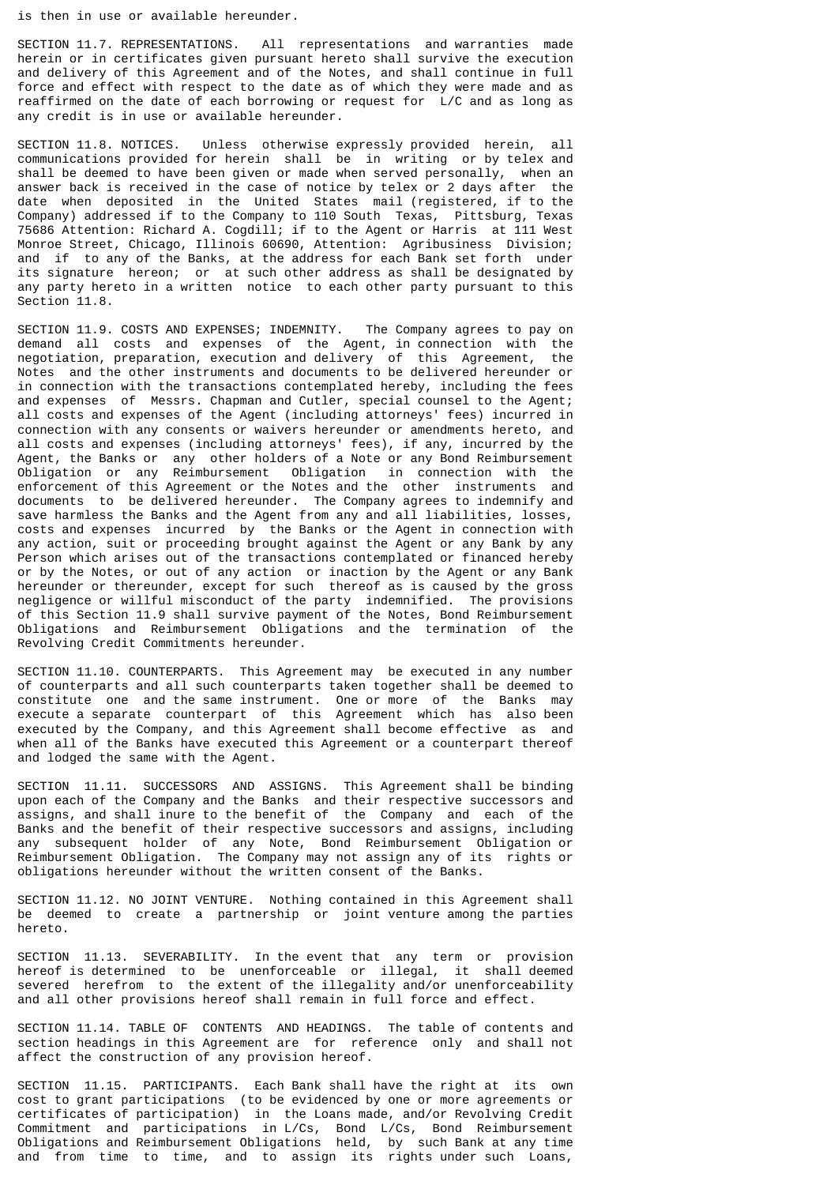is then in use or available hereunder.

SECTION 11.7. REPRESENTATIONS. All representations and warranties made herein or in certificates given pursuant hereto shall survive the execution and delivery of this Agreement and of the Notes, and shall continue in full force and effect with respect to the date as of which they were made and as reaffirmed on the date of each borrowing or request for L/C and as long as any credit is in use or available hereunder.

SECTION 11.8. NOTICES. Unless otherwise expressly provided herein, all communications provided for herein shall be in writing or by telex and shall be deemed to have been given or made when served personally, when an answer back is received in the case of notice by telex or 2 days after the date when deposited in the United States mail (registered, if to the Company) addressed if to the Company to 110 South Texas, Pittsburg, Texas 75686 Attention: Richard A. Cogdill; if to the Agent or Harris at 111 West Monroe Street, Chicago, Illinois 60690, Attention: Agribusiness Division; and if to any of the Banks, at the address for each Bank set forth under its signature hereon; or at such other address as shall be designated by any party hereto in a written notice to each other party pursuant to this Section 11.8.

SECTION 11.9. COSTS AND EXPENSES; INDEMNITY. The Company agrees to pay on demand all costs and expenses of the Agent, in connection with the negotiation, preparation, execution and delivery of this Agreement, the Notes and the other instruments and documents to be delivered hereunder or in connection with the transactions contemplated hereby, including the fees and expenses of Messrs. Chapman and Cutler, special counsel to the Agent; all costs and expenses of the Agent (including attorneys' fees) incurred in connection with any consents or waivers hereunder or amendments hereto, and all costs and expenses (including attorneys' fees), if any, incurred by the Agent, the Banks or any other holders of a Note or any Bond Reimbursement Obligation or any Reimbursement Obligation in connection with the enforcement of this Agreement or the Notes and the other instruments and documents to be delivered hereunder. The Company agrees to indemnify and save harmless the Banks and the Agent from any and all liabilities, losses, costs and expenses incurred by the Banks or the Agent in connection with any action, suit or proceeding brought against the Agent or any Bank by any Person which arises out of the transactions contemplated or financed hereby or by the Notes, or out of any action or inaction by the Agent or any Bank hereunder or thereunder, except for such thereof as is caused by the gross negligence or willful misconduct of the party indemnified. The provisions of this Section 11.9 shall survive payment of the Notes, Bond Reimbursement Obligations and Reimbursement Obligations and the termination of the Revolving Credit Commitments hereunder.

SECTION 11.10. COUNTERPARTS. This Agreement may be executed in any number of counterparts and all such counterparts taken together shall be deemed to constitute one and the same instrument. One or more of the Banks may execute a separate counterpart of this Agreement which has also been executed by the Company, and this Agreement shall become effective as and when all of the Banks have executed this Agreement or a counterpart thereof and lodged the same with the Agent.

SECTION 11.11. SUCCESSORS AND ASSIGNS. This Agreement shall be binding upon each of the Company and the Banks and their respective successors and assigns, and shall inure to the benefit of the Company and each of the Banks and the benefit of their respective successors and assigns, including any subsequent holder of any Note, Bond Reimbursement Obligation or Reimbursement Obligation. The Company may not assign any of its rights or obligations hereunder without the written consent of the Banks.

SECTION 11.12. NO JOINT VENTURE. Nothing contained in this Agreement shall be deemed to create a partnership or joint venture among the parties hereto.

SECTION 11.13. SEVERABILITY. In the event that any term or provision hereof is determined to be unenforceable or illegal, it shall deemed severed herefrom to the extent of the illegality and/or unenforceability and all other provisions hereof shall remain in full force and effect.

SECTION 11.14. TABLE OF CONTENTS AND HEADINGS. The table of contents and section headings in this Agreement are for reference only and shall not affect the construction of any provision hereof.

SECTION 11.15. PARTICIPANTS. Each Bank shall have the right at its own cost to grant participations (to be evidenced by one or more agreements or certificates of participation) in the Loans made, and/or Revolving Credit Commitment and participations in L/Cs, Bond L/Cs, Bond Reimbursement Obligations and Reimbursement Obligations held, by such Bank at any time and from time to time, and to assign its rights under such Loans,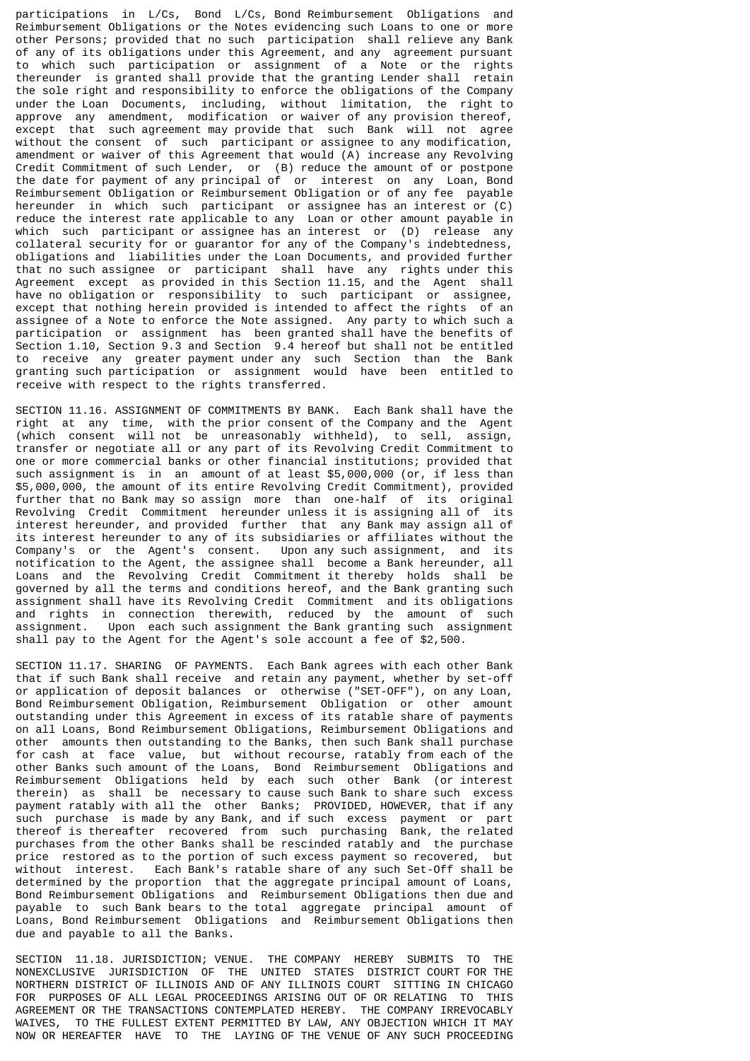participations in L/Cs, Bond L/Cs, Bond Reimbursement Obligations and Reimbursement Obligations or the Notes evidencing such Loans to one or more other Persons; provided that no such participation shall relieve any Bank of any of its obligations under this Agreement, and any agreement pursuant to which such participation or assignment of a Note or the rights thereunder is granted shall provide that the granting Lender shall retain the sole right and responsibility to enforce the obligations of the Company under the Loan Documents, including, without limitation, the right to approve any amendment, modification or waiver of any provision thereof, except that such agreement may provide that such Bank will not agree without the consent of such participant or assignee to any modification, amendment or waiver of this Agreement that would (A) increase any Revolving Credit Commitment of such Lender, or (B) reduce the amount of or postpone the date for payment of any principal of or interest on any Loan, Bond Reimbursement Obligation or Reimbursement Obligation or of any fee payable hereunder in which such participant or assignee has an interest or (C) reduce the interest rate applicable to any Loan or other amount payable in which such participant or assignee has an interest or (D) release any collateral security for or guarantor for any of the Company's indebtedness, obligations and liabilities under the Loan Documents, and provided further that no such assignee or participant shall have any rights under this Agreement except as provided in this Section 11.15, and the Agent shall have no obligation or responsibility to such participant or assignee, except that nothing herein provided is intended to affect the rights of an assignee of a Note to enforce the Note assigned. Any party to which such a participation or assignment has been granted shall have the benefits of Section 1.10, Section 9.3 and Section 9.4 hereof but shall not be entitled to receive any greater payment under any such Section than the Bank granting such participation or assignment would have been entitled to receive with respect to the rights transferred.

SECTION 11.16. ASSIGNMENT OF COMMITMENTS BY BANK. Each Bank shall have the right at any time, with the prior consent of the Company and the Agent (which consent will not be unreasonably withheld), to sell, assign, transfer or negotiate all or any part of its Revolving Credit Commitment to one or more commercial banks or other financial institutions; provided that such assignment is in an amount of at least $5,000,000 (or, if less than $5,000,000, the amount of its entire Revolving Credit Commitment), provided further that no Bank may so assign more than one-half of its original Revolving Credit Commitment hereunder unless it is assigning all of its interest hereunder, and provided further that any Bank may assign all of its interest hereunder to any of its subsidiaries or affiliates without the Company's or the Agent's consent. Upon any such assignment, and its notification to the Agent, the assignee shall become a Bank hereunder, all Loans and the Revolving Credit Commitment it thereby holds shall be governed by all the terms and conditions hereof, and the Bank granting such assignment shall have its Revolving Credit Commitment and its obligations and rights in connection therewith, reduced by the amount of such assignment. Upon each such assignment the Bank granting such assignment shall pay to the Agent for the Agent's sole account a fee of $2,500.

SECTION 11.17. SHARING OF PAYMENTS. Each Bank agrees with each other Bank that if such Bank shall receive and retain any payment, whether by set-off or application of deposit balances or otherwise ("SET-OFF"), on any Loan, Bond Reimbursement Obligation, Reimbursement Obligation or other amount outstanding under this Agreement in excess of its ratable share of payments on all Loans, Bond Reimbursement Obligations, Reimbursement Obligations and other amounts then outstanding to the Banks, then such Bank shall purchase for cash at face value, but without recourse, ratably from each of the other Banks such amount of the Loans, Bond Reimbursement Obligations and Reimbursement Obligations held by each such other Bank (or interest therein) as shall be necessary to cause such Bank to share such excess payment ratably with all the other Banks; PROVIDED, HOWEVER, that if any such purchase is made by any Bank, and if such excess payment or part thereof is thereafter recovered from such purchasing Bank, the related purchases from the other Banks shall be rescinded ratably and the purchase price restored as to the portion of such excess payment so recovered, but without interest. Each Bank's ratable share of any such Set-Off shall be determined by the proportion that the aggregate principal amount of Loans, Bond Reimbursement Obligations and Reimbursement Obligations then due and payable to such Bank bears to the total aggregate principal amount of Loans, Bond Reimbursement Obligations and Reimbursement Obligations then due and payable to all the Banks.

SECTION 11.18. JURISDICTION; VENUE. THE COMPANY HEREBY SUBMITS TO THE NONEXCLUSIVE JURISDICTION OF THE UNITED STATES DISTRICT COURT FOR THE NORTHERN DISTRICT OF ILLINOIS AND OF ANY ILLINOIS COURT SITTING IN CHICAGO FOR PURPOSES OF ALL LEGAL PROCEEDINGS ARISING OUT OF OR RELATING TO THIS AGREEMENT OR THE TRANSACTIONS CONTEMPLATED HEREBY. THE COMPANY IRREVOCABLY WAIVES, TO THE FULLEST EXTENT PERMITTED BY LAW, ANY OBJECTION WHICH IT MAY NOW OR HEREAFTER HAVE TO THE LAYING OF THE VENUE OF ANY SUCH PROCEEDING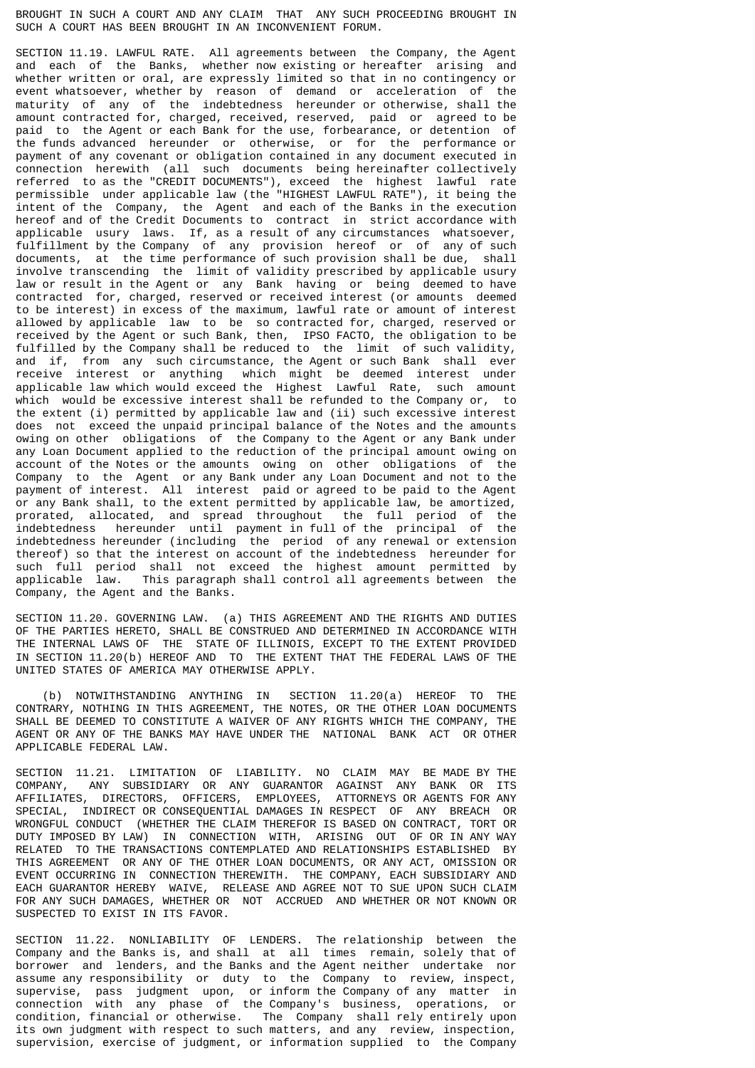BROUGHT IN SUCH A COURT AND ANY CLAIM THAT ANY SUCH PROCEEDING BROUGHT IN SUCH A COURT HAS BEEN BROUGHT IN AN INCONVENIENT FORUM.

SECTION 11.19. LAWFUL RATE. All agreements between the Company, the Agent and each of the Banks, whether now existing or hereafter arising and whether written or oral, are expressly limited so that in no contingency or event whatsoever, whether by reason of demand or acceleration of the maturity of any of the indebtedness hereunder or otherwise, shall the amount contracted for, charged, received, reserved, paid or agreed to be paid to the Agent or each Bank for the use, forbearance, or detention of the funds advanced hereunder or otherwise, or for the performance or payment of any covenant or obligation contained in any document executed in connection herewith (all such documents being hereinafter collectively referred to as the "CREDIT DOCUMENTS"), exceed the highest lawful rate permissible under applicable law (the "HIGHEST LAWFUL RATE"), it being the intent of the Company, the Agent and each of the Banks in the execution hereof and of the Credit Documents to contract in strict accordance with applicable usury laws. If, as a result of any circumstances whatsoever, fulfillment by the Company of any provision hereof or of any of such documents, at the time performance of such provision shall be due, shall involve transcending the limit of validity prescribed by applicable usury law or result in the Agent or any Bank having or being deemed to have contracted for, charged, reserved or received interest (or amounts deemed to be interest) in excess of the maximum, lawful rate or amount of interest allowed by applicable law to be so contracted for, charged, reserved or received by the Agent or such Bank, then, IPSO FACTO, the obligation to be fulfilled by the Company shall be reduced to the limit of such validity, and if, from any such circumstance, the Agent or such Bank shall ever receive interest or anything which might be deemed interest under applicable law which would exceed the Highest Lawful Rate, such amount which would be excessive interest shall be refunded to the Company or, to the extent (i) permitted by applicable law and (ii) such excessive interest does not exceed the unpaid principal balance of the Notes and the amounts owing on other obligations of the Company to the Agent or any Bank under any Loan Document applied to the reduction of the principal amount owing on account of the Notes or the amounts owing on other obligations of the Company to the Agent or any Bank under any Loan Document and not to the payment of interest. All interest paid or agreed to be paid to the Agent or any Bank shall, to the extent permitted by applicable law, be amortized, prorated, allocated, and spread throughout the full period of the indebtedness hereunder until payment in full of the principal of the indebtedness hereunder (including the period of any renewal or extension thereof) so that the interest on account of the indebtedness hereunder for such full period shall not exceed the highest amount permitted by applicable law. This paragraph shall control all agreements between the Company, the Agent and the Banks.

SECTION 11.20. GOVERNING LAW. (a) THIS AGREEMENT AND THE RIGHTS AND DUTIES OF THE PARTIES HERETO, SHALL BE CONSTRUED AND DETERMINED IN ACCORDANCE WITH THE INTERNAL LAWS OF THE STATE OF ILLINOIS, EXCEPT TO THE EXTENT PROVIDED IN SECTION 11.20(b) HEREOF AND TO THE EXTENT THAT THE FEDERAL LAWS OF THE UNITED STATES OF AMERICA MAY OTHERWISE APPLY.

(b) NOTWITHSTANDING ANYTHING IN SECTION 11.20(a) HEREOF TO THE CONTRARY, NOTHING IN THIS AGREEMENT, THE NOTES, OR THE OTHER LOAN DOCUMENTS SHALL BE DEEMED TO CONSTITUTE A WAIVER OF ANY RIGHTS WHICH THE COMPANY, THE AGENT OR ANY OF THE BANKS MAY HAVE UNDER THE NATIONAL BANK ACT OR OTHER APPLICABLE FEDERAL LAW.

SECTION 11.21. LIMITATION OF LIABILITY. NO CLAIM MAY BE MADE BY THE COMPANY, ANY SUBSIDIARY OR ANY GUARANTOR AGAINST ANY BANK OR ITS AFFILIATES, DIRECTORS, OFFICERS, EMPLOYEES, ATTORNEYS OR AGENTS FOR ANY SPECIAL, INDIRECT OR CONSEQUENTIAL DAMAGES IN RESPECT OF ANY BREACH OR WRONGFUL CONDUCT (WHETHER THE CLAIM THEREFOR IS BASED ON CONTRACT, TORT OR DUTY IMPOSED BY LAW) IN CONNECTION WITH, ARISING OUT OF OR IN ANY WAY RELATED TO THE TRANSACTIONS CONTEMPLATED AND RELATIONSHIPS ESTABLISHED BY THIS AGREEMENT OR ANY OF THE OTHER LOAN DOCUMENTS, OR ANY ACT, OMISSION OR EVENT OCCURRING IN CONNECTION THEREWITH. THE COMPANY, EACH SUBSIDIARY AND EACH GUARANTOR HEREBY WAIVE, RELEASE AND AGREE NOT TO SUE UPON SUCH CLAIM FOR ANY SUCH DAMAGES, WHETHER OR NOT ACCRUED AND WHETHER OR NOT KNOWN OR SUSPECTED TO EXIST IN ITS FAVOR.

SECTION 11.22. NONLIABILITY OF LENDERS. The relationship between the Company and the Banks is, and shall at all times remain, solely that of borrower and lenders, and the Banks and the Agent neither undertake nor assume any responsibility or duty to the Company to review, inspect, supervise, pass judgment upon, or inform the Company of any matter in connection with any phase of the Company's business, operations, or condition, financial or otherwise. The Company shall rely entirely upon its own judgment with respect to such matters, and any review, inspection, supervision, exercise of judgment, or information supplied to the Company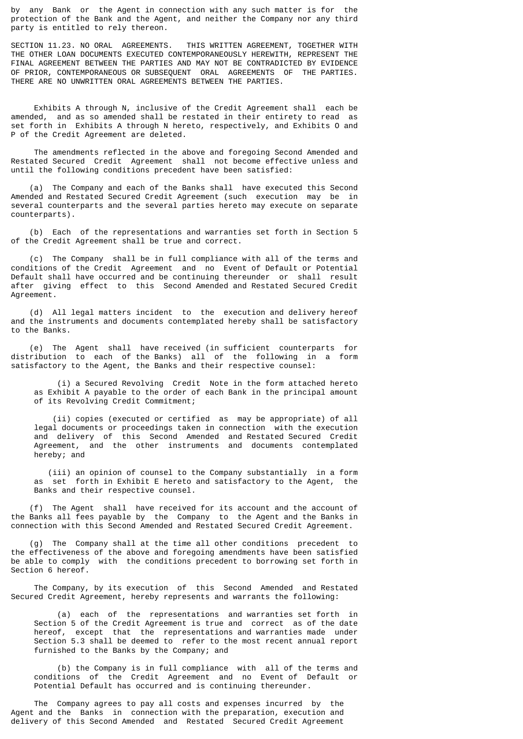by any Bank or the Agent in connection with any such matter is for the protection of the Bank and the Agent, and neither the Company nor any third party is entitled to rely thereon.

SECTION 11.23. NO ORAL AGREEMENTS. THIS WRITTEN AGREEMENT, TOGETHER WITH THE OTHER LOAN DOCUMENTS EXECUTED CONTEMPORANEOUSLY HEREWITH, REPRESENT THE FINAL AGREEMENT BETWEEN THE PARTIES AND MAY NOT BE CONTRADICTED BY EVIDENCE OF PRIOR, CONTEMPORANEOUS OR SUBSEQUENT ORAL AGREEMENTS OF THE PARTIES. THERE ARE NO UNWRITTEN ORAL AGREEMENTS BETWEEN THE PARTIES.

Exhibits A through N, inclusive of the Credit Agreement shall each be amended, and as so amended shall be restated in their entirety to read as set forth in Exhibits A through N hereto, respectively, and Exhibits O and P of the Credit Agreement are deleted.

The amendments reflected in the above and foregoing Second Amended and Restated Secured Credit Agreement shall not become effective unless and until the following conditions precedent have been satisfied:

(a) The Company and each of the Banks shall have executed this Second Amended and Restated Secured Credit Agreement (such execution may be in several counterparts and the several parties hereto may execute on separate counterparts).

(b) Each of the representations and warranties set forth in Section 5 of the Credit Agreement shall be true and correct.

(c) The Company shall be in full compliance with all of the terms and conditions of the Credit Agreement and no Event of Default or Potential Default shall have occurred and be continuing thereunder or shall result after giving effect to this Second Amended and Restated Secured Credit Agreement.

(d) All legal matters incident to the execution and delivery hereof and the instruments and documents contemplated hereby shall be satisfactory to the Banks.

(e) The Agent shall have received (in sufficient counterparts for distribution to each of the Banks) all of the following in a form satisfactory to the Agent, the Banks and their respective counsel:

(i) a Secured Revolving Credit Note in the form attached hereto as Exhibit A payable to the order of each Bank in the principal amount of its Revolving Credit Commitment;

(ii) copies (executed or certified as may be appropriate) of all legal documents or proceedings taken in connection with the execution and delivery of this Second Amended and Restated Secured Credit Agreement, and the other instruments and documents contemplated hereby; and

(iii) an opinion of counsel to the Company substantially in a form as set forth in Exhibit E hereto and satisfactory to the Agent, the Banks and their respective counsel.

(f) The Agent shall have received for its account and the account of the Banks all fees payable by the Company to the Agent and the Banks in connection with this Second Amended and Restated Secured Credit Agreement.

(g) The Company shall at the time all other conditions precedent to the effectiveness of the above and foregoing amendments have been satisfied be able to comply with the conditions precedent to borrowing set forth in Section 6 hereof.

The Company, by its execution of this Second Amended and Restated Secured Credit Agreement, hereby represents and warrants the following:

(a) each of the representations and warranties set forth in Section 5 of the Credit Agreement is true and correct as of the date hereof, except that the representations and warranties made under Section 5.3 shall be deemed to refer to the most recent annual report furnished to the Banks by the Company; and

(b) the Company is in full compliance with all of the terms and conditions of the Credit Agreement and no Event of Default or Potential Default has occurred and is continuing thereunder.

The Company agrees to pay all costs and expenses incurred by the Agent and the Banks in connection with the preparation, execution and delivery of this Second Amended and Restated Secured Credit Agreement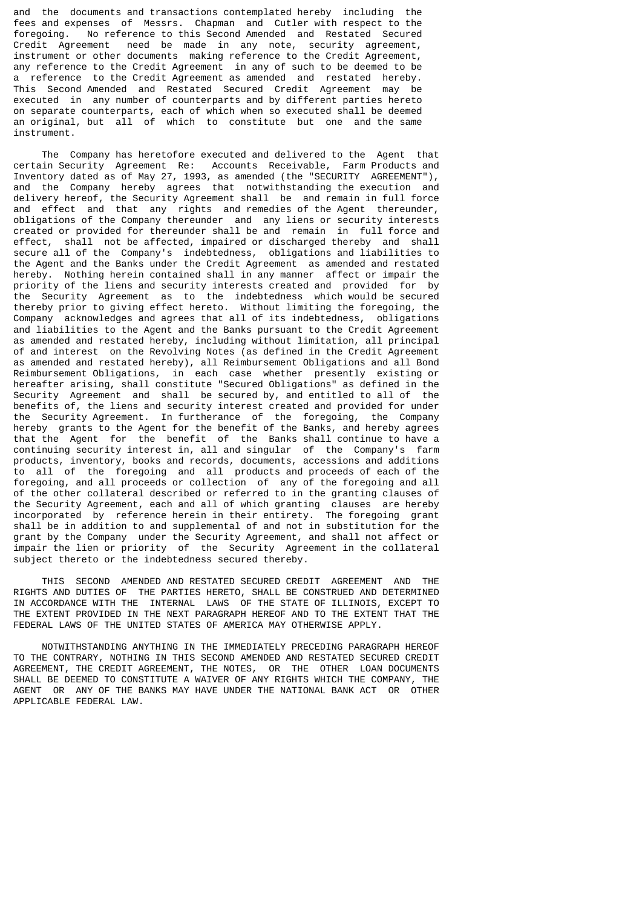and the documents and transactions contemplated hereby including the fees and expenses of Messrs. Chapman and Cutler with respect to the foregoing. No reference to this Second Amended and Restated Secured Credit Agreement need be made in any note, security agreement, instrument or other documents making reference to the Credit Agreement, any reference to the Credit Agreement in any of such to be deemed to be a reference to the Credit Agreement as amended and restated hereby. This Second Amended and Restated Secured Credit Agreement may be executed in any number of counterparts and by different parties hereto on separate counterparts, each of which when so executed shall be deemed an original, but all of which to constitute but one and the same instrument.

The Company has heretofore executed and delivered to the Agent that certain Security Agreement Re: Accounts Receivable, Farm Products and Inventory dated as of May 27, 1993, as amended (the "SECURITY AGREEMENT"), and the Company hereby agrees that notwithstanding the execution and delivery hereof, the Security Agreement shall be and remain in full force and effect and that any rights and remedies of the Agent thereunder, obligations of the Company thereunder and any liens or security interests created or provided for thereunder shall be and remain in full force and effect, shall not be affected, impaired or discharged thereby and shall secure all of the Company's indebtedness, obligations and liabilities to the Agent and the Banks under the Credit Agreement as amended and restated hereby. Nothing herein contained shall in any manner affect or impair the priority of the liens and security interests created and provided for by the Security Agreement as to the indebtedness which would be secured thereby prior to giving effect hereto. Without limiting the foregoing, the Company acknowledges and agrees that all of its indebtedness, obligations and liabilities to the Agent and the Banks pursuant to the Credit Agreement as amended and restated hereby, including without limitation, all principal of and interest on the Revolving Notes (as defined in the Credit Agreement as amended and restated hereby), all Reimbursement Obligations and all Bond Reimbursement Obligations, in each case whether presently existing or hereafter arising, shall constitute "Secured Obligations" as defined in the Security Agreement and shall be secured by, and entitled to all of the benefits of, the liens and security interest created and provided for under the Security Agreement. In furtherance of the foregoing, the Company hereby grants to the Agent for the benefit of the Banks, and hereby agrees that the Agent for the benefit of the Banks shall continue to have a continuing security interest in, all and singular of the Company's farm products, inventory, books and records, documents, accessions and additions to all of the foregoing and all products and proceeds of each of the foregoing, and all proceeds or collection of any of the foregoing and all of the other collateral described or referred to in the granting clauses of the Security Agreement, each and all of which granting clauses are hereby incorporated by reference herein in their entirety. The foregoing grant shall be in addition to and supplemental of and not in substitution for the grant by the Company under the Security Agreement, and shall not affect or impair the lien or priority of the Security Agreement in the collateral subject thereto or the indebtedness secured thereby.

THIS SECOND AMENDED AND RESTATED SECURED CREDIT AGREEMENT AND THE RIGHTS AND DUTIES OF THE PARTIES HERETO, SHALL BE CONSTRUED AND DETERMINED IN ACCORDANCE WITH THE INTERNAL LAWS OF THE STATE OF ILLINOIS, EXCEPT TO THE EXTENT PROVIDED IN THE NEXT PARAGRAPH HEREOF AND TO THE EXTENT THAT THE FEDERAL LAWS OF THE UNITED STATES OF AMERICA MAY OTHERWISE APPLY.

NOTWITHSTANDING ANYTHING IN THE IMMEDIATELY PRECEDING PARAGRAPH HEREOF TO THE CONTRARY, NOTHING IN THIS SECOND AMENDED AND RESTATED SECURED CREDIT AGREEMENT, THE CREDIT AGREEMENT, THE NOTES, OR THE OTHER LOAN DOCUMENTS SHALL BE DEEMED TO CONSTITUTE A WAIVER OF ANY RIGHTS WHICH THE COMPANY, THE AGENT OR ANY OF THE BANKS MAY HAVE UNDER THE NATIONAL BANK ACT OR OTHER APPLICABLE FEDERAL LAW.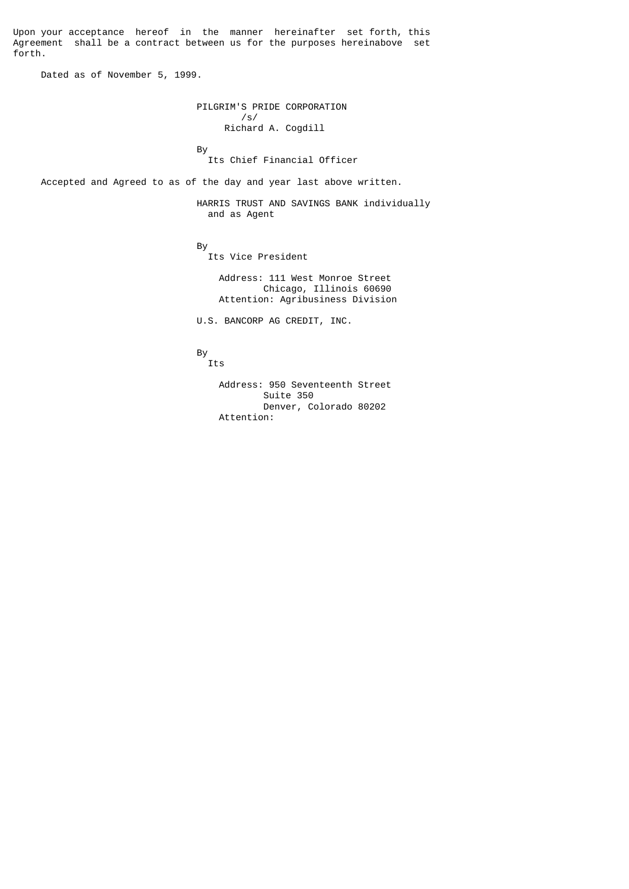Upon your acceptance hereof in the manner hereinafter set forth, this Agreement shall be a contract between us for the purposes hereinabove set forth.

Dated as of November 5, 1999.

PILGRIM'S PRIDE CORPORATION

/s/
Richard A. Cogdill

By
Its Chief Financial Officer

Accepted and Agreed to as of the day and year last above written.

HARRIS TRUST AND SAVINGS BANK individually and as Agent

By
Its Vice President

Address: 111 West Monroe Street
Chicago, Illinois 60690
Attention: Agribusiness Division

U.S. BANCORP AG CREDIT, INC.

By
Its

Address: 950 Seventeenth Street
Suite 350
Denver, Colorado 80202
Attention: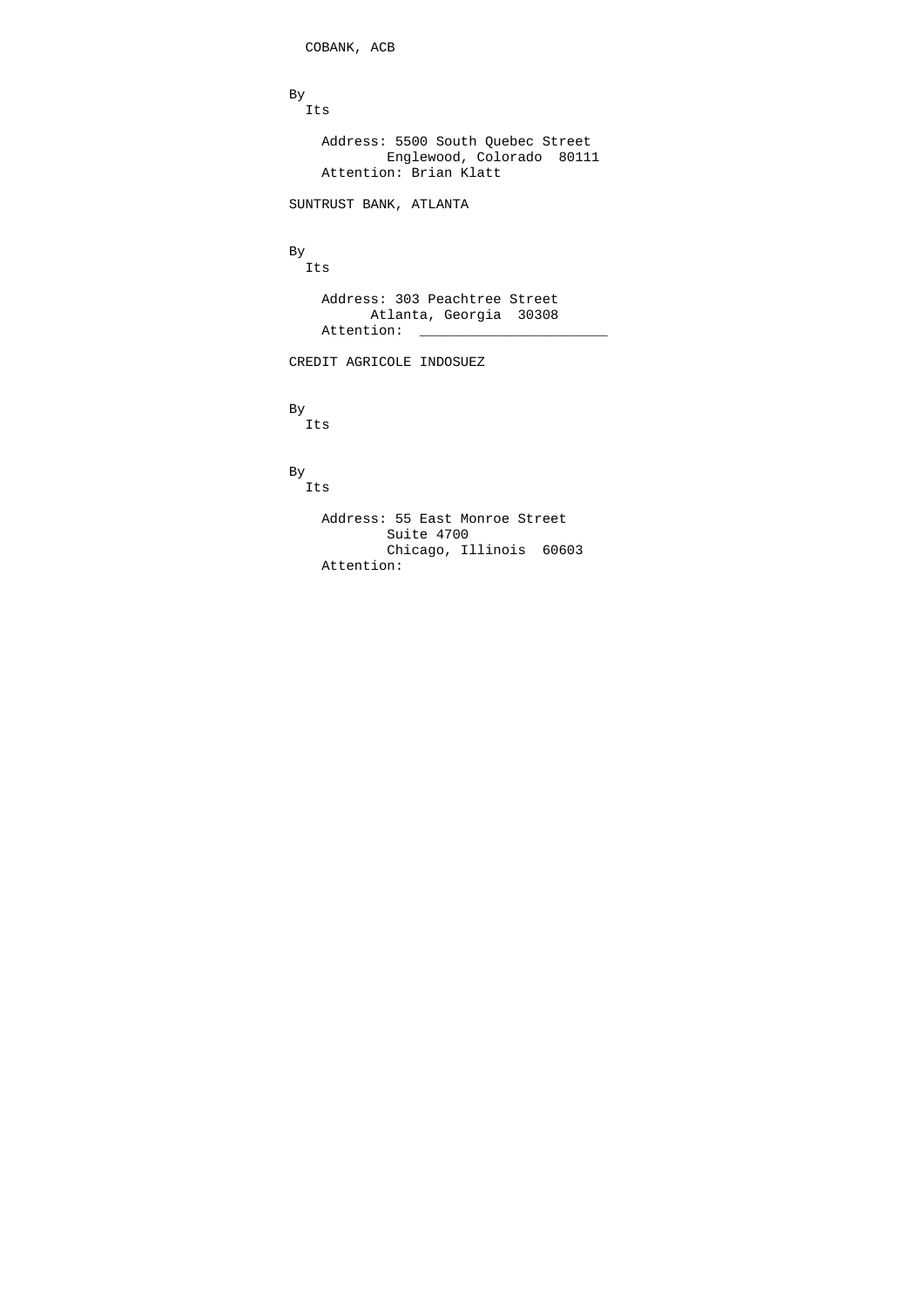COBANK, ACB

By
Its

Address: 5500 South Quebec Street
Englewood, Colorado 80111
Attention: Brian Klatt

SUNTRUST BANK, ATLANTA

By
Its

Address: 303 Peachtree Street
Atlanta, Georgia 30308
Attention: _______________________

CREDIT AGRICOLE INDOSUEZ

By
Its

By
Its

Address: 55 East Monroe Street
Suite 4700
Chicago, Illinois 60603
Attention: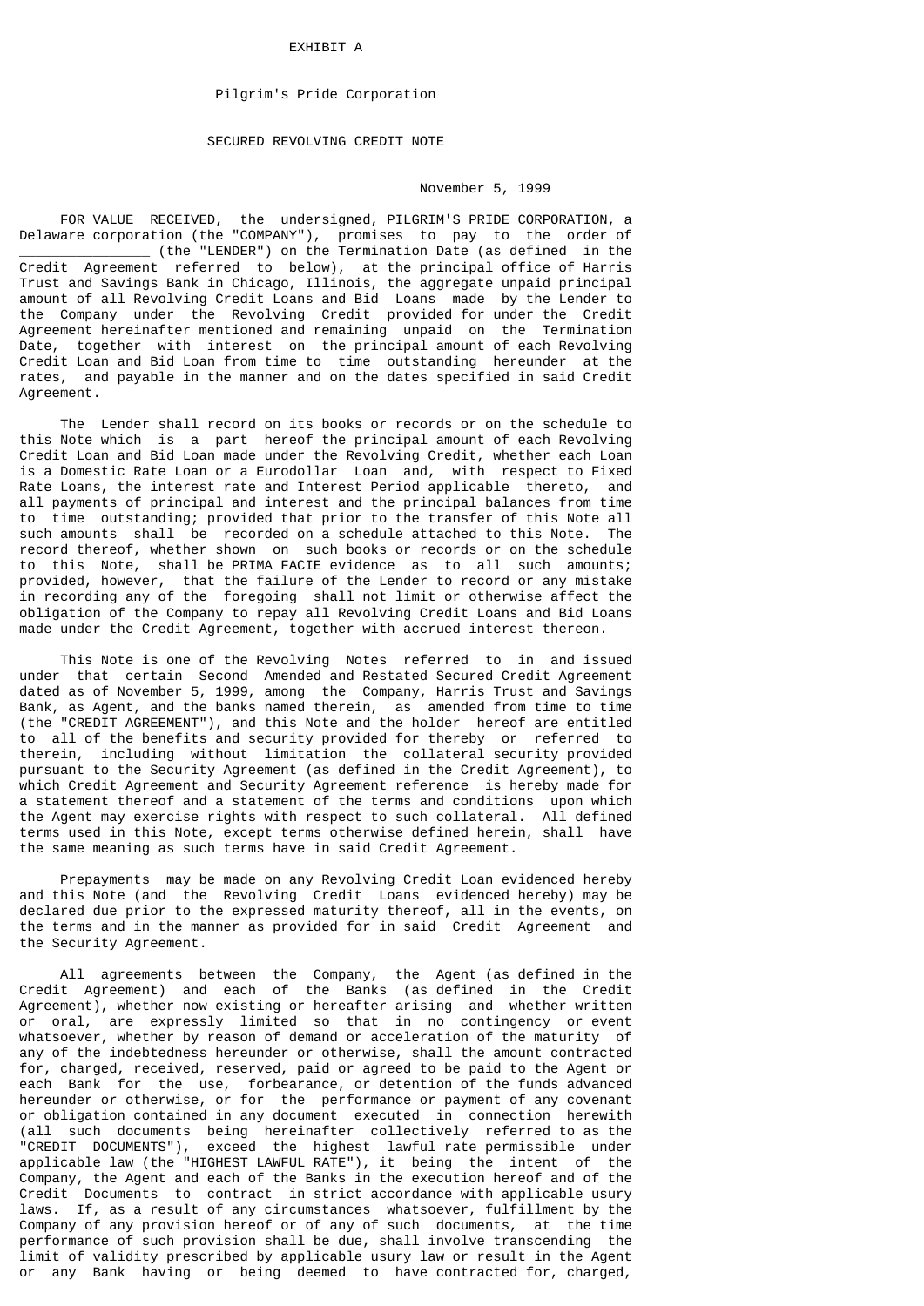EXHIBIT A

Pilgrim's Pride Corporation

SECURED REVOLVING CREDIT NOTE

November 5, 1999

FOR VALUE RECEIVED, the undersigned, PILGRIM'S PRIDE CORPORATION, a Delaware corporation (the "COMPANY"), promises to pay to the order of ________________ (the "LENDER") on the Termination Date (as defined in the Credit Agreement referred to below), at the principal office of Harris Trust and Savings Bank in Chicago, Illinois, the aggregate unpaid principal amount of all Revolving Credit Loans and Bid Loans made by the Lender to the Company under the Revolving Credit provided for under the Credit Agreement hereinafter mentioned and remaining unpaid on the Termination Date, together with interest on the principal amount of each Revolving Credit Loan and Bid Loan from time to time outstanding hereunder at the rates, and payable in the manner and on the dates specified in said Credit Agreement.

The Lender shall record on its books or records or on the schedule to this Note which is a part hereof the principal amount of each Revolving Credit Loan and Bid Loan made under the Revolving Credit, whether each Loan is a Domestic Rate Loan or a Eurodollar Loan and, with respect to Fixed Rate Loans, the interest rate and Interest Period applicable thereto, and all payments of principal and interest and the principal balances from time to time outstanding; provided that prior to the transfer of this Note all such amounts shall be recorded on a schedule attached to this Note. The record thereof, whether shown on such books or records or on the schedule to this Note, shall be PRIMA FACIE evidence as to all such amounts; provided, however, that the failure of the Lender to record or any mistake in recording any of the foregoing shall not limit or otherwise affect the obligation of the Company to repay all Revolving Credit Loans and Bid Loans made under the Credit Agreement, together with accrued interest thereon.

This Note is one of the Revolving Notes referred to in and issued under that certain Second Amended and Restated Secured Credit Agreement dated as of November 5, 1999, among the Company, Harris Trust and Savings Bank, as Agent, and the banks named therein, as amended from time to time (the "CREDIT AGREEMENT"), and this Note and the holder hereof are entitled to all of the benefits and security provided for thereby or referred to therein, including without limitation the collateral security provided pursuant to the Security Agreement (as defined in the Credit Agreement), to which Credit Agreement and Security Agreement reference is hereby made for a statement thereof and a statement of the terms and conditions upon which the Agent may exercise rights with respect to such collateral. All defined terms used in this Note, except terms otherwise defined herein, shall have the same meaning as such terms have in said Credit Agreement.

Prepayments may be made on any Revolving Credit Loan evidenced hereby and this Note (and the Revolving Credit Loans evidenced hereby) may be declared due prior to the expressed maturity thereof, all in the events, on the terms and in the manner as provided for in said Credit Agreement and the Security Agreement.

All agreements between the Company, the Agent (as defined in the Credit Agreement) and each of the Banks (as defined in the Credit Agreement), whether now existing or hereafter arising and whether written or oral, are expressly limited so that in no contingency or event whatsoever, whether by reason of demand or acceleration of the maturity of any of the indebtedness hereunder or otherwise, shall the amount contracted for, charged, received, reserved, paid or agreed to be paid to the Agent or each Bank for the use, forbearance, or detention of the funds advanced hereunder or otherwise, or for the performance or payment of any covenant or obligation contained in any document executed in connection herewith (all such documents being hereinafter collectively referred to as the "CREDIT DOCUMENTS"), exceed the highest lawful rate permissible under applicable law (the "HIGHEST LAWFUL RATE"), it being the intent of the Company, the Agent and each of the Banks in the execution hereof and of the Credit Documents to contract in strict accordance with applicable usury laws. If, as a result of any circumstances whatsoever, fulfillment by the Company of any provision hereof or of any of such documents, at the time performance of such provision shall be due, shall involve transcending the limit of validity prescribed by applicable usury law or result in the Agent or any Bank having or being deemed to have contracted for, charged,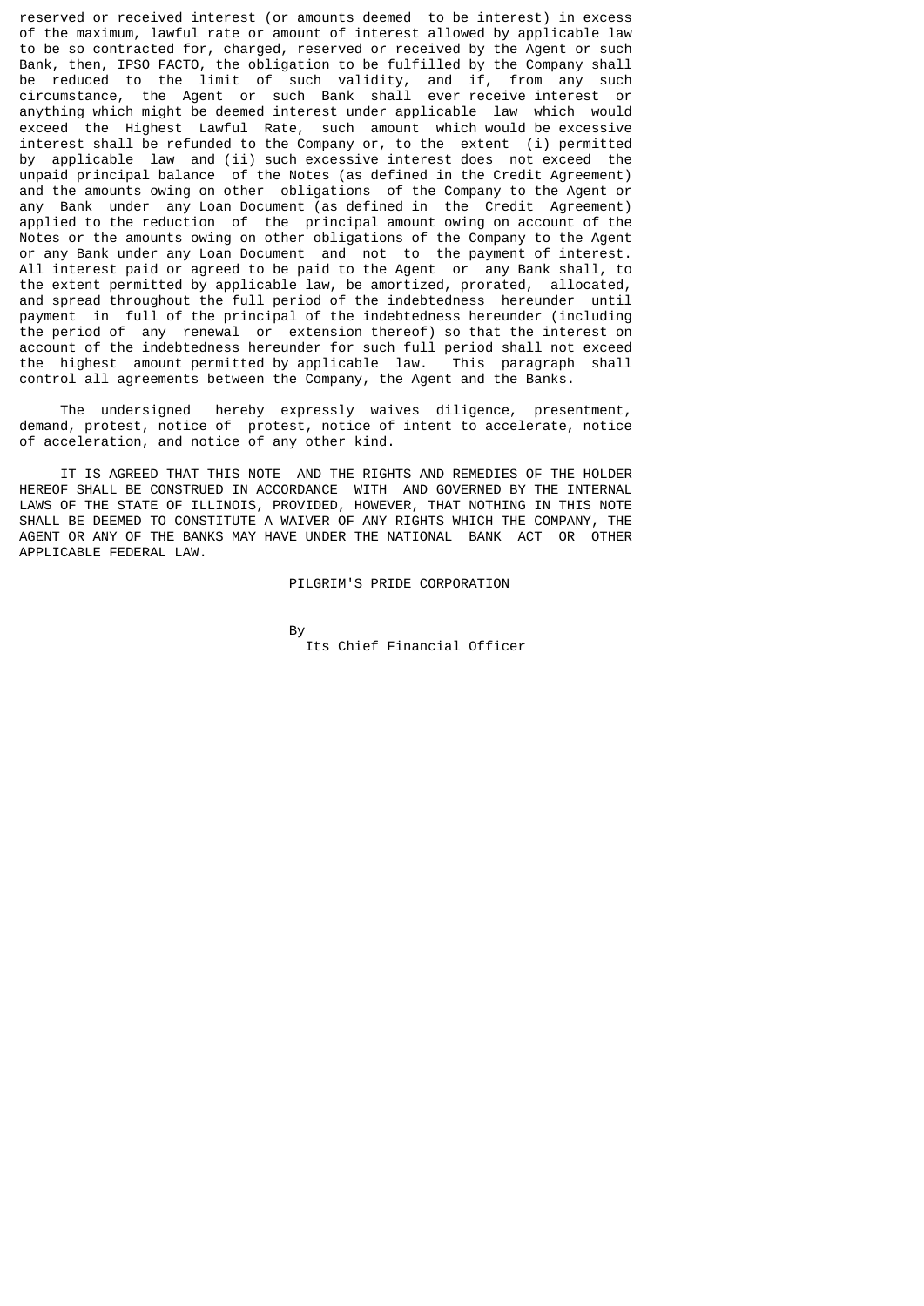reserved or received interest (or amounts deemed to be interest) in excess of the maximum, lawful rate or amount of interest allowed by applicable law to be so contracted for, charged, reserved or received by the Agent or such Bank, then, IPSO FACTO, the obligation to be fulfilled by the Company shall be reduced to the limit of such validity, and if, from any such circumstance, the Agent or such Bank shall ever receive interest or anything which might be deemed interest under applicable law which would exceed the Highest Lawful Rate, such amount which would be excessive interest shall be refunded to the Company or, to the extent (i) permitted by applicable law and (ii) such excessive interest does not exceed the unpaid principal balance of the Notes (as defined in the Credit Agreement) and the amounts owing on other obligations of the Company to the Agent or any Bank under any Loan Document (as defined in the Credit Agreement) applied to the reduction of the principal amount owing on account of the Notes or the amounts owing on other obligations of the Company to the Agent or any Bank under any Loan Document and not to the payment of interest. All interest paid or agreed to be paid to the Agent or any Bank shall, to the extent permitted by applicable law, be amortized, prorated, allocated, and spread throughout the full period of the indebtedness hereunder until payment in full of the principal of the indebtedness hereunder (including the period of any renewal or extension thereof) so that the interest on account of the indebtedness hereunder for such full period shall not exceed the highest amount permitted by applicable law. This paragraph shall control all agreements between the Company, the Agent and the Banks.

The undersigned hereby expressly waives diligence, presentment, demand, protest, notice of protest, notice of intent to accelerate, notice of acceleration, and notice of any other kind.

IT IS AGREED THAT THIS NOTE AND THE RIGHTS AND REMEDIES OF THE HOLDER HEREOF SHALL BE CONSTRUED IN ACCORDANCE WITH AND GOVERNED BY THE INTERNAL LAWS OF THE STATE OF ILLINOIS, PROVIDED, HOWEVER, THAT NOTHING IN THIS NOTE SHALL BE DEEMED TO CONSTITUTE A WAIVER OF ANY RIGHTS WHICH THE COMPANY, THE AGENT OR ANY OF THE BANKS MAY HAVE UNDER THE NATIONAL BANK ACT OR OTHER APPLICABLE FEDERAL LAW.

PILGRIM'S PRIDE CORPORATION

By

Its Chief Financial Officer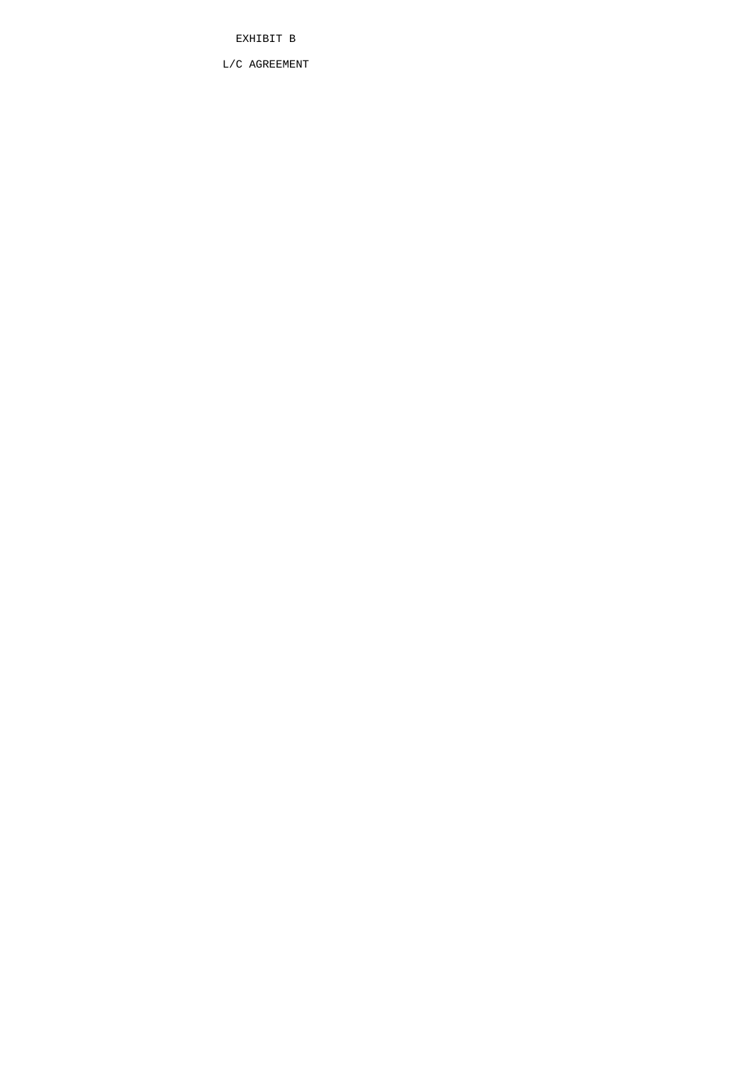# EXHIBIT B

## L/C AGREEMENT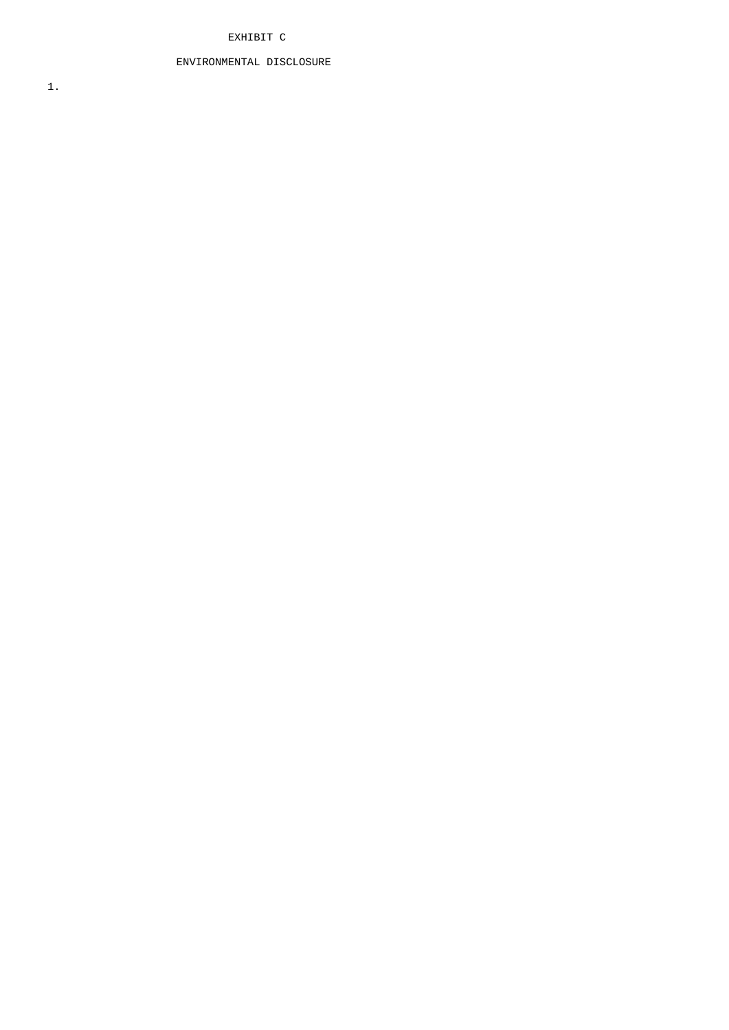EXHIBIT C

ENVIRONMENTAL DISCLOSURE

1.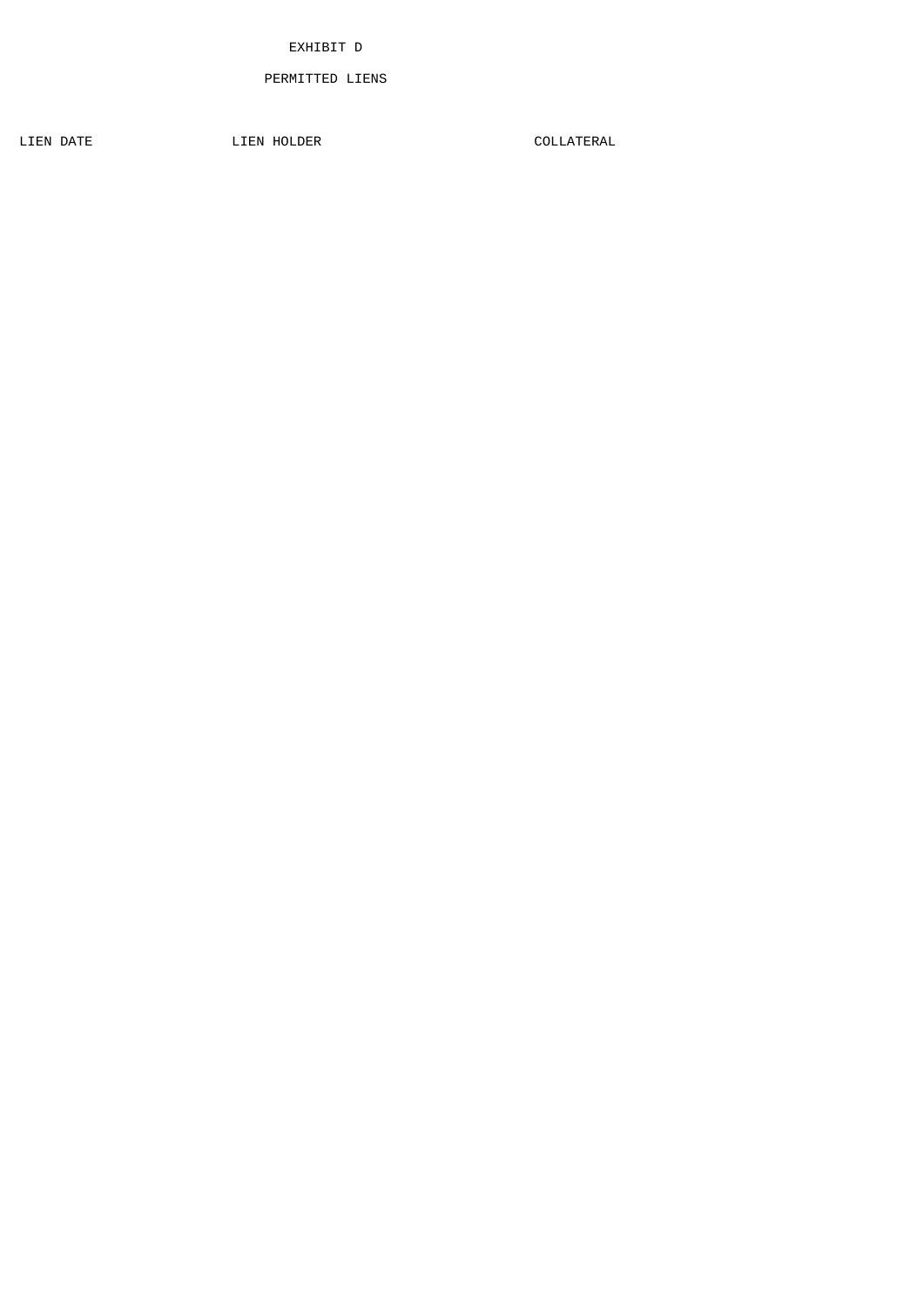# EXHIBIT D

## PERMITTED LIENS

| LIEN DATE | LIEN HOLDER | COLLATERAL |
| --- | --- | --- |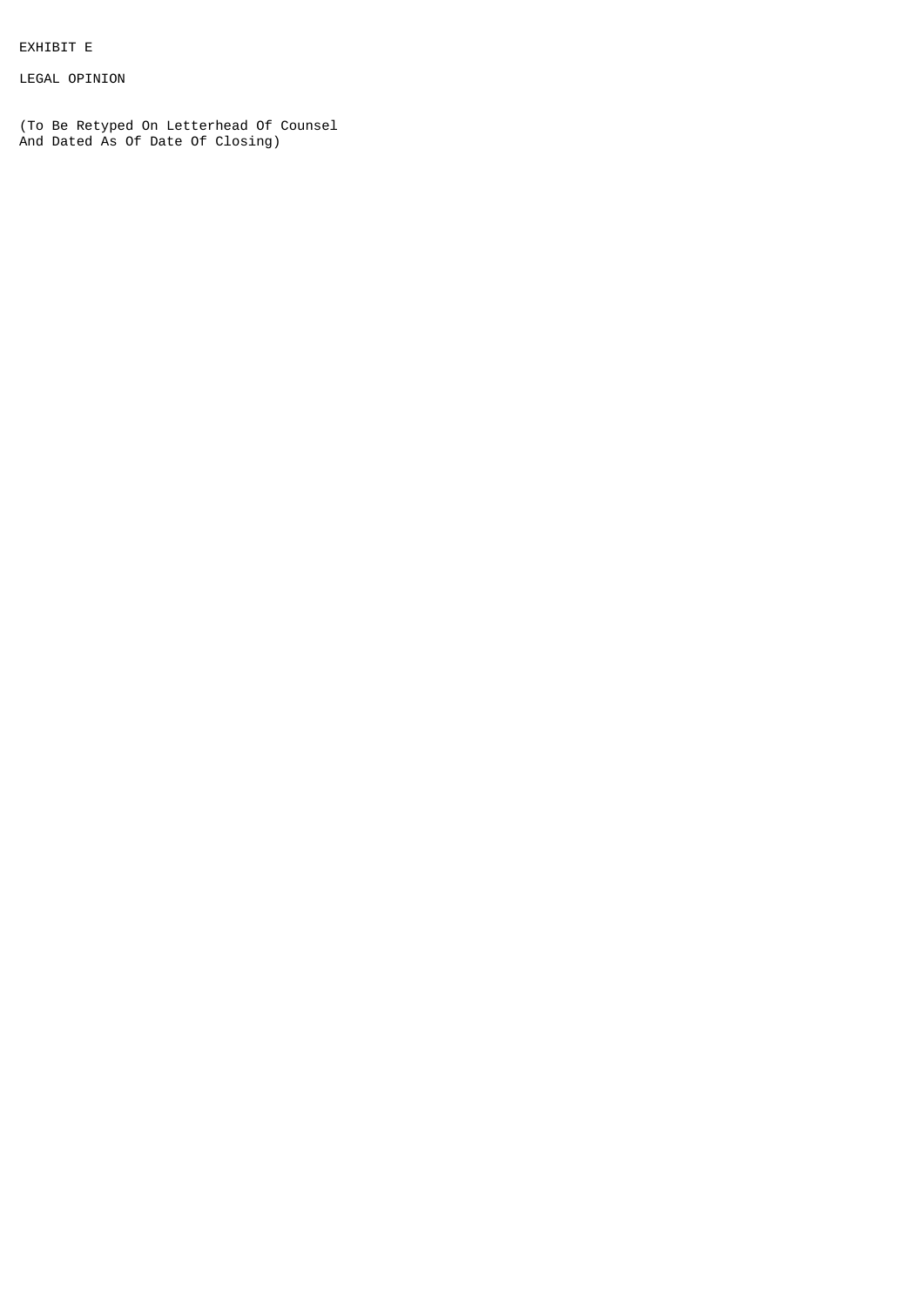EXHIBIT E

LEGAL OPINION

(To Be Retyped On Letterhead Of Counsel
And Dated As Of Date Of Closing)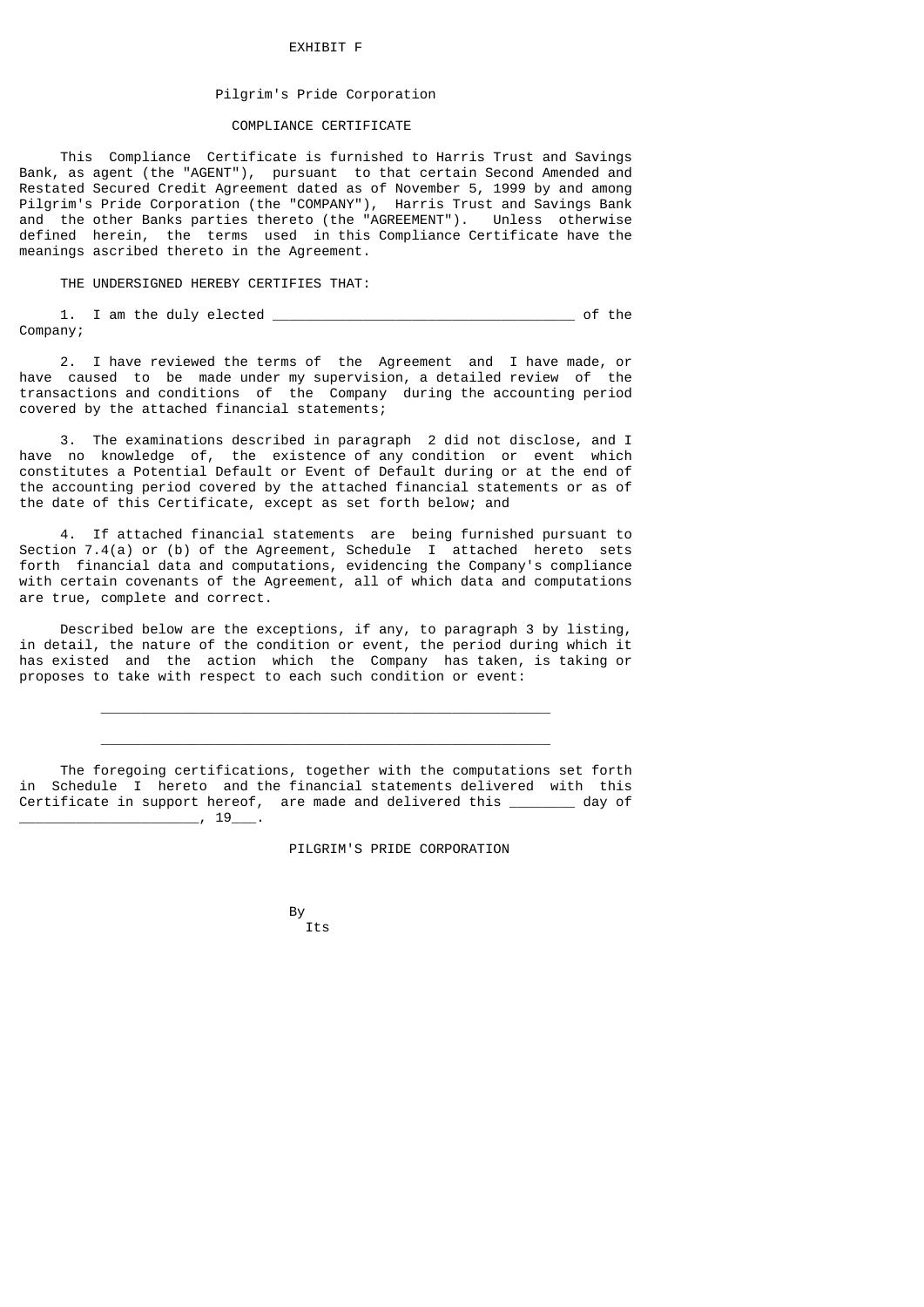EXHIBIT F

Pilgrim's Pride Corporation

COMPLIANCE CERTIFICATE

This Compliance Certificate is furnished to Harris Trust and Savings Bank, as agent (the "AGENT"), pursuant to that certain Second Amended and Restated Secured Credit Agreement dated as of November 5, 1999 by and among Pilgrim's Pride Corporation (the "COMPANY"), Harris Trust and Savings Bank and the other Banks parties thereto (the "AGREEMENT"). Unless otherwise defined herein, the terms used in this Compliance Certificate have the meanings ascribed thereto in the Agreement.

THE UNDERSIGNED HEREBY CERTIFIES THAT:

1. I am the duly elected ____________________________________ of the Company;

2. I have reviewed the terms of the Agreement and I have made, or have caused to be made under my supervision, a detailed review of the transactions and conditions of the Company during the accounting period covered by the attached financial statements;

3. The examinations described in paragraph 2 did not disclose, and I have no knowledge of, the existence of any condition or event which constitutes a Potential Default or Event of Default during or at the end of the accounting period covered by the attached financial statements or as of the date of this Certificate, except as set forth below; and

4. If attached financial statements are being furnished pursuant to Section 7.4(a) or (b) of the Agreement, Schedule I attached hereto sets forth financial data and computations, evidencing the Company's compliance with certain covenants of the Agreement, all of which data and computations are true, complete and correct.

Described below are the exceptions, if any, to paragraph 3 by listing, in detail, the nature of the condition or event, the period during which it has existed and the action which the Company has taken, is taking or proposes to take with respect to each such condition or event:

_______________________________________________________

_______________________________________________________

The foregoing certifications, together with the computations set forth in Schedule I hereto and the financial statements delivered with this Certificate in support hereof, are made and delivered this ________ day of ______________________, 19___.

PILGRIM'S PRIDE CORPORATION

By

Its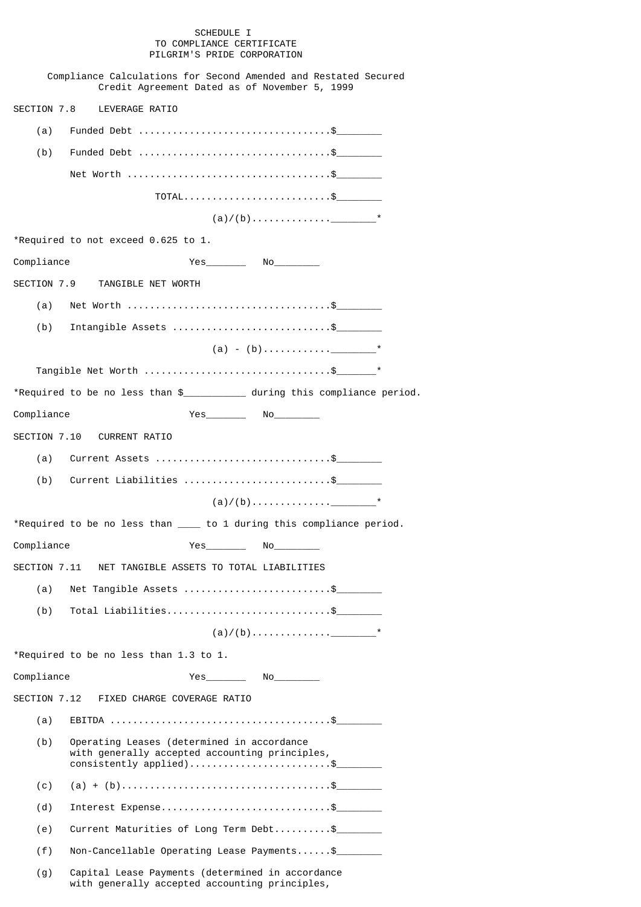SCHEDULE I
TO COMPLIANCE CERTIFICATE
PILGRIM'S PRIDE CORPORATION

Compliance Calculations for Second Amended and Restated Secured Credit Agreement Dated as of November 5, 1999

SECTION 7.8 LEVERAGE RATIO

(a) Funded Debt ..................................$________

(b) Funded Debt ..................................$________

Net Worth ....................................$________

TOTAL..........................$________

(a)/(b)..............________*

*Required to not exceed 0.625 to 1.

Compliance Yes_______ No________

SECTION 7.9 TANGIBLE NET WORTH

(a) Net Worth ....................................$________

(b) Intangible Assets ............................$________

(a) - (b)............________*

Tangible Net Worth .................................$_______*

*Required to be no less than $___________ during this compliance period.

Compliance Yes_______ No________

SECTION 7.10 CURRENT RATIO

(a) Current Assets ...............................$________

(b) Current Liabilities ..........................$________

(a)/(b)..............________*

*Required to be no less than ____ to 1 during this compliance period.

Compliance Yes_______ No________

SECTION 7.11 NET TANGIBLE ASSETS TO TOTAL LIABILITIES

(a) Net Tangible Assets ..........................$________

(b) Total Liabilities.............................$________

(a)/(b)..............________*

*Required to be no less than 1.3 to 1.

Compliance Yes_______ No________

SECTION 7.12 FIXED CHARGE COVERAGE RATIO

(a) EBITDA .......................................$________

(b) Operating Leases (determined in accordance with generally accepted accounting principles, consistently applied).........................$________

(c) (a) + (b)....................................$________

(d) Interest Expense.............................$________

(e) Current Maturities of Long Term Debt..........$________

(f) Non-Cancellable Operating Lease Payments......$________

(g) Capital Lease Payments (determined in accordance with generally accepted accounting principles,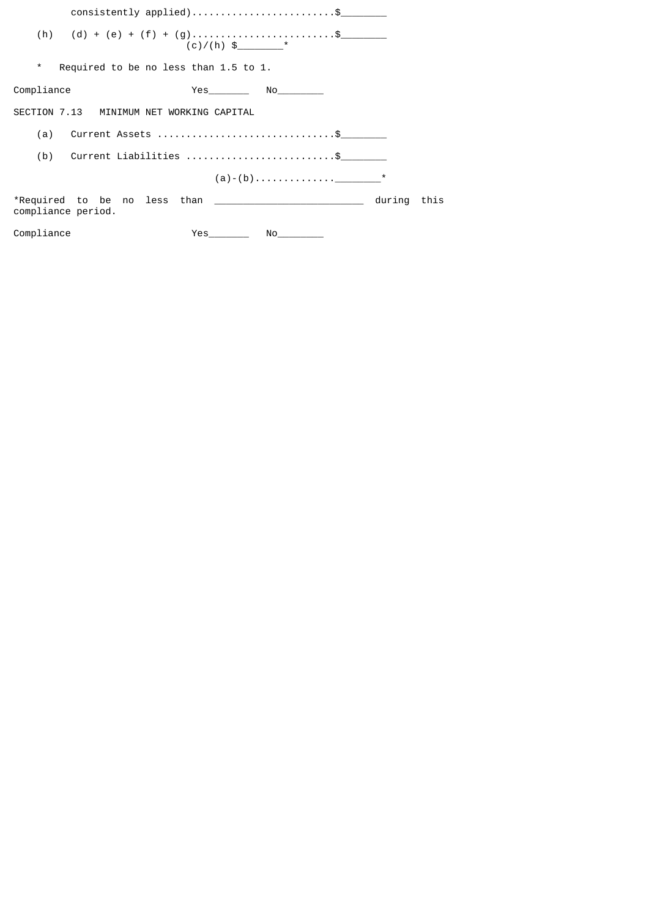consistently applied).........................$________

(h) (d) + (e) + (f) + (g).........................$________

(c)/(h) $________*

\* Required to be no less than 1.5 to 1.

Compliance Yes_______ No________

SECTION 7.13 MINIMUM NET WORKING CAPITAL

(a) Current Assets ..............................$________

(b) Current Liabilities .........................$________

(a)-(b)..............________*

*Required to be no less than _________________________ during this compliance period.

Compliance Yes_______ No________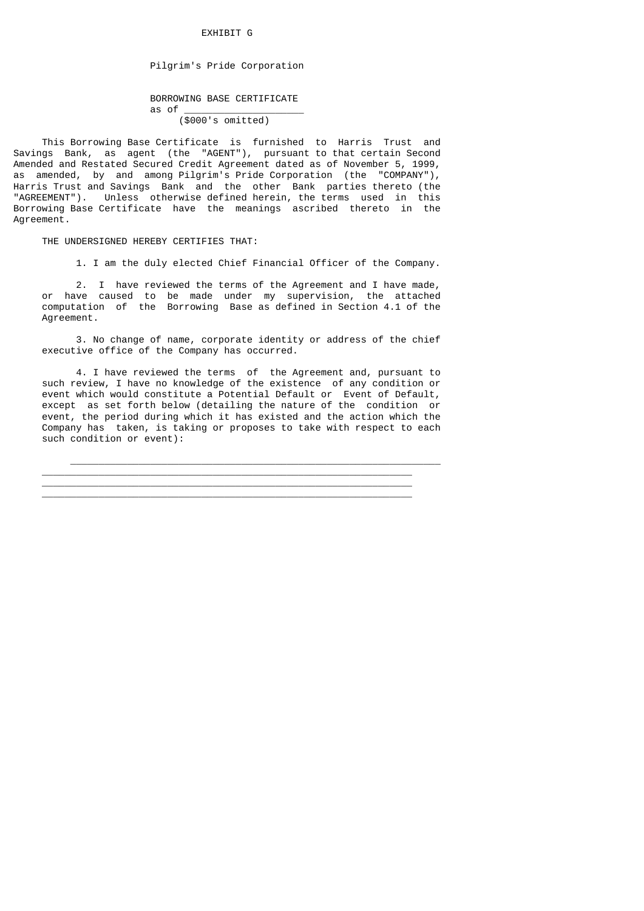EXHIBIT G

Pilgrim's Pride Corporation

BORROWING BASE CERTIFICATE
as of ____________________
($000's omitted)

This Borrowing Base Certificate is furnished to Harris Trust and Savings Bank, as agent (the "AGENT"), pursuant to that certain Second Amended and Restated Secured Credit Agreement dated as of November 5, 1999, as amended, by and among Pilgrim's Pride Corporation (the "COMPANY"), Harris Trust and Savings Bank and the other Bank parties thereto (the "AGREEMENT"). Unless otherwise defined herein, the terms used in this Borrowing Base Certificate have the meanings ascribed thereto in the Agreement.

THE UNDERSIGNED HEREBY CERTIFIES THAT:

1. I am the duly elected Chief Financial Officer of the Company.

2. I have reviewed the terms of the Agreement and I have made, or have caused to be made under my supervision, the attached computation of the Borrowing Base as defined in Section 4.1 of the Agreement.

3. No change of name, corporate identity or address of the chief executive office of the Company has occurred.

4. I have reviewed the terms of the Agreement and, pursuant to such review, I have no knowledge of the existence of any condition or event which would constitute a Potential Default or Event of Default, except as set forth below (detailing the nature of the condition or event, the period during which it has existed and the action which the Company has taken, is taking or proposes to take with respect to each such condition or event):

_______________________________________________________________

_______________________________________________________________

_______________________________________________________________

_______________________________________________________________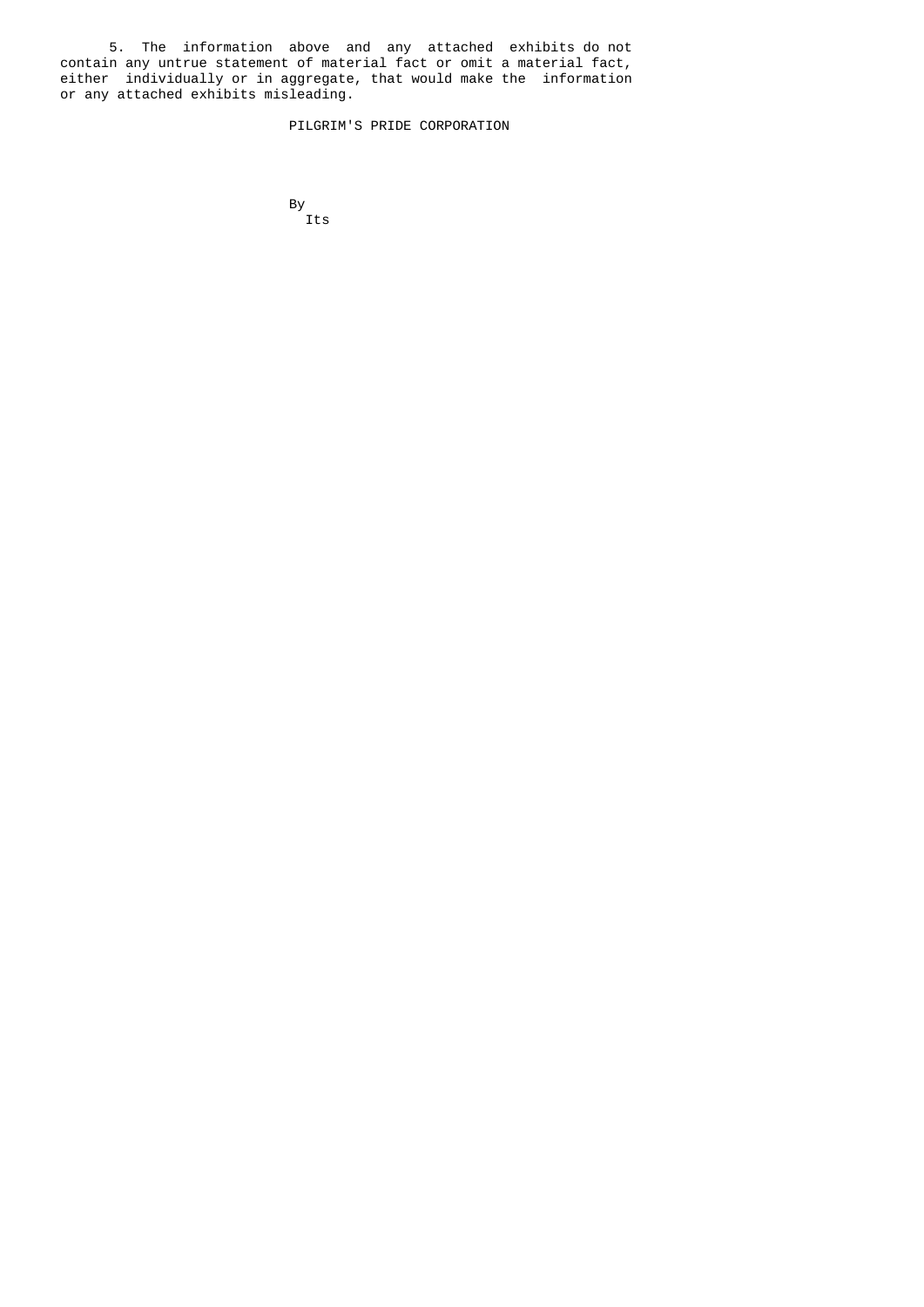5. The information above and any attached exhibits do not contain any untrue statement of material fact or omit a material fact, either individually or in aggregate, that would make the information or any attached exhibits misleading.

PILGRIM'S PRIDE CORPORATION

By

Its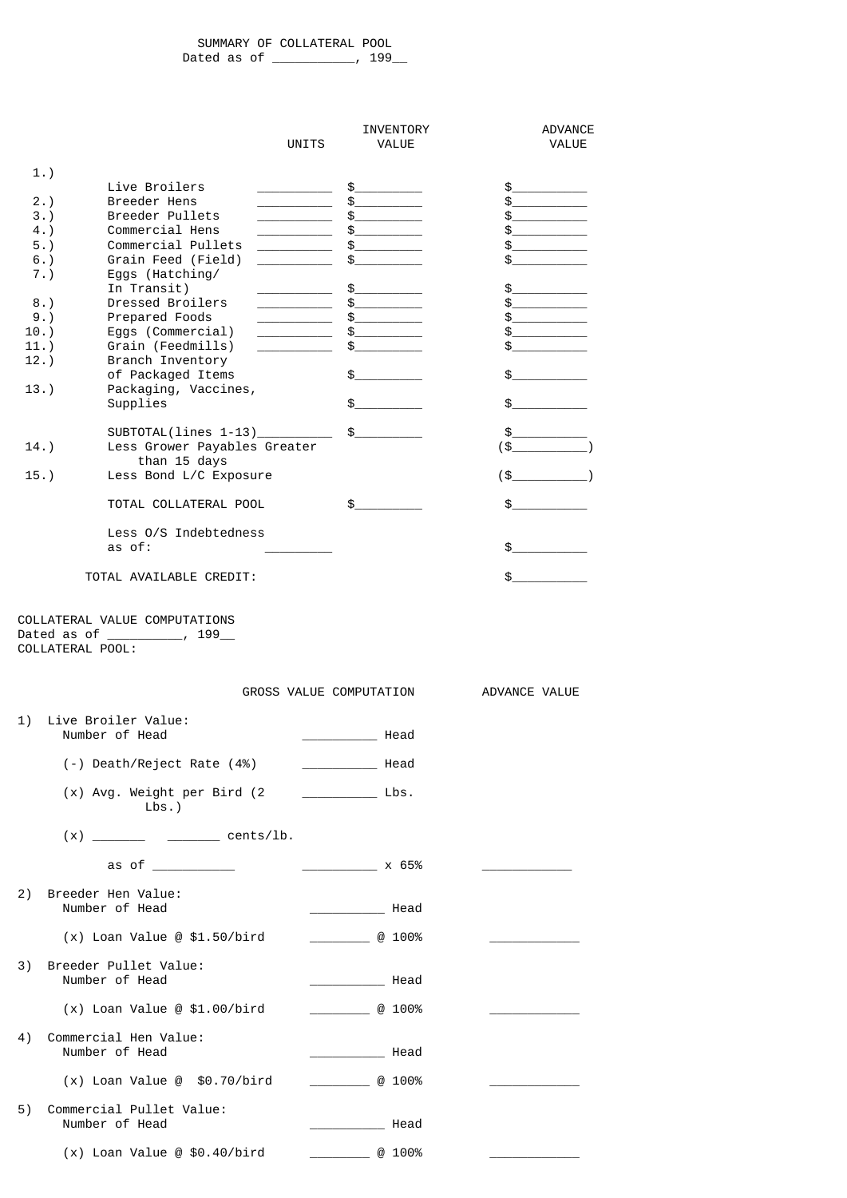# SUMMARY OF COLLATERAL POOL

Dated as of ___________, 199__

| | | UNITS | INVENTORY VALUE | ADVANCE VALUE |
|---|---|---|---|---|
| 1.) | Live Broilers | __________ | $_________ | $__________ |
| 2.) | Breeder Hens | __________ | $_________ | $__________ |
| 3.) | Breeder Pullets | __________ | $_________ | $__________ |
| 4.) | Commercial Hens | __________ | $_________ | $__________ |
| 5.) | Commercial Pullets | __________ | $_________ | $__________ |
| 6.) | Grain Feed (Field) | __________ | $_________ | $__________ |
| 7.) | Eggs (Hatching/ In Transit) | __________ | $_________ | $__________ |
| 8.) | Dressed Broilers | __________ | $_________ | $__________ |
| 9.) | Prepared Foods | __________ | $_________ | $__________ |
| 10.) | Eggs (Commercial) | __________ | $_________ | $__________ |
| 11.) | Grain (Feedmills) | __________ | $_________ | $__________ |
| 12.) | Branch Inventory of Packaged Items | | $_________ | $__________ |
| 13.) | Packaging, Vaccines, Supplies | | $_________ | $__________ |
| | SUBTOTAL(lines 1-13) | __________ | $_________ | $__________ |
| 14.) | Less Grower Payables Greater than 15 days | | | ($__________) |
| 15.) | Less Bond L/C Exposure | | | ($__________) |
| | TOTAL COLLATERAL POOL | | $_________ | $__________ |
| | Less O/S Indebtedness as of: | _________ | | $__________ |
| | TOTAL AVAILABLE CREDIT: | | | $__________ |

COLLATERAL VALUE COMPUTATIONS
Dated as of __________, 199__
COLLATERAL POOL:

| | GROSS VALUE COMPUTATION | ADVANCE VALUE |
|---|---|---|
| 1) Live Broiler Value: | | |
| Number of Head | __________ Head | |
| (-) Death/Reject Rate (4%) | __________ Head | |
| (x) Avg. Weight per Bird (2 Lbs.) | __________ Lbs. | |
| (x) _______ _______ cents/lb. | | |
| as of ___________ | __________ x 65% | ____________ |
| 2) Breeder Hen Value: | | |
| Number of Head | __________ Head | |
| (x) Loan Value @ $1.50/bird | ________ @ 100% | ____________ |
| 3) Breeder Pullet Value: | | |
| Number of Head | __________ Head | |
| (x) Loan Value @ $1.00/bird | ________ @ 100% | ____________ |
| 4) Commercial Hen Value: | | |
| Number of Head | __________ Head | |
| (x) Loan Value @ $0.70/bird | ________ @ 100% | ____________ |
| 5) Commercial Pullet Value: | | |
| Number of Head | __________ Head | |
| (x) Loan Value @ $0.40/bird | ________ @ 100% | ____________ |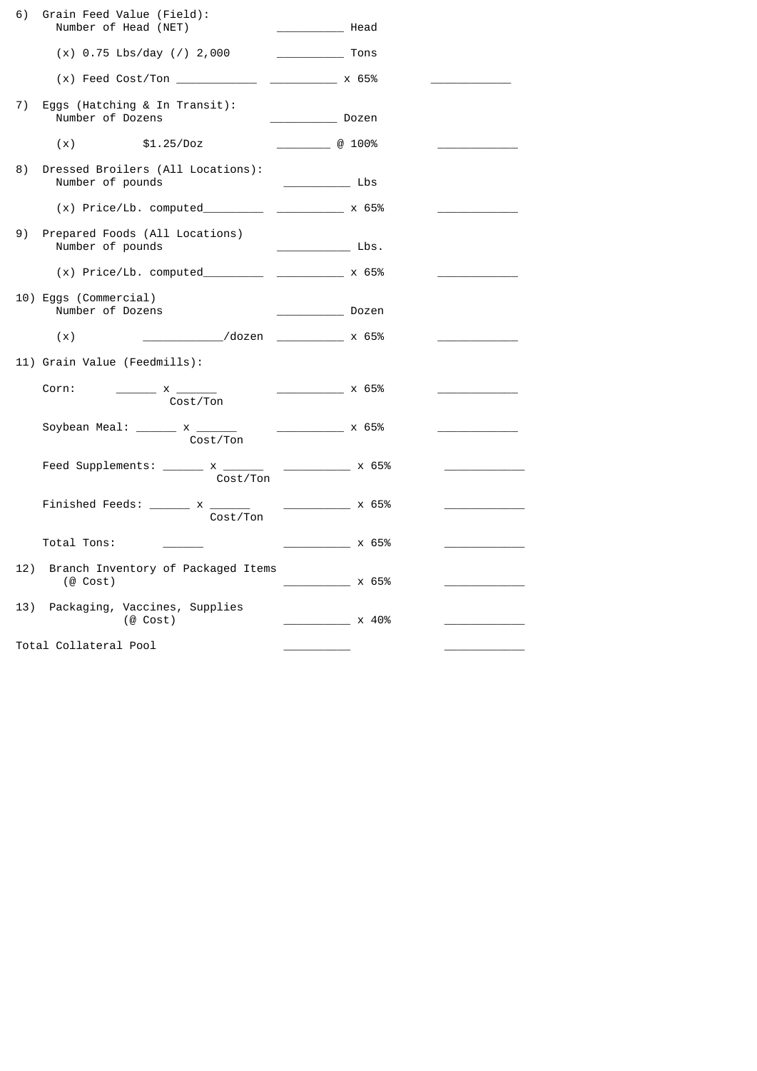6) Grain Feed Value (Field):
   Number of Head (NET) __________ Head

   (x) 0.75 Lbs/day (/) 2,000 __________ Tons

   (x) Feed Cost/Ton ____________ __________ x 65% ____________

7) Eggs (Hatching & In Transit):
   Number of Dozens __________ Dozen

   (x) $1.25/Doz ________ @ 100% ____________

8) Dressed Broilers (All Locations):
   Number of pounds __________ Lbs

   (x) Price/Lb. computed_________ __________ x 65% ____________

9) Prepared Foods (All Locations)
   Number of pounds ___________ Lbs.

   (x) Price/Lb. computed_________ __________ x 65% ____________

10) Eggs (Commercial)
   Number of Dozens __________ Dozen

   (x) ____________/dozen __________ x 65% ____________

11) Grain Value (Feedmills):

   Corn: ______ x ______ Cost/Ton __________ x 65% ____________

   Soybean Meal: ______ x ______ Cost/Ton __________ x 65% ____________

   Feed Supplements: ______ x ______ Cost/Ton __________ x 65% ____________

   Finished Feeds: ______ x ______ Cost/Ton __________ x 65% ____________

   Total Tons: ______ __________ x 65% ____________

12) Branch Inventory of Packaged Items
   (@ Cost) __________ x 65% ____________

13) Packaging, Vaccines, Supplies
   (@ Cost) __________ x 40% ____________

Total Collateral Pool __________ ____________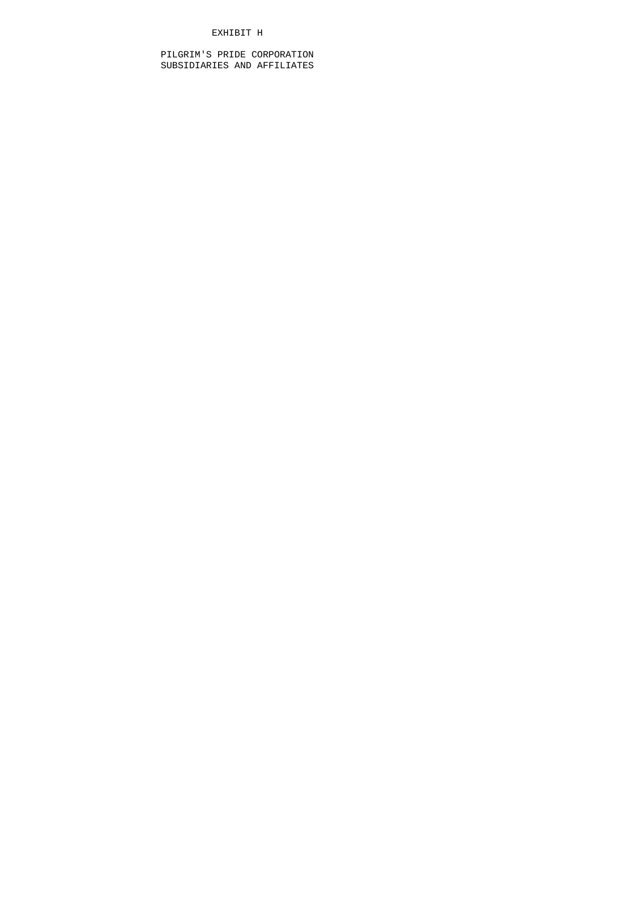EXHIBIT H

PILGRIM'S PRIDE CORPORATION
SUBSIDIARIES AND AFFILIATES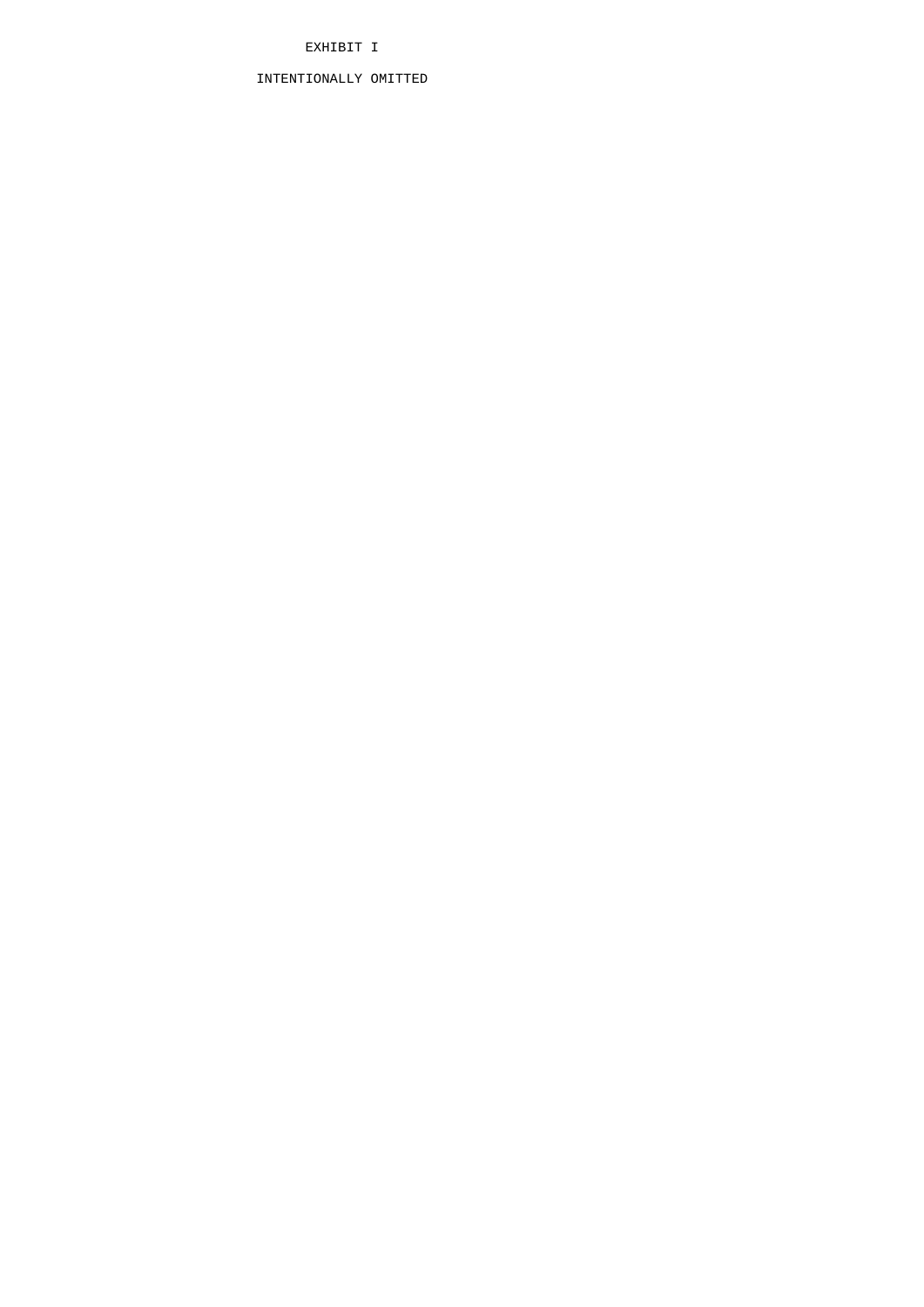# EXHIBIT I

INTENTIONALLY OMITTED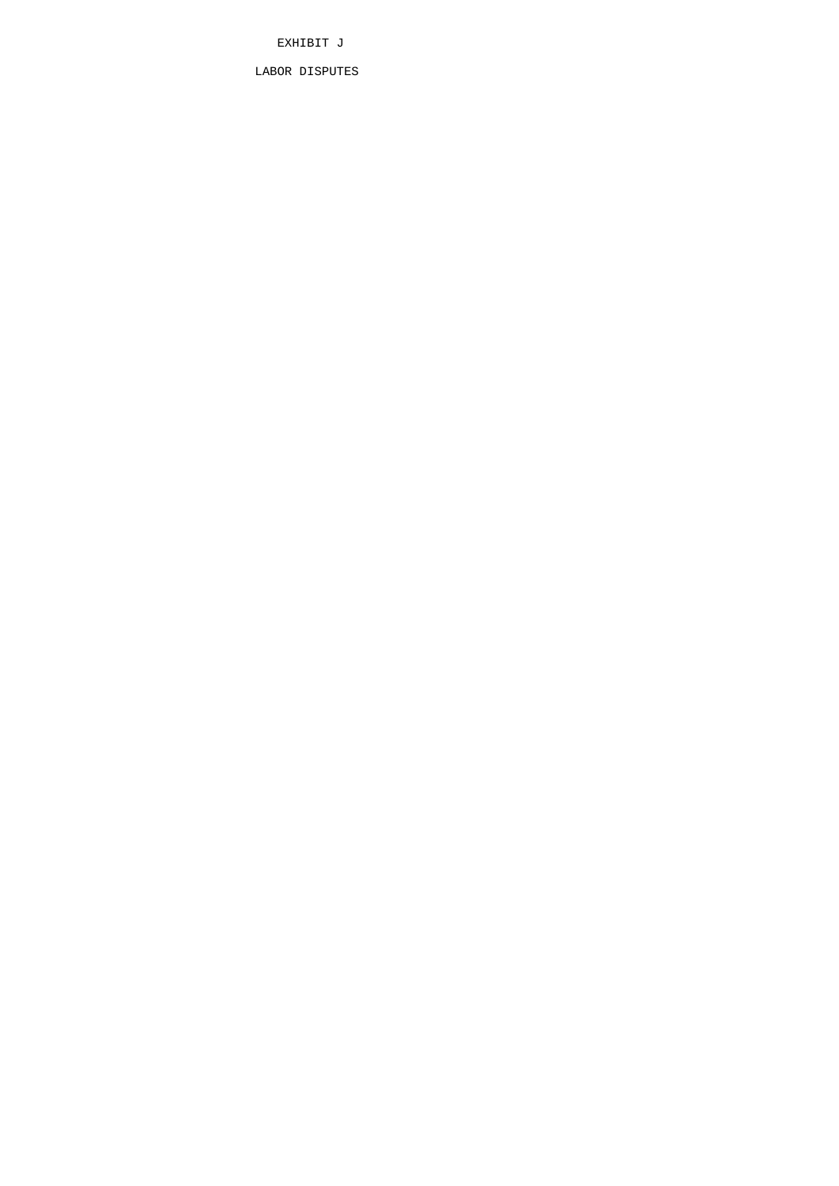# EXHIBIT J

## LABOR DISPUTES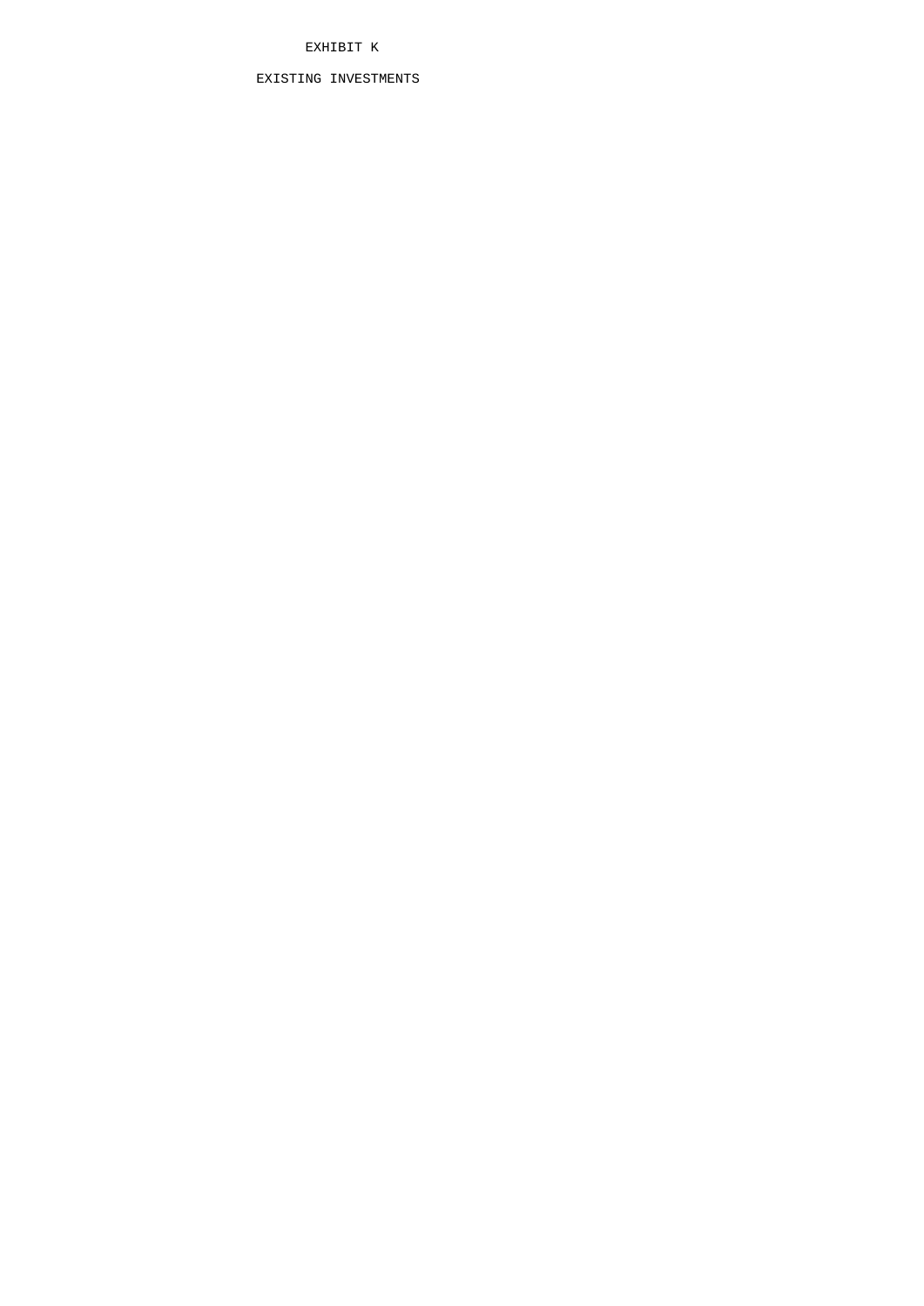# EXHIBIT K

## EXISTING INVESTMENTS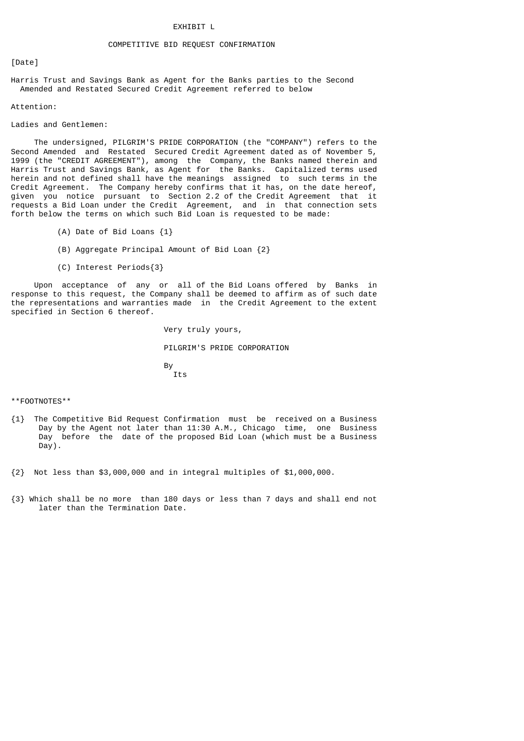# EXHIBIT L

## COMPETITIVE BID REQUEST CONFIRMATION

[Date]

Harris Trust and Savings Bank as Agent for the Banks parties to the Second Amended and Restated Secured Credit Agreement referred to below

Attention:

Ladies and Gentlemen:

The undersigned, PILGRIM'S PRIDE CORPORATION (the "COMPANY") refers to the Second Amended and Restated Secured Credit Agreement dated as of November 5, 1999 (the "CREDIT AGREEMENT"), among the Company, the Banks named therein and Harris Trust and Savings Bank, as Agent for the Banks. Capitalized terms used herein and not defined shall have the meanings assigned to such terms in the Credit Agreement. The Company hereby confirms that it has, on the date hereof, given you notice pursuant to Section 2.2 of the Credit Agreement that it requests a Bid Loan under the Credit Agreement, and in that connection sets forth below the terms on which such Bid Loan is requested to be made:

(A) Date of Bid Loans {1}

(B) Aggregate Principal Amount of Bid Loan {2}

(C) Interest Periods{3}

Upon acceptance of any or all of the Bid Loans offered by Banks in response to this request, the Company shall be deemed to affirm as of such date the representations and warranties made in the Credit Agreement to the extent specified in Section 6 thereof.

Very truly yours,

PILGRIM'S PRIDE CORPORATION

By
Its

**FOOTNOTES**

{1} The Competitive Bid Request Confirmation must be received on a Business Day by the Agent not later than 11:30 A.M., Chicago time, one Business Day before the date of the proposed Bid Loan (which must be a Business Day).

{2} Not less than $3,000,000 and in integral multiples of $1,000,000.

{3} Which shall be no more than 180 days or less than 7 days and shall end not later than the Termination Date.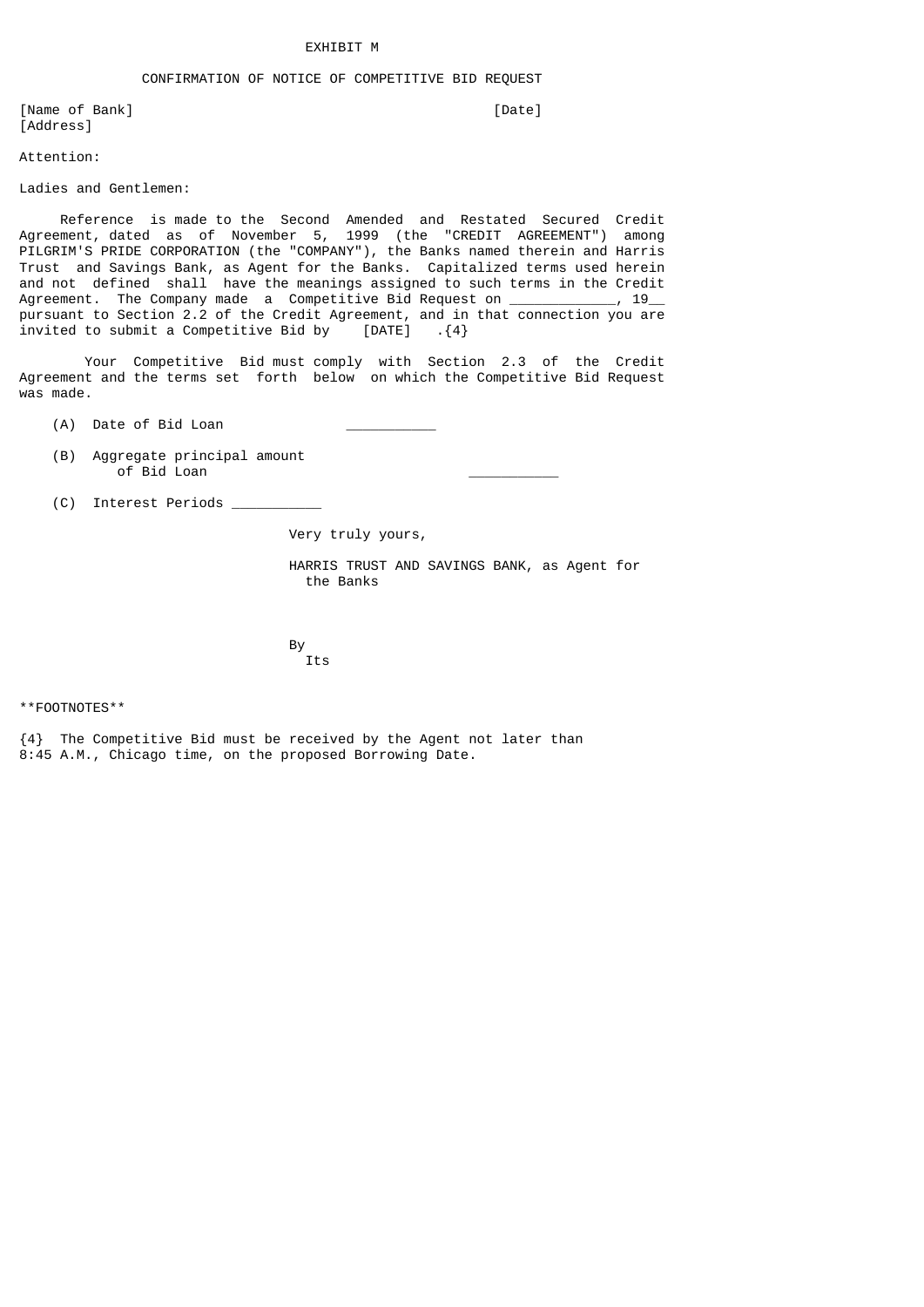EXHIBIT M

CONFIRMATION OF NOTICE OF COMPETITIVE BID REQUEST

[Name of Bank] [Date]
[Address]

Attention:

Ladies and Gentlemen:

Reference is made to the Second Amended and Restated Secured Credit Agreement, dated as of November 5, 1999 (the "CREDIT AGREEMENT") among PILGRIM'S PRIDE CORPORATION (the "COMPANY"), the Banks named therein and Harris Trust and Savings Bank, as Agent for the Banks. Capitalized terms used herein and not defined shall have the meanings assigned to such terms in the Credit Agreement. The Company made a Competitive Bid Request on _____________, 19__ pursuant to Section 2.2 of the Credit Agreement, and in that connection you are invited to submit a Competitive Bid by [DATE] .{4}

Your Competitive Bid must comply with Section 2.3 of the Credit Agreement and the terms set forth below on which the Competitive Bid Request was made.

(A) Date of Bid Loan ___________

(B) Aggregate principal amount of Bid Loan ___________

(C) Interest Periods ___________

Very truly yours,

HARRIS TRUST AND SAVINGS BANK, as Agent for the Banks

By
Its

**FOOTNOTES**

{4} The Competitive Bid must be received by the Agent not later than 8:45 A.M., Chicago time, on the proposed Borrowing Date.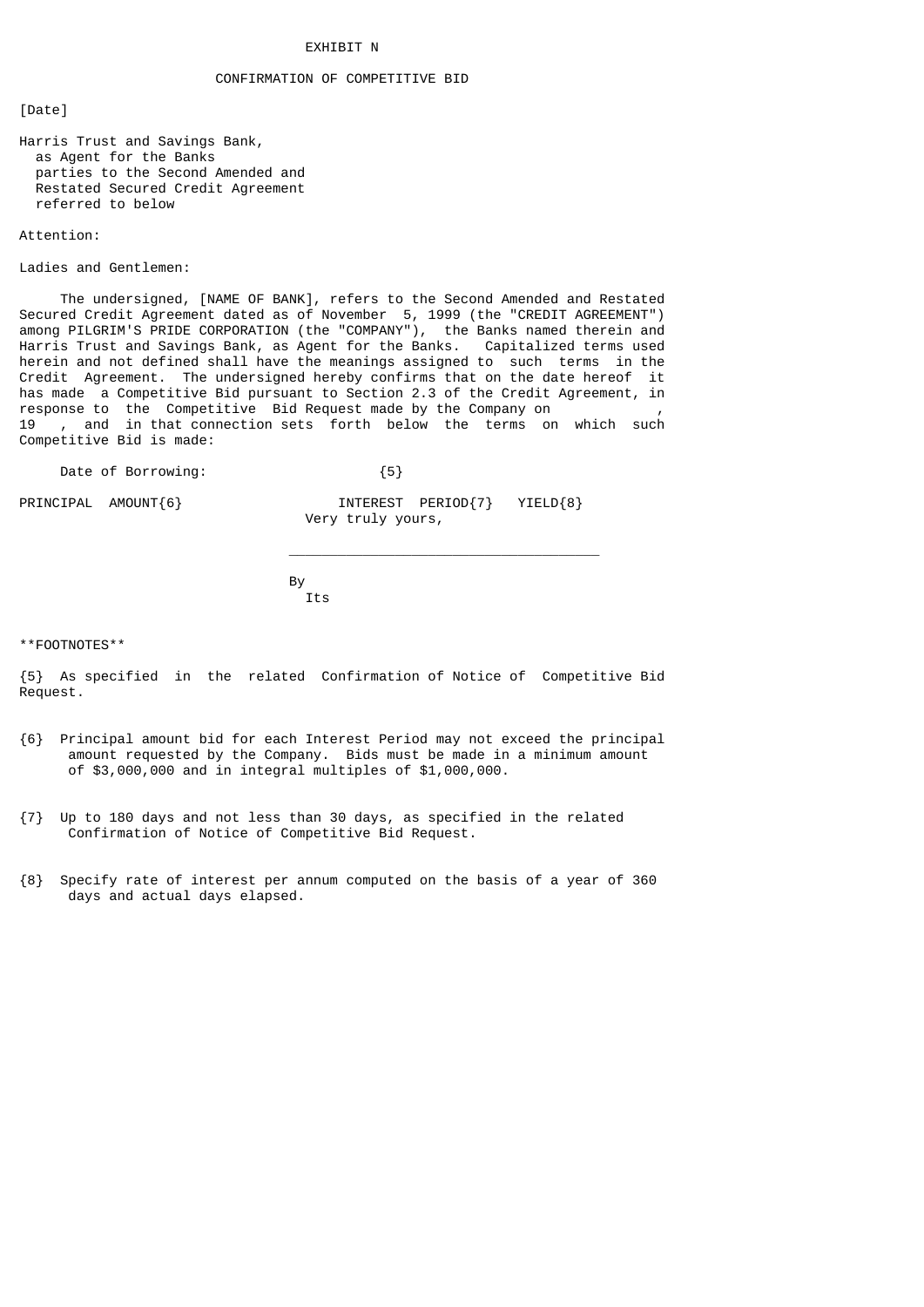EXHIBIT N

CONFIRMATION OF COMPETITIVE BID

[Date]

Harris Trust and Savings Bank,
as Agent for the Banks
parties to the Second Amended and
Restated Secured Credit Agreement
referred to below

Attention:

Ladies and Gentlemen:

The undersigned, [NAME OF BANK], refers to the Second Amended and Restated Secured Credit Agreement dated as of November 5, 1999 (the "CREDIT AGREEMENT") among PILGRIM'S PRIDE CORPORATION (the "COMPANY"), the Banks named therein and Harris Trust and Savings Bank, as Agent for the Banks. Capitalized terms used herein and not defined shall have the meanings assigned to such terms in the Credit Agreement. The undersigned hereby confirms that on the date hereof it has made a Competitive Bid pursuant to Section 2.3 of the Credit Agreement, in response to the Competitive Bid Request made by the Company on \_\_\_\_\_\_\_\_, 19 \_\_, and in that connection sets forth below the terms on which such Competitive Bid is made:

Date of Borrowing: {5}

| PRINCIPAL AMOUNT{6} | INTEREST PERIOD{7} | YIELD{8} |
| --- | --- | --- |

Very truly yours,

\_\_\_\_\_\_\_\_\_\_\_\_\_\_\_\_\_\_\_\_\_\_\_\_\_\_\_\_\_\_\_\_\_\_\_\_\_\_

By
Its

**FOOTNOTES**

{5} As specified in the related Confirmation of Notice of Competitive Bid Request.

{6} Principal amount bid for each Interest Period may not exceed the principal amount requested by the Company. Bids must be made in a minimum amount of $3,000,000 and in integral multiples of $1,000,000.

{7} Up to 180 days and not less than 30 days, as specified in the related Confirmation of Notice of Competitive Bid Request.

{8} Specify rate of interest per annum computed on the basis of a year of 360 days and actual days elapsed.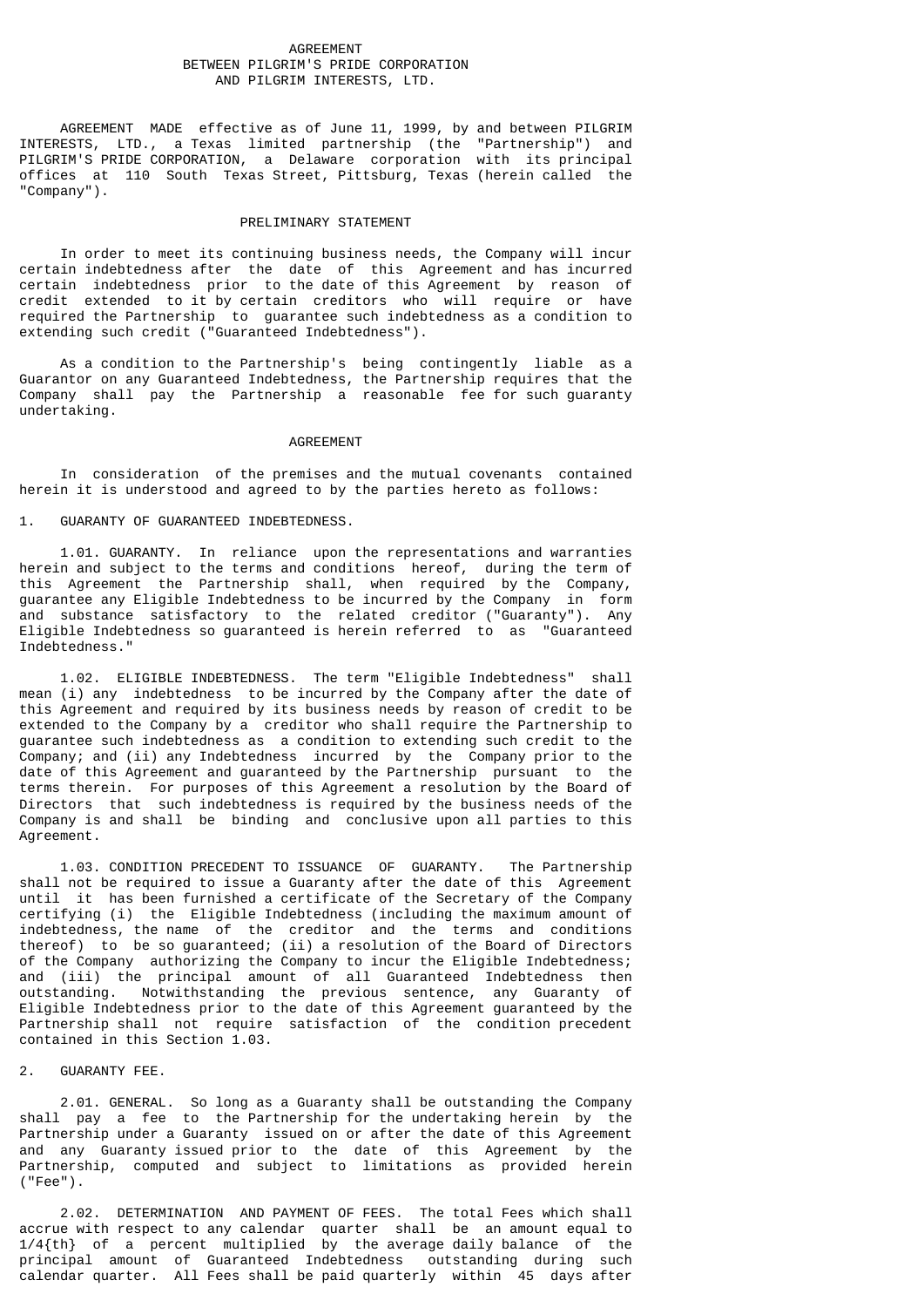# AGREEMENT BETWEEN PILGRIM'S PRIDE CORPORATION AND PILGRIM INTERESTS, LTD.

AGREEMENT MADE effective as of June 11, 1999, by and between PILGRIM INTERESTS, LTD., a Texas limited partnership (the "Partnership") and PILGRIM'S PRIDE CORPORATION, a Delaware corporation with its principal offices at 110 South Texas Street, Pittsburg, Texas (herein called the "Company").

## PRELIMINARY STATEMENT

In order to meet its continuing business needs, the Company will incur certain indebtedness after the date of this Agreement and has incurred certain indebtedness prior to the date of this Agreement by reason of credit extended to it by certain creditors who will require or have required the Partnership to guarantee such indebtedness as a condition to extending such credit ("Guaranteed Indebtedness").

As a condition to the Partnership's being contingently liable as a Guarantor on any Guaranteed Indebtedness, the Partnership requires that the Company shall pay the Partnership a reasonable fee for such guaranty undertaking.

## AGREEMENT

In consideration of the premises and the mutual covenants contained herein it is understood and agreed to by the parties hereto as follows:

1. GUARANTY OF GUARANTEED INDEBTEDNESS.

1.01. GUARANTY. In reliance upon the representations and warranties herein and subject to the terms and conditions hereof, during the term of this Agreement the Partnership shall, when required by the Company, guarantee any Eligible Indebtedness to be incurred by the Company in form and substance satisfactory to the related creditor ("Guaranty"). Any Eligible Indebtedness so guaranteed is herein referred to as "Guaranteed Indebtedness."

1.02. ELIGIBLE INDEBTEDNESS. The term "Eligible Indebtedness" shall mean (i) any indebtedness to be incurred by the Company after the date of this Agreement and required by its business needs by reason of credit to be extended to the Company by a creditor who shall require the Partnership to guarantee such indebtedness as a condition to extending such credit to the Company; and (ii) any Indebtedness incurred by the Company prior to the date of this Agreement and guaranteed by the Partnership pursuant to the terms therein. For purposes of this Agreement a resolution by the Board of Directors that such indebtedness is required by the business needs of the Company is and shall be binding and conclusive upon all parties to this Agreement.

1.03. CONDITION PRECEDENT TO ISSUANCE OF GUARANTY. The Partnership shall not be required to issue a Guaranty after the date of this Agreement until it has been furnished a certificate of the Secretary of the Company certifying (i) the Eligible Indebtedness (including the maximum amount of indebtedness, the name of the creditor and the terms and conditions thereof) to be so guaranteed; (ii) a resolution of the Board of Directors of the Company authorizing the Company to incur the Eligible Indebtedness; and (iii) the principal amount of all Guaranteed Indebtedness then outstanding. Notwithstanding the previous sentence, any Guaranty of Eligible Indebtedness prior to the date of this Agreement guaranteed by the Partnership shall not require satisfaction of the condition precedent contained in this Section 1.03.

2. GUARANTY FEE.

2.01. GENERAL. So long as a Guaranty shall be outstanding the Company shall pay a fee to the Partnership for the undertaking herein by the Partnership under a Guaranty issued on or after the date of this Agreement and any Guaranty issued prior to the date of this Agreement by the Partnership, computed and subject to limitations as provided herein ("Fee").

2.02. DETERMINATION AND PAYMENT OF FEES. The total Fees which shall accrue with respect to any calendar quarter shall be an amount equal to 1/4{th} of a percent multiplied by the average daily balance of the principal amount of Guaranteed Indebtedness outstanding during such calendar quarter. All Fees shall be paid quarterly within 45 days after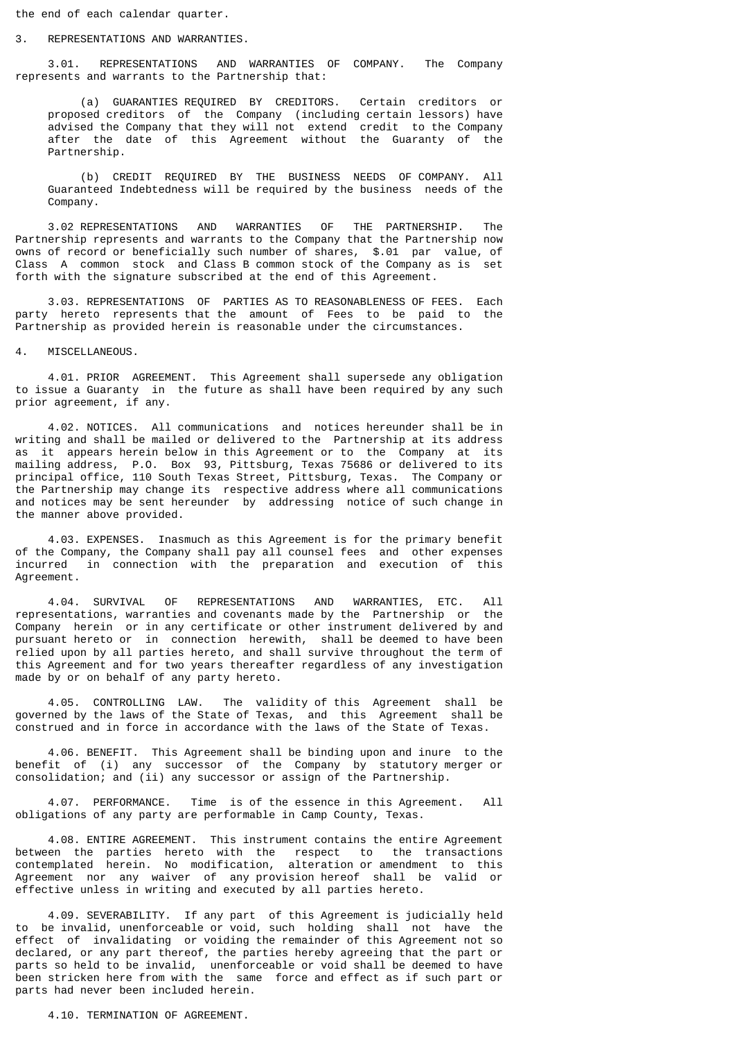the end of each calendar quarter.

3. REPRESENTATIONS AND WARRANTIES.

3.01. REPRESENTATIONS AND WARRANTIES OF COMPANY. The Company represents and warrants to the Partnership that:

(a) GUARANTIES REQUIRED BY CREDITORS. Certain creditors or proposed creditors of the Company (including certain lessors) have advised the Company that they will not extend credit to the Company after the date of this Agreement without the Guaranty of the Partnership.

(b) CREDIT REQUIRED BY THE BUSINESS NEEDS OF COMPANY. All Guaranteed Indebtedness will be required by the business needs of the Company.

3.02 REPRESENTATIONS AND WARRANTIES OF THE PARTNERSHIP. The Partnership represents and warrants to the Company that the Partnership now owns of record or beneficially such number of shares, $.01 par value, of Class A common stock and Class B common stock of the Company as is set forth with the signature subscribed at the end of this Agreement.

3.03. REPRESENTATIONS OF PARTIES AS TO REASONABLENESS OF FEES. Each party hereto represents that the amount of Fees to be paid to the Partnership as provided herein is reasonable under the circumstances.

4. MISCELLANEOUS.

4.01. PRIOR AGREEMENT. This Agreement shall supersede any obligation to issue a Guaranty in the future as shall have been required by any such prior agreement, if any.

4.02. NOTICES. All communications and notices hereunder shall be in writing and shall be mailed or delivered to the Partnership at its address as it appears herein below in this Agreement or to the Company at its mailing address, P.O. Box 93, Pittsburg, Texas 75686 or delivered to its principal office, 110 South Texas Street, Pittsburg, Texas. The Company or the Partnership may change its respective address where all communications and notices may be sent hereunder by addressing notice of such change in the manner above provided.

4.03. EXPENSES. Inasmuch as this Agreement is for the primary benefit of the Company, the Company shall pay all counsel fees and other expenses incurred in connection with the preparation and execution of this Agreement.

4.04. SURVIVAL OF REPRESENTATIONS AND WARRANTIES, ETC. All representations, warranties and covenants made by the Partnership or the Company herein or in any certificate or other instrument delivered by and pursuant hereto or in connection herewith, shall be deemed to have been relied upon by all parties hereto, and shall survive throughout the term of this Agreement and for two years thereafter regardless of any investigation made by or on behalf of any party hereto.

4.05. CONTROLLING LAW. The validity of this Agreement shall be governed by the laws of the State of Texas, and this Agreement shall be construed and in force in accordance with the laws of the State of Texas.

4.06. BENEFIT. This Agreement shall be binding upon and inure to the benefit of (i) any successor of the Company by statutory merger or consolidation; and (ii) any successor or assign of the Partnership.

4.07. PERFORMANCE. Time is of the essence in this Agreement. All obligations of any party are performable in Camp County, Texas.

4.08. ENTIRE AGREEMENT. This instrument contains the entire Agreement between the parties hereto with the respect to the transactions contemplated herein. No modification, alteration or amendment to this Agreement nor any waiver of any provision hereof shall be valid or effective unless in writing and executed by all parties hereto.

4.09. SEVERABILITY. If any part of this Agreement is judicially held to be invalid, unenforceable or void, such holding shall not have the effect of invalidating or voiding the remainder of this Agreement not so declared, or any part thereof, the parties hereby agreeing that the part or parts so held to be invalid, unenforceable or void shall be deemed to have been stricken here from with the same force and effect as if such part or parts had never been included herein.

4.10. TERMINATION OF AGREEMENT.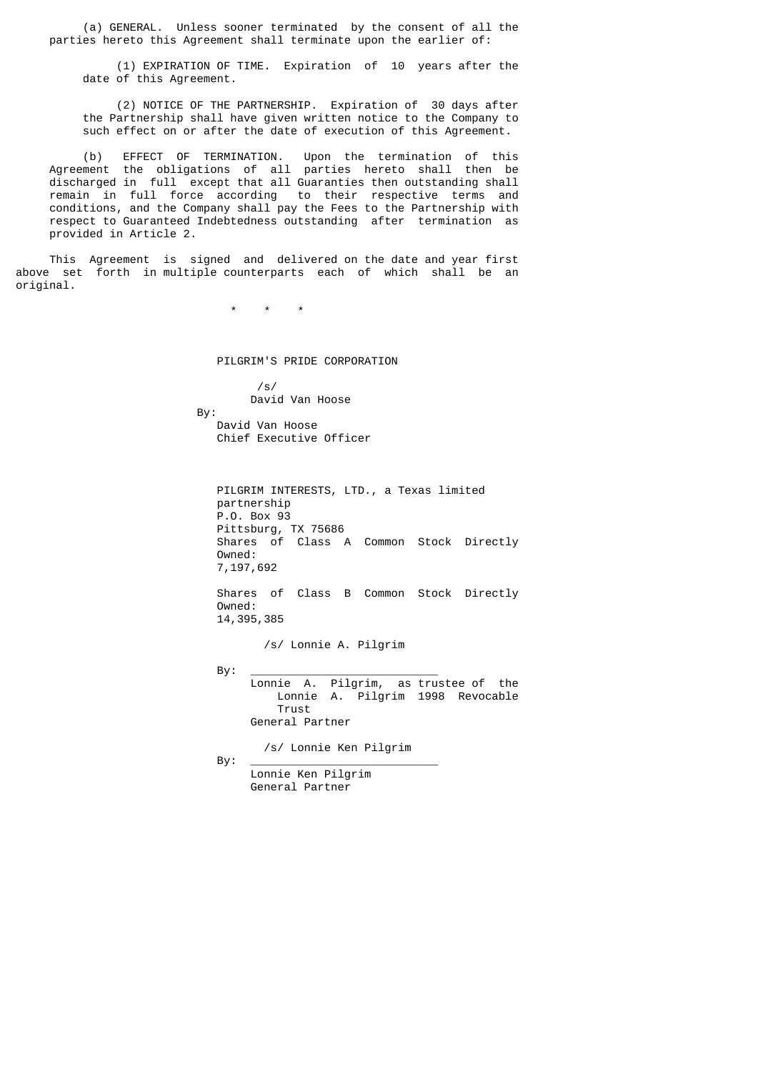(a) GENERAL. Unless sooner terminated by the consent of all the parties hereto this Agreement shall terminate upon the earlier of:

(1) EXPIRATION OF TIME. Expiration of 10 years after the date of this Agreement.

(2) NOTICE OF THE PARTNERSHIP. Expiration of 30 days after the Partnership shall have given written notice to the Company to such effect on or after the date of execution of this Agreement.

(b) EFFECT OF TERMINATION. Upon the termination of this Agreement the obligations of all parties hereto shall then be discharged in full except that all Guaranties then outstanding shall remain in full force according to their respective terms and conditions, and the Company shall pay the Fees to the Partnership with respect to Guaranteed Indebtedness outstanding after termination as provided in Article 2.

This Agreement is signed and delivered on the date and year first above set forth in multiple counterparts each of which shall be an original.

\* \* \*

PILGRIM'S PRIDE CORPORATION

By: /s/ David Van Hoose

David Van Hoose
Chief Executive Officer

PILGRIM INTERESTS, LTD., a Texas limited partnership
P.O. Box 93
Pittsburg, TX 75686
Shares of Class A Common Stock Directly Owned:
7,197,692

Shares of Class B Common Stock Directly Owned:
14,395,385

By: /s/ Lonnie A. Pilgrim

Lonnie A. Pilgrim, as trustee of the Lonnie A. Pilgrim 1998 Revocable Trust
General Partner

By: /s/ Lonnie Ken Pilgrim

Lonnie Ken Pilgrim
General Partner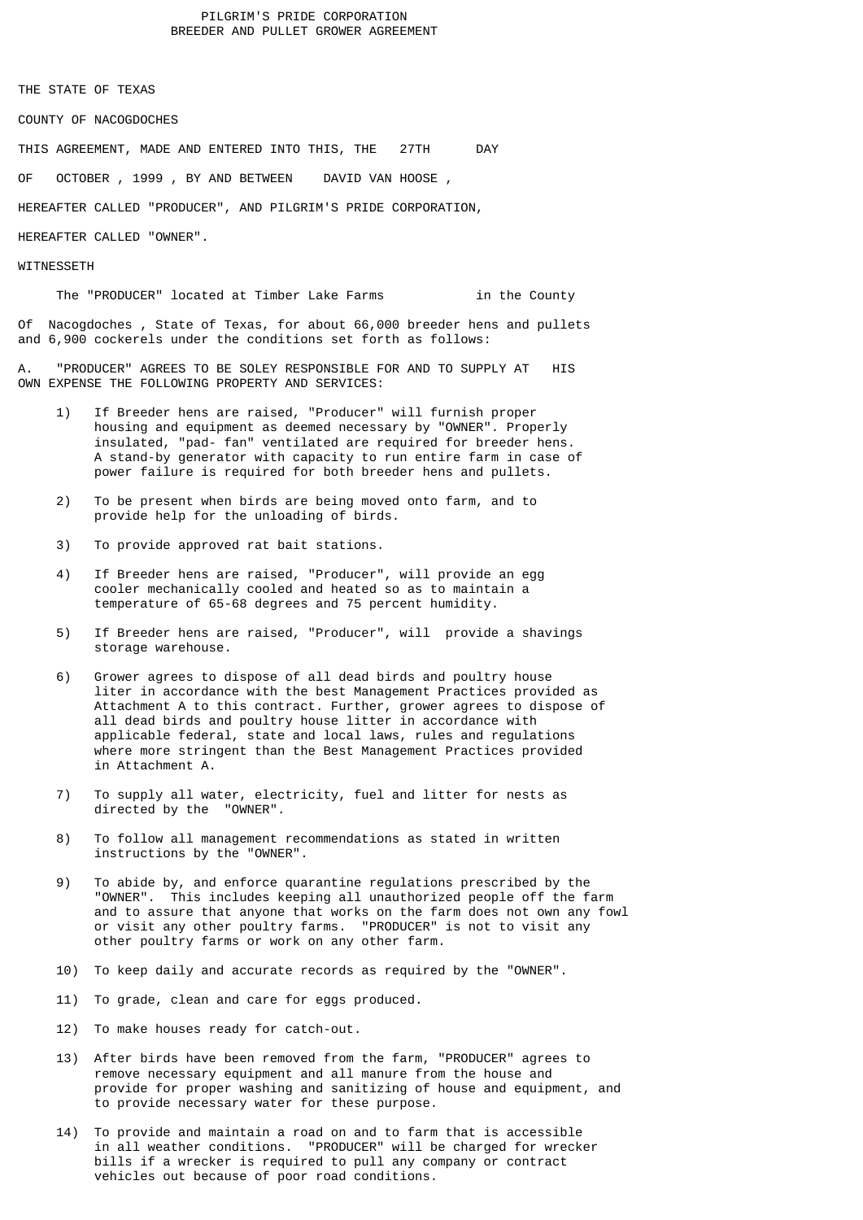# PILGRIM'S PRIDE CORPORATION
## BREEDER AND PULLET GROWER AGREEMENT

THE STATE OF TEXAS

COUNTY OF NACOGDOCHES

THIS AGREEMENT, MADE AND ENTERED INTO THIS, THE 27TH DAY

OF OCTOBER , 1999 , BY AND BETWEEN DAVID VAN HOOSE ,

HEREAFTER CALLED "PRODUCER", AND PILGRIM'S PRIDE CORPORATION,

HEREAFTER CALLED "OWNER".

WITNESSETH

The "PRODUCER" located at Timber Lake Farms in the County Of Nacogdoches , State of Texas, for about 66,000 breeder hens and pullets and 6,900 cockerels under the conditions set forth as follows:

A. "PRODUCER" AGREES TO BE SOLEY RESPONSIBLE FOR AND TO SUPPLY AT HIS OWN EXPENSE THE FOLLOWING PROPERTY AND SERVICES:

1) If Breeder hens are raised, "Producer" will furnish proper housing and equipment as deemed necessary by "OWNER". Properly insulated, "pad- fan" ventilated are required for breeder hens. A stand-by generator with capacity to run entire farm in case of power failure is required for both breeder hens and pullets.

2) To be present when birds are being moved onto farm, and to provide help for the unloading of birds.

3) To provide approved rat bait stations.

4) If Breeder hens are raised, "Producer", will provide an egg cooler mechanically cooled and heated so as to maintain a temperature of 65-68 degrees and 75 percent humidity.

5) If Breeder hens are raised, "Producer", will provide a shavings storage warehouse.

6) Grower agrees to dispose of all dead birds and poultry house liter in accordance with the best Management Practices provided as Attachment A to this contract. Further, grower agrees to dispose of all dead birds and poultry house litter in accordance with applicable federal, state and local laws, rules and regulations where more stringent than the Best Management Practices provided in Attachment A.

7) To supply all water, electricity, fuel and litter for nests as directed by the "OWNER".

8) To follow all management recommendations as stated in written instructions by the "OWNER".

9) To abide by, and enforce quarantine regulations prescribed by the "OWNER". This includes keeping all unauthorized people off the farm and to assure that anyone that works on the farm does not own any fowl or visit any other poultry farms. "PRODUCER" is not to visit any other poultry farms or work on any other farm.

10) To keep daily and accurate records as required by the "OWNER".

11) To grade, clean and care for eggs produced.

12) To make houses ready for catch-out.

13) After birds have been removed from the farm, "PRODUCER" agrees to remove necessary equipment and all manure from the house and provide for proper washing and sanitizing of house and equipment, and to provide necessary water for these purpose.

14) To provide and maintain a road on and to farm that is accessible in all weather conditions. "PRODUCER" will be charged for wrecker bills if a wrecker is required to pull any company or contract vehicles out because of poor road conditions.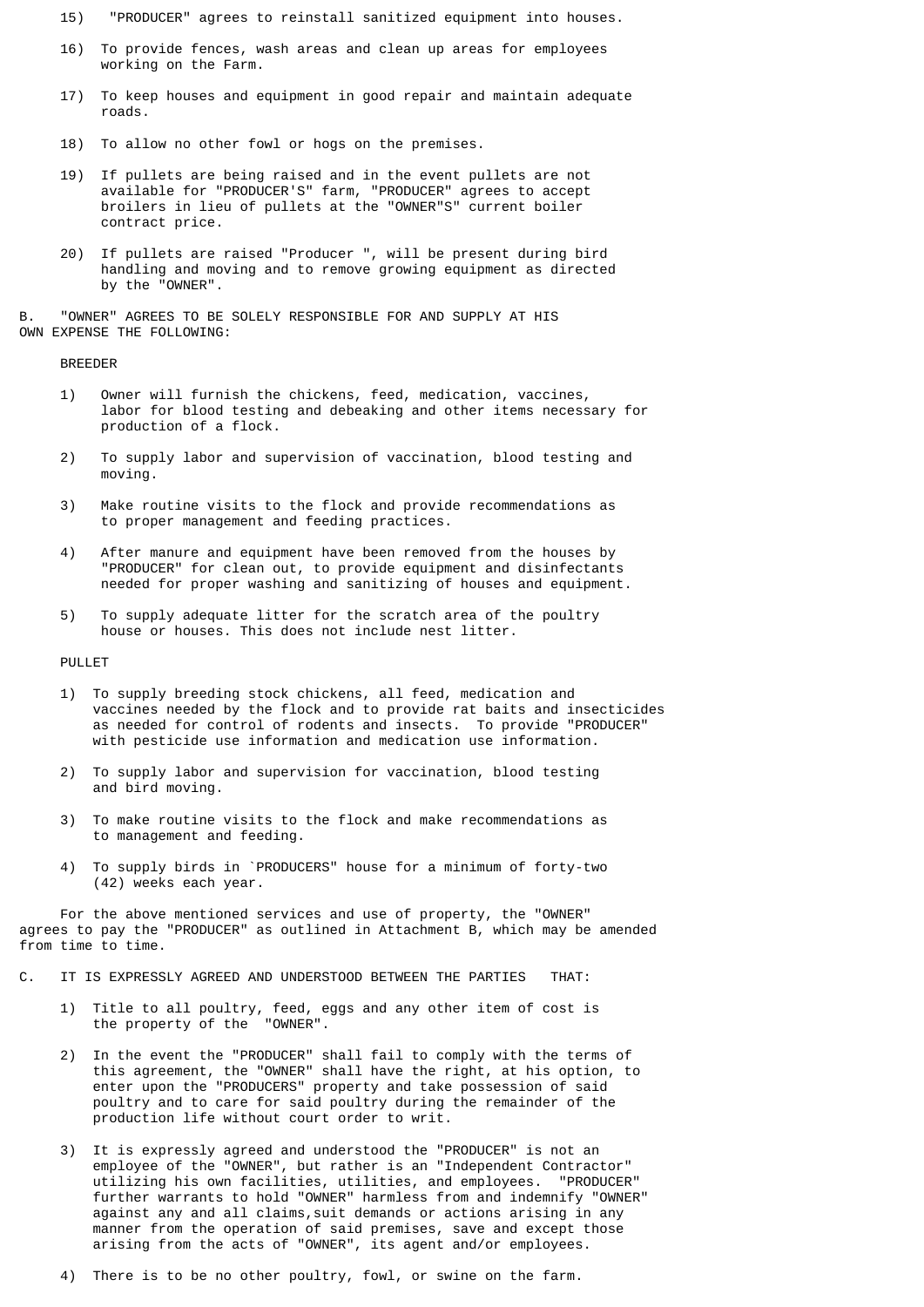15) "PRODUCER" agrees to reinstall sanitized equipment into houses.

16) To provide fences, wash areas and clean up areas for employees working on the Farm.

17) To keep houses and equipment in good repair and maintain adequate roads.

18) To allow no other fowl or hogs on the premises.

19) If pullets are being raised and in the event pullets are not available for "PRODUCER'S" farm, "PRODUCER" agrees to accept broilers in lieu of pullets at the "OWNER"S" current boiler contract price.

20) If pullets are raised "Producer ", will be present during bird handling and moving and to remove growing equipment as directed by the "OWNER".

B. "OWNER" AGREES TO BE SOLELY RESPONSIBLE FOR AND SUPPLY AT HIS OWN EXPENSE THE FOLLOWING:

BREEDER

1) Owner will furnish the chickens, feed, medication, vaccines, labor for blood testing and debeaking and other items necessary for production of a flock.

2) To supply labor and supervision of vaccination, blood testing and moving.

3) Make routine visits to the flock and provide recommendations as to proper management and feeding practices.

4) After manure and equipment have been removed from the houses by "PRODUCER" for clean out, to provide equipment and disinfectants needed for proper washing and sanitizing of houses and equipment.

5) To supply adequate litter for the scratch area of the poultry house or houses. This does not include nest litter.

PULLET

1) To supply breeding stock chickens, all feed, medication and vaccines needed by the flock and to provide rat baits and insecticides as needed for control of rodents and insects. To provide "PRODUCER" with pesticide use information and medication use information.

2) To supply labor and supervision for vaccination, blood testing and bird moving.

3) To make routine visits to the flock and make recommendations as to management and feeding.

4) To supply birds in `PRODUCERS" house for a minimum of forty-two (42) weeks each year.

For the above mentioned services and use of property, the "OWNER" agrees to pay the "PRODUCER" as outlined in Attachment B, which may be amended from time to time.

C. IT IS EXPRESSLY AGREED AND UNDERSTOOD BETWEEN THE PARTIES THAT:

1) Title to all poultry, feed, eggs and any other item of cost is the property of the "OWNER".

2) In the event the "PRODUCER" shall fail to comply with the terms of this agreement, the "OWNER" shall have the right, at his option, to enter upon the "PRODUCERS" property and take possession of said poultry and to care for said poultry during the remainder of the production life without court order to writ.

3) It is expressly agreed and understood the "PRODUCER" is not an employee of the "OWNER", but rather is an "Independent Contractor" utilizing his own facilities, utilities, and employees. "PRODUCER" further warrants to hold "OWNER" harmless from and indemnify "OWNER" against any and all claims,suit demands or actions arising in any manner from the operation of said premises, save and except those arising from the acts of "OWNER", its agent and/or employees.

4) There is to be no other poultry, fowl, or swine on the farm.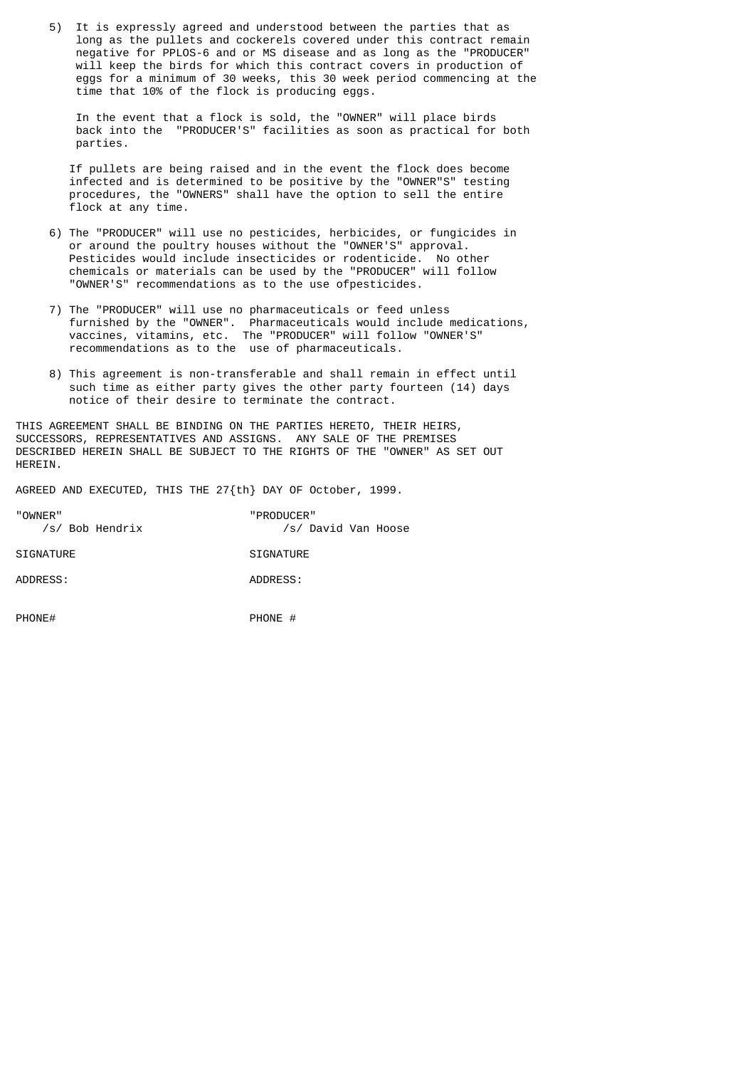5) It is expressly agreed and understood between the parties that as long as the pullets and cockerels covered under this contract remain negative for PPLOS-6 and or MS disease and as long as the "PRODUCER" will keep the birds for which this contract covers in production of eggs for a minimum of 30 weeks, this 30 week period commencing at the time that 10% of the flock is producing eggs.

   In the event that a flock is sold, the "OWNER" will place birds back into the "PRODUCER'S" facilities as soon as practical for both parties.

   If pullets are being raised and in the event the flock does become infected and is determined to be positive by the "OWNER"S" testing procedures, the "OWNERS" shall have the option to sell the entire flock at any time.

6) The "PRODUCER" will use no pesticides, herbicides, or fungicides in or around the poultry houses without the "OWNER'S" approval. Pesticides would include insecticides or rodenticide. No other chemicals or materials can be used by the "PRODUCER" will follow "OWNER'S" recommendations as to the use ofpesticides.

7) The "PRODUCER" will use no pharmaceuticals or feed unless furnished by the "OWNER". Pharmaceuticals would include medications, vaccines, vitamins, etc. The "PRODUCER" will follow "OWNER'S" recommendations as to the use of pharmaceuticals.

8) This agreement is non-transferable and shall remain in effect until such time as either party gives the other party fourteen (14) days notice of their desire to terminate the contract.

THIS AGREEMENT SHALL BE BINDING ON THE PARTIES HERETO, THEIR HEIRS, SUCCESSORS, REPRESENTATIVES AND ASSIGNS. ANY SALE OF THE PREMISES DESCRIBED HEREIN SHALL BE SUBJECT TO THE RIGHTS OF THE "OWNER" AS SET OUT HEREIN.

AGREED AND EXECUTED, THIS THE 27{th} DAY OF October, 1999.

| | |
|---|---|
| "OWNER" | "PRODUCER" |
| /s/ Bob Hendrix | /s/ David Van Hoose |
| SIGNATURE | SIGNATURE |
| ADDRESS: | ADDRESS: |
| PHONE# | PHONE # |